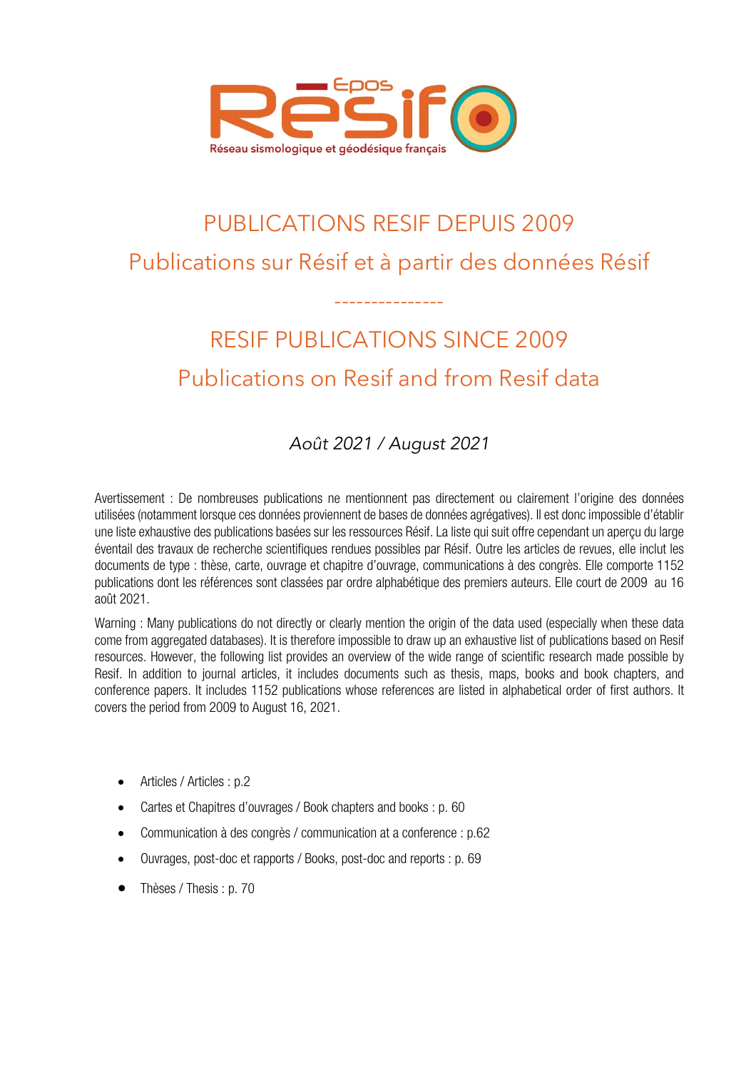# PUBLICATIONS RESIF DEPUIS 2009

## Publications sur Résif et à partir des données Résif

---------------

# RESIF PUBLICATIONS SINCE 2009

## Publications on Resif and from Resif data

*Août 2021 / August 2021*

Avertissement : De nombreuses publications ne mentionnent pas directement ou clairement l'origine des données utilisées (notamment lorsque ces données proviennent de bases de données agrégatives). Il est donc impossible d'établir une liste exhaustive des publications basées sur les ressources Résif. La liste qui suit offre cependant un aperçu du large éventail des travaux de recherche scientifiques rendues possibles par Résif. Outre les articles de revues, elle inclut les documents de type : thèse, carte, ouvrage et chapitre d'ouvrage, communications à des congrès. Elle comporte 1152 publications dont les références sont classées par ordre alphabétique des premiers auteurs. Elle court de 2009 au 16 août 2021.

Warning : Many publications do not directly or clearly mention the origin of the data used (especially when these data come from aggregated databases). It is therefore impossible to draw up an exhaustive list of publications based on Resif resources. However, the following list provides an overview of the wide range of scientific research made possible by Resif. In addition to journal articles, it includes documents such as thesis, maps, books and book chapters, and conference papers. It includes 1152 publications whose references are listed in alphabetical order of first authors. It covers the period from 2009 to August 16, 2021.

- Articles / Articles : p.2
- Cartes et Chapitres d'ouvrages / Book chapters and books : p. 60
- Communication à des congrès / communication at a conference : p.62
- Ouvrages, post-doc et rapports / Books, post-doc and reports : p. 69
- Thèses / Thesis : p. 70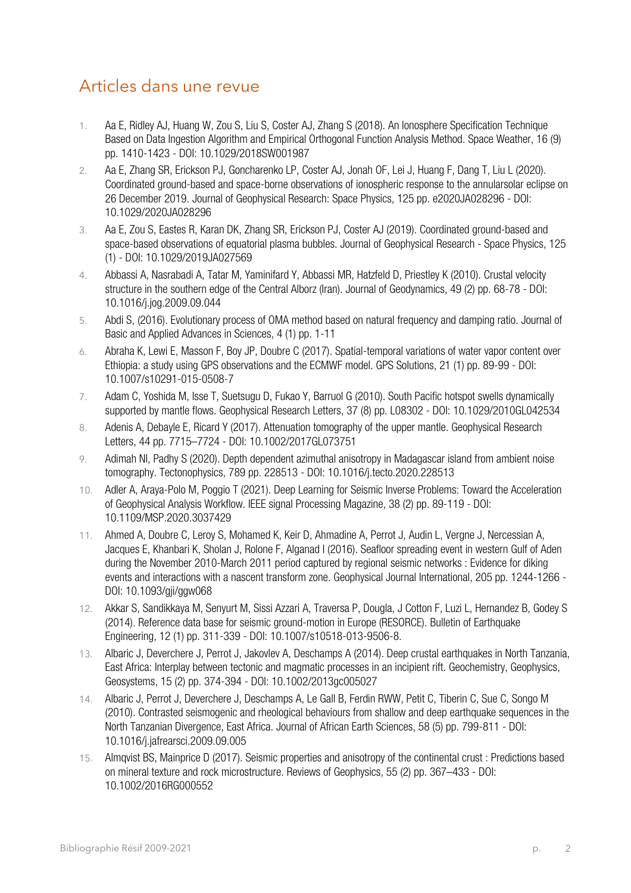## Articles dans une revue

1. Aa E, Ridley AJ, Huang W, Zou S, Liu S, Coster AJ, Zhang S (2018). An Ionosphere Specification Technique Based on Data Ingestion Algorithm and Empirical Orthogonal Function Analysis Method. Space Weather, 16 (9) pp. 1410-1423 - DOI: 10.1029/2018SW001987
2. Aa E, Zhang SR, Erickson PJ, Goncharenko LP, Coster AJ, Jonah OF, Lei J, Huang F, Dang T, Liu L (2020). Coordinated ground-based and space-borne observations of ionospheric response to the annularsolar eclipse on 26 December 2019. Journal of Geophysical Research: Space Physics, 125 pp. e2020JA028296 - DOI: 10.1029/2020JA028296
3. Aa E, Zou S, Eastes R, Karan DK, Zhang SR, Erickson PJ, Coster AJ (2019). Coordinated ground-based and space-based observations of equatorial plasma bubbles. Journal of Geophysical Research - Space Physics, 125 (1) - DOI: 10.1029/2019JA027569
4. Abbassi A, Nasrabadi A, Tatar M, Yaminifard Y, Abbassi MR, Hatzfeld D, Priestley K (2010). Crustal velocity structure in the southern edge of the Central Alborz (Iran). Journal of Geodynamics, 49 (2) pp. 68-78 - DOI: 10.1016/j.jog.2009.09.044
5. Abdi S, (2016). Evolutionary process of OMA method based on natural frequency and damping ratio. Journal of Basic and Applied Advances in Sciences, 4 (1) pp. 1-11
6. Abraha K, Lewi E, Masson F, Boy JP, Doubre C (2017). Spatial-temporal variations of water vapor content over Ethiopia: a study using GPS observations and the ECMWF model. GPS Solutions, 21 (1) pp. 89-99 - DOI: 10.1007/s10291-015-0508-7
7. Adam C, Yoshida M, Isse T, Suetsugu D, Fukao Y, Barruol G (2010). South Pacific hotspot swells dynamically supported by mantle flows. Geophysical Research Letters, 37 (8) pp. L08302 - DOI: 10.1029/2010GL042534
8. Adenis A, Debayle E, Ricard Y (2017). Attenuation tomography of the upper mantle. Geophysical Research Letters, 44 pp. 7715–7724 - DOI: 10.1002/2017GL073751
9. Adimah NI, Padhy S (2020). Depth dependent azimuthal anisotropy in Madagascar island from ambient noise tomography. Tectonophysics, 789 pp. 228513 - DOI: 10.1016/j.tecto.2020.228513
10. Adler A, Araya-Polo M, Poggio T (2021). Deep Learning for Seismic Inverse Problems: Toward the Acceleration of Geophysical Analysis Workflow. IEEE signal Processing Magazine, 38 (2) pp. 89-119 - DOI: 10.1109/MSP.2020.3037429
11. Ahmed A, Doubre C, Leroy S, Mohamed K, Keir D, Ahmadine A, Perrot J, Audin L, Vergne J, Nercessian A, Jacques E, Khanbari K, Sholan J, Rolone F, Alganad I (2016). Seafloor spreading event in western Gulf of Aden during the November 2010-March 2011 period captured by regional seismic networks : Evidence for diking events and interactions with a nascent transform zone. Geophysical Journal International, 205 pp. 1244-1266 - DOI: 10.1093/gji/ggw068
12. Akkar S, Sandikkaya M, Senyurt M, Sissi Azzari A, Traversa P, Dougla, J Cotton F, Luzi L, Hernandez B, Godey S (2014). Reference data base for seismic ground-motion in Europe (RESORCE). Bulletin of Earthquake Engineering, 12 (1) pp. 311-339 - DOI: 10.1007/s10518-013-9506-8.
13. Albaric J, Deverchere J, Perrot J, Jakovlev A, Deschamps A (2014). Deep crustal earthquakes in North Tanzania, East Africa: Interplay between tectonic and magmatic processes in an incipient rift. Geochemistry, Geophysics, Geosystems, 15 (2) pp. 374-394 - DOI: 10.1002/2013gc005027
14. Albaric J, Perrot J, Deverchere J, Deschamps A, Le Gall B, Ferdin RWW, Petit C, Tiberin C, Sue C, Songo M (2010). Contrasted seismogenic and rheological behaviours from shallow and deep earthquake sequences in the North Tanzanian Divergence, East Africa. Journal of African Earth Sciences, 58 (5) pp. 799-811 - DOI: 10.1016/j.jafrearsci.2009.09.005
15. Almqvist BS, Mainprice D (2017). Seismic properties and anisotropy of the continental crust : Predictions based on mineral texture and rock microstructure. Reviews of Geophysics, 55 (2) pp. 367–433 - DOI: 10.1002/2016RG000552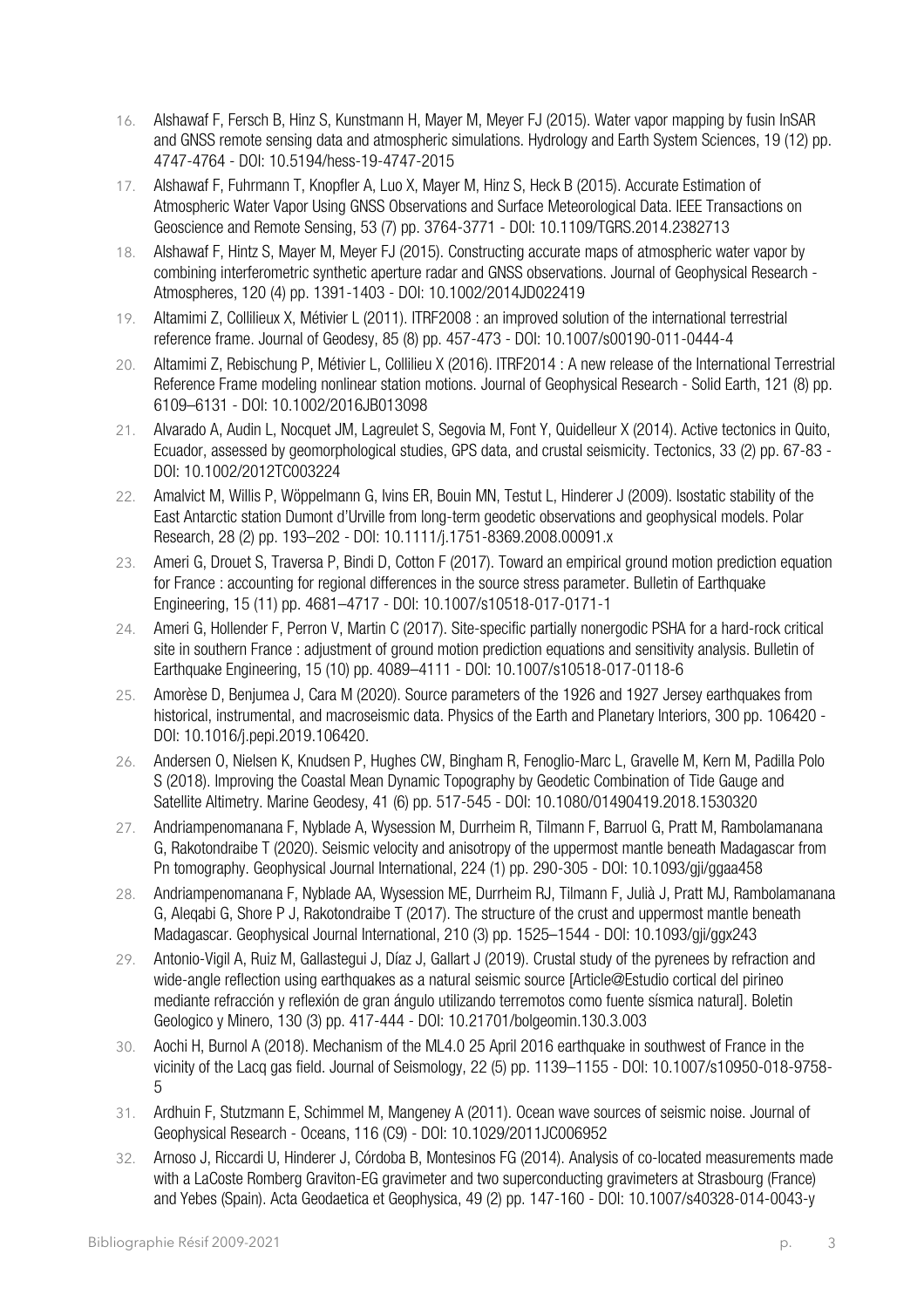16. Alshawaf F, Fersch B, Hinz S, Kunstmann H, Mayer M, Meyer FJ (2015). Water vapor mapping by fusin InSAR and GNSS remote sensing data and atmospheric simulations. Hydrology and Earth System Sciences, 19 (12) pp. 4747-4764 - DOI: 10.5194/hess-19-4747-2015
17. Alshawaf F, Fuhrmann T, Knopfler A, Luo X, Mayer M, Hinz S, Heck B (2015). Accurate Estimation of Atmospheric Water Vapor Using GNSS Observations and Surface Meteorological Data. IEEE Transactions on Geoscience and Remote Sensing, 53 (7) pp. 3764-3771 - DOI: 10.1109/TGRS.2014.2382713
18. Alshawaf F, Hintz S, Mayer M, Meyer FJ (2015). Constructing accurate maps of atmospheric water vapor by combining interferometric synthetic aperture radar and GNSS observations. Journal of Geophysical Research - Atmospheres, 120 (4) pp. 1391-1403 - DOI: 10.1002/2014JD022419
19. Altamimi Z, Collilieux X, Métivier L (2011). ITRF2008 : an improved solution of the international terrestrial reference frame. Journal of Geodesy, 85 (8) pp. 457-473 - DOI: 10.1007/s00190-011-0444-4
20. Altamimi Z, Rebischung P, Métivier L, Collilieu X (2016). ITRF2014 : A new release of the International Terrestrial Reference Frame modeling nonlinear station motions. Journal of Geophysical Research - Solid Earth, 121 (8) pp. 6109–6131 - DOI: 10.1002/2016JB013098
21. Alvarado A, Audin L, Nocquet JM, Lagreulet S, Segovia M, Font Y, Quidelleur X (2014). Active tectonics in Quito, Ecuador, assessed by geomorphological studies, GPS data, and crustal seismicity. Tectonics, 33 (2) pp. 67-83 - DOI: 10.1002/2012TC003224
22. Amalvict M, Willis P, Wöppelmann G, Ivins ER, Bouin MN, Testut L, Hinderer J (2009). Isostatic stability of the East Antarctic station Dumont d'Urville from long-term geodetic observations and geophysical models. Polar Research, 28 (2) pp. 193–202 - DOI: 10.1111/j.1751-8369.2008.00091.x
23. Ameri G, Drouet S, Traversa P, Bindi D, Cotton F (2017). Toward an empirical ground motion prediction equation for France : accounting for regional differences in the source stress parameter. Bulletin of Earthquake Engineering, 15 (11) pp. 4681–4717 - DOI: 10.1007/s10518-017-0171-1
24. Ameri G, Hollender F, Perron V, Martin C (2017). Site-specific partially nonergodic PSHA for a hard-rock critical site in southern France : adjustment of ground motion prediction equations and sensitivity analysis. Bulletin of Earthquake Engineering, 15 (10) pp. 4089–4111 - DOI: 10.1007/s10518-017-0118-6
25. Amorèse D, Benjumea J, Cara M (2020). Source parameters of the 1926 and 1927 Jersey earthquakes from historical, instrumental, and macroseismic data. Physics of the Earth and Planetary Interiors, 300 pp. 106420 - DOI: 10.1016/j.pepi.2019.106420.
26. Andersen O, Nielsen K, Knudsen P, Hughes CW, Bingham R, Fenoglio-Marc L, Gravelle M, Kern M, Padilla Polo S (2018). Improving the Coastal Mean Dynamic Topography by Geodetic Combination of Tide Gauge and Satellite Altimetry. Marine Geodesy, 41 (6) pp. 517-545 - DOI: 10.1080/01490419.2018.1530320
27. Andriampenomanana F, Nyblade A, Wysession M, Durrheim R, Tilmann F, Barruol G, Pratt M, Rambolamanana G, Rakotondraibe T (2020). Seismic velocity and anisotropy of the uppermost mantle beneath Madagascar from Pn tomography. Geophysical Journal International, 224 (1) pp. 290-305 - DOI: 10.1093/gji/ggaa458
28. Andriampenomanana F, Nyblade AA, Wysession ME, Durrheim RJ, Tilmann F, Julià J, Pratt MJ, Rambolamanana G, Aleqabi G, Shore P J, Rakotondraibe T (2017). The structure of the crust and uppermost mantle beneath Madagascar. Geophysical Journal International, 210 (3) pp. 1525–1544 - DOI: 10.1093/gji/ggx243
29. Antonio-Vigil A, Ruiz M, Gallastegui J, Díaz J, Gallart J (2019). Crustal study of the pyrenees by refraction and wide-angle reflection using earthquakes as a natural seismic source [Article@Estudio cortical del pirineo mediante refracción y reflexión de gran ángulo utilizando terremotos como fuente sísmica natural]. Boletin Geologico y Minero, 130 (3) pp. 417-444 - DOI: 10.21701/bolgeomin.130.3.003
30. Aochi H, Burnol A (2018). Mechanism of the ML4.0 25 April 2016 earthquake in southwest of France in the vicinity of the Lacq gas field. Journal of Seismology, 22 (5) pp. 1139–1155 - DOI: 10.1007/s10950-018-9758-5
31. Ardhuin F, Stutzmann E, Schimmel M, Mangeney A (2011). Ocean wave sources of seismic noise. Journal of Geophysical Research - Oceans, 116 (C9) - DOI: 10.1029/2011JC006952
32. Arnoso J, Riccardi U, Hinderer J, Córdoba B, Montesinos FG (2014). Analysis of co-located measurements made with a LaCoste Romberg Graviton-EG gravimeter and two superconducting gravimeters at Strasbourg (France) and Yebes (Spain). Acta Geodaetica et Geophysica, 49 (2) pp. 147-160 - DOI: 10.1007/s40328-014-0043-y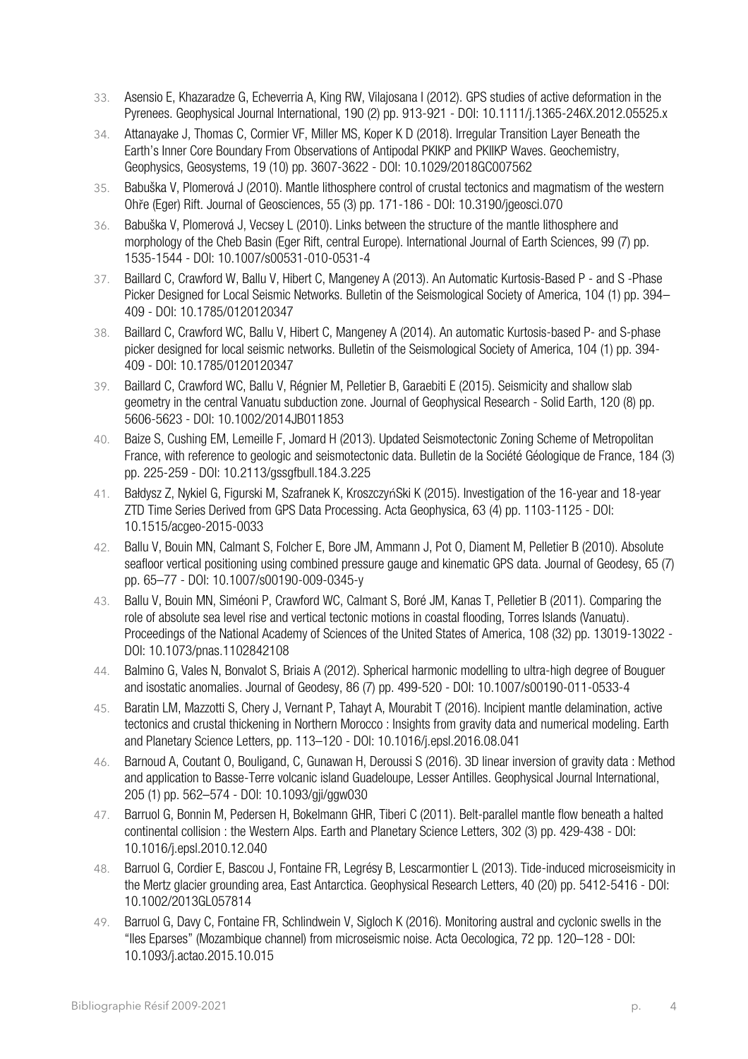33. Asensio E, Khazaradze G, Echeverria A, King RW, Vilajosana I (2012). GPS studies of active deformation in the Pyrenees. Geophysical Journal International, 190 (2) pp. 913-921 - DOI: 10.1111/j.1365-246X.2012.05525.x

34. Attanayake J, Thomas C, Cormier VF, Miller MS, Koper K D (2018). Irregular Transition Layer Beneath the Earth's Inner Core Boundary From Observations of Antipodal PKIKP and PKIIKP Waves. Geochemistry, Geophysics, Geosystems, 19 (10) pp. 3607-3622 - DOI: 10.1029/2018GC007562

35. Babuška V, Plomerová J (2010). Mantle lithosphere control of crustal tectonics and magmatism of the western Ohře (Eger) Rift. Journal of Geosciences, 55 (3) pp. 171-186 - DOI: 10.3190/jgeosci.070

36. Babuška V, Plomerová J, Vecsey L (2010). Links between the structure of the mantle lithosphere and morphology of the Cheb Basin (Eger Rift, central Europe). International Journal of Earth Sciences, 99 (7) pp. 1535-1544 - DOI: 10.1007/s00531-010-0531-4

37. Baillard C, Crawford W, Ballu V, Hibert C, Mangeney A (2013). An Automatic Kurtosis-Based P - and S -Phase Picker Designed for Local Seismic Networks. Bulletin of the Seismological Society of America, 104 (1) pp. 394–409 - DOI: 10.1785/0120120347

38. Baillard C, Crawford WC, Ballu V, Hibert C, Mangeney A (2014). An automatic Kurtosis-based P- and S-phase picker designed for local seismic networks. Bulletin of the Seismological Society of America, 104 (1) pp. 394-409 - DOI: 10.1785/0120120347

39. Baillard C, Crawford WC, Ballu V, Régnier M, Pelletier B, Garaebiti E (2015). Seismicity and shallow slab geometry in the central Vanuatu subduction zone. Journal of Geophysical Research - Solid Earth, 120 (8) pp. 5606-5623 - DOI: 10.1002/2014JB011853

40. Baize S, Cushing EM, Lemeille F, Jomard H (2013). Updated Seismotectonic Zoning Scheme of Metropolitan France, with reference to geologic and seismotectonic data. Bulletin de la Société Géologique de France, 184 (3) pp. 225-259 - DOI: 10.2113/gssgfbull.184.3.225

41. Bałdysz Z, Nykiel G, Figurski M, Szafranek K, KroszczyńSki K (2015). Investigation of the 16-year and 18-year ZTD Time Series Derived from GPS Data Processing. Acta Geophysica, 63 (4) pp. 1103-1125 - DOI: 10.1515/acgeo-2015-0033

42. Ballu V, Bouin MN, Calmant S, Folcher E, Bore JM, Ammann J, Pot O, Diament M, Pelletier B (2010). Absolute seafloor vertical positioning using combined pressure gauge and kinematic GPS data. Journal of Geodesy, 65 (7) pp. 65–77 - DOI: 10.1007/s00190-009-0345-y

43. Ballu V, Bouin MN, Siméoni P, Crawford WC, Calmant S, Boré JM, Kanas T, Pelletier B (2011). Comparing the role of absolute sea level rise and vertical tectonic motions in coastal flooding, Torres Islands (Vanuatu). Proceedings of the National Academy of Sciences of the United States of America, 108 (32) pp. 13019-13022 - DOI: 10.1073/pnas.1102842108

44. Balmino G, Vales N, Bonvalot S, Briais A (2012). Spherical harmonic modelling to ultra-high degree of Bouguer and isostatic anomalies. Journal of Geodesy, 86 (7) pp. 499-520 - DOI: 10.1007/s00190-011-0533-4

45. Baratin LM, Mazzotti S, Chery J, Vernant P, Tahayt A, Mourabit T (2016). Incipient mantle delamination, active tectonics and crustal thickening in Northern Morocco : Insights from gravity data and numerical modeling. Earth and Planetary Science Letters, pp. 113–120 - DOI: 10.1016/j.epsl.2016.08.041

46. Barnoud A, Coutant O, Bouligand, C, Gunawan H, Deroussi S (2016). 3D linear inversion of gravity data : Method and application to Basse-Terre volcanic island Guadeloupe, Lesser Antilles. Geophysical Journal International, 205 (1) pp. 562–574 - DOI: 10.1093/gji/ggw030

47. Barruol G, Bonnin M, Pedersen H, Bokelmann GHR, Tiberi C (2011). Belt-parallel mantle flow beneath a halted continental collision : the Western Alps. Earth and Planetary Science Letters, 302 (3) pp. 429-438 - DOI: 10.1016/j.epsl.2010.12.040

48. Barruol G, Cordier E, Bascou J, Fontaine FR, Legrésy B, Lescarmontier L (2013). Tide-induced microseismicity in the Mertz glacier grounding area, East Antarctica. Geophysical Research Letters, 40 (20) pp. 5412-5416 - DOI: 10.1002/2013GL057814

49. Barruol G, Davy C, Fontaine FR, Schlindwein V, Sigloch K (2016). Monitoring austral and cyclonic swells in the "Iles Eparses" (Mozambique channel) from microseismic noise. Acta Oecologica, 72 pp. 120–128 - DOI: 10.1093/j.actao.2015.10.015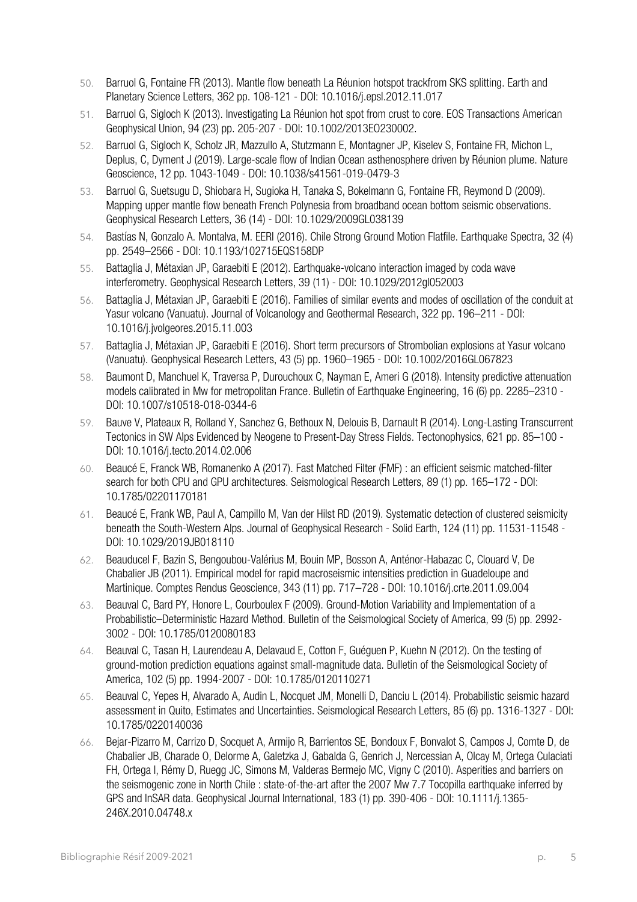50. Barruol G, Fontaine FR (2013). Mantle flow beneath La Réunion hotspot trackfrom SKS splitting. Earth and Planetary Science Letters, 362 pp. 108-121 - DOI: 10.1016/j.epsl.2012.11.017
51. Barruol G, Sigloch K (2013). Investigating La Réunion hot spot from crust to core. EOS Transactions American Geophysical Union, 94 (23) pp. 205-207 - DOI: 10.1002/2013EO230002.
52. Barruol G, Sigloch K, Scholz JR, Mazzullo A, Stutzmann E, Montagner JP, Kiselev S, Fontaine FR, Michon L, Deplus, C, Dyment J (2019). Large-scale flow of Indian Ocean asthenosphere driven by Réunion plume. Nature Geoscience, 12 pp. 1043-1049 - DOI: 10.1038/s41561-019-0479-3
53. Barruol G, Suetsugu D, Shiobara H, Sugioka H, Tanaka S, Bokelmann G, Fontaine FR, Reymond D (2009). Mapping upper mantle flow beneath French Polynesia from broadband ocean bottom seismic observations. Geophysical Research Letters, 36 (14) - DOI: 10.1029/2009GL038139
54. Bastías N, Gonzalo A. Montalva, M. EERI (2016). Chile Strong Ground Motion Flatfile. Earthquake Spectra, 32 (4) pp. 2549–2566 - DOI: 10.1193/102715EQS158DP
55. Battaglia J, Métaxian JP, Garaebiti E (2012). Earthquake-volcano interaction imaged by coda wave interferometry. Geophysical Research Letters, 39 (11) - DOI: 10.1029/2012gl052003
56. Battaglia J, Métaxian JP, Garaebiti E (2016). Families of similar events and modes of oscillation of the conduit at Yasur volcano (Vanuatu). Journal of Volcanology and Geothermal Research, 322 pp. 196–211 - DOI: 10.1016/j.jvolgeores.2015.11.003
57. Battaglia J, Métaxian JP, Garaebiti E (2016). Short term precursors of Strombolian explosions at Yasur volcano (Vanuatu). Geophysical Research Letters, 43 (5) pp. 1960–1965 - DOI: 10.1002/2016GL067823
58. Baumont D, Manchuel K, Traversa P, Durouchoux C, Nayman E, Ameri G (2018). Intensity predictive attenuation models calibrated in Mw for metropolitan France. Bulletin of Earthquake Engineering, 16 (6) pp. 2285–2310 - DOI: 10.1007/s10518-018-0344-6
59. Bauve V, Plateaux R, Rolland Y, Sanchez G, Bethoux N, Delouis B, Darnault R (2014). Long-Lasting Transcurrent Tectonics in SW Alps Evidenced by Neogene to Present-Day Stress Fields. Tectonophysics, 621 pp. 85–100 - DOI: 10.1016/j.tecto.2014.02.006
60. Beaucé E, Franck WB, Romanenko A (2017). Fast Matched Filter (FMF) : an efficient seismic matched-filter search for both CPU and GPU architectures. Seismological Research Letters, 89 (1) pp. 165–172 - DOI: 10.1785/02201170181
61. Beaucé E, Frank WB, Paul A, Campillo M, Van der Hilst RD (2019). Systematic detection of clustered seismicity beneath the South-Western Alps. Journal of Geophysical Research - Solid Earth, 124 (11) pp. 11531-11548 - DOI: 10.1029/2019JB018110
62. Beauducel F, Bazin S, Bengoubou-Valérius M, Bouin MP, Bosson A, Anténor-Habazac C, Clouard V, De Chabalier JB (2011). Empirical model for rapid macroseismic intensities prediction in Guadeloupe and Martinique. Comptes Rendus Geoscience, 343 (11) pp. 717–728 - DOI: 10.1016/j.crte.2011.09.004
63. Beauval C, Bard PY, Honore L, Courboulex F (2009). Ground-Motion Variability and Implementation of a Probabilistic–Deterministic Hazard Method. Bulletin of the Seismological Society of America, 99 (5) pp. 2992-3002 - DOI: 10.1785/0120080183
64. Beauval C, Tasan H, Laurendeau A, Delavaud E, Cotton F, Guéguen P, Kuehn N (2012). On the testing of ground-motion prediction equations against small-magnitude data. Bulletin of the Seismological Society of America, 102 (5) pp. 1994-2007 - DOI: 10.1785/0120110271
65. Beauval C, Yepes H, Alvarado A, Audin L, Nocquet JM, Monelli D, Danciu L (2014). Probabilistic seismic hazard assessment in Quito, Estimates and Uncertainties. Seismological Research Letters, 85 (6) pp. 1316-1327 - DOI: 10.1785/0220140036
66. Bejar-Pizarro M, Carrizo D, Socquet A, Armijo R, Barrientos SE, Bondoux F, Bonvalot S, Campos J, Comte D, de Chabalier JB, Charade O, Delorme A, Galetzka J, Gabalda G, Genrich J, Nercessian A, Olcay M, Ortega Culaciati FH, Ortega I, Rémy D, Ruegg JC, Simons M, Valderas Bermejo MC, Vigny C (2010). Asperities and barriers on the seismogenic zone in North Chile : state-of-the-art after the 2007 Mw 7.7 Tocopilla earthquake inferred by GPS and InSAR data. Geophysical Journal International, 183 (1) pp. 390-406 - DOI: 10.1111/j.1365-246X.2010.04748.x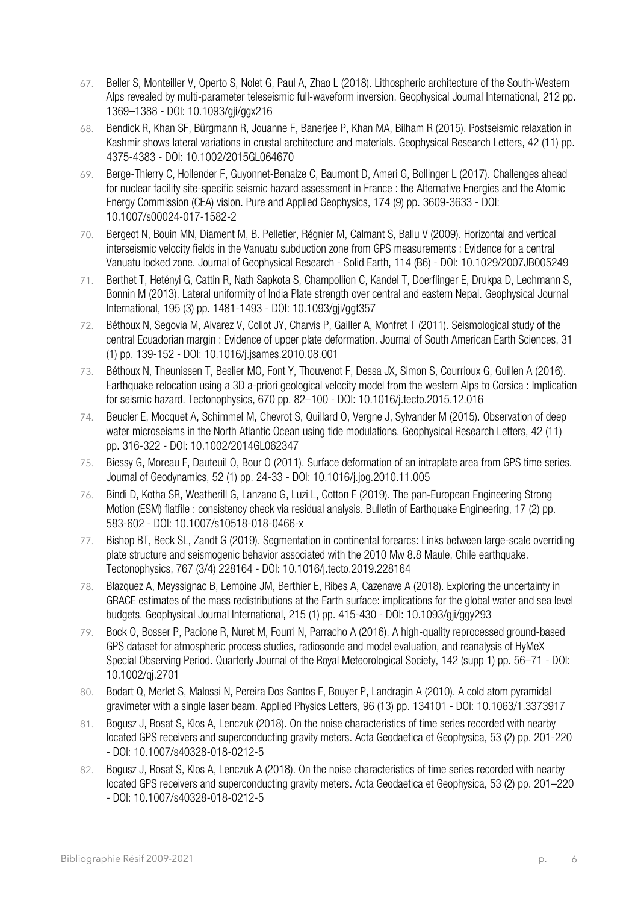67. Beller S, Monteiller V, Operto S, Nolet G, Paul A, Zhao L (2018). Lithospheric architecture of the South-Western Alps revealed by multi-parameter teleseismic full-waveform inversion. Geophysical Journal International, 212 pp. 1369–1388 - DOI: 10.1093/gji/ggx216
68. Bendick R, Khan SF, Bürgmann R, Jouanne F, Banerjee P, Khan MA, Bilham R (2015). Postseismic relaxation in Kashmir shows lateral variations in crustal architecture and materials. Geophysical Research Letters, 42 (11) pp. 4375-4383 - DOI: 10.1002/2015GL064670
69. Berge-Thierry C, Hollender F, Guyonnet-Benaize C, Baumont D, Ameri G, Bollinger L (2017). Challenges ahead for nuclear facility site-specific seismic hazard assessment in France : the Alternative Energies and the Atomic Energy Commission (CEA) vision. Pure and Applied Geophysics, 174 (9) pp. 3609-3633 - DOI: 10.1007/s00024-017-1582-2
70. Bergeot N, Bouin MN, Diament M, B. Pelletier, Régnier M, Calmant S, Ballu V (2009). Horizontal and vertical interseismic velocity fields in the Vanuatu subduction zone from GPS measurements : Evidence for a central Vanuatu locked zone. Journal of Geophysical Research - Solid Earth, 114 (B6) - DOI: 10.1029/2007JB005249
71. Berthet T, Hetényi G, Cattin R, Nath Sapkota S, Champollion C, Kandel T, Doerflinger E, Drukpa D, Lechmann S, Bonnin M (2013). Lateral uniformity of India Plate strength over central and eastern Nepal. Geophysical Journal International, 195 (3) pp. 1481-1493 - DOI: 10.1093/gji/ggt357
72. Béthoux N, Segovia M, Alvarez V, Collot JY, Charvis P, Gailler A, Monfret T (2011). Seismological study of the central Ecuadorian margin : Evidence of upper plate deformation. Journal of South American Earth Sciences, 31 (1) pp. 139-152 - DOI: 10.1016/j.jsames.2010.08.001
73. Béthoux N, Theunissen T, Beslier MO, Font Y, Thouvenot F, Dessa JX, Simon S, Courrioux G, Guillen A (2016). Earthquake relocation using a 3D a-priori geological velocity model from the western Alps to Corsica : Implication for seismic hazard. Tectonophysics, 670 pp. 82–100 - DOI: 10.1016/j.tecto.2015.12.016
74. Beucler E, Mocquet A, Schimmel M, Chevrot S, Quillard O, Vergne J, Sylvander M (2015). Observation of deep water microseisms in the North Atlantic Ocean using tide modulations. Geophysical Research Letters, 42 (11) pp. 316-322 - DOI: 10.1002/2014GL062347
75. Biessy G, Moreau F, Dauteuil O, Bour O (2011). Surface deformation of an intraplate area from GPS time series. Journal of Geodynamics, 52 (1) pp. 24-33 - DOI: 10.1016/j.jog.2010.11.005
76. Bindi D, Kotha SR, Weatherill G, Lanzano G, Luzi L, Cotton F (2019). The pan-European Engineering Strong Motion (ESM) flatfile : consistency check via residual analysis. Bulletin of Earthquake Engineering, 17 (2) pp. 583-602 - DOI: 10.1007/s10518-018-0466-x
77. Bishop BT, Beck SL, Zandt G (2019). Segmentation in continental forearcs: Links between large-scale overriding plate structure and seismogenic behavior associated with the 2010 Mw 8.8 Maule, Chile earthquake. Tectonophysics, 767 (3/4) 228164 - DOI: 10.1016/j.tecto.2019.228164
78. Blazquez A, Meyssignac B, Lemoine JM, Berthier E, Ribes A, Cazenave A (2018). Exploring the uncertainty in GRACE estimates of the mass redistributions at the Earth surface: implications for the global water and sea level budgets. Geophysical Journal International, 215 (1) pp. 415-430 - DOI: 10.1093/gji/ggy293
79. Bock O, Bosser P, Pacione R, Nuret M, Fourri N, Parracho A (2016). A high-quality reprocessed ground-based GPS dataset for atmospheric process studies, radiosonde and model evaluation, and reanalysis of HyMeX Special Observing Period. Quarterly Journal of the Royal Meteorological Society, 142 (supp 1) pp. 56–71 - DOI: 10.1002/qj.2701
80. Bodart Q, Merlet S, Malossi N, Pereira Dos Santos F, Bouyer P, Landragin A (2010). A cold atom pyramidal gravimeter with a single laser beam. Applied Physics Letters, 96 (13) pp. 134101 - DOI: 10.1063/1.3373917
81. Bogusz J, Rosat S, Klos A, Lenczuk (2018). On the noise characteristics of time series recorded with nearby located GPS receivers and superconducting gravity meters. Acta Geodaetica et Geophysica, 53 (2) pp. 201-220 - DOI: 10.1007/s40328-018-0212-5
82. Bogusz J, Rosat S, Klos A, Lenczuk A (2018). On the noise characteristics of time series recorded with nearby located GPS receivers and superconducting gravity meters. Acta Geodaetica et Geophysica, 53 (2) pp. 201–220 - DOI: 10.1007/s40328-018-0212-5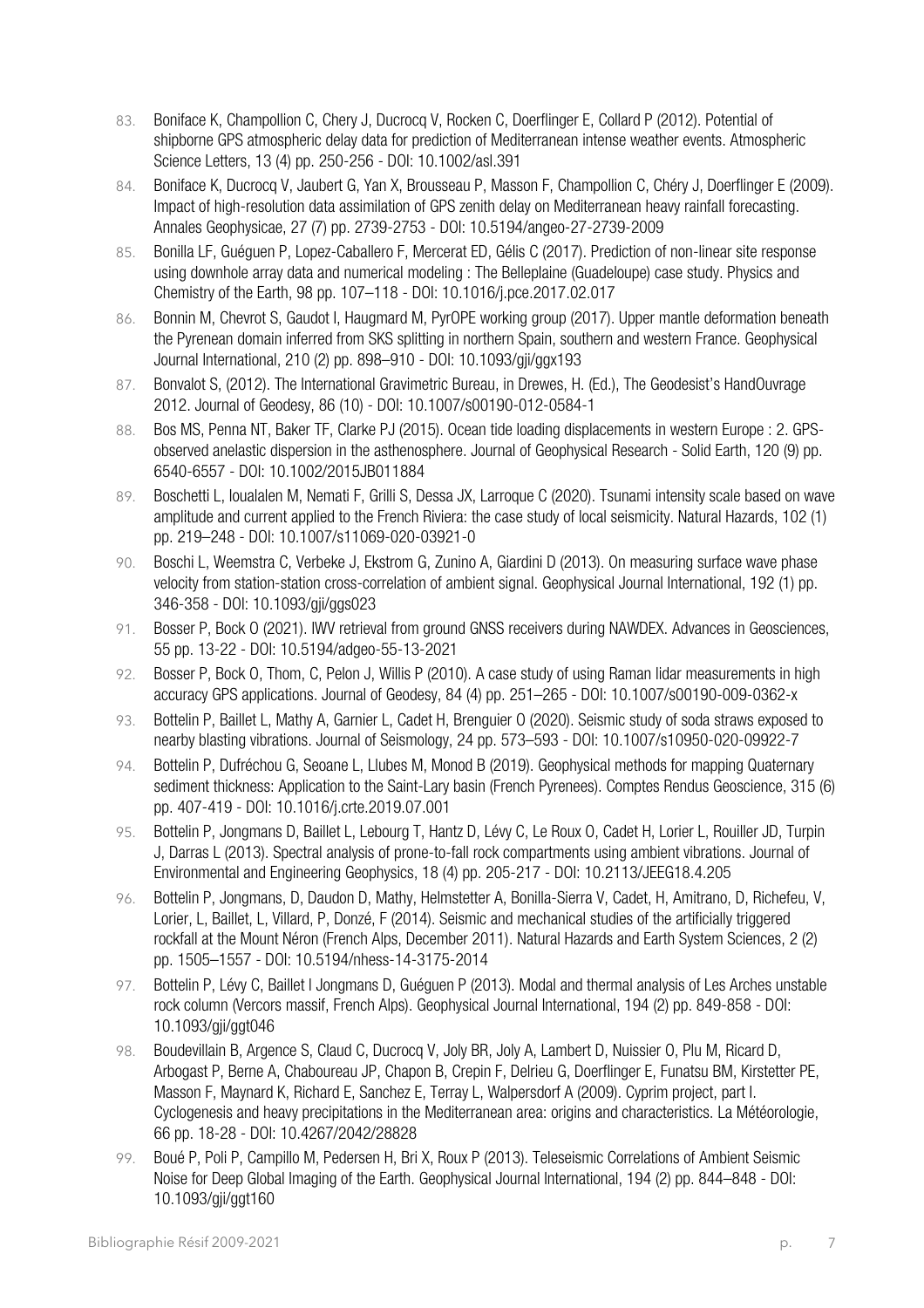83. Boniface K, Champollion C, Chery J, Ducrocq V, Rocken C, Doerflinger E, Collard P (2012). Potential of shipborne GPS atmospheric delay data for prediction of Mediterranean intense weather events. Atmospheric Science Letters, 13 (4) pp. 250-256 - DOI: 10.1002/asl.391
84. Boniface K, Ducrocq V, Jaubert G, Yan X, Brousseau P, Masson F, Champollion C, Chéry J, Doerflinger E (2009). Impact of high-resolution data assimilation of GPS zenith delay on Mediterranean heavy rainfall forecasting. Annales Geophysicae, 27 (7) pp. 2739-2753 - DOI: 10.5194/angeo-27-2739-2009
85. Bonilla LF, Guéguen P, Lopez-Caballero F, Mercerat ED, Gélis C (2017). Prediction of non-linear site response using downhole array data and numerical modeling : The Belleplaine (Guadeloupe) case study. Physics and Chemistry of the Earth, 98 pp. 107–118 - DOI: 10.1016/j.pce.2017.02.017
86. Bonnin M, Chevrot S, Gaudot I, Haugmard M, PyrOPE working group (2017). Upper mantle deformation beneath the Pyrenean domain inferred from SKS splitting in northern Spain, southern and western France. Geophysical Journal International, 210 (2) pp. 898–910 - DOI: 10.1093/gji/ggx193
87. Bonvalot S, (2012). The International Gravimetric Bureau, in Drewes, H. (Ed.), The Geodesist's HandOuvrage 2012. Journal of Geodesy, 86 (10) - DOI: 10.1007/s00190-012-0584-1
88. Bos MS, Penna NT, Baker TF, Clarke PJ (2015). Ocean tide loading displacements in western Europe : 2. GPS-observed anelastic dispersion in the asthenosphere. Journal of Geophysical Research - Solid Earth, 120 (9) pp. 6540-6557 - DOI: 10.1002/2015JB011884
89. Boschetti L, Ioualalen M, Nemati F, Grilli S, Dessa JX, Larroque C (2020). Tsunami intensity scale based on wave amplitude and current applied to the French Riviera: the case study of local seismicity. Natural Hazards, 102 (1) pp. 219–248 - DOI: 10.1007/s11069-020-03921-0
90. Boschi L, Weemstra C, Verbeke J, Ekstrom G, Zunino A, Giardini D (2013). On measuring surface wave phase velocity from station-station cross-correlation of ambient signal. Geophysical Journal International, 192 (1) pp. 346-358 - DOI: 10.1093/gji/ggs023
91. Bosser P, Bock O (2021). IWV retrieval from ground GNSS receivers during NAWDEX. Advances in Geosciences, 55 pp. 13-22 - DOI: 10.5194/adgeo-55-13-2021
92. Bosser P, Bock O, Thom, C, Pelon J, Willis P (2010). A case study of using Raman lidar measurements in high accuracy GPS applications. Journal of Geodesy, 84 (4) pp. 251–265 - DOI: 10.1007/s00190-009-0362-x
93. Bottelin P, Baillet L, Mathy A, Garnier L, Cadet H, Brenguier O (2020). Seismic study of soda straws exposed to nearby blasting vibrations. Journal of Seismology, 24 pp. 573–593 - DOI: 10.1007/s10950-020-09922-7
94. Bottelin P, Dufréchou G, Seoane L, Llubes M, Monod B (2019). Geophysical methods for mapping Quaternary sediment thickness: Application to the Saint-Lary basin (French Pyrenees). Comptes Rendus Geoscience, 315 (6) pp. 407-419 - DOI: 10.1016/j.crte.2019.07.001
95. Bottelin P, Jongmans D, Baillet L, Lebourg T, Hantz D, Lévy C, Le Roux O, Cadet H, Lorier L, Rouiller JD, Turpin J, Darras L (2013). Spectral analysis of prone-to-fall rock compartments using ambient vibrations. Journal of Environmental and Engineering Geophysics, 18 (4) pp. 205-217 - DOI: 10.2113/JEEG18.4.205
96. Bottelin P, Jongmans, D, Daudon D, Mathy, Helmstetter A, Bonilla-Sierra V, Cadet, H, Amitrano, D, Richefeu, V, Lorier, L, Baillet, L, Villard, P, Donzé, F (2014). Seismic and mechanical studies of the artificially triggered rockfall at the Mount Néron (French Alps, December 2011). Natural Hazards and Earth System Sciences, 2 (2) pp. 1505–1557 - DOI: 10.5194/nhess-14-3175-2014
97. Bottelin P, Lévy C, Baillet l Jongmans D, Guéguen P (2013). Modal and thermal analysis of Les Arches unstable rock column (Vercors massif, French Alps). Geophysical Journal International, 194 (2) pp. 849-858 - DOI: 10.1093/gji/ggt046
98. Boudevillain B, Argence S, Claud C, Ducrocq V, Joly BR, Joly A, Lambert D, Nuissier O, Plu M, Ricard D, Arbogast P, Berne A, Chaboureau JP, Chapon B, Crepin F, Delrieu G, Doerflinger E, Funatsu BM, Kirstetter PE, Masson F, Maynard K, Richard E, Sanchez E, Terray L, Walpersdorf A (2009). Cyprim project, part I. Cyclogenesis and heavy precipitations in the Mediterranean area: origins and characteristics. La Météorologie, 66 pp. 18-28 - DOI: 10.4267/2042/28828
99. Boué P, Poli P, Campillo M, Pedersen H, Bri X, Roux P (2013). Teleseismic Correlations of Ambient Seismic Noise for Deep Global Imaging of the Earth. Geophysical Journal International, 194 (2) pp. 844–848 - DOI: 10.1093/gji/ggt160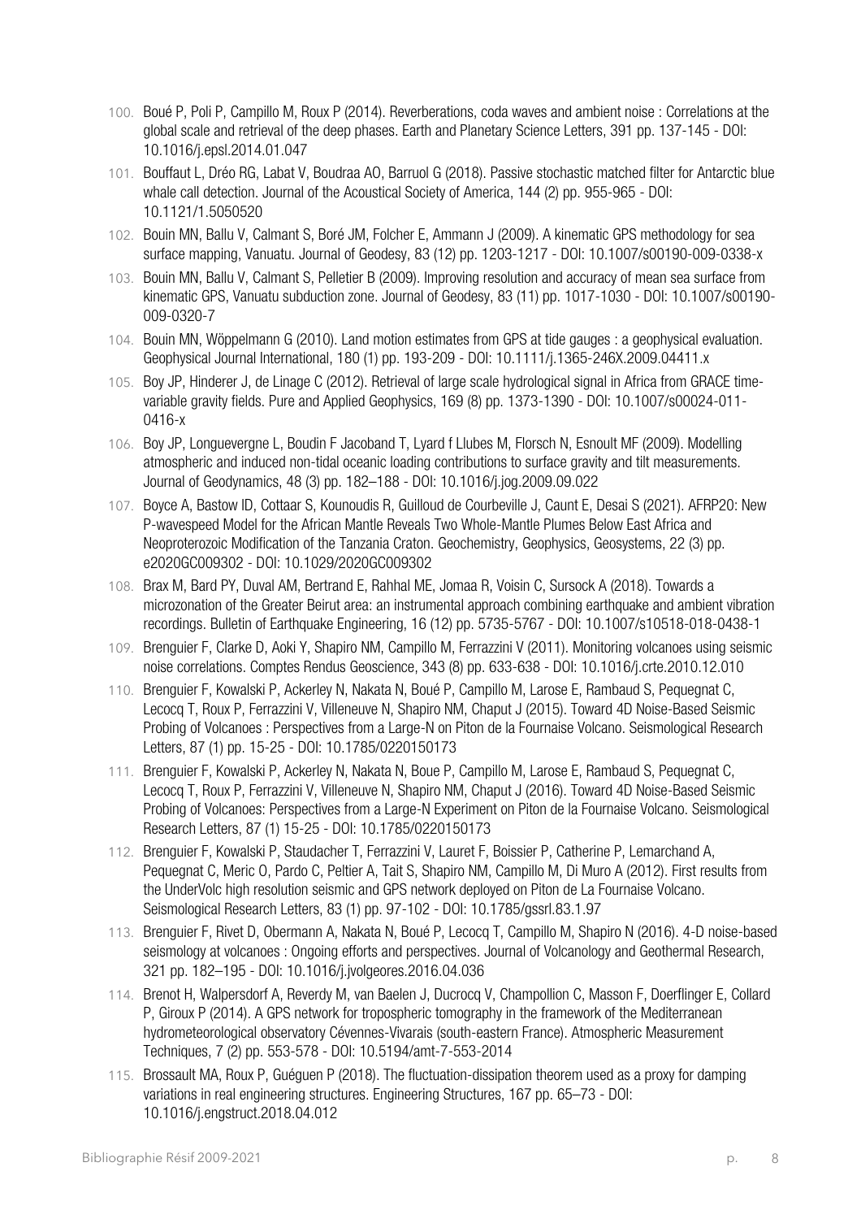100. Boué P, Poli P, Campillo M, Roux P (2014). Reverberations, coda waves and ambient noise : Correlations at the global scale and retrieval of the deep phases. Earth and Planetary Science Letters, 391 pp. 137-145 - DOI: 10.1016/j.epsl.2014.01.047
101. Bouffaut L, Dréo RG, Labat V, Boudraa AO, Barruol G (2018). Passive stochastic matched filter for Antarctic blue whale call detection. Journal of the Acoustical Society of America, 144 (2) pp. 955-965 - DOI: 10.1121/1.5050520
102. Bouin MN, Ballu V, Calmant S, Boré JM, Folcher E, Ammann J (2009). A kinematic GPS methodology for sea surface mapping, Vanuatu. Journal of Geodesy, 83 (12) pp. 1203-1217 - DOI: 10.1007/s00190-009-0338-x
103. Bouin MN, Ballu V, Calmant S, Pelletier B (2009). Improving resolution and accuracy of mean sea surface from kinematic GPS, Vanuatu subduction zone. Journal of Geodesy, 83 (11) pp. 1017-1030 - DOI: 10.1007/s00190-009-0320-7
104. Bouin MN, Wöppelmann G (2010). Land motion estimates from GPS at tide gauges : a geophysical evaluation. Geophysical Journal International, 180 (1) pp. 193-209 - DOI: 10.1111/j.1365-246X.2009.04411.x
105. Boy JP, Hinderer J, de Linage C (2012). Retrieval of large scale hydrological signal in Africa from GRACE time-variable gravity fields. Pure and Applied Geophysics, 169 (8) pp. 1373-1390 - DOI: 10.1007/s00024-011-0416-x
106. Boy JP, Longuevergne L, Boudin F Jacoband T, Lyard f Llubes M, Florsch N, Esnoult MF (2009). Modelling atmospheric and induced non-tidal oceanic loading contributions to surface gravity and tilt measurements. Journal of Geodynamics, 48 (3) pp. 182–188 - DOI: 10.1016/j.jog.2009.09.022
107. Boyce A, Bastow ID, Cottaar S, Kounoudis R, Guilloud de Courbeville J, Caunt E, Desai S (2021). AFRP20: New P-wavespeed Model for the African Mantle Reveals Two Whole-Mantle Plumes Below East Africa and Neoproterozoic Modification of the Tanzania Craton. Geochemistry, Geophysics, Geosystems, 22 (3) pp. e2020GC009302 - DOI: 10.1029/2020GC009302
108. Brax M, Bard PY, Duval AM, Bertrand E, Rahhal ME, Jomaa R, Voisin C, Sursock A (2018). Towards a microzonation of the Greater Beirut area: an instrumental approach combining earthquake and ambient vibration recordings. Bulletin of Earthquake Engineering, 16 (12) pp. 5735-5767 - DOI: 10.1007/s10518-018-0438-1
109. Brenguier F, Clarke D, Aoki Y, Shapiro NM, Campillo M, Ferrazzini V (2011). Monitoring volcanoes using seismic noise correlations. Comptes Rendus Geoscience, 343 (8) pp. 633-638 - DOI: 10.1016/j.crte.2010.12.010
110. Brenguier F, Kowalski P, Ackerley N, Nakata N, Boué P, Campillo M, Larose E, Rambaud S, Pequegnat C, Lecocq T, Roux P, Ferrazzini V, Villeneuve N, Shapiro NM, Chaput J (2015). Toward 4D Noise-Based Seismic Probing of Volcanoes : Perspectives from a Large-N on Piton de la Fournaise Volcano. Seismological Research Letters, 87 (1) pp. 15-25 - DOI: 10.1785/0220150173
111. Brenguier F, Kowalski P, Ackerley N, Nakata N, Boue P, Campillo M, Larose E, Rambaud S, Pequegnat C, Lecocq T, Roux P, Ferrazzini V, Villeneuve N, Shapiro NM, Chaput J (2016). Toward 4D Noise-Based Seismic Probing of Volcanoes: Perspectives from a Large-N Experiment on Piton de la Fournaise Volcano. Seismological Research Letters, 87 (1) 15-25 - DOI: 10.1785/0220150173
112. Brenguier F, Kowalski P, Staudacher T, Ferrazzini V, Lauret F, Boissier P, Catherine P, Lemarchand A, Pequegnat C, Meric O, Pardo C, Peltier A, Tait S, Shapiro NM, Campillo M, Di Muro A (2012). First results from the UnderVolc high resolution seismic and GPS network deployed on Piton de La Fournaise Volcano. Seismological Research Letters, 83 (1) pp. 97-102 - DOI: 10.1785/gssrl.83.1.97
113. Brenguier F, Rivet D, Obermann A, Nakata N, Boué P, Lecocq T, Campillo M, Shapiro N (2016). 4-D noise-based seismology at volcanoes : Ongoing efforts and perspectives. Journal of Volcanology and Geothermal Research, 321 pp. 182–195 - DOI: 10.1016/j.jvolgeores.2016.04.036
114. Brenot H, Walpersdorf A, Reverdy M, van Baelen J, Ducrocq V, Champollion C, Masson F, Doerflinger E, Collard P, Giroux P (2014). A GPS network for tropospheric tomography in the framework of the Mediterranean hydrometeorological observatory Cévennes-Vivarais (south-eastern France). Atmospheric Measurement Techniques, 7 (2) pp. 553-578 - DOI: 10.5194/amt-7-553-2014
115. Brossault MA, Roux P, Guéguen P (2018). The fluctuation-dissipation theorem used as a proxy for damping variations in real engineering structures. Engineering Structures, 167 pp. 65–73 - DOI: 10.1016/j.engstruct.2018.04.012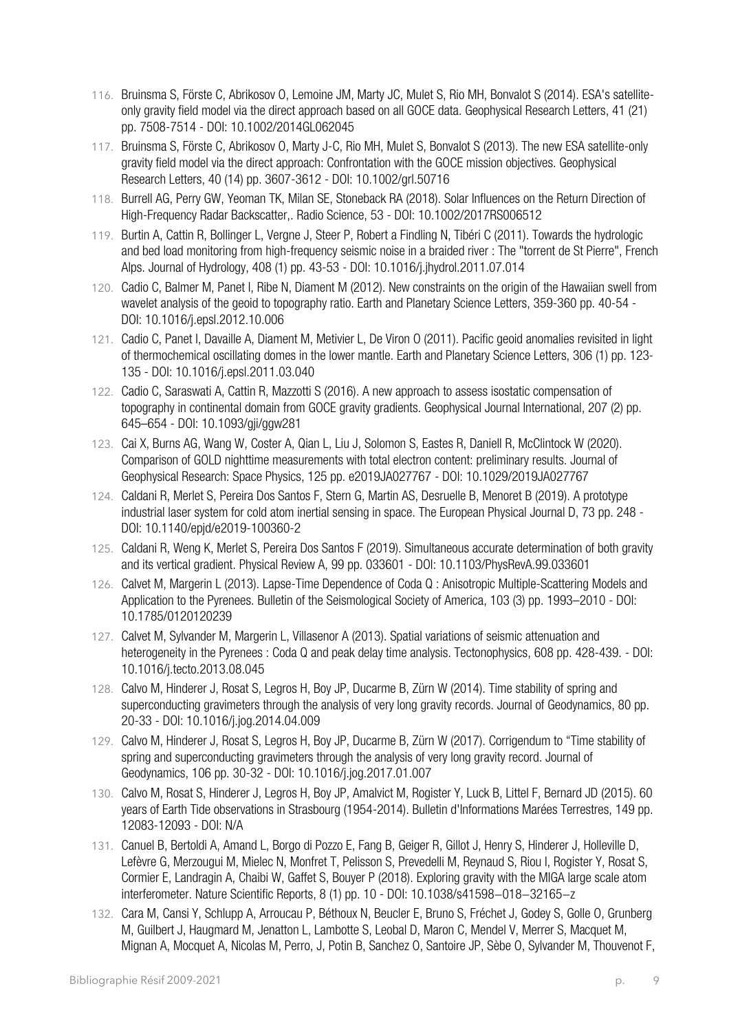116. Bruinsma S, Förste C, Abrikosov O, Lemoine JM, Marty JC, Mulet S, Rio MH, Bonvalot S (2014). ESA's satellite-only gravity field model via the direct approach based on all GOCE data. Geophysical Research Letters, 41 (21) pp. 7508-7514 - DOI: 10.1002/2014GL062045
117. Bruinsma S, Förste C, Abrikosov O, Marty J-C, Rio MH, Mulet S, Bonvalot S (2013). The new ESA satellite-only gravity field model via the direct approach: Confrontation with the GOCE mission objectives. Geophysical Research Letters, 40 (14) pp. 3607-3612 - DOI: 10.1002/grl.50716
118. Burrell AG, Perry GW, Yeoman TK, Milan SE, Stoneback RA (2018). Solar Influences on the Return Direction of High-Frequency Radar Backscatter,. Radio Science, 53 - DOI: 10.1002/2017RS006512
119. Burtin A, Cattin R, Bollinger L, Vergne J, Steer P, Robert a Findling N, Tibéri C (2011). Towards the hydrologic and bed load monitoring from high-frequency seismic noise in a braided river : The "torrent de St Pierre", French Alps. Journal of Hydrology, 408 (1) pp. 43-53 - DOI: 10.1016/j.jhydrol.2011.07.014
120. Cadio C, Balmer M, Panet I, Ribe N, Diament M (2012). New constraints on the origin of the Hawaiian swell from wavelet analysis of the geoid to topography ratio. Earth and Planetary Science Letters, 359-360 pp. 40-54 - DOI: 10.1016/j.epsl.2012.10.006
121. Cadio C, Panet I, Davaille A, Diament M, Metivier L, De Viron O (2011). Pacific geoid anomalies revisited in light of thermochemical oscillating domes in the lower mantle. Earth and Planetary Science Letters, 306 (1) pp. 123-135 - DOI: 10.1016/j.epsl.2011.03.040
122. Cadio C, Saraswati A, Cattin R, Mazzotti S (2016). A new approach to assess isostatic compensation of topography in continental domain from GOCE gravity gradients. Geophysical Journal International, 207 (2) pp. 645–654 - DOI: 10.1093/gji/ggw281
123. Cai X, Burns AG, Wang W, Coster A, Qian L, Liu J, Solomon S, Eastes R, Daniell R, McClintock W (2020). Comparison of GOLD nighttime measurements with total electron content: preliminary results. Journal of Geophysical Research: Space Physics, 125 pp. e2019JA027767 - DOI: 10.1029/2019JA027767
124. Caldani R, Merlet S, Pereira Dos Santos F, Stern G, Martin AS, Desruelle B, Menoret B (2019). A prototype industrial laser system for cold atom inertial sensing in space. The European Physical Journal D, 73 pp. 248 - DOI: 10.1140/epjd/e2019-100360-2
125. Caldani R, Weng K, Merlet S, Pereira Dos Santos F (2019). Simultaneous accurate determination of both gravity and its vertical gradient. Physical Review A, 99 pp. 033601 - DOI: 10.1103/PhysRevA.99.033601
126. Calvet M, Margerin L (2013). Lapse-Time Dependence of Coda Q : Anisotropic Multiple-Scattering Models and Application to the Pyrenees. Bulletin of the Seismological Society of America, 103 (3) pp. 1993–2010 - DOI: 10.1785/0120120239
127. Calvet M, Sylvander M, Margerin L, Villasenor A (2013). Spatial variations of seismic attenuation and heterogeneity in the Pyrenees : Coda Q and peak delay time analysis. Tectonophysics, 608 pp. 428-439. - DOI: 10.1016/j.tecto.2013.08.045
128. Calvo M, Hinderer J, Rosat S, Legros H, Boy JP, Ducarme B, Zürn W (2014). Time stability of spring and superconducting gravimeters through the analysis of very long gravity records. Journal of Geodynamics, 80 pp. 20-33 - DOI: 10.1016/j.jog.2014.04.009
129. Calvo M, Hinderer J, Rosat S, Legros H, Boy JP, Ducarme B, Zürn W (2017). Corrigendum to "Time stability of spring and superconducting gravimeters through the analysis of very long gravity record. Journal of Geodynamics, 106 pp. 30-32 - DOI: 10.1016/j.jog.2017.01.007
130. Calvo M, Rosat S, Hinderer J, Legros H, Boy JP, Amalvict M, Rogister Y, Luck B, Littel F, Bernard JD (2015). 60 years of Earth Tide observations in Strasbourg (1954-2014). Bulletin d'Informations Marées Terrestres, 149 pp. 12083-12093 - DOI: N/A
131. Canuel B, Bertoldi A, Amand L, Borgo di Pozzo E, Fang B, Geiger R, Gillot J, Henry S, Hinderer J, Holleville D, Lefèvre G, Merzougui M, Mielec N, Monfret T, Pelisson S, Prevedelli M, Reynaud S, Riou I, Rogister Y, Rosat S, Cormier E, Landragin A, Chaibi W, Gaffet S, Bouyer P (2018). Exploring gravity with the MIGA large scale atom interferometer. Nature Scientific Reports, 8 (1) pp. 10 - DOI: 10.1038/s41598−018−32165−z
132. Cara M, Cansi Y, Schlupp A, Arroucau P, Béthoux N, Beucler E, Bruno S, Fréchet J, Godey S, Golle O, Grunberg M, Guilbert J, Haugmard M, Jenatton L, Lambotte S, Leobal D, Maron C, Mendel V, Merrer S, Macquet M, Mignan A, Mocquet A, Nicolas M, Perro, J, Potin B, Sanchez O, Santoire JP, Sèbe O, Sylvander M, Thouvenot F,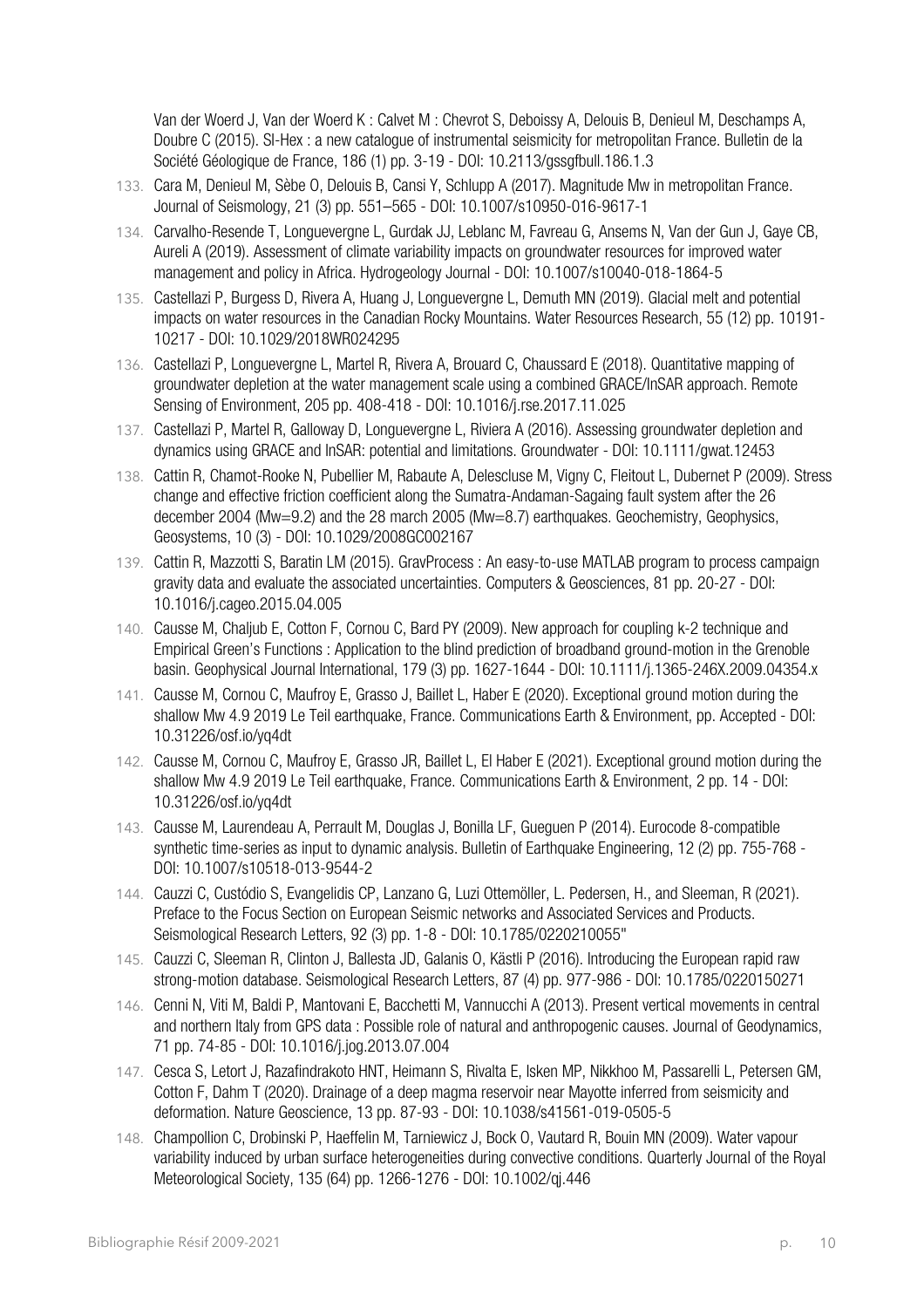Van der Woerd J, Van der Woerd K : Calvet M : Chevrot S, Deboissy A, Delouis B, Denieul M, Deschamps A, Doubre C (2015). SI-Hex : a new catalogue of instrumental seismicity for metropolitan France. Bulletin de la Société Géologique de France, 186 (1) pp. 3-19 - DOI: 10.2113/gssgfbull.186.1.3

133. Cara M, Denieul M, Sèbe O, Delouis B, Cansi Y, Schlupp A (2017). Magnitude Mw in metropolitan France. Journal of Seismology, 21 (3) pp. 551–565 - DOI: 10.1007/s10950-016-9617-1
134. Carvalho-Resende T, Longuevergne L, Gurdak JJ, Leblanc M, Favreau G, Ansems N, Van der Gun J, Gaye CB, Aureli A (2019). Assessment of climate variability impacts on groundwater resources for improved water management and policy in Africa. Hydrogeology Journal - DOI: 10.1007/s10040-018-1864-5
135. Castellazi P, Burgess D, Rivera A, Huang J, Longuevergne L, Demuth MN (2019). Glacial melt and potential impacts on water resources in the Canadian Rocky Mountains. Water Resources Research, 55 (12) pp. 10191-10217 - DOI: 10.1029/2018WR024295
136. Castellazi P, Longuevergne L, Martel R, Rivera A, Brouard C, Chaussard E (2018). Quantitative mapping of groundwater depletion at the water management scale using a combined GRACE/InSAR approach. Remote Sensing of Environment, 205 pp. 408-418 - DOI: 10.1016/j.rse.2017.11.025
137. Castellazi P, Martel R, Galloway D, Longuevergne L, Riviera A (2016). Assessing groundwater depletion and dynamics using GRACE and InSAR: potential and limitations. Groundwater - DOI: 10.1111/gwat.12453
138. Cattin R, Chamot-Rooke N, Pubellier M, Rabaute A, Delescluse M, Vigny C, Fleitout L, Dubernet P (2009). Stress change and effective friction coefficient along the Sumatra-Andaman-Sagaing fault system after the 26 december 2004 (Mw=9.2) and the 28 march 2005 (Mw=8.7) earthquakes. Geochemistry, Geophysics, Geosystems, 10 (3) - DOI: 10.1029/2008GC002167
139. Cattin R, Mazzotti S, Baratin LM (2015). GravProcess : An easy-to-use MATLAB program to process campaign gravity data and evaluate the associated uncertainties. Computers & Geosciences, 81 pp. 20-27 - DOI: 10.1016/j.cageo.2015.04.005
140. Causse M, Chaljub E, Cotton F, Cornou C, Bard PY (2009). New approach for coupling k-2 technique and Empirical Green's Functions : Application to the blind prediction of broadband ground-motion in the Grenoble basin. Geophysical Journal International, 179 (3) pp. 1627-1644 - DOI: 10.1111/j.1365-246X.2009.04354.x
141. Causse M, Cornou C, Maufroy E, Grasso J, Baillet L, Haber E (2020). Exceptional ground motion during the shallow Mw 4.9 2019 Le Teil earthquake, France. Communications Earth & Environment, pp. Accepted - DOI: 10.31226/osf.io/yq4dt
142. Causse M, Cornou C, Maufroy E, Grasso JR, Baillet L, El Haber E (2021). Exceptional ground motion during the shallow Mw 4.9 2019 Le Teil earthquake, France. Communications Earth & Environment, 2 pp. 14 - DOI: 10.31226/osf.io/yq4dt
143. Causse M, Laurendeau A, Perrault M, Douglas J, Bonilla LF, Gueguen P (2014). Eurocode 8-compatible synthetic time-series as input to dynamic analysis. Bulletin of Earthquake Engineering, 12 (2) pp. 755-768 - DOI: 10.1007/s10518-013-9544-2
144. Cauzzi C, Custódio S, Evangelidis CP, Lanzano G, Luzi Ottemöller, L. Pedersen, H., and Sleeman, R (2021). Preface to the Focus Section on European Seismic networks and Associated Services and Products. Seismological Research Letters, 92 (3) pp. 1-8 - DOI: 10.1785/0220210055"
145. Cauzzi C, Sleeman R, Clinton J, Ballesta JD, Galanis O, Kästli P (2016). Introducing the European rapid raw strong-motion database. Seismological Research Letters, 87 (4) pp. 977-986 - DOI: 10.1785/0220150271
146. Cenni N, Viti M, Baldi P, Mantovani E, Bacchetti M, Vannucchi A (2013). Present vertical movements in central and northern Italy from GPS data : Possible role of natural and anthropogenic causes. Journal of Geodynamics, 71 pp. 74-85 - DOI: 10.1016/j.jog.2013.07.004
147. Cesca S, Letort J, Razafindrakoto HNT, Heimann S, Rivalta E, Isken MP, Nikkhoo M, Passarelli L, Petersen GM, Cotton F, Dahm T (2020). Drainage of a deep magma reservoir near Mayotte inferred from seismicity and deformation. Nature Geoscience, 13 pp. 87-93 - DOI: 10.1038/s41561-019-0505-5
148. Champollion C, Drobinski P, Haeffelin M, Tarniewicz J, Bock O, Vautard R, Bouin MN (2009). Water vapour variability induced by urban surface heterogeneities during convective conditions. Quarterly Journal of the Royal Meteorological Society, 135 (64) pp. 1266-1276 - DOI: 10.1002/qj.446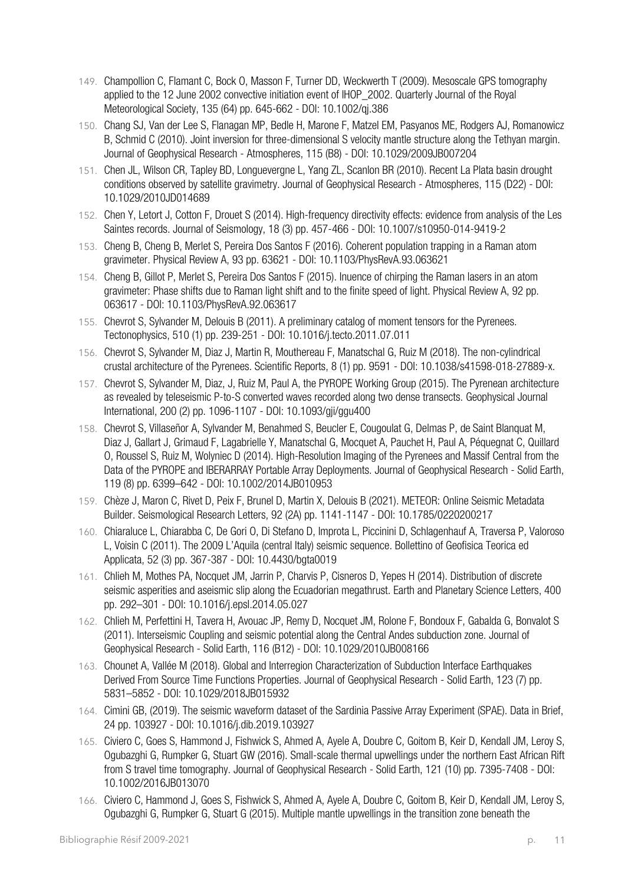149. Champollion C, Flamant C, Bock O, Masson F, Turner DD, Weckwerth T (2009). Mesoscale GPS tomography applied to the 12 June 2002 convective initiation event of IHOP_2002. Quarterly Journal of the Royal Meteorological Society, 135 (64) pp. 645-662 - DOI: 10.1002/qj.386
150. Chang SJ, Van der Lee S, Flanagan MP, Bedle H, Marone F, Matzel EM, Pasyanos ME, Rodgers AJ, Romanowicz B, Schmid C (2010). Joint inversion for three-dimensional S velocity mantle structure along the Tethyan margin. Journal of Geophysical Research - Atmospheres, 115 (B8) - DOI: 10.1029/2009JB007204
151. Chen JL, Wilson CR, Tapley BD, Longuevergne L, Yang ZL, Scanlon BR (2010). Recent La Plata basin drought conditions observed by satellite gravimetry. Journal of Geophysical Research - Atmospheres, 115 (D22) - DOI: 10.1029/2010JD014689
152. Chen Y, Letort J, Cotton F, Drouet S (2014). High-frequency directivity effects: evidence from analysis of the Les Saintes records. Journal of Seismology, 18 (3) pp. 457-466 - DOI: 10.1007/s10950-014-9419-2
153. Cheng B, Cheng B, Merlet S, Pereira Dos Santos F (2016). Coherent population trapping in a Raman atom gravimeter. Physical Review A, 93 pp. 63621 - DOI: 10.1103/PhysRevA.93.063621
154. Cheng B, Gillot P, Merlet S, Pereira Dos Santos F (2015). Inuence of chirping the Raman lasers in an atom gravimeter: Phase shifts due to Raman light shift and to the finite speed of light. Physical Review A, 92 pp. 063617 - DOI: 10.1103/PhysRevA.92.063617
155. Chevrot S, Sylvander M, Delouis B (2011). A preliminary catalog of moment tensors for the Pyrenees. Tectonophysics, 510 (1) pp. 239-251 - DOI: 10.1016/j.tecto.2011.07.011
156. Chevrot S, Sylvander M, Diaz J, Martin R, Mouthereau F, Manatschal G, Ruiz M (2018). The non-cylindrical crustal architecture of the Pyrenees. Scientific Reports, 8 (1) pp. 9591 - DOI: 10.1038/s41598-018-27889-x.
157. Chevrot S, Sylvander M, Diaz, J, Ruiz M, Paul A, the PYROPE Working Group (2015). The Pyrenean architecture as revealed by teleseismic P-to-S converted waves recorded along two dense transects. Geophysical Journal International, 200 (2) pp. 1096-1107 - DOI: 10.1093/gji/ggu400
158. Chevrot S, Villaseñor A, Sylvander M, Benahmed S, Beucler E, Cougoulat G, Delmas P, de Saint Blanquat M, Diaz J, Gallart J, Grimaud F, Lagabrielle Y, Manatschal G, Mocquet A, Pauchet H, Paul A, Péquegnat C, Quillard O, Roussel S, Ruiz M, Wolyniec D (2014). High-Resolution Imaging of the Pyrenees and Massif Central from the Data of the PYROPE and IBERARRAY Portable Array Deployments. Journal of Geophysical Research - Solid Earth, 119 (8) pp. 6399–642 - DOI: 10.1002/2014JB010953
159. Chèze J, Maron C, Rivet D, Peix F, Brunel D, Martin X, Delouis B (2021). METEOR: Online Seismic Metadata Builder. Seismological Research Letters, 92 (2A) pp. 1141-1147 - DOI: 10.1785/0220200217
160. Chiaraluce L, Chiarabba C, De Gori O, Di Stefano D, Improta L, Piccinini D, Schlagenhauf A, Traversa P, Valoroso L, Voisin C (2011). The 2009 L'Aquila (central Italy) seismic sequence. Bollettino di Geofisica Teorica ed Applicata, 52 (3) pp. 367-387 - DOI: 10.4430/bgta0019
161. Chlieh M, Mothes PA, Nocquet JM, Jarrin P, Charvis P, Cisneros D, Yepes H (2014). Distribution of discrete seismic asperities and aseismic slip along the Ecuadorian megathrust. Earth and Planetary Science Letters, 400 pp. 292–301 - DOI: 10.1016/j.epsl.2014.05.027
162. Chlieh M, Perfettini H, Tavera H, Avouac JP, Remy D, Nocquet JM, Rolone F, Bondoux F, Gabalda G, Bonvalot S (2011). Interseismic Coupling and seismic potential along the Central Andes subduction zone. Journal of Geophysical Research - Solid Earth, 116 (B12) - DOI: 10.1029/2010JB008166
163. Chounet A, Vallée M (2018). Global and Interregion Characterization of Subduction Interface Earthquakes Derived From Source Time Functions Properties. Journal of Geophysical Research - Solid Earth, 123 (7) pp. 5831–5852 - DOI: 10.1029/2018JB015932
164. Cimini GB, (2019). The seismic waveform dataset of the Sardinia Passive Array Experiment (SPAE). Data in Brief, 24 pp. 103927 - DOI: 10.1016/j.dib.2019.103927
165. Civiero C, Goes S, Hammond J, Fishwick S, Ahmed A, Ayele A, Doubre C, Goitom B, Keir D, Kendall JM, Leroy S, Ogubazghi G, Rumpker G, Stuart GW (2016). Small-scale thermal upwellings under the northern East African Rift from S travel time tomography. Journal of Geophysical Research - Solid Earth, 121 (10) pp. 7395-7408 - DOI: 10.1002/2016JB013070
166. Civiero C, Hammond J, Goes S, Fishwick S, Ahmed A, Ayele A, Doubre C, Goitom B, Keir D, Kendall JM, Leroy S, Ogubazghi G, Rumpker G, Stuart G (2015). Multiple mantle upwellings in the transition zone beneath the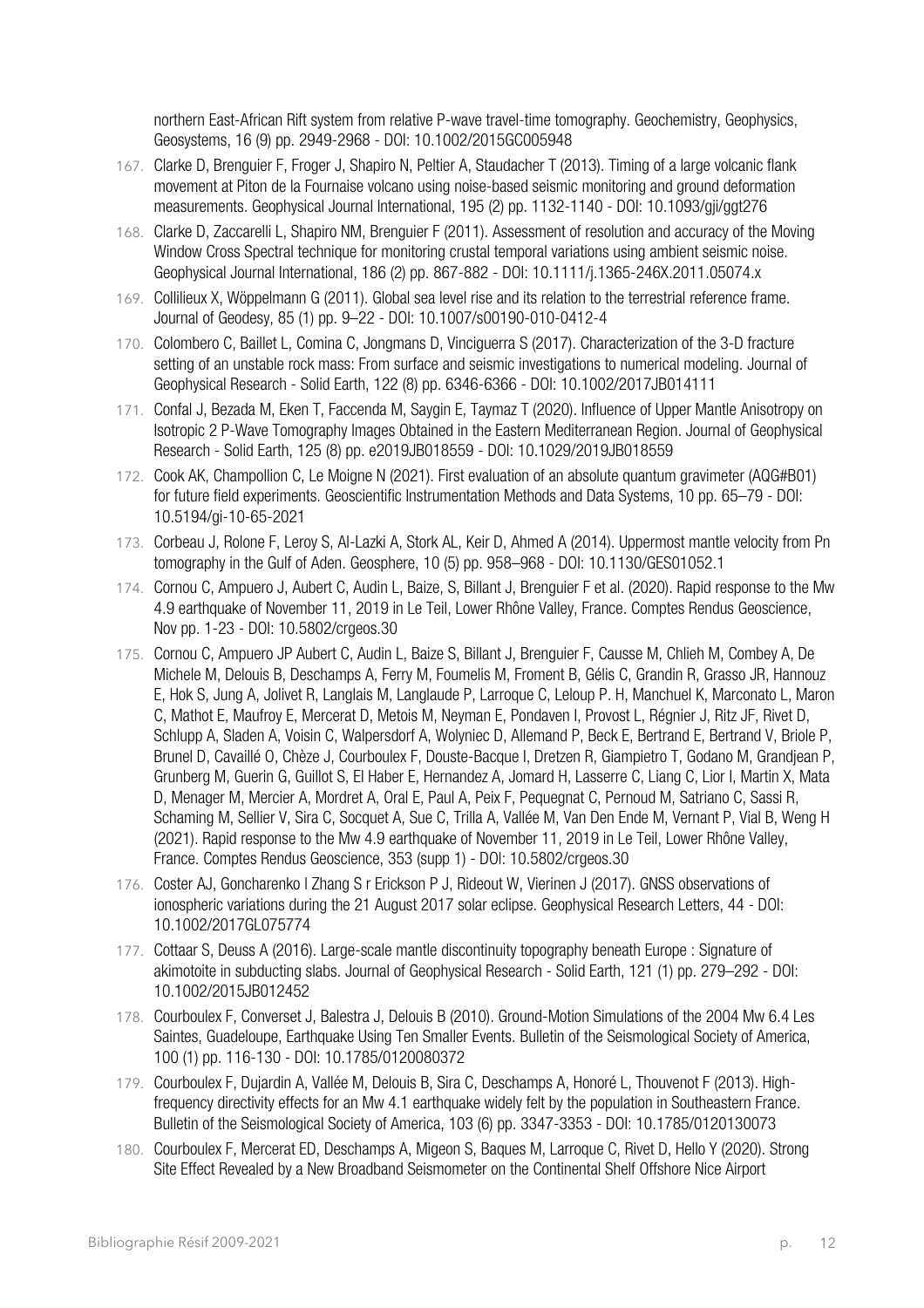northern East-African Rift system from relative P-wave travel-time tomography. Geochemistry, Geophysics, Geosystems, 16 (9) pp. 2949-2968 - DOI: 10.1002/2015GC005948

167. Clarke D, Brenguier F, Froger J, Shapiro N, Peltier A, Staudacher T (2013). Timing of a large volcanic flank movement at Piton de la Fournaise volcano using noise-based seismic monitoring and ground deformation measurements. Geophysical Journal International, 195 (2) pp. 1132-1140 - DOI: 10.1093/gji/ggt276
168. Clarke D, Zaccarelli L, Shapiro NM, Brenguier F (2011). Assessment of resolution and accuracy of the Moving Window Cross Spectral technique for monitoring crustal temporal variations using ambient seismic noise. Geophysical Journal International, 186 (2) pp. 867-882 - DOI: 10.1111/j.1365-246X.2011.05074.x
169. Collilieux X, Wöppelmann G (2011). Global sea level rise and its relation to the terrestrial reference frame. Journal of Geodesy, 85 (1) pp. 9–22 - DOI: 10.1007/s00190-010-0412-4
170. Colombero C, Baillet L, Comina C, Jongmans D, Vinciguerra S (2017). Characterization of the 3-D fracture setting of an unstable rock mass: From surface and seismic investigations to numerical modeling. Journal of Geophysical Research - Solid Earth, 122 (8) pp. 6346-6366 - DOI: 10.1002/2017JB014111
171. Confal J, Bezada M, Eken T, Faccenda M, Saygin E, Taymaz T (2020). Influence of Upper Mantle Anisotropy on Isotropic 2 P-Wave Tomography Images Obtained in the Eastern Mediterranean Region. Journal of Geophysical Research - Solid Earth, 125 (8) pp. e2019JB018559 - DOI: 10.1029/2019JB018559
172. Cook AK, Champollion C, Le Moigne N (2021). First evaluation of an absolute quantum gravimeter (AQG#B01) for future field experiments. Geoscientific Instrumentation Methods and Data Systems, 10 pp. 65–79 - DOI: 10.5194/gi-10-65-2021
173. Corbeau J, Rolone F, Leroy S, Al-Lazki A, Stork AL, Keir D, Ahmed A (2014). Uppermost mantle velocity from Pn tomography in the Gulf of Aden. Geosphere, 10 (5) pp. 958–968 - DOI: 10.1130/GES01052.1
174. Cornou C, Ampuero J, Aubert C, Audin L, Baize, S, Billant J, Brenguier F et al. (2020). Rapid response to the Mw 4.9 earthquake of November 11, 2019 in Le Teil, Lower Rhône Valley, France. Comptes Rendus Geoscience, Nov pp. 1-23 - DOI: 10.5802/crgeos.30
175. Cornou C, Ampuero JP Aubert C, Audin L, Baize S, Billant J, Brenguier F, Causse M, Chlieh M, Combey A, De Michele M, Delouis B, Deschamps A, Ferry M, Foumelis M, Froment B, Gélis C, Grandin R, Grasso JR, Hannouz E, Hok S, Jung A, Jolivet R, Langlais M, Langlaude P, Larroque C, Leloup P. H, Manchuel K, Marconato L, Maron C, Mathot E, Maufroy E, Mercerat D, Metois M, Neyman E, Pondaven I, Provost L, Régnier J, Ritz JF, Rivet D, Schlupp A, Sladen A, Voisin C, Walpersdorf A, Wolyniec D, Allemand P, Beck E, Bertrand E, Bertrand V, Briole P, Brunel D, Cavaillé O, Chèze J, Courboulex F, Douste-Bacque I, Dretzen R, Giampietro T, Godano M, Grandjean P, Grunberg M, Guerin G, Guillot S, El Haber E, Hernandez A, Jomard H, Lasserre C, Liang C, Lior I, Martin X, Mata D, Menager M, Mercier A, Mordret A, Oral E, Paul A, Peix F, Pequegnat C, Pernoud M, Satriano C, Sassi R, Schaming M, Sellier V, Sira C, Socquet A, Sue C, Trilla A, Vallée M, Van Den Ende M, Vernant P, Vial B, Weng H (2021). Rapid response to the Mw 4.9 earthquake of November 11, 2019 in Le Teil, Lower Rhône Valley, France. Comptes Rendus Geoscience, 353 (supp 1) - DOI: 10.5802/crgeos.30
176. Coster AJ, Goncharenko l Zhang S r Erickson P J, Rideout W, Vierinen J (2017). GNSS observations of ionospheric variations during the 21 August 2017 solar eclipse. Geophysical Research Letters, 44 - DOI: 10.1002/2017GL075774
177. Cottaar S, Deuss A (2016). Large-scale mantle discontinuity topography beneath Europe : Signature of akimotoite in subducting slabs. Journal of Geophysical Research - Solid Earth, 121 (1) pp. 279–292 - DOI: 10.1002/2015JB012452
178. Courboulex F, Converset J, Balestra J, Delouis B (2010). Ground-Motion Simulations of the 2004 Mw 6.4 Les Saintes, Guadeloupe, Earthquake Using Ten Smaller Events. Bulletin of the Seismological Society of America, 100 (1) pp. 116-130 - DOI: 10.1785/0120080372
179. Courboulex F, Dujardin A, Vallée M, Delouis B, Sira C, Deschamps A, Honoré L, Thouvenot F (2013). High-frequency directivity effects for an Mw 4.1 earthquake widely felt by the population in Southeastern France. Bulletin of the Seismological Society of America, 103 (6) pp. 3347-3353 - DOI: 10.1785/0120130073
180. Courboulex F, Mercerat ED, Deschamps A, Migeon S, Baques M, Larroque C, Rivet D, Hello Y (2020). Strong Site Effect Revealed by a New Broadband Seismometer on the Continental Shelf Offshore Nice Airport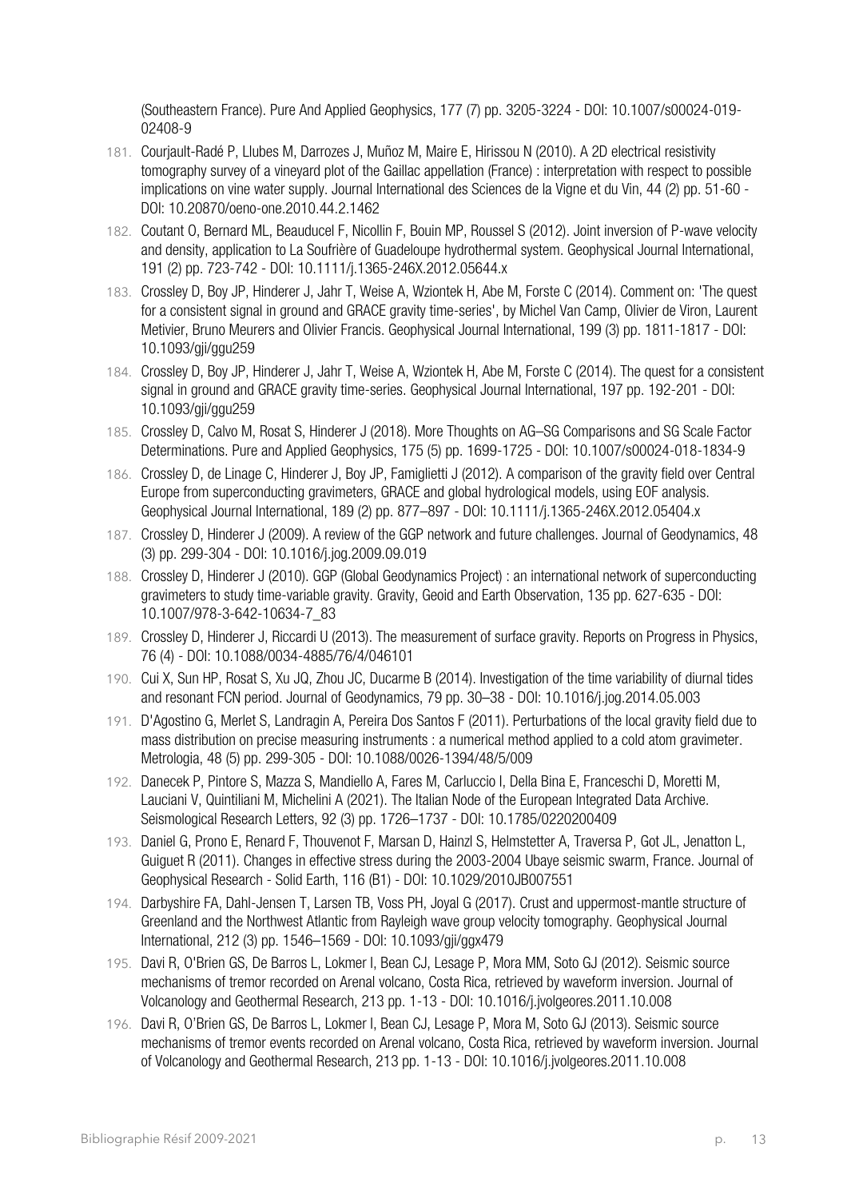(Southeastern France). Pure And Applied Geophysics, 177 (7) pp. 3205-3224 - DOI: 10.1007/s00024-019-02408-9

181. Courjault-Radé P, Llubes M, Darrozes J, Muñoz M, Maire E, Hirissou N (2010). A 2D electrical resistivity tomography survey of a vineyard plot of the Gaillac appellation (France) : interpretation with respect to possible implications on vine water supply. Journal International des Sciences de la Vigne et du Vin, 44 (2) pp. 51-60 - DOI: 10.20870/oeno-one.2010.44.2.1462
182. Coutant O, Bernard ML, Beauducel F, Nicollin F, Bouin MP, Roussel S (2012). Joint inversion of P-wave velocity and density, application to La Soufrière of Guadeloupe hydrothermal system. Geophysical Journal International, 191 (2) pp. 723-742 - DOI: 10.1111/j.1365-246X.2012.05644.x
183. Crossley D, Boy JP, Hinderer J, Jahr T, Weise A, Wziontek H, Abe M, Forste C (2014). Comment on: 'The quest for a consistent signal in ground and GRACE gravity time-series', by Michel Van Camp, Olivier de Viron, Laurent Metivier, Bruno Meurers and Olivier Francis. Geophysical Journal International, 199 (3) pp. 1811-1817 - DOI: 10.1093/gji/ggu259
184. Crossley D, Boy JP, Hinderer J, Jahr T, Weise A, Wziontek H, Abe M, Forste C (2014). The quest for a consistent signal in ground and GRACE gravity time-series. Geophysical Journal International, 197 pp. 192-201 - DOI: 10.1093/gji/ggu259
185. Crossley D, Calvo M, Rosat S, Hinderer J (2018). More Thoughts on AG–SG Comparisons and SG Scale Factor Determinations. Pure and Applied Geophysics, 175 (5) pp. 1699-1725 - DOI: 10.1007/s00024-018-1834-9
186. Crossley D, de Linage C, Hinderer J, Boy JP, Famiglietti J (2012). A comparison of the gravity field over Central Europe from superconducting gravimeters, GRACE and global hydrological models, using EOF analysis. Geophysical Journal International, 189 (2) pp. 877–897 - DOI: 10.1111/j.1365-246X.2012.05404.x
187. Crossley D, Hinderer J (2009). A review of the GGP network and future challenges. Journal of Geodynamics, 48 (3) pp. 299-304 - DOI: 10.1016/j.jog.2009.09.019
188. Crossley D, Hinderer J (2010). GGP (Global Geodynamics Project) : an international network of superconducting gravimeters to study time-variable gravity. Gravity, Geoid and Earth Observation, 135 pp. 627-635 - DOI: 10.1007/978-3-642-10634-7_83
189. Crossley D, Hinderer J, Riccardi U (2013). The measurement of surface gravity. Reports on Progress in Physics, 76 (4) - DOI: 10.1088/0034-4885/76/4/046101
190. Cui X, Sun HP, Rosat S, Xu JQ, Zhou JC, Ducarme B (2014). Investigation of the time variability of diurnal tides and resonant FCN period. Journal of Geodynamics, 79 pp. 30–38 - DOI: 10.1016/j.jog.2014.05.003
191. D'Agostino G, Merlet S, Landragin A, Pereira Dos Santos F (2011). Perturbations of the local gravity field due to mass distribution on precise measuring instruments : a numerical method applied to a cold atom gravimeter. Metrologia, 48 (5) pp. 299-305 - DOI: 10.1088/0026-1394/48/5/009
192. Danecek P, Pintore S, Mazza S, Mandiello A, Fares M, Carluccio I, Della Bina E, Franceschi D, Moretti M, Lauciani V, Quintiliani M, Michelini A (2021). The Italian Node of the European Integrated Data Archive. Seismological Research Letters, 92 (3) pp. 1726–1737 - DOI: 10.1785/0220200409
193. Daniel G, Prono E, Renard F, Thouvenot F, Marsan D, Hainzl S, Helmstetter A, Traversa P, Got JL, Jenatton L, Guiguet R (2011). Changes in effective stress during the 2003-2004 Ubaye seismic swarm, France. Journal of Geophysical Research - Solid Earth, 116 (B1) - DOI: 10.1029/2010JB007551
194. Darbyshire FA, Dahl-Jensen T, Larsen TB, Voss PH, Joyal G (2017). Crust and uppermost-mantle structure of Greenland and the Northwest Atlantic from Rayleigh wave group velocity tomography. Geophysical Journal International, 212 (3) pp. 1546–1569 - DOI: 10.1093/gji/ggx479
195. Davi R, O'Brien GS, De Barros L, Lokmer I, Bean CJ, Lesage P, Mora MM, Soto GJ (2012). Seismic source mechanisms of tremor recorded on Arenal volcano, Costa Rica, retrieved by waveform inversion. Journal of Volcanology and Geothermal Research, 213 pp. 1-13 - DOI: 10.1016/j.jvolgeores.2011.10.008
196. Davi R, O'Brien GS, De Barros L, Lokmer I, Bean CJ, Lesage P, Mora M, Soto GJ (2013). Seismic source mechanisms of tremor events recorded on Arenal volcano, Costa Rica, retrieved by waveform inversion. Journal of Volcanology and Geothermal Research, 213 pp. 1-13 - DOI: 10.1016/j.jvolgeores.2011.10.008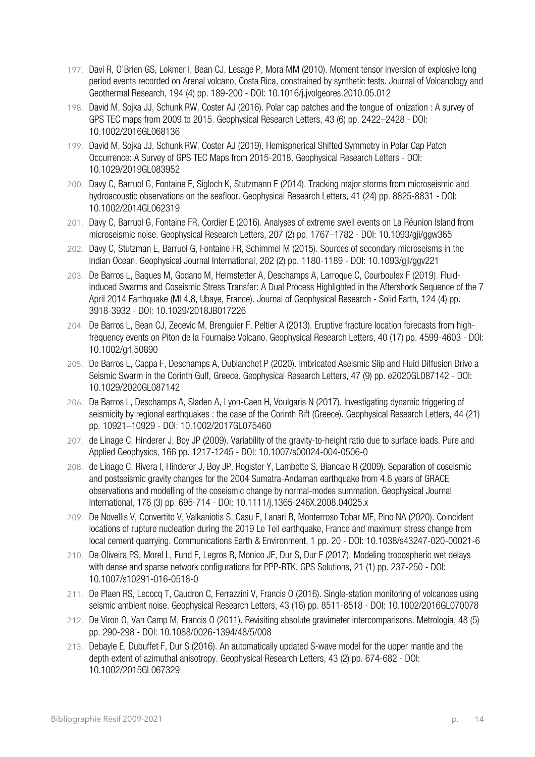197. Davi R, O'Brien GS, Lokmer I, Bean CJ, Lesage P, Mora MM (2010). Moment tensor inversion of explosive long period events recorded on Arenal volcano, Costa Rica, constrained by synthetic tests. Journal of Volcanology and Geothermal Research, 194 (4) pp. 189-200 - DOI: 10.1016/j.jvolgeores.2010.05.012
198. David M, Sojka JJ, Schunk RW, Coster AJ (2016). Polar cap patches and the tongue of ionization : A survey of GPS TEC maps from 2009 to 2015. Geophysical Research Letters, 43 (6) pp. 2422–2428 - DOI: 10.1002/2016GL068136
199. David M, Sojka JJ, Schunk RW, Coster AJ (2019). Hemispherical Shifted Symmetry in Polar Cap Patch Occurrence: A Survey of GPS TEC Maps from 2015-2018. Geophysical Research Letters - DOI: 10.1029/2019GL083952
200. Davy C, Barruol G, Fontaine F, Sigloch K, Stutzmann E (2014). Tracking major storms from microseismic and hydroacoustic observations on the seafloor. Geophysical Research Letters, 41 (24) pp. 8825-8831 - DOI: 10.1002/2014GL062319
201. Davy C, Barruol G, Fontaine FR, Cordier E (2016). Analyses of extreme swell events on La Réunion Island from microseismic noise. Geophysical Research Letters, 207 (2) pp. 1767–1782 - DOI: 10.1093/gji/ggw365
202. Davy C, Stutzman E, Barruol G, Fontaine FR, Schimmel M (2015). Sources of secondary microseisms in the Indian Ocean. Geophysical Journal International, 202 (2) pp. 1180-1189 - DOI: 10.1093/gjl/ggv221
203. De Barros L, Baques M, Godano M, Helmstetter A, Deschamps A, Larroque C, Courboulex F (2019). Fluid-Induced Swarms and Coseismic Stress Transfer: A Dual Process Highlighted in the Aftershock Sequence of the 7 April 2014 Earthquake (Ml 4.8, Ubaye, France). Journal of Geophysical Research - Solid Earth, 124 (4) pp. 3918-3932 - DOI: 10.1029/2018JB017226
204. De Barros L, Bean CJ, Zecevic M, Brenguier F, Peltier A (2013). Eruptive fracture location forecasts from high-frequency events on Piton de la Fournaise Volcano. Geophysical Research Letters, 40 (17) pp. 4599-4603 - DOI: 10.1002/grl.50890
205. De Barros L, Cappa F, Deschamps A, Dublanchet P (2020). Imbricated Aseismic Slip and Fluid Diffusion Drive a Seismic Swarm in the Corinth Gulf, Greece. Geophysical Research Letters, 47 (9) pp. e2020GL087142 - DOI: 10.1029/2020GL087142
206. De Barros L, Deschamps A, Sladen A, Lyon-Caen H, Voulgaris N (2017). Investigating dynamic triggering of seismicity by regional earthquakes : the case of the Corinth Rift (Greece). Geophysical Research Letters, 44 (21) pp. 10921–10929 - DOI: 10.1002/2017GL075460
207. de Linage C, Hinderer J, Boy JP (2009). Variability of the gravity-to-height ratio due to surface loads. Pure and Applied Geophysics, 166 pp. 1217-1245 - DOI: 10.1007/s00024-004-0506-0
208. de Linage C, Rivera I, Hinderer J, Boy JP, Rogister Y, Lambotte S, Biancale R (2009). Separation of coseismic and postseismic gravity changes for the 2004 Sumatra-Andaman earthquake from 4.6 years of GRACE observations and modelling of the coseismic change by normal-modes summation. Geophysical Journal International, 176 (3) pp. 695-714 - DOI: 10.1111/j.1365-246X.2008.04025.x
209. De Novellis V, Convertito V, Valkaniotis S, Casu F, Lanari R, Monterroso Tobar MF, Pino NA (2020). Coincident locations of rupture nucleation during the 2019 Le Teil earthquake, France and maximum stress change from local cement quarrying. Communications Earth & Environment, 1 pp. 20 - DOI: 10.1038/s43247-020-00021-6
210. De Oliveira PS, Morel L, Fund F, Legros R, Monico JF, Dur S, Dur F (2017). Modeling tropospheric wet delays with dense and sparse network configurations for PPP-RTK. GPS Solutions, 21 (1) pp. 237-250 - DOI: 10.1007/s10291-016-0518-0
211. De Plaen RS, Lecocq T, Caudron C, Ferrazzini V, Francis O (2016). Single-station monitoring of volcanoes using seismic ambient noise. Geophysical Research Letters, 43 (16) pp. 8511-8518 - DOI: 10.1002/2016GL070078
212. De Viron O, Van Camp M, Francis O (2011). Revisiting absolute gravimeter intercomparisons. Metrologia, 48 (5) pp. 290-298 - DOI: 10.1088/0026-1394/48/5/008
213. Debayle E, Dubuffet F, Dur S (2016). An automatically updated S-wave model for the upper mantle and the depth extent of azimuthal anisotropy. Geophysical Research Letters, 43 (2) pp. 674-682 - DOI: 10.1002/2015GL067329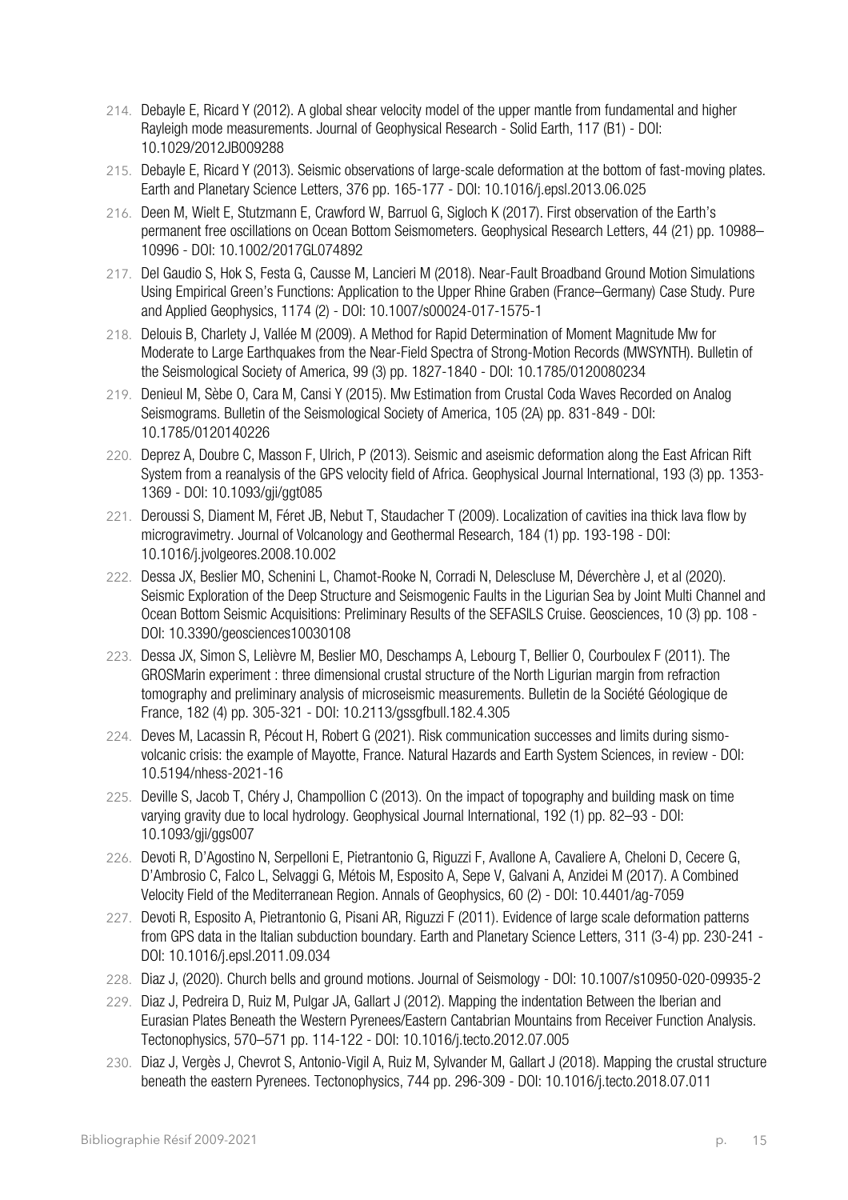214. Debayle E, Ricard Y (2012). A global shear velocity model of the upper mantle from fundamental and higher Rayleigh mode measurements. Journal of Geophysical Research - Solid Earth, 117 (B1) - DOI: 10.1029/2012JB009288
215. Debayle E, Ricard Y (2013). Seismic observations of large-scale deformation at the bottom of fast-moving plates. Earth and Planetary Science Letters, 376 pp. 165-177 - DOI: 10.1016/j.epsl.2013.06.025
216. Deen M, Wielt E, Stutzmann E, Crawford W, Barruol G, Sigloch K (2017). First observation of the Earth's permanent free oscillations on Ocean Bottom Seismometers. Geophysical Research Letters, 44 (21) pp. 10988–10996 - DOI: 10.1002/2017GL074892
217. Del Gaudio S, Hok S, Festa G, Causse M, Lancieri M (2018). Near-Fault Broadband Ground Motion Simulations Using Empirical Green's Functions: Application to the Upper Rhine Graben (France–Germany) Case Study. Pure and Applied Geophysics, 1174 (2) - DOI: 10.1007/s00024-017-1575-1
218. Delouis B, Charlety J, Vallée M (2009). A Method for Rapid Determination of Moment Magnitude Mw for Moderate to Large Earthquakes from the Near-Field Spectra of Strong-Motion Records (MWSYNTH). Bulletin of the Seismological Society of America, 99 (3) pp. 1827-1840 - DOI: 10.1785/0120080234
219. Denieul M, Sèbe O, Cara M, Cansi Y (2015). Mw Estimation from Crustal Coda Waves Recorded on Analog Seismograms. Bulletin of the Seismological Society of America, 105 (2A) pp. 831-849 - DOI: 10.1785/0120140226
220. Deprez A, Doubre C, Masson F, Ulrich, P (2013). Seismic and aseismic deformation along the East African Rift System from a reanalysis of the GPS velocity field of Africa. Geophysical Journal International, 193 (3) pp. 1353-1369 - DOI: 10.1093/gji/ggt085
221. Deroussi S, Diament M, Féret JB, Nebut T, Staudacher T (2009). Localization of cavities ina thick lava flow by microgravimetry. Journal of Volcanology and Geothermal Research, 184 (1) pp. 193-198 - DOI: 10.1016/j.jvolgeores.2008.10.002
222. Dessa JX, Beslier MO, Schenini L, Chamot-Rooke N, Corradi N, Delescluse M, Déverchère J, et al (2020). Seismic Exploration of the Deep Structure and Seismogenic Faults in the Ligurian Sea by Joint Multi Channel and Ocean Bottom Seismic Acquisitions: Preliminary Results of the SEFASILS Cruise. Geosciences, 10 (3) pp. 108 - DOI: 10.3390/geosciences10030108
223. Dessa JX, Simon S, Lelièvre M, Beslier MO, Deschamps A, Lebourg T, Bellier O, Courboulex F (2011). The GROSMarin experiment : three dimensional crustal structure of the North Ligurian margin from refraction tomography and preliminary analysis of microseismic measurements. Bulletin de la Société Géologique de France, 182 (4) pp. 305-321 - DOI: 10.2113/gssgfbull.182.4.305
224. Deves M, Lacassin R, Pécout H, Robert G (2021). Risk communication successes and limits during sismo-volcanic crisis: the example of Mayotte, France. Natural Hazards and Earth System Sciences, in review - DOI: 10.5194/nhess-2021-16
225. Deville S, Jacob T, Chéry J, Champollion C (2013). On the impact of topography and building mask on time varying gravity due to local hydrology. Geophysical Journal International, 192 (1) pp. 82–93 - DOI: 10.1093/gji/ggs007
226. Devoti R, D'Agostino N, Serpelloni E, Pietrantonio G, Riguzzi F, Avallone A, Cavaliere A, Cheloni D, Cecere G, D'Ambrosio C, Falco L, Selvaggi G, Métois M, Esposito A, Sepe V, Galvani A, Anzidei M (2017). A Combined Velocity Field of the Mediterranean Region. Annals of Geophysics, 60 (2) - DOI: 10.4401/ag-7059
227. Devoti R, Esposito A, Pietrantonio G, Pisani AR, Riguzzi F (2011). Evidence of large scale deformation patterns from GPS data in the Italian subduction boundary. Earth and Planetary Science Letters, 311 (3-4) pp. 230-241 - DOI: 10.1016/j.epsl.2011.09.034
228. Diaz J, (2020). Church bells and ground motions. Journal of Seismology - DOI: 10.1007/s10950-020-09935-2
229. Diaz J, Pedreira D, Ruiz M, Pulgar JA, Gallart J (2012). Mapping the indentation Between the Iberian and Eurasian Plates Beneath the Western Pyrenees/Eastern Cantabrian Mountains from Receiver Function Analysis. Tectonophysics, 570–571 pp. 114-122 - DOI: 10.1016/j.tecto.2012.07.005
230. Diaz J, Vergès J, Chevrot S, Antonio-Vigil A, Ruiz M, Sylvander M, Gallart J (2018). Mapping the crustal structure beneath the eastern Pyrenees. Tectonophysics, 744 pp. 296-309 - DOI: 10.1016/j.tecto.2018.07.011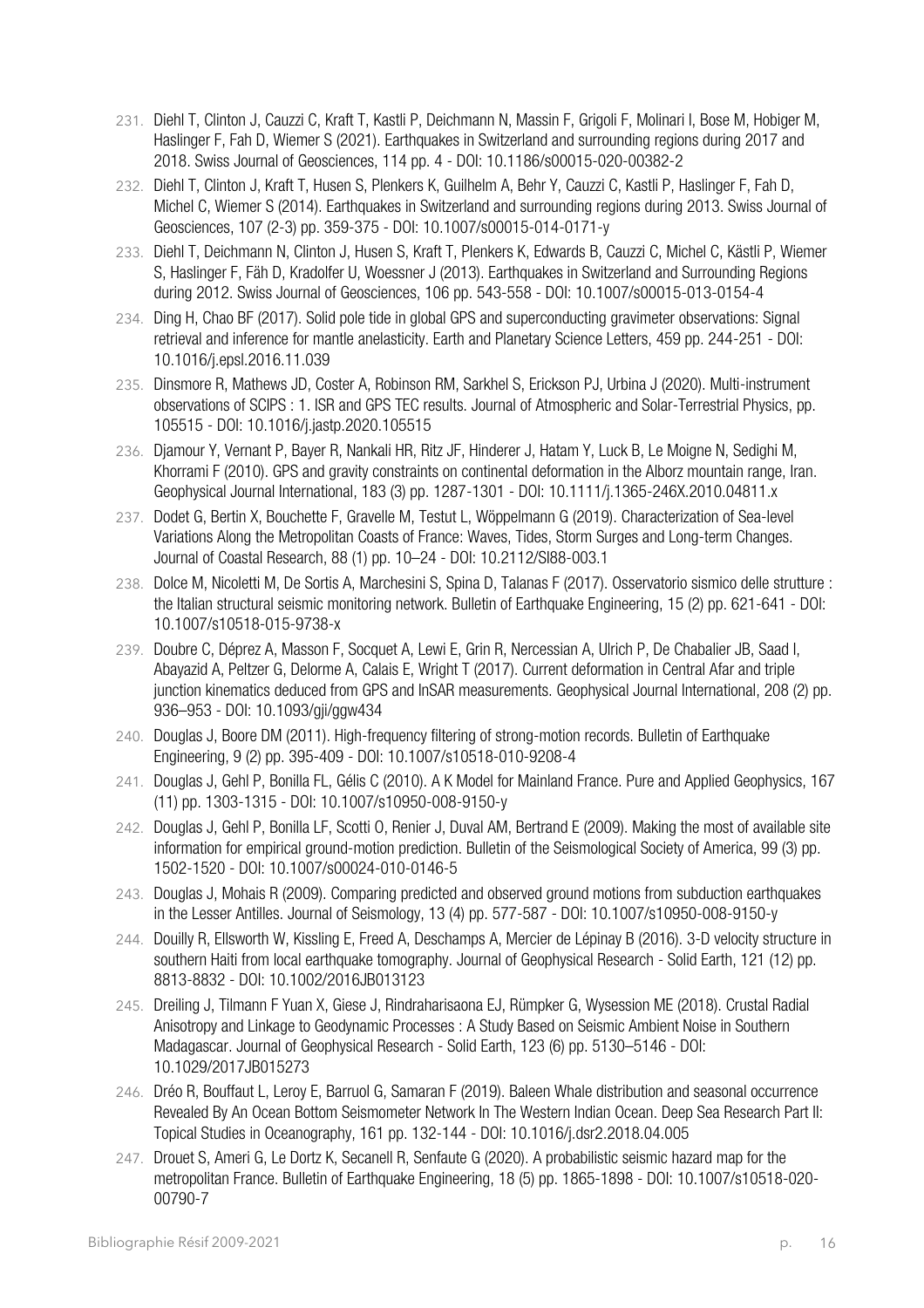231. Diehl T, Clinton J, Cauzzi C, Kraft T, Kastli P, Deichmann N, Massin F, Grigoli F, Molinari I, Bose M, Hobiger M, Haslinger F, Fah D, Wiemer S (2021). Earthquakes in Switzerland and surrounding regions during 2017 and 2018. Swiss Journal of Geosciences, 114 pp. 4 - DOI: 10.1186/s00015-020-00382-2
232. Diehl T, Clinton J, Kraft T, Husen S, Plenkers K, Guilhelm A, Behr Y, Cauzzi C, Kastli P, Haslinger F, Fah D, Michel C, Wiemer S (2014). Earthquakes in Switzerland and surrounding regions during 2013. Swiss Journal of Geosciences, 107 (2-3) pp. 359-375 - DOI: 10.1007/s00015-014-0171-y
233. Diehl T, Deichmann N, Clinton J, Husen S, Kraft T, Plenkers K, Edwards B, Cauzzi C, Michel C, Kästli P, Wiemer S, Haslinger F, Fäh D, Kradolfer U, Woessner J (2013). Earthquakes in Switzerland and Surrounding Regions during 2012. Swiss Journal of Geosciences, 106 pp. 543-558 - DOI: 10.1007/s00015-013-0154-4
234. Ding H, Chao BF (2017). Solid pole tide in global GPS and superconducting gravimeter observations: Signal retrieval and inference for mantle anelasticity. Earth and Planetary Science Letters, 459 pp. 244-251 - DOI: 10.1016/j.epsl.2016.11.039
235. Dinsmore R, Mathews JD, Coster A, Robinson RM, Sarkhel S, Erickson PJ, Urbina J (2020). Multi-instrument observations of SCIPS : 1. ISR and GPS TEC results. Journal of Atmospheric and Solar-Terrestrial Physics, pp. 105515 - DOI: 10.1016/j.jastp.2020.105515
236. Djamour Y, Vernant P, Bayer R, Nankali HR, Ritz JF, Hinderer J, Hatam Y, Luck B, Le Moigne N, Sedighi M, Khorrami F (2010). GPS and gravity constraints on continental deformation in the Alborz mountain range, Iran. Geophysical Journal International, 183 (3) pp. 1287-1301 - DOI: 10.1111/j.1365-246X.2010.04811.x
237. Dodet G, Bertin X, Bouchette F, Gravelle M, Testut L, Wöppelmann G (2019). Characterization of Sea-level Variations Along the Metropolitan Coasts of France: Waves, Tides, Storm Surges and Long-term Changes. Journal of Coastal Research, 88 (1) pp. 10–24 - DOI: 10.2112/SI88-003.1
238. Dolce M, Nicoletti M, De Sortis A, Marchesini S, Spina D, Talanas F (2017). Osservatorio sismico delle strutture : the Italian structural seismic monitoring network. Bulletin of Earthquake Engineering, 15 (2) pp. 621-641 - DOI: 10.1007/s10518-015-9738-x
239. Doubre C, Déprez A, Masson F, Socquet A, Lewi E, Grin R, Nercessian A, Ulrich P, De Chabalier JB, Saad I, Abayazid A, Peltzer G, Delorme A, Calais E, Wright T (2017). Current deformation in Central Afar and triple junction kinematics deduced from GPS and InSAR measurements. Geophysical Journal International, 208 (2) pp. 936–953 - DOI: 10.1093/gji/ggw434
240. Douglas J, Boore DM (2011). High-frequency filtering of strong-motion records. Bulletin of Earthquake Engineering, 9 (2) pp. 395-409 - DOI: 10.1007/s10518-010-9208-4
241. Douglas J, Gehl P, Bonilla FL, Gélis C (2010). A K Model for Mainland France. Pure and Applied Geophysics, 167 (11) pp. 1303-1315 - DOI: 10.1007/s10950-008-9150-y
242. Douglas J, Gehl P, Bonilla LF, Scotti O, Renier J, Duval AM, Bertrand E (2009). Making the most of available site information for empirical ground-motion prediction. Bulletin of the Seismological Society of America, 99 (3) pp. 1502-1520 - DOI: 10.1007/s00024-010-0146-5
243. Douglas J, Mohais R (2009). Comparing predicted and observed ground motions from subduction earthquakes in the Lesser Antilles. Journal of Seismology, 13 (4) pp. 577-587 - DOI: 10.1007/s10950-008-9150-y
244. Douilly R, Ellsworth W, Kissling E, Freed A, Deschamps A, Mercier de Lépinay B (2016). 3-D velocity structure in southern Haiti from local earthquake tomography. Journal of Geophysical Research - Solid Earth, 121 (12) pp. 8813-8832 - DOI: 10.1002/2016JB013123
245. Dreiling J, Tilmann F Yuan X, Giese J, Rindraharisaona EJ, Rümpker G, Wysession ME (2018). Crustal Radial Anisotropy and Linkage to Geodynamic Processes : A Study Based on Seismic Ambient Noise in Southern Madagascar. Journal of Geophysical Research - Solid Earth, 123 (6) pp. 5130–5146 - DOI: 10.1029/2017JB015273
246. Dréo R, Bouffaut L, Leroy E, Barruol G, Samaran F (2019). Baleen Whale distribution and seasonal occurrence Revealed By An Ocean Bottom Seismometer Network In The Western Indian Ocean. Deep Sea Research Part II: Topical Studies in Oceanography, 161 pp. 132-144 - DOI: 10.1016/j.dsr2.2018.04.005
247. Drouet S, Ameri G, Le Dortz K, Secanell R, Senfaute G (2020). A probabilistic seismic hazard map for the metropolitan France. Bulletin of Earthquake Engineering, 18 (5) pp. 1865-1898 - DOI: 10.1007/s10518-020-00790-7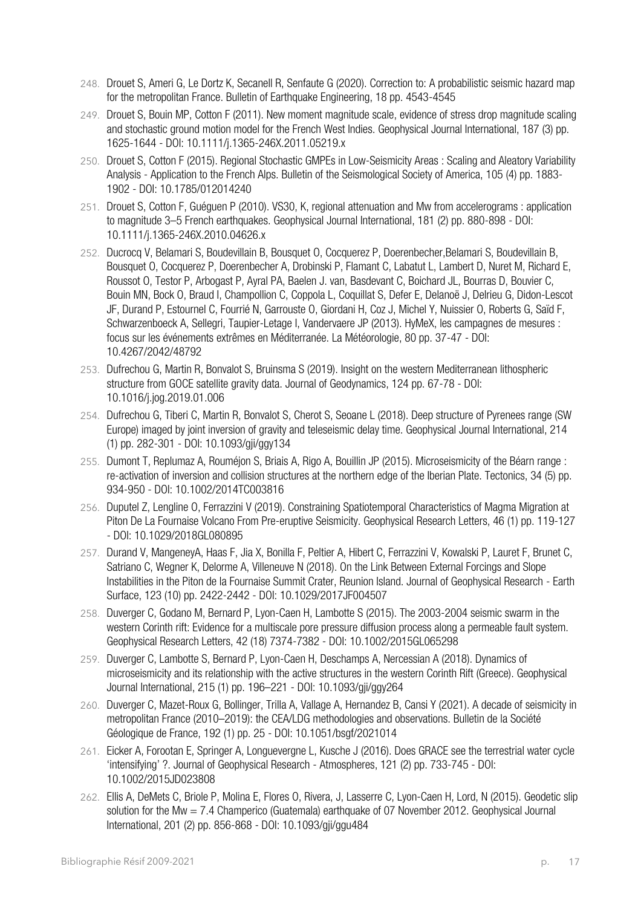248. Drouet S, Ameri G, Le Dortz K, Secanell R, Senfaute G (2020). Correction to: A probabilistic seismic hazard map for the metropolitan France. Bulletin of Earthquake Engineering, 18 pp. 4543-4545

249. Drouet S, Bouin MP, Cotton F (2011). New moment magnitude scale, evidence of stress drop magnitude scaling and stochastic ground motion model for the French West Indies. Geophysical Journal International, 187 (3) pp. 1625-1644 - DOI: 10.1111/j.1365-246X.2011.05219.x

250. Drouet S, Cotton F (2015). Regional Stochastic GMPEs in Low-Seismicity Areas : Scaling and Aleatory Variability Analysis - Application to the French Alps. Bulletin of the Seismological Society of America, 105 (4) pp. 1883-1902 - DOI: 10.1785/012014240

251. Drouet S, Cotton F, Guéguen P (2010). VS30, K, regional attenuation and Mw from accelerograms : application to magnitude 3–5 French earthquakes. Geophysical Journal International, 181 (2) pp. 880-898 - DOI: 10.1111/j.1365-246X.2010.04626.x

252. Ducrocq V, Belamari S, Boudevillain B, Bousquet O, Cocquerez P, Doerenbecher,Belamari S, Boudevillain B, Bousquet O, Cocquerez P, Doerenbecher A, Drobinski P, Flamant C, Labatut L, Lambert D, Nuret M, Richard E, Roussot O, Testor P, Arbogast P, Ayral PA, Baelen J. van, Basdevant C, Boichard JL, Bourras D, Bouvier C, Bouin MN, Bock O, Braud I, Champollion C, Coppola L, Coquillat S, Defer E, Delanoë J, Delrieu G, Didon-Lescot JF, Durand P, Estournel C, Fourrié N, Garrouste O, Giordani H, Coz J, Michel Y, Nuissier O, Roberts G, Saïd F, Schwarzenboeck A, Sellegri, Taupier-Letage I, Vandervaere JP (2013). HyMeX, les campagnes de mesures : focus sur les événements extrêmes en Méditerranée. La Météorologie, 80 pp. 37-47 - DOI: 10.4267/2042/48792

253. Dufrechou G, Martin R, Bonvalot S, Bruinsma S (2019). Insight on the western Mediterranean lithospheric structure from GOCE satellite gravity data. Journal of Geodynamics, 124 pp. 67-78 - DOI: 10.1016/j.jog.2019.01.006

254. Dufrechou G, Tiberi C, Martin R, Bonvalot S, Cherot S, Seoane L (2018). Deep structure of Pyrenees range (SW Europe) imaged by joint inversion of gravity and teleseismic delay time. Geophysical Journal International, 214 (1) pp. 282-301 - DOI: 10.1093/gji/ggy134

255. Dumont T, Replumaz A, Rouméjon S, Briais A, Rigo A, Bouillin JP (2015). Microseismicity of the Béarn range : re-activation of inversion and collision structures at the northern edge of the Iberian Plate. Tectonics, 34 (5) pp. 934-950 - DOI: 10.1002/2014TC003816

256. Duputel Z, Lengline O, Ferrazzini V (2019). Constraining Spatiotemporal Characteristics of Magma Migration at Piton De La Fournaise Volcano From Pre-eruptive Seismicity. Geophysical Research Letters, 46 (1) pp. 119-127 - DOI: 10.1029/2018GL080895

257. Durand V, MangeneyA, Haas F, Jia X, Bonilla F, Peltier A, Hibert C, Ferrazzini V, Kowalski P, Lauret F, Brunet C, Satriano C, Wegner K, Delorme A, Villeneuve N (2018). On the Link Between External Forcings and Slope Instabilities in the Piton de la Fournaise Summit Crater, Reunion Island. Journal of Geophysical Research - Earth Surface, 123 (10) pp. 2422-2442 - DOI: 10.1029/2017JF004507

258. Duverger C, Godano M, Bernard P, Lyon-Caen H, Lambotte S (2015). The 2003-2004 seismic swarm in the western Corinth rift: Evidence for a multiscale pore pressure diffusion process along a permeable fault system. Geophysical Research Letters, 42 (18) 7374-7382 - DOI: 10.1002/2015GL065298

259. Duverger C, Lambotte S, Bernard P, Lyon-Caen H, Deschamps A, Nercessian A (2018). Dynamics of microseismicity and its relationship with the active structures in the western Corinth Rift (Greece). Geophysical Journal International, 215 (1) pp. 196–221 - DOI: 10.1093/gji/ggy264

260. Duverger C, Mazet-Roux G, Bollinger, Trilla A, Vallage A, Hernandez B, Cansi Y (2021). A decade of seismicity in metropolitan France (2010–2019): the CEA/LDG methodologies and observations. Bulletin de la Société Géologique de France, 192 (1) pp. 25 - DOI: 10.1051/bsgf/2021014

261. Eicker A, Forootan E, Springer A, Longuevergne L, Kusche J (2016). Does GRACE see the terrestrial water cycle 'intensifying' ?. Journal of Geophysical Research - Atmospheres, 121 (2) pp. 733-745 - DOI: 10.1002/2015JD023808

262. Ellis A, DeMets C, Briole P, Molina E, Flores O, Rivera, J, Lasserre C, Lyon-Caen H, Lord, N (2015). Geodetic slip solution for the Mw = 7.4 Champerico (Guatemala) earthquake of 07 November 2012. Geophysical Journal International, 201 (2) pp. 856-868 - DOI: 10.1093/gji/ggu484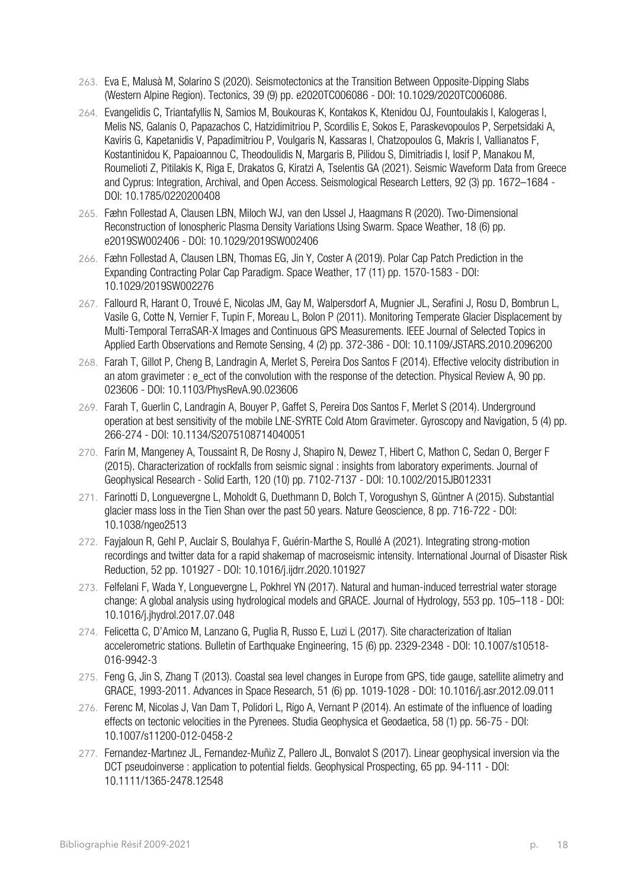263. Eva E, Malusà M, Solarino S (2020). Seismotectonics at the Transition Between Opposite-Dipping Slabs (Western Alpine Region). Tectonics, 39 (9) pp. e2020TC006086 - DOI: 10.1029/2020TC006086.

264. Evangelidis C, Triantafyllis N, Samios M, Boukouras K, Kontakos K, Ktenidou OJ, Fountoulakis I, Kalogeras I, Melis NS, Galanis O, Papazachos C, Hatzidimitriou P, Scordilis E, Sokos E, Paraskevopoulos P, Serpetsidaki A, Kaviris G, Kapetanidis V, Papadimitriou P, Voulgaris N, Kassaras I, Chatzopoulos G, Makris I, Vallianatos F, Kostantinidou K, Papaioannou C, Theodoulidis N, Margaris B, Pilidou S, Dimitriadis I, Iosif P, Manakou M, Roumelioti Z, Pitilakis K, Riga E, Drakatos G, Kiratzi A, Tselentis GA (2021). Seismic Waveform Data from Greece and Cyprus: Integration, Archival, and Open Access. Seismological Research Letters, 92 (3) pp. 1672–1684 - DOI: 10.1785/0220200408

265. Fæhn Follestad A, Clausen LBN, Miloch WJ, van den IJssel J, Haagmans R (2020). Two-Dimensional Reconstruction of Ionospheric Plasma Density Variations Using Swarm. Space Weather, 18 (6) pp. e2019SW002406 - DOI: 10.1029/2019SW002406

266. Fæhn Follestad A, Clausen LBN, Thomas EG, Jin Y, Coster A (2019). Polar Cap Patch Prediction in the Expanding Contracting Polar Cap Paradigm. Space Weather, 17 (11) pp. 1570-1583 - DOI: 10.1029/2019SW002276

267. Fallourd R, Harant O, Trouvé E, Nicolas JM, Gay M, Walpersdorf A, Mugnier JL, Serafini J, Rosu D, Bombrun L, Vasile G, Cotte N, Vernier F, Tupin F, Moreau L, Bolon P (2011). Monitoring Temperate Glacier Displacement by Multi-Temporal TerraSAR-X Images and Continuous GPS Measurements. IEEE Journal of Selected Topics in Applied Earth Observations and Remote Sensing, 4 (2) pp. 372-386 - DOI: 10.1109/JSTARS.2010.2096200

268. Farah T, Gillot P, Cheng B, Landragin A, Merlet S, Pereira Dos Santos F (2014). Effective velocity distribution in an atom gravimeter : e_ect of the convolution with the response of the detection. Physical Review A, 90 pp. 023606 - DOI: 10.1103/PhysRevA.90.023606

269. Farah T, Guerlin C, Landragin A, Bouyer P, Gaffet S, Pereira Dos Santos F, Merlet S (2014). Underground operation at best sensitivity of the mobile LNE-SYRTE Cold Atom Gravimeter. Gyroscopy and Navigation, 5 (4) pp. 266-274 - DOI: 10.1134/S2075108714040051

270. Farin M, Mangeney A, Toussaint R, De Rosny J, Shapiro N, Dewez T, Hibert C, Mathon C, Sedan O, Berger F (2015). Characterization of rockfalls from seismic signal : insights from laboratory experiments. Journal of Geophysical Research - Solid Earth, 120 (10) pp. 7102-7137 - DOI: 10.1002/2015JB012331

271. Farinotti D, Longuevergne L, Moholdt G, Duethmann D, Bolch T, Vorogushyn S, Güntner A (2015). Substantial glacier mass loss in the Tien Shan over the past 50 years. Nature Geoscience, 8 pp. 716-722 - DOI: 10.1038/ngeo2513

272. Fayjaloun R, Gehl P, Auclair S, Boulahya F, Guérin-Marthe S, Roullé A (2021). Integrating strong-motion recordings and twitter data for a rapid shakemap of macroseismic intensity. International Journal of Disaster Risk Reduction, 52 pp. 101927 - DOI: 10.1016/j.ijdrr.2020.101927

273. Felfelani F, Wada Y, Longuevergne L, Pokhrel YN (2017). Natural and human-induced terrestrial water storage change: A global analysis using hydrological models and GRACE. Journal of Hydrology, 553 pp. 105–118 - DOI: 10.1016/j.jhydrol.2017.07.048

274. Felicetta C, D'Amico M, Lanzano G, Puglia R, Russo E, Luzi L (2017). Site characterization of Italian accelerometric stations. Bulletin of Earthquake Engineering, 15 (6) pp. 2329-2348 - DOI: 10.1007/s10518-016-9942-3

275. Feng G, Jin S, Zhang T (2013). Coastal sea level changes in Europe from GPS, tide gauge, satellite alimetry and GRACE, 1993-2011. Advances in Space Research, 51 (6) pp. 1019-1028 - DOI: 10.1016/j.asr.2012.09.011

276. Ferenc M, Nicolas J, Van Dam T, Polidori L, Rigo A, Vernant P (2014). An estimate of the influence of loading effects on tectonic velocities in the Pyrenees. Studia Geophysica et Geodaetica, 58 (1) pp. 56-75 - DOI: 10.1007/s11200-012-0458-2

277. Fernandez-Martınez JL, Fernandez-Muñiz Z, Pallero JL, Bonvalot S (2017). Linear geophysical inversion via the DCT pseudoinverse : application to potential fields. Geophysical Prospecting, 65 pp. 94-111 - DOI: 10.1111/1365-2478.12548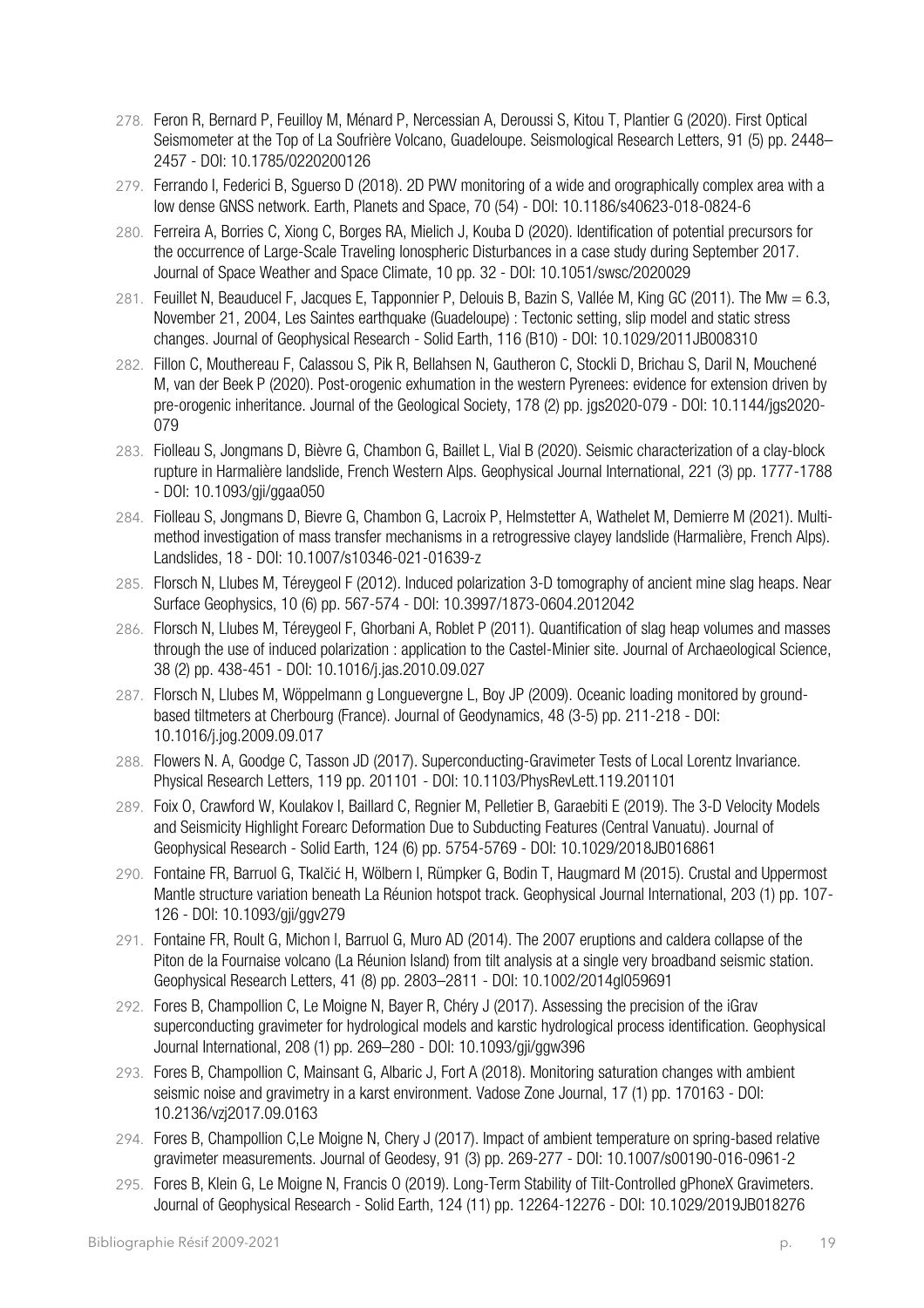278. Feron R, Bernard P, Feuilloy M, Ménard P, Nercessian A, Deroussi S, Kitou T, Plantier G (2020). First Optical Seismometer at the Top of La Soufrière Volcano, Guadeloupe. Seismological Research Letters, 91 (5) pp. 2448–2457 - DOI: 10.1785/0220200126
279. Ferrando I, Federici B, Sguerso D (2018). 2D PWV monitoring of a wide and orographically complex area with a low dense GNSS network. Earth, Planets and Space, 70 (54) - DOI: 10.1186/s40623-018-0824-6
280. Ferreira A, Borries C, Xiong C, Borges RA, Mielich J, Kouba D (2020). Identification of potential precursors for the occurrence of Large-Scale Traveling Ionospheric Disturbances in a case study during September 2017. Journal of Space Weather and Space Climate, 10 pp. 32 - DOI: 10.1051/swsc/2020029
281. Feuillet N, Beauducel F, Jacques E, Tapponnier P, Delouis B, Bazin S, Vallée M, King GC (2011). The Mw = 6.3, November 21, 2004, Les Saintes earthquake (Guadeloupe) : Tectonic setting, slip model and static stress changes. Journal of Geophysical Research - Solid Earth, 116 (B10) - DOI: 10.1029/2011JB008310
282. Fillon C, Mouthereau F, Calassou S, Pik R, Bellahsen N, Gautheron C, Stockli D, Brichau S, Daril N, Mouchené M, van der Beek P (2020). Post-orogenic exhumation in the western Pyrenees: evidence for extension driven by pre-orogenic inheritance. Journal of the Geological Society, 178 (2) pp. jgs2020-079 - DOI: 10.1144/jgs2020-079
283. Fiolleau S, Jongmans D, Bièvre G, Chambon G, Baillet L, Vial B (2020). Seismic characterization of a clay-block rupture in Harmalière landslide, French Western Alps. Geophysical Journal International, 221 (3) pp. 1777-1788 - DOI: 10.1093/gji/ggaa050
284. Fiolleau S, Jongmans D, Bievre G, Chambon G, Lacroix P, Helmstetter A, Wathelet M, Demierre M (2021). Multi-method investigation of mass transfer mechanisms in a retrogressive clayey landslide (Harmalière, French Alps). Landslides, 18 - DOI: 10.1007/s10346-021-01639-z
285. Florsch N, Llubes M, Téreygeol F (2012). Induced polarization 3-D tomography of ancient mine slag heaps. Near Surface Geophysics, 10 (6) pp. 567-574 - DOI: 10.3997/1873-0604.2012042
286. Florsch N, Llubes M, Téreygeol F, Ghorbani A, Roblet P (2011). Quantification of slag heap volumes and masses through the use of induced polarization : application to the Castel-Minier site. Journal of Archaeological Science, 38 (2) pp. 438-451 - DOI: 10.1016/j.jas.2010.09.027
287. Florsch N, Llubes M, Wöppelmann g Longuevergne L, Boy JP (2009). Oceanic loading monitored by ground-based tiltmeters at Cherbourg (France). Journal of Geodynamics, 48 (3-5) pp. 211-218 - DOI: 10.1016/j.jog.2009.09.017
288. Flowers N. A, Goodge C, Tasson JD (2017). Superconducting-Gravimeter Tests of Local Lorentz Invariance. Physical Research Letters, 119 pp. 201101 - DOI: 10.1103/PhysRevLett.119.201101
289. Foix O, Crawford W, Koulakov I, Baillard C, Regnier M, Pelletier B, Garaebiti E (2019). The 3-D Velocity Models and Seismicity Highlight Forearc Deformation Due to Subducting Features (Central Vanuatu). Journal of Geophysical Research - Solid Earth, 124 (6) pp. 5754-5769 - DOI: 10.1029/2018JB016861
290. Fontaine FR, Barruol G, Tkalčić H, Wölbern I, Rümpker G, Bodin T, Haugmard M (2015). Crustal and Uppermost Mantle structure variation beneath La Réunion hotspot track. Geophysical Journal International, 203 (1) pp. 107-126 - DOI: 10.1093/gji/ggv279
291. Fontaine FR, Roult G, Michon l, Barruol G, Muro AD (2014). The 2007 eruptions and caldera collapse of the Piton de la Fournaise volcano (La Réunion Island) from tilt analysis at a single very broadband seismic station. Geophysical Research Letters, 41 (8) pp. 2803–2811 - DOI: 10.1002/2014gl059691
292. Fores B, Champollion C, Le Moigne N, Bayer R, Chéry J (2017). Assessing the precision of the iGrav superconducting gravimeter for hydrological models and karstic hydrological process identification. Geophysical Journal International, 208 (1) pp. 269–280 - DOI: 10.1093/gji/ggw396
293. Fores B, Champollion C, Mainsant G, Albaric J, Fort A (2018). Monitoring saturation changes with ambient seismic noise and gravimetry in a karst environment. Vadose Zone Journal, 17 (1) pp. 170163 - DOI: 10.2136/vzj2017.09.0163
294. Fores B, Champollion C,Le Moigne N, Chery J (2017). Impact of ambient temperature on spring-based relative gravimeter measurements. Journal of Geodesy, 91 (3) pp. 269-277 - DOI: 10.1007/s00190-016-0961-2
295. Fores B, Klein G, Le Moigne N, Francis O (2019). Long-Term Stability of Tilt-Controlled gPhoneX Gravimeters. Journal of Geophysical Research - Solid Earth, 124 (11) pp. 12264-12276 - DOI: 10.1029/2019JB018276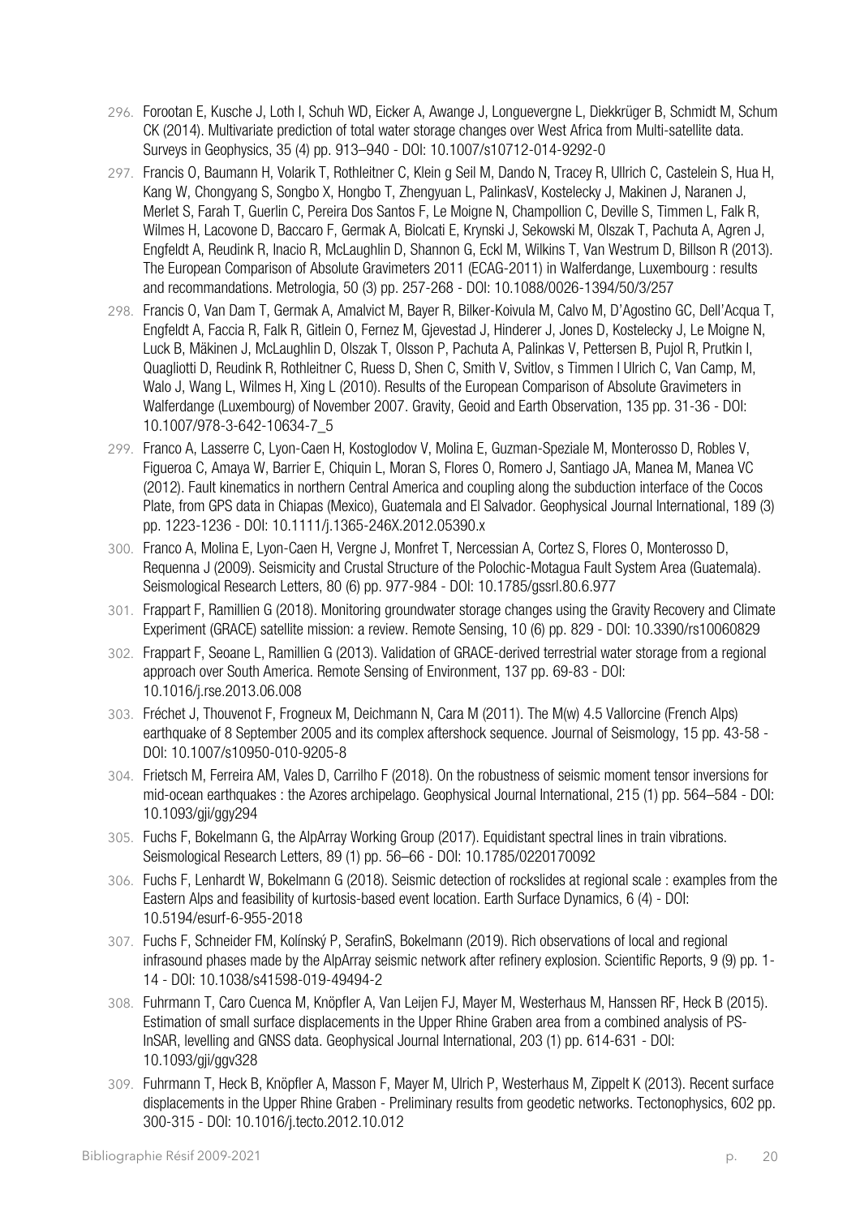296. Forootan E, Kusche J, Loth I, Schuh WD, Eicker A, Awange J, Longuevergne L, Diekkrüger B, Schmidt M, Schum CK (2014). Multivariate prediction of total water storage changes over West Africa from Multi-satellite data. Surveys in Geophysics, 35 (4) pp. 913–940 - DOI: 10.1007/s10712-014-9292-0
297. Francis O, Baumann H, Volarik T, Rothleitner C, Klein g Seil M, Dando N, Tracey R, Ullrich C, Castelein S, Hua H, Kang W, Chongyang S, Songbo X, Hongbo T, Zhengyuan L, PalinkasV, Kostelecky J, Makinen J, Naranen J, Merlet S, Farah T, Guerlin C, Pereira Dos Santos F, Le Moigne N, Champollion C, Deville S, Timmen L, Falk R, Wilmes H, Lacovone D, Baccaro F, Germak A, Biolcati E, Krynski J, Sekowski M, Olszak T, Pachuta A, Agren J, Engfeldt A, Reudink R, Inacio R, McLaughlin D, Shannon G, Eckl M, Wilkins T, Van Westrum D, Billson R (2013). The European Comparison of Absolute Gravimeters 2011 (ECAG-2011) in Walferdange, Luxembourg : results and recommandations. Metrologia, 50 (3) pp. 257-268 - DOI: 10.1088/0026-1394/50/3/257
298. Francis O, Van Dam T, Germak A, Amalvict M, Bayer R, Bilker-Koivula M, Calvo M, D'Agostino GC, Dell'Acqua T, Engfeldt A, Faccia R, Falk R, Gitlein O, Fernez M, Gjevestad J, Hinderer J, Jones D, Kostelecky J, Le Moigne N, Luck B, Mäkinen J, McLaughlin D, Olszak T, Olsson P, Pachuta A, Palinkas V, Pettersen B, Pujol R, Prutkin I, Quagliotti D, Reudink R, Rothleitner C, Ruess D, Shen C, Smith V, Svitlov, s Timmen l Ulrich C, Van Camp, M, Walo J, Wang L, Wilmes H, Xing L (2010). Results of the European Comparison of Absolute Gravimeters in Walferdange (Luxembourg) of November 2007. Gravity, Geoid and Earth Observation, 135 pp. 31-36 - DOI: 10.1007/978-3-642-10634-7_5
299. Franco A, Lasserre C, Lyon-Caen H, Kostoglodov V, Molina E, Guzman-Speziale M, Monterosso D, Robles V, Figueroa C, Amaya W, Barrier E, Chiquin L, Moran S, Flores O, Romero J, Santiago JA, Manea M, Manea VC (2012). Fault kinematics in northern Central America and coupling along the subduction interface of the Cocos Plate, from GPS data in Chiapas (Mexico), Guatemala and El Salvador. Geophysical Journal International, 189 (3) pp. 1223-1236 - DOI: 10.1111/j.1365-246X.2012.05390.x
300. Franco A, Molina E, Lyon-Caen H, Vergne J, Monfret T, Nercessian A, Cortez S, Flores O, Monterosso D, Requenna J (2009). Seismicity and Crustal Structure of the Polochic-Motagua Fault System Area (Guatemala). Seismological Research Letters, 80 (6) pp. 977-984 - DOI: 10.1785/gssrl.80.6.977
301. Frappart F, Ramillien G (2018). Monitoring groundwater storage changes using the Gravity Recovery and Climate Experiment (GRACE) satellite mission: a review. Remote Sensing, 10 (6) pp. 829 - DOI: 10.3390/rs10060829
302. Frappart F, Seoane L, Ramillien G (2013). Validation of GRACE-derived terrestrial water storage from a regional approach over South America. Remote Sensing of Environment, 137 pp. 69-83 - DOI: 10.1016/j.rse.2013.06.008
303. Fréchet J, Thouvenot F, Frogneux M, Deichmann N, Cara M (2011). The M(w) 4.5 Vallorcine (French Alps) earthquake of 8 September 2005 and its complex aftershock sequence. Journal of Seismology, 15 pp. 43-58 - DOI: 10.1007/s10950-010-9205-8
304. Frietsch M, Ferreira AM, Vales D, Carrilho F (2018). On the robustness of seismic moment tensor inversions for mid-ocean earthquakes : the Azores archipelago. Geophysical Journal International, 215 (1) pp. 564–584 - DOI: 10.1093/gji/ggy294
305. Fuchs F, Bokelmann G, the AlpArray Working Group (2017). Equidistant spectral lines in train vibrations. Seismological Research Letters, 89 (1) pp. 56–66 - DOI: 10.1785/0220170092
306. Fuchs F, Lenhardt W, Bokelmann G (2018). Seismic detection of rockslides at regional scale : examples from the Eastern Alps and feasibility of kurtosis-based event location. Earth Surface Dynamics, 6 (4) - DOI: 10.5194/esurf-6-955-2018
307. Fuchs F, Schneider FM, Kolínský P, SerafinS, Bokelmann (2019). Rich observations of local and regional infrasound phases made by the AlpArray seismic network after refinery explosion. Scientific Reports, 9 (9) pp. 1-14 - DOI: 10.1038/s41598-019-49494-2
308. Fuhrmann T, Caro Cuenca M, Knöpfler A, Van Leijen FJ, Mayer M, Westerhaus M, Hanssen RF, Heck B (2015). Estimation of small surface displacements in the Upper Rhine Graben area from a combined analysis of PS-InSAR, levelling and GNSS data. Geophysical Journal International, 203 (1) pp. 614-631 - DOI: 10.1093/gji/ggv328
309. Fuhrmann T, Heck B, Knöpfler A, Masson F, Mayer M, Ulrich P, Westerhaus M, Zippelt K (2013). Recent surface displacements in the Upper Rhine Graben - Preliminary results from geodetic networks. Tectonophysics, 602 pp. 300-315 - DOI: 10.1016/j.tecto.2012.10.012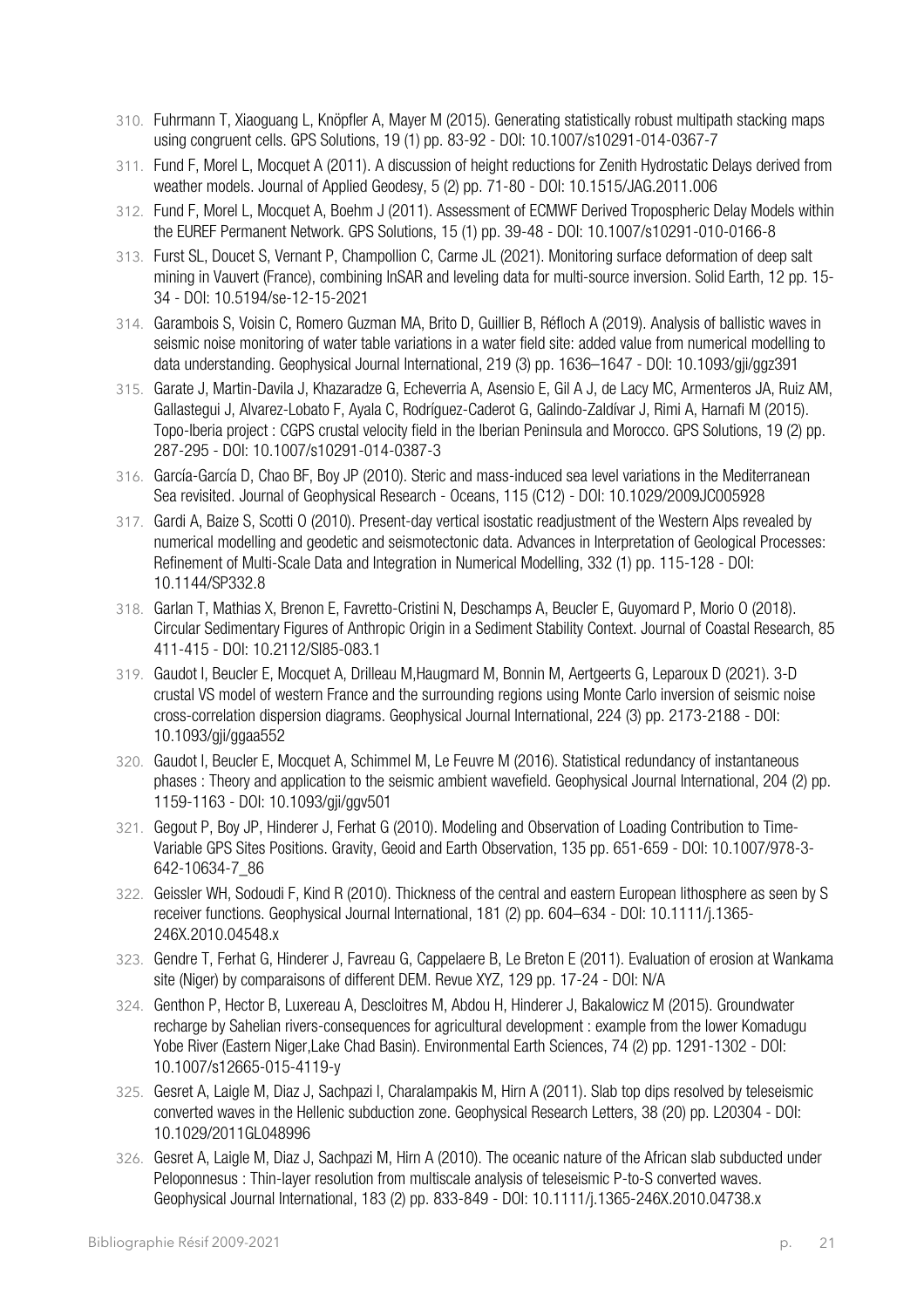310. Fuhrmann T, Xiaoguang L, Knöpfler A, Mayer M (2015). Generating statistically robust multipath stacking maps using congruent cells. GPS Solutions, 19 (1) pp. 83-92 - DOI: 10.1007/s10291-014-0367-7

311. Fund F, Morel L, Mocquet A (2011). A discussion of height reductions for Zenith Hydrostatic Delays derived from weather models. Journal of Applied Geodesy, 5 (2) pp. 71-80 - DOI: 10.1515/JAG.2011.006

312. Fund F, Morel L, Mocquet A, Boehm J (2011). Assessment of ECMWF Derived Tropospheric Delay Models within the EUREF Permanent Network. GPS Solutions, 15 (1) pp. 39-48 - DOI: 10.1007/s10291-010-0166-8

313. Furst SL, Doucet S, Vernant P, Champollion C, Carme JL (2021). Monitoring surface deformation of deep salt mining in Vauvert (France), combining InSAR and leveling data for multi-source inversion. Solid Earth, 12 pp. 15-34 - DOI: 10.5194/se-12-15-2021

314. Garambois S, Voisin C, Romero Guzman MA, Brito D, Guillier B, Réfloch A (2019). Analysis of ballistic waves in seismic noise monitoring of water table variations in a water field site: added value from numerical modelling to data understanding. Geophysical Journal International, 219 (3) pp. 1636–1647 - DOI: 10.1093/gji/ggz391

315. Garate J, Martin-Davila J, Khazaradze G, Echeverria A, Asensio E, Gil A J, de Lacy MC, Armenteros JA, Ruiz AM, Gallastegui J, Alvarez-Lobato F, Ayala C, Rodríguez-Caderot G, Galindo-Zaldívar J, Rimi A, Harnafi M (2015). Topo-Iberia project : CGPS crustal velocity field in the Iberian Peninsula and Morocco. GPS Solutions, 19 (2) pp. 287-295 - DOI: 10.1007/s10291-014-0387-3

316. García-García D, Chao BF, Boy JP (2010). Steric and mass-induced sea level variations in the Mediterranean Sea revisited. Journal of Geophysical Research - Oceans, 115 (C12) - DOI: 10.1029/2009JC005928

317. Gardi A, Baize S, Scotti O (2010). Present-day vertical isostatic readjustment of the Western Alps revealed by numerical modelling and geodetic and seismotectonic data. Advances in Interpretation of Geological Processes: Refinement of Multi-Scale Data and Integration in Numerical Modelling, 332 (1) pp. 115-128 - DOI: 10.1144/SP332.8

318. Garlan T, Mathias X, Brenon E, Favretto-Cristini N, Deschamps A, Beucler E, Guyomard P, Morio O (2018). Circular Sedimentary Figures of Anthropic Origin in a Sediment Stability Context. Journal of Coastal Research, 85 411-415 - DOI: 10.2112/SI85-083.1

319. Gaudot I, Beucler E, Mocquet A, Drilleau M,Haugmard M, Bonnin M, Aertgeerts G, Leparoux D (2021). 3-D crustal VS model of western France and the surrounding regions using Monte Carlo inversion of seismic noise cross-correlation dispersion diagrams. Geophysical Journal International, 224 (3) pp. 2173-2188 - DOI: 10.1093/gji/ggaa552

320. Gaudot I, Beucler E, Mocquet A, Schimmel M, Le Feuvre M (2016). Statistical redundancy of instantaneous phases : Theory and application to the seismic ambient wavefield. Geophysical Journal International, 204 (2) pp. 1159-1163 - DOI: 10.1093/gji/ggv501

321. Gegout P, Boy JP, Hinderer J, Ferhat G (2010). Modeling and Observation of Loading Contribution to Time-Variable GPS Sites Positions. Gravity, Geoid and Earth Observation, 135 pp. 651-659 - DOI: 10.1007/978-3-642-10634-7_86

322. Geissler WH, Sodoudi F, Kind R (2010). Thickness of the central and eastern European lithosphere as seen by S receiver functions. Geophysical Journal International, 181 (2) pp. 604–634 - DOI: 10.1111/j.1365-246X.2010.04548.x

323. Gendre T, Ferhat G, Hinderer J, Favreau G, Cappelaere B, Le Breton E (2011). Evaluation of erosion at Wankama site (Niger) by comparaisons of different DEM. Revue XYZ, 129 pp. 17-24 - DOI: N/A

324. Genthon P, Hector B, Luxereau A, Descloitres M, Abdou H, Hinderer J, Bakalowicz M (2015). Groundwater recharge by Sahelian rivers-consequences for agricultural development : example from the lower Komadugu Yobe River (Eastern Niger,Lake Chad Basin). Environmental Earth Sciences, 74 (2) pp. 1291-1302 - DOI: 10.1007/s12665-015-4119-y

325. Gesret A, Laigle M, Diaz J, Sachpazi I, Charalampakis M, Hirn A (2011). Slab top dips resolved by teleseismic converted waves in the Hellenic subduction zone. Geophysical Research Letters, 38 (20) pp. L20304 - DOI: 10.1029/2011GL048996

326. Gesret A, Laigle M, Diaz J, Sachpazi M, Hirn A (2010). The oceanic nature of the African slab subducted under Peloponnesus : Thin-layer resolution from multiscale analysis of teleseismic P-to-S converted waves. Geophysical Journal International, 183 (2) pp. 833-849 - DOI: 10.1111/j.1365-246X.2010.04738.x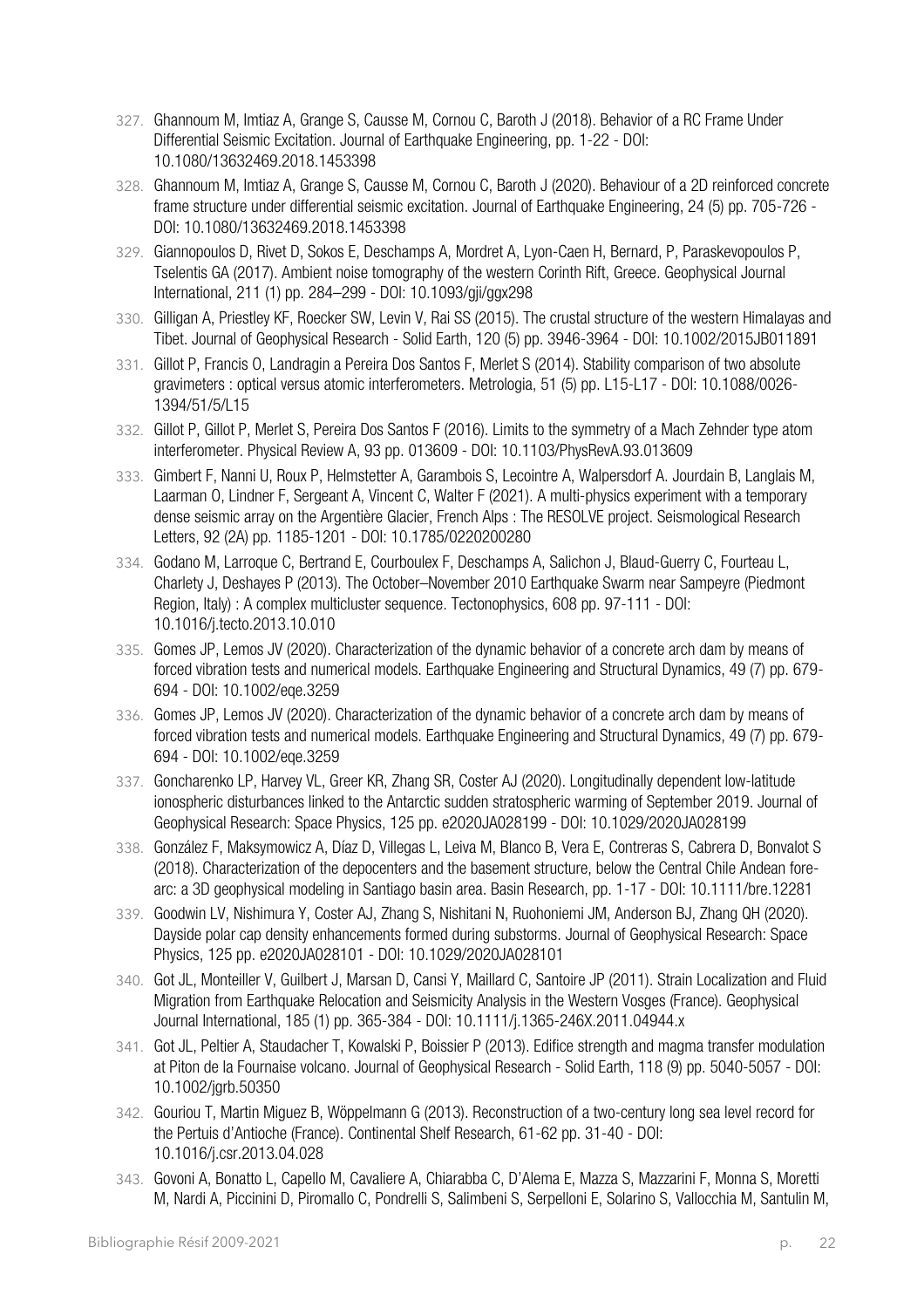327. Ghannoum M, Imtiaz A, Grange S, Causse M, Cornou C, Baroth J (2018). Behavior of a RC Frame Under Differential Seismic Excitation. Journal of Earthquake Engineering, pp. 1-22 - DOI: 10.1080/13632469.2018.1453398
328. Ghannoum M, Imtiaz A, Grange S, Causse M, Cornou C, Baroth J (2020). Behaviour of a 2D reinforced concrete frame structure under differential seismic excitation. Journal of Earthquake Engineering, 24 (5) pp. 705-726 - DOI: 10.1080/13632469.2018.1453398
329. Giannopoulos D, Rivet D, Sokos E, Deschamps A, Mordret A, Lyon-Caen H, Bernard, P, Paraskevopoulos P, Tselentis GA (2017). Ambient noise tomography of the western Corinth Rift, Greece. Geophysical Journal International, 211 (1) pp. 284–299 - DOI: 10.1093/gji/ggx298
330. Gilligan A, Priestley KF, Roecker SW, Levin V, Rai SS (2015). The crustal structure of the western Himalayas and Tibet. Journal of Geophysical Research - Solid Earth, 120 (5) pp. 3946-3964 - DOI: 10.1002/2015JB011891
331. Gillot P, Francis O, Landragin a Pereira Dos Santos F, Merlet S (2014). Stability comparison of two absolute gravimeters : optical versus atomic interferometers. Metrologia, 51 (5) pp. L15-L17 - DOI: 10.1088/0026-1394/51/5/L15
332. Gillot P, Gillot P, Merlet S, Pereira Dos Santos F (2016). Limits to the symmetry of a Mach Zehnder type atom interferometer. Physical Review A, 93 pp. 013609 - DOI: 10.1103/PhysRevA.93.013609
333. Gimbert F, Nanni U, Roux P, Helmstetter A, Garambois S, Lecointre A, Walpersdorf A. Jourdain B, Langlais M, Laarman O, Lindner F, Sergeant A, Vincent C, Walter F (2021). A multi-physics experiment with a temporary dense seismic array on the Argentière Glacier, French Alps : The RESOLVE project. Seismological Research Letters, 92 (2A) pp. 1185-1201 - DOI: 10.1785/0220200280
334. Godano M, Larroque C, Bertrand E, Courboulex F, Deschamps A, Salichon J, Blaud-Guerry C, Fourteau L, Charlety J, Deshayes P (2013). The October–November 2010 Earthquake Swarm near Sampeyre (Piedmont Region, Italy) : A complex multicluster sequence. Tectonophysics, 608 pp. 97-111 - DOI: 10.1016/j.tecto.2013.10.010
335. Gomes JP, Lemos JV (2020). Characterization of the dynamic behavior of a concrete arch dam by means of forced vibration tests and numerical models. Earthquake Engineering and Structural Dynamics, 49 (7) pp. 679-694 - DOI: 10.1002/eqe.3259
336. Gomes JP, Lemos JV (2020). Characterization of the dynamic behavior of a concrete arch dam by means of forced vibration tests and numerical models. Earthquake Engineering and Structural Dynamics, 49 (7) pp. 679-694 - DOI: 10.1002/eqe.3259
337. Goncharenko LP, Harvey VL, Greer KR, Zhang SR, Coster AJ (2020). Longitudinally dependent low-latitude ionospheric disturbances linked to the Antarctic sudden stratospheric warming of September 2019. Journal of Geophysical Research: Space Physics, 125 pp. e2020JA028199 - DOI: 10.1029/2020JA028199
338. González F, Maksymowicz A, Díaz D, Villegas L, Leiva M, Blanco B, Vera E, Contreras S, Cabrera D, Bonvalot S (2018). Characterization of the depocenters and the basement structure, below the Central Chile Andean fore-arc: a 3D geophysical modeling in Santiago basin area. Basin Research, pp. 1-17 - DOI: 10.1111/bre.12281
339. Goodwin LV, Nishimura Y, Coster AJ, Zhang S, Nishitani N, Ruohoniemi JM, Anderson BJ, Zhang QH (2020). Dayside polar cap density enhancements formed during substorms. Journal of Geophysical Research: Space Physics, 125 pp. e2020JA028101 - DOI: 10.1029/2020JA028101
340. Got JL, Monteiller V, Guilbert J, Marsan D, Cansi Y, Maillard C, Santoire JP (2011). Strain Localization and Fluid Migration from Earthquake Relocation and Seismicity Analysis in the Western Vosges (France). Geophysical Journal International, 185 (1) pp. 365-384 - DOI: 10.1111/j.1365-246X.2011.04944.x
341. Got JL, Peltier A, Staudacher T, Kowalski P, Boissier P (2013). Edifice strength and magma transfer modulation at Piton de la Fournaise volcano. Journal of Geophysical Research - Solid Earth, 118 (9) pp. 5040-5057 - DOI: 10.1002/jgrb.50350
342. Gouriou T, Martin Miguez B, Wöppelmann G (2013). Reconstruction of a two-century long sea level record for the Pertuis d'Antioche (France). Continental Shelf Research, 61-62 pp. 31-40 - DOI: 10.1016/j.csr.2013.04.028
343. Govoni A, Bonatto L, Capello M, Cavaliere A, Chiarabba C, D'Alema E, Mazza S, Mazzarini F, Monna S, Moretti M, Nardi A, Piccinini D, Piromallo C, Pondrelli S, Salimbeni S, Serpelloni E, Solarino S, Vallocchia M, Santulin M,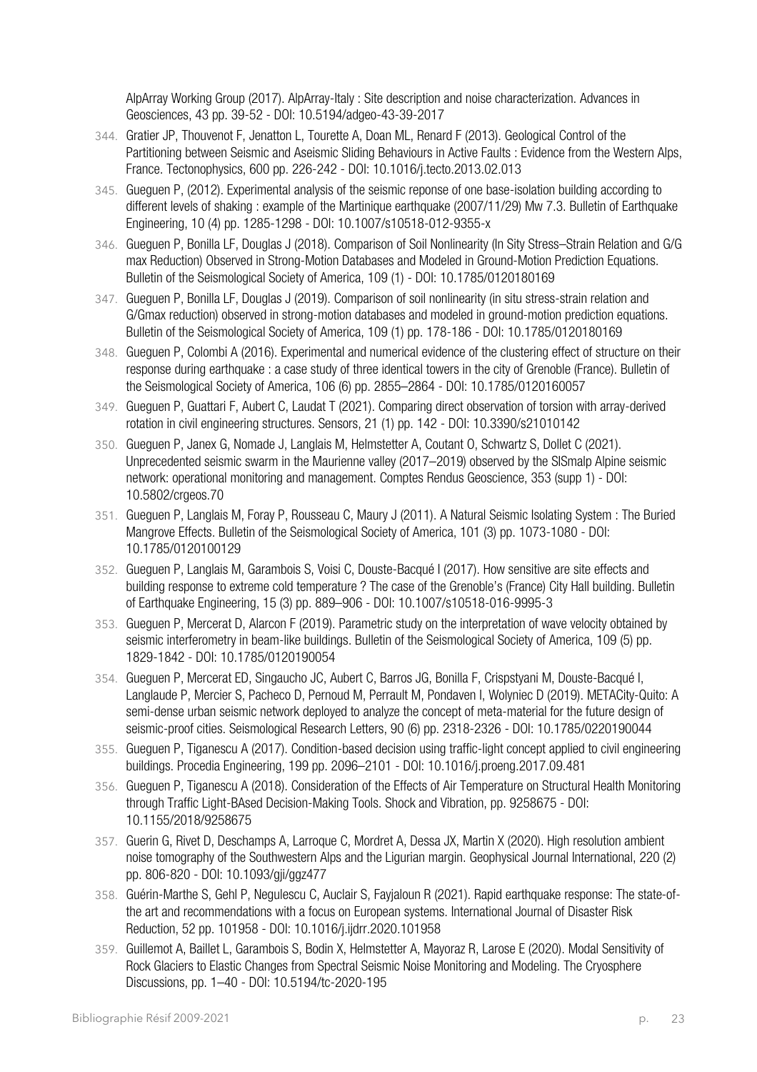AlpArray Working Group (2017). AlpArray-Italy : Site description and noise characterization. Advances in Geosciences, 43 pp. 39-52 - DOI: 10.5194/adgeo-43-39-2017

344. Gratier JP, Thouvenot F, Jenatton L, Tourette A, Doan ML, Renard F (2013). Geological Control of the Partitioning between Seismic and Aseismic Sliding Behaviours in Active Faults : Evidence from the Western Alps, France. Tectonophysics, 600 pp. 226-242 - DOI: 10.1016/j.tecto.2013.02.013
345. Gueguen P, (2012). Experimental analysis of the seismic reponse of one base-isolation building according to different levels of shaking : example of the Martinique earthquake (2007/11/29) Mw 7.3. Bulletin of Earthquake Engineering, 10 (4) pp. 1285-1298 - DOI: 10.1007/s10518-012-9355-x
346. Gueguen P, Bonilla LF, Douglas J (2018). Comparison of Soil Nonlinearity (In Sity Stress–Strain Relation and G/G max Reduction) Observed in Strong-Motion Databases and Modeled in Ground-Motion Prediction Equations. Bulletin of the Seismological Society of America, 109 (1) - DOI: 10.1785/0120180169
347. Gueguen P, Bonilla LF, Douglas J (2019). Comparison of soil nonlinearity (in situ stress-strain relation and G/Gmax reduction) observed in strong-motion databases and modeled in ground-motion prediction equations. Bulletin of the Seismological Society of America, 109 (1) pp. 178-186 - DOI: 10.1785/0120180169
348. Gueguen P, Colombi A (2016). Experimental and numerical evidence of the clustering effect of structure on their response during earthquake : a case study of three identical towers in the city of Grenoble (France). Bulletin of the Seismological Society of America, 106 (6) pp. 2855–2864 - DOI: 10.1785/0120160057
349. Gueguen P, Guattari F, Aubert C, Laudat T (2021). Comparing direct observation of torsion with array-derived rotation in civil engineering structures. Sensors, 21 (1) pp. 142 - DOI: 10.3390/s21010142
350. Gueguen P, Janex G, Nomade J, Langlais M, Helmstetter A, Coutant O, Schwartz S, Dollet C (2021). Unprecedented seismic swarm in the Maurienne valley (2017–2019) observed by the SISmalp Alpine seismic network: operational monitoring and management. Comptes Rendus Geoscience, 353 (supp 1) - DOI: 10.5802/crgeos.70
351. Gueguen P, Langlais M, Foray P, Rousseau C, Maury J (2011). A Natural Seismic Isolating System : The Buried Mangrove Effects. Bulletin of the Seismological Society of America, 101 (3) pp. 1073-1080 - DOI: 10.1785/0120100129
352. Gueguen P, Langlais M, Garambois S, Voisi C, Douste-Bacqué I (2017). How sensitive are site effects and building response to extreme cold temperature ? The case of the Grenoble's (France) City Hall building. Bulletin of Earthquake Engineering, 15 (3) pp. 889–906 - DOI: 10.1007/s10518-016-9995-3
353. Gueguen P, Mercerat D, Alarcon F (2019). Parametric study on the interpretation of wave velocity obtained by seismic interferometry in beam-like buildings. Bulletin of the Seismological Society of America, 109 (5) pp. 1829-1842 - DOI: 10.1785/0120190054
354. Gueguen P, Mercerat ED, Singaucho JC, Aubert C, Barros JG, Bonilla F, Crispstyani M, Douste-Bacqué I, Langlaude P, Mercier S, Pacheco D, Pernoud M, Perrault M, Pondaven I, Wolyniec D (2019). METACity-Quito: A semi-dense urban seismic network deployed to analyze the concept of meta-material for the future design of seismic-proof cities. Seismological Research Letters, 90 (6) pp. 2318-2326 - DOI: 10.1785/0220190044
355. Gueguen P, Tiganescu A (2017). Condition-based decision using traffic-light concept applied to civil engineering buildings. Procedia Engineering, 199 pp. 2096–2101 - DOI: 10.1016/j.proeng.2017.09.481
356. Gueguen P, Tiganescu A (2018). Consideration of the Effects of Air Temperature on Structural Health Monitoring through Traffic Light-BAsed Decision-Making Tools. Shock and Vibration, pp. 9258675 - DOI: 10.1155/2018/9258675
357. Guerin G, Rivet D, Deschamps A, Larroque C, Mordret A, Dessa JX, Martin X (2020). High resolution ambient noise tomography of the Southwestern Alps and the Ligurian margin. Geophysical Journal International, 220 (2) pp. 806-820 - DOI: 10.1093/gji/ggz477
358. Guérin-Marthe S, Gehl P, Negulescu C, Auclair S, Fayjaloun R (2021). Rapid earthquake response: The state-of-the art and recommendations with a focus on European systems. International Journal of Disaster Risk Reduction, 52 pp. 101958 - DOI: 10.1016/j.ijdrr.2020.101958
359. Guillemot A, Baillet L, Garambois S, Bodin X, Helmstetter A, Mayoraz R, Larose E (2020). Modal Sensitivity of Rock Glaciers to Elastic Changes from Spectral Seismic Noise Monitoring and Modeling. The Cryosphere Discussions, pp. 1–40 - DOI: 10.5194/tc-2020-195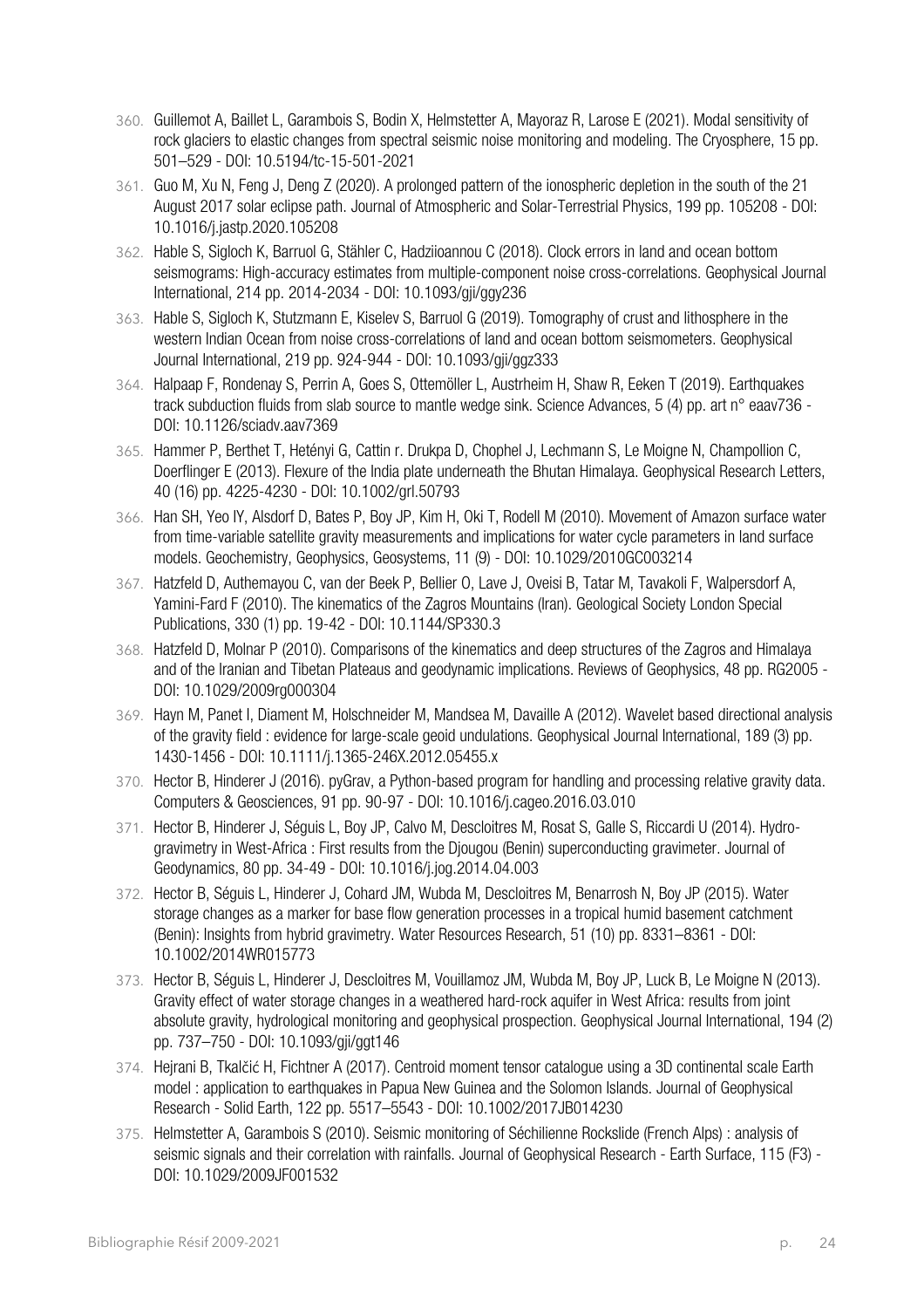360. Guillemot A, Baillet L, Garambois S, Bodin X, Helmstetter A, Mayoraz R, Larose E (2021). Modal sensitivity of rock glaciers to elastic changes from spectral seismic noise monitoring and modeling. The Cryosphere, 15 pp. 501–529 - DOI: 10.5194/tc-15-501-2021
361. Guo M, Xu N, Feng J, Deng Z (2020). A prolonged pattern of the ionospheric depletion in the south of the 21 August 2017 solar eclipse path. Journal of Atmospheric and Solar-Terrestrial Physics, 199 pp. 105208 - DOI: 10.1016/j.jastp.2020.105208
362. Hable S, Sigloch K, Barruol G, Stähler C, Hadziioannou C (2018). Clock errors in land and ocean bottom seismograms: High-accuracy estimates from multiple-component noise cross-correlations. Geophysical Journal International, 214 pp. 2014-2034 - DOI: 10.1093/gji/ggy236
363. Hable S, Sigloch K, Stutzmann E, Kiselev S, Barruol G (2019). Tomography of crust and lithosphere in the western Indian Ocean from noise cross-correlations of land and ocean bottom seismometers. Geophysical Journal International, 219 pp. 924-944 - DOI: 10.1093/gji/ggz333
364. Halpaap F, Rondenay S, Perrin A, Goes S, Ottemöller L, Austrheim H, Shaw R, Eeken T (2019). Earthquakes track subduction fluids from slab source to mantle wedge sink. Science Advances, 5 (4) pp. art n° eaav736 - DOI: 10.1126/sciadv.aav7369
365. Hammer P, Berthet T, Hetényi G, Cattin r. Drukpa D, Chophel J, Lechmann S, Le Moigne N, Champollion C, Doerflinger E (2013). Flexure of the India plate underneath the Bhutan Himalaya. Geophysical Research Letters, 40 (16) pp. 4225-4230 - DOI: 10.1002/grl.50793
366. Han SH, Yeo IY, Alsdorf D, Bates P, Boy JP, Kim H, Oki T, Rodell M (2010). Movement of Amazon surface water from time-variable satellite gravity measurements and implications for water cycle parameters in land surface models. Geochemistry, Geophysics, Geosystems, 11 (9) - DOI: 10.1029/2010GC003214
367. Hatzfeld D, Authemayou C, van der Beek P, Bellier O, Lave J, Oveisi B, Tatar M, Tavakoli F, Walpersdorf A, Yamini-Fard F (2010). The kinematics of the Zagros Mountains (Iran). Geological Society London Special Publications, 330 (1) pp. 19-42 - DOI: 10.1144/SP330.3
368. Hatzfeld D, Molnar P (2010). Comparisons of the kinematics and deep structures of the Zagros and Himalaya and of the Iranian and Tibetan Plateaus and geodynamic implications. Reviews of Geophysics, 48 pp. RG2005 - DOI: 10.1029/2009rg000304
369. Hayn M, Panet I, Diament M, Holschneider M, Mandsea M, Davaille A (2012). Wavelet based directional analysis of the gravity field : evidence for large-scale geoid undulations. Geophysical Journal International, 189 (3) pp. 1430-1456 - DOI: 10.1111/j.1365-246X.2012.05455.x
370. Hector B, Hinderer J (2016). pyGrav, a Python-based program for handling and processing relative gravity data. Computers & Geosciences, 91 pp. 90-97 - DOI: 10.1016/j.cageo.2016.03.010
371. Hector B, Hinderer J, Séguis L, Boy JP, Calvo M, Descloitres M, Rosat S, Galle S, Riccardi U (2014). Hydro-gravimetry in West-Africa : First results from the Djougou (Benin) superconducting gravimeter. Journal of Geodynamics, 80 pp. 34-49 - DOI: 10.1016/j.jog.2014.04.003
372. Hector B, Séguis L, Hinderer J, Cohard JM, Wubda M, Descloitres M, Benarrosh N, Boy JP (2015). Water storage changes as a marker for base flow generation processes in a tropical humid basement catchment (Benin): Insights from hybrid gravimetry. Water Resources Research, 51 (10) pp. 8331–8361 - DOI: 10.1002/2014WR015773
373. Hector B, Séguis L, Hinderer J, Descloitres M, Vouillamoz JM, Wubda M, Boy JP, Luck B, Le Moigne N (2013). Gravity effect of water storage changes in a weathered hard-rock aquifer in West Africa: results from joint absolute gravity, hydrological monitoring and geophysical prospection. Geophysical Journal International, 194 (2) pp. 737–750 - DOI: 10.1093/gji/ggt146
374. Hejrani B, Tkalčić H, Fichtner A (2017). Centroid moment tensor catalogue using a 3D continental scale Earth model : application to earthquakes in Papua New Guinea and the Solomon Islands. Journal of Geophysical Research - Solid Earth, 122 pp. 5517–5543 - DOI: 10.1002/2017JB014230
375. Helmstetter A, Garambois S (2010). Seismic monitoring of Séchilienne Rockslide (French Alps) : analysis of seismic signals and their correlation with rainfalls. Journal of Geophysical Research - Earth Surface, 115 (F3) - DOI: 10.1029/2009JF001532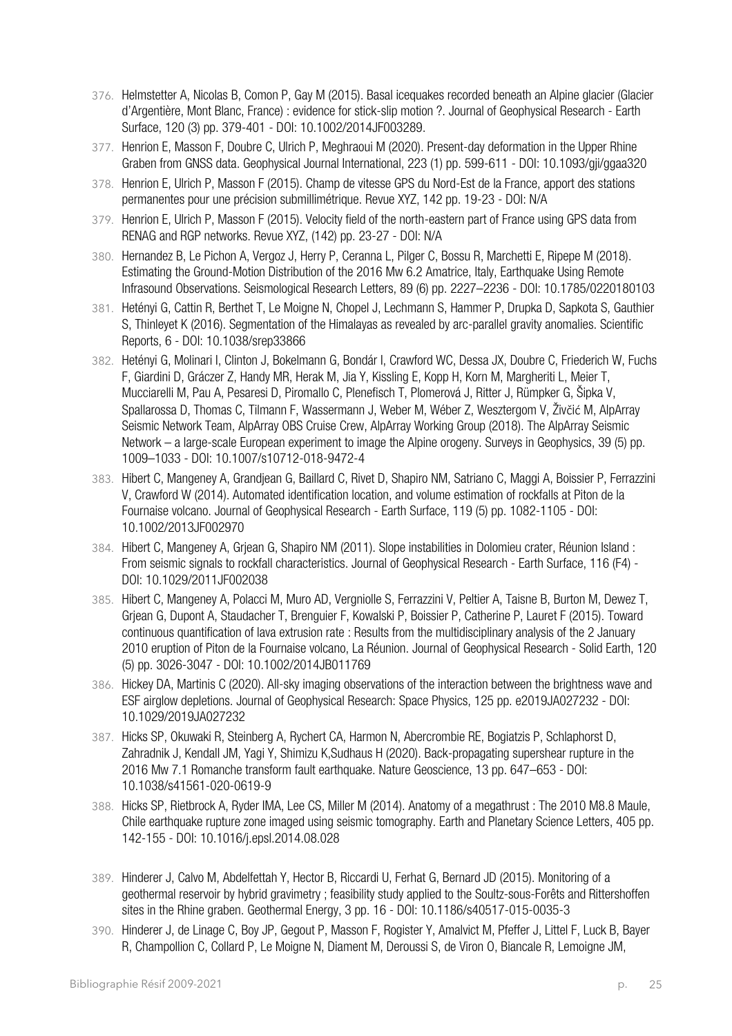376. Helmstetter A, Nicolas B, Comon P, Gay M (2015). Basal icequakes recorded beneath an Alpine glacier (Glacier d'Argentière, Mont Blanc, France) : evidence for stick-slip motion ?. Journal of Geophysical Research - Earth Surface, 120 (3) pp. 379-401 - DOI: 10.1002/2014JF003289.
377. Henrion E, Masson F, Doubre C, Ulrich P, Meghraoui M (2020). Present-day deformation in the Upper Rhine Graben from GNSS data. Geophysical Journal International, 223 (1) pp. 599-611 - DOI: 10.1093/gji/ggaa320
378. Henrion E, Ulrich P, Masson F (2015). Champ de vitesse GPS du Nord-Est de la France, apport des stations permanentes pour une précision submillimétrique. Revue XYZ, 142 pp. 19-23 - DOI: N/A
379. Henrion E, Ulrich P, Masson F (2015). Velocity field of the north-eastern part of France using GPS data from RENAG and RGP networks. Revue XYZ, (142) pp. 23-27 - DOI: N/A
380. Hernandez B, Le Pichon A, Vergoz J, Herry P, Ceranna L, Pilger C, Bossu R, Marchetti E, Ripepe M (2018). Estimating the Ground-Motion Distribution of the 2016 Mw 6.2 Amatrice, Italy, Earthquake Using Remote Infrasound Observations. Seismological Research Letters, 89 (6) pp. 2227–2236 - DOI: 10.1785/0220180103
381. Hetényi G, Cattin R, Berthet T, Le Moigne N, Chopel J, Lechmann S, Hammer P, Drupka D, Sapkota S, Gauthier S, Thinleyet K (2016). Segmentation of the Himalayas as revealed by arc-parallel gravity anomalies. Scientific Reports, 6 - DOI: 10.1038/srep33866
382. Hetényi G, Molinari I, Clinton J, Bokelmann G, Bondár I, Crawford WC, Dessa JX, Doubre C, Friederich W, Fuchs F, Giardini D, Gráczer Z, Handy MR, Herak M, Jia Y, Kissling E, Kopp H, Korn M, Margheriti L, Meier T, Mucciarelli M, Pau A, Pesaresi D, Piromallo C, Plenefisch T, Plomerová J, Ritter J, Rümpker G, Šipka V, Spallarossa D, Thomas C, Tilmann F, Wassermann J, Weber M, Wéber Z, Wesztergom V, Živčić M, AlpArray Seismic Network Team, AlpArray OBS Cruise Crew, AlpArray Working Group (2018). The AlpArray Seismic Network – a large-scale European experiment to image the Alpine orogeny. Surveys in Geophysics, 39 (5) pp. 1009–1033 - DOI: 10.1007/s10712-018-9472-4
383. Hibert C, Mangeney A, Grandjean G, Baillard C, Rivet D, Shapiro NM, Satriano C, Maggi A, Boissier P, Ferrazzini V, Crawford W (2014). Automated identification location, and volume estimation of rockfalls at Piton de la Fournaise volcano. Journal of Geophysical Research - Earth Surface, 119 (5) pp. 1082-1105 - DOI: 10.1002/2013JF002970
384. Hibert C, Mangeney A, Grjean G, Shapiro NM (2011). Slope instabilities in Dolomieu crater, Réunion Island : From seismic signals to rockfall characteristics. Journal of Geophysical Research - Earth Surface, 116 (F4) - DOI: 10.1029/2011JF002038
385. Hibert C, Mangeney A, Polacci M, Muro AD, Vergniolle S, Ferrazzini V, Peltier A, Taisne B, Burton M, Dewez T, Grjean G, Dupont A, Staudacher T, Brenguier F, Kowalski P, Boissier P, Catherine P, Lauret F (2015). Toward continuous quantification of lava extrusion rate : Results from the multidisciplinary analysis of the 2 January 2010 eruption of Piton de la Fournaise volcano, La Réunion. Journal of Geophysical Research - Solid Earth, 120 (5) pp. 3026-3047 - DOI: 10.1002/2014JB011769
386. Hickey DA, Martinis C (2020). All-sky imaging observations of the interaction between the brightness wave and ESF airglow depletions. Journal of Geophysical Research: Space Physics, 125 pp. e2019JA027232 - DOI: 10.1029/2019JA027232
387. Hicks SP, Okuwaki R, Steinberg A, Rychert CA, Harmon N, Abercrombie RE, Bogiatzis P, Schlaphorst D, Zahradnik J, Kendall JM, Yagi Y, Shimizu K,Sudhaus H (2020). Back-propagating supershear rupture in the 2016 Mw 7.1 Romanche transform fault earthquake. Nature Geoscience, 13 pp. 647–653 - DOI: 10.1038/s41561-020-0619-9
388. Hicks SP, Rietbrock A, Ryder IMA, Lee CS, Miller M (2014). Anatomy of a megathrust : The 2010 M8.8 Maule, Chile earthquake rupture zone imaged using seismic tomography. Earth and Planetary Science Letters, 405 pp. 142-155 - DOI: 10.1016/j.epsl.2014.08.028
389. Hinderer J, Calvo M, Abdelfettah Y, Hector B, Riccardi U, Ferhat G, Bernard JD (2015). Monitoring of a geothermal reservoir by hybrid gravimetry ; feasibility study applied to the Soultz-sous-Forêts and Rittershoffen sites in the Rhine graben. Geothermal Energy, 3 pp. 16 - DOI: 10.1186/s40517-015-0035-3
390. Hinderer J, de Linage C, Boy JP, Gegout P, Masson F, Rogister Y, Amalvict M, Pfeffer J, Littel F, Luck B, Bayer R, Champollion C, Collard P, Le Moigne N, Diament M, Deroussi S, de Viron O, Biancale R, Lemoigne JM,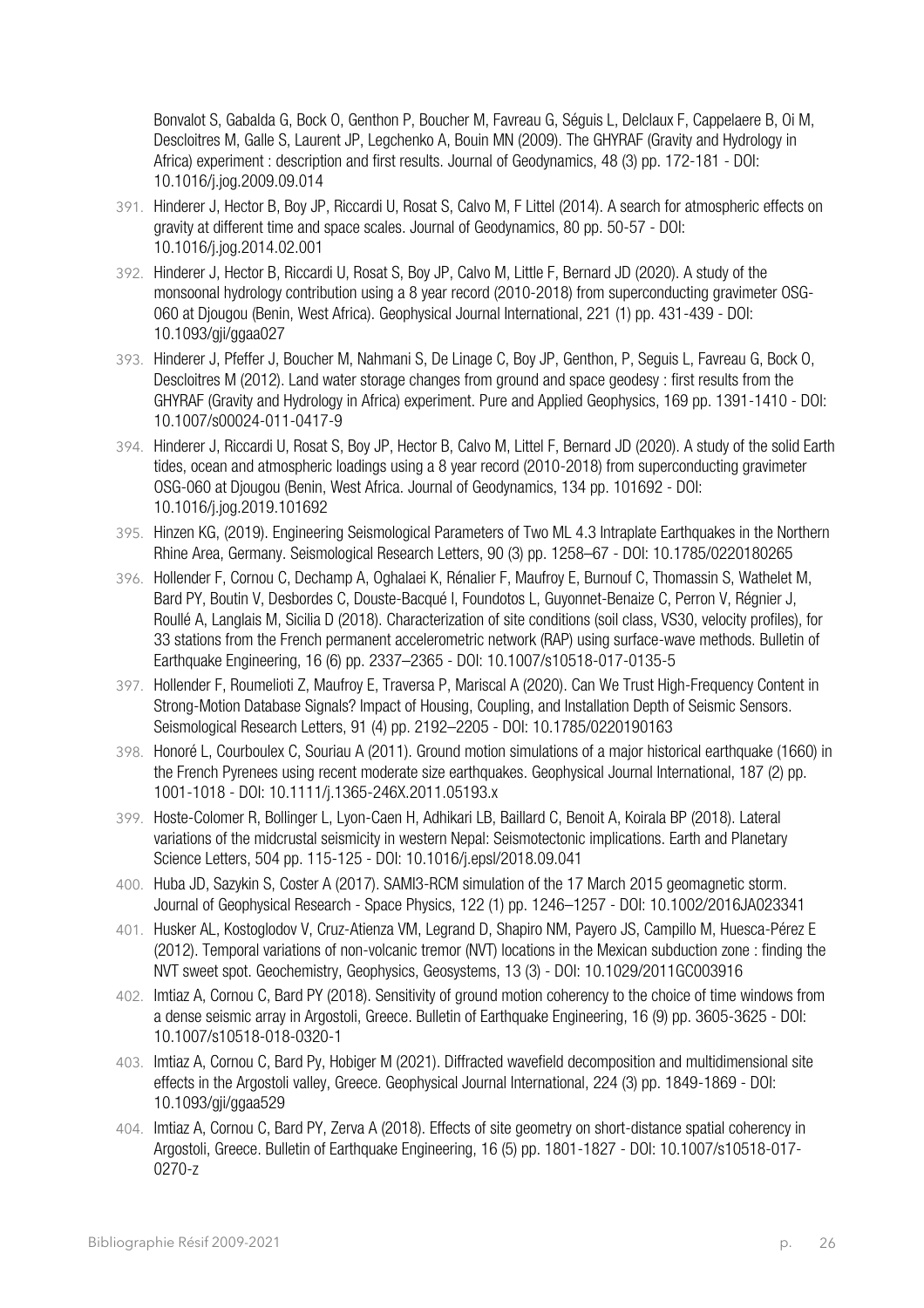Bonvalot S, Gabalda G, Bock O, Genthon P, Boucher M, Favreau G, Séguis L, Delclaux F, Cappelaere B, Oi M, Descloitres M, Galle S, Laurent JP, Legchenko A, Bouin MN (2009). The GHYRAF (Gravity and Hydrology in Africa) experiment : description and first results. Journal of Geodynamics, 48 (3) pp. 172-181 - DOI: 10.1016/j.jog.2009.09.014

391. Hinderer J, Hector B, Boy JP, Riccardi U, Rosat S, Calvo M, F Littel (2014). A search for atmospheric effects on gravity at different time and space scales. Journal of Geodynamics, 80 pp. 50-57 - DOI: 10.1016/j.jog.2014.02.001
392. Hinderer J, Hector B, Riccardi U, Rosat S, Boy JP, Calvo M, Little F, Bernard JD (2020). A study of the monsoonal hydrology contribution using a 8 year record (2010-2018) from superconducting gravimeter OSG-060 at Djougou (Benin, West Africa). Geophysical Journal International, 221 (1) pp. 431-439 - DOI: 10.1093/gji/ggaa027
393. Hinderer J, Pfeffer J, Boucher M, Nahmani S, De Linage C, Boy JP, Genthon, P, Seguis L, Favreau G, Bock O, Descloitres M (2012). Land water storage changes from ground and space geodesy : first results from the GHYRAF (Gravity and Hydrology in Africa) experiment. Pure and Applied Geophysics, 169 pp. 1391-1410 - DOI: 10.1007/s00024-011-0417-9
394. Hinderer J, Riccardi U, Rosat S, Boy JP, Hector B, Calvo M, Littel F, Bernard JD (2020). A study of the solid Earth tides, ocean and atmospheric loadings using a 8 year record (2010-2018) from superconducting gravimeter OSG-060 at Djougou (Benin, West Africa. Journal of Geodynamics, 134 pp. 101692 - DOI: 10.1016/j.jog.2019.101692
395. Hinzen KG, (2019). Engineering Seismological Parameters of Two ML 4.3 Intraplate Earthquakes in the Northern Rhine Area, Germany. Seismological Research Letters, 90 (3) pp. 1258–67 - DOI: 10.1785/0220180265
396. Hollender F, Cornou C, Dechamp A, Oghalaei K, Rénalier F, Maufroy E, Burnouf C, Thomassin S, Wathelet M, Bard PY, Boutin V, Desbordes C, Douste-Bacqué I, Foundotos L, Guyonnet-Benaize C, Perron V, Régnier J, Roullé A, Langlais M, Sicilia D (2018). Characterization of site conditions (soil class, VS30, velocity profiles), for 33 stations from the French permanent accelerometric network (RAP) using surface-wave methods. Bulletin of Earthquake Engineering, 16 (6) pp. 2337–2365 - DOI: 10.1007/s10518-017-0135-5
397. Hollender F, Roumelioti Z, Maufroy E, Traversa P, Mariscal A (2020). Can We Trust High-Frequency Content in Strong-Motion Database Signals? Impact of Housing, Coupling, and Installation Depth of Seismic Sensors. Seismological Research Letters, 91 (4) pp. 2192–2205 - DOI: 10.1785/0220190163
398. Honoré L, Courboulex C, Souriau A (2011). Ground motion simulations of a major historical earthquake (1660) in the French Pyrenees using recent moderate size earthquakes. Geophysical Journal International, 187 (2) pp. 1001-1018 - DOI: 10.1111/j.1365-246X.2011.05193.x
399. Hoste-Colomer R, Bollinger L, Lyon-Caen H, Adhikari LB, Baillard C, Benoit A, Koirala BP (2018). Lateral variations of the midcrustal seismicity in western Nepal: Seismotectonic implications. Earth and Planetary Science Letters, 504 pp. 115-125 - DOI: 10.1016/j.epsl/2018.09.041
400. Huba JD, Sazykin S, Coster A (2017). SAMI3-RCM simulation of the 17 March 2015 geomagnetic storm. Journal of Geophysical Research - Space Physics, 122 (1) pp. 1246–1257 - DOI: 10.1002/2016JA023341
401. Husker AL, Kostoglodov V, Cruz-Atienza VM, Legrand D, Shapiro NM, Payero JS, Campillo M, Huesca-Pérez E (2012). Temporal variations of non-volcanic tremor (NVT) locations in the Mexican subduction zone : finding the NVT sweet spot. Geochemistry, Geophysics, Geosystems, 13 (3) - DOI: 10.1029/2011GC003916
402. Imtiaz A, Cornou C, Bard PY (2018). Sensitivity of ground motion coherency to the choice of time windows from a dense seismic array in Argostoli, Greece. Bulletin of Earthquake Engineering, 16 (9) pp. 3605-3625 - DOI: 10.1007/s10518-018-0320-1
403. Imtiaz A, Cornou C, Bard Py, Hobiger M (2021). Diffracted wavefield decomposition and multidimensional site effects in the Argostoli valley, Greece. Geophysical Journal International, 224 (3) pp. 1849-1869 - DOI: 10.1093/gji/ggaa529
404. Imtiaz A, Cornou C, Bard PY, Zerva A (2018). Effects of site geometry on short-distance spatial coherency in Argostoli, Greece. Bulletin of Earthquake Engineering, 16 (5) pp. 1801-1827 - DOI: 10.1007/s10518-017-0270-z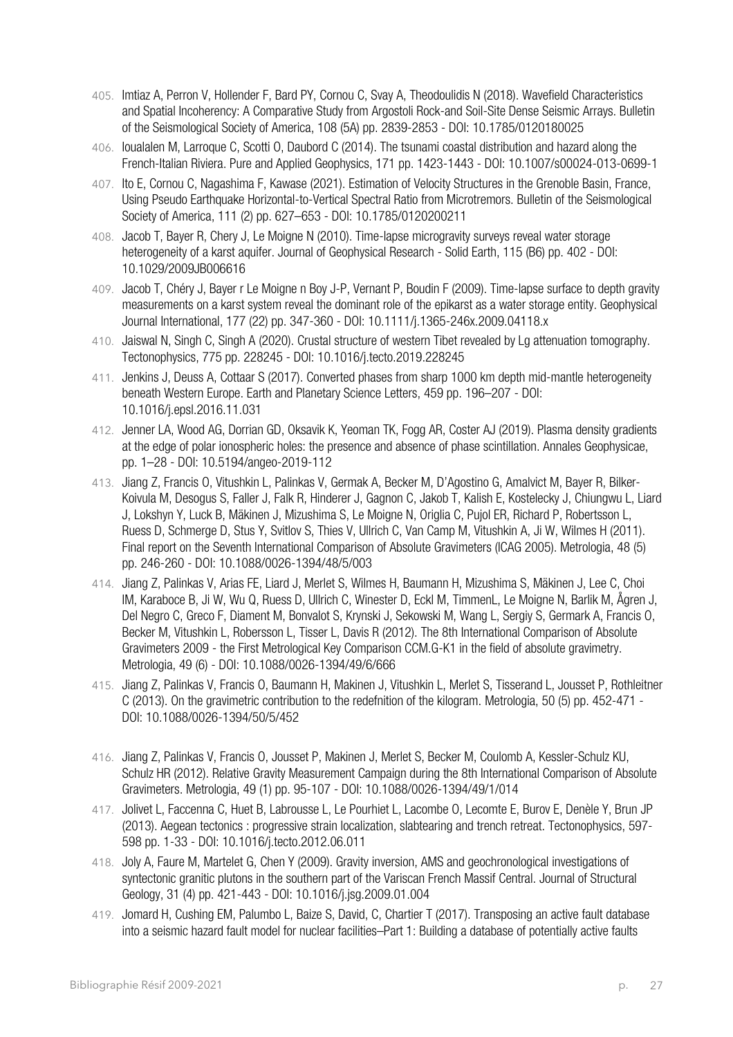405. Imtiaz A, Perron V, Hollender F, Bard PY, Cornou C, Svay A, Theodoulidis N (2018). Wavefield Characteristics and Spatial Incoherency: A Comparative Study from Argostoli Rock-and Soil-Site Dense Seismic Arrays. Bulletin of the Seismological Society of America, 108 (5A) pp. 2839-2853 - DOI: 10.1785/0120180025

406. Ioualalen M, Larroque C, Scotti O, Daubord C (2014). The tsunami coastal distribution and hazard along the French-Italian Riviera. Pure and Applied Geophysics, 171 pp. 1423-1443 - DOI: 10.1007/s00024-013-0699-1

407. Ito E, Cornou C, Nagashima F, Kawase (2021). Estimation of Velocity Structures in the Grenoble Basin, France, Using Pseudo Earthquake Horizontal-to-Vertical Spectral Ratio from Microtremors. Bulletin of the Seismological Society of America, 111 (2) pp. 627–653 - DOI: 10.1785/0120200211

408. Jacob T, Bayer R, Chery J, Le Moigne N (2010). Time-lapse microgravity surveys reveal water storage heterogeneity of a karst aquifer. Journal of Geophysical Research - Solid Earth, 115 (B6) pp. 402 - DOI: 10.1029/2009JB006616

409. Jacob T, Chéry J, Bayer r Le Moigne n Boy J-P, Vernant P, Boudin F (2009). Time-lapse surface to depth gravity measurements on a karst system reveal the dominant role of the epikarst as a water storage entity. Geophysical Journal International, 177 (22) pp. 347-360 - DOI: 10.1111/j.1365-246x.2009.04118.x

410. Jaiswal N, Singh C, Singh A (2020). Crustal structure of western Tibet revealed by Lg attenuation tomography. Tectonophysics, 775 pp. 228245 - DOI: 10.1016/j.tecto.2019.228245

411. Jenkins J, Deuss A, Cottaar S (2017). Converted phases from sharp 1000 km depth mid-mantle heterogeneity beneath Western Europe. Earth and Planetary Science Letters, 459 pp. 196–207 - DOI: 10.1016/j.epsl.2016.11.031

412. Jenner LA, Wood AG, Dorrian GD, Oksavik K, Yeoman TK, Fogg AR, Coster AJ (2019). Plasma density gradients at the edge of polar ionospheric holes: the presence and absence of phase scintillation. Annales Geophysicae, pp. 1–28 - DOI: 10.5194/angeo-2019-112

413. Jiang Z, Francis O, Vitushkin L, Palinkas V, Germak A, Becker M, D'Agostino G, Amalvict M, Bayer R, Bilker-Koivula M, Desogus S, Faller J, Falk R, Hinderer J, Gagnon C, Jakob T, Kalish E, Kostelecky J, Chiungwu L, Liard J, Lokshyn Y, Luck B, Mäkinen J, Mizushima S, Le Moigne N, Origlia C, Pujol ER, Richard P, Robertsson L, Ruess D, Schmerge D, Stus Y, Svitlov S, Thies V, Ullrich C, Van Camp M, Vitushkin A, Ji W, Wilmes H (2011). Final report on the Seventh International Comparison of Absolute Gravimeters (ICAG 2005). Metrologia, 48 (5) pp. 246-260 - DOI: 10.1088/0026-1394/48/5/003

414. Jiang Z, Palinkas V, Arias FE, Liard J, Merlet S, Wilmes H, Baumann H, Mizushima S, Mäkinen J, Lee C, Choi IM, Karaboce B, Ji W, Wu Q, Ruess D, Ullrich C, Winester D, Eckl M, TimmenL, Le Moigne N, Barlik M, Ågren J, Del Negro C, Greco F, Diament M, Bonvalot S, Krynski J, Sekowski M, Wang L, Sergiy S, Germark A, Francis O, Becker M, Vitushkin L, Robersson L, Tisser L, Davis R (2012). The 8th International Comparison of Absolute Gravimeters 2009 - the First Metrological Key Comparison CCM.G-K1 in the field of absolute gravimetry. Metrologia, 49 (6) - DOI: 10.1088/0026-1394/49/6/666

415. Jiang Z, Palinkas V, Francis O, Baumann H, Makinen J, Vitushkin L, Merlet S, Tisserand L, Jousset P, Rothleitner C (2013). On the gravimetric contribution to the redefnition of the kilogram. Metrologia, 50 (5) pp. 452-471 - DOI: 10.1088/0026-1394/50/5/452

416. Jiang Z, Palinkas V, Francis O, Jousset P, Makinen J, Merlet S, Becker M, Coulomb A, Kessler-Schulz KU, Schulz HR (2012). Relative Gravity Measurement Campaign during the 8th International Comparison of Absolute Gravimeters. Metrologia, 49 (1) pp. 95-107 - DOI: 10.1088/0026-1394/49/1/014

417. Jolivet L, Faccenna C, Huet B, Labrousse L, Le Pourhiet L, Lacombe O, Lecomte E, Burov E, Denèle Y, Brun JP (2013). Aegean tectonics : progressive strain localization, slabtearing and trench retreat. Tectonophysics, 597-598 pp. 1-33 - DOI: 10.1016/j.tecto.2012.06.011

418. Joly A, Faure M, Martelet G, Chen Y (2009). Gravity inversion, AMS and geochronological investigations of syntectonic granitic plutons in the southern part of the Variscan French Massif Central. Journal of Structural Geology, 31 (4) pp. 421-443 - DOI: 10.1016/j.jsg.2009.01.004

419. Jomard H, Cushing EM, Palumbo L, Baize S, David, C, Chartier T (2017). Transposing an active fault database into a seismic hazard fault model for nuclear facilities–Part 1: Building a database of potentially active faults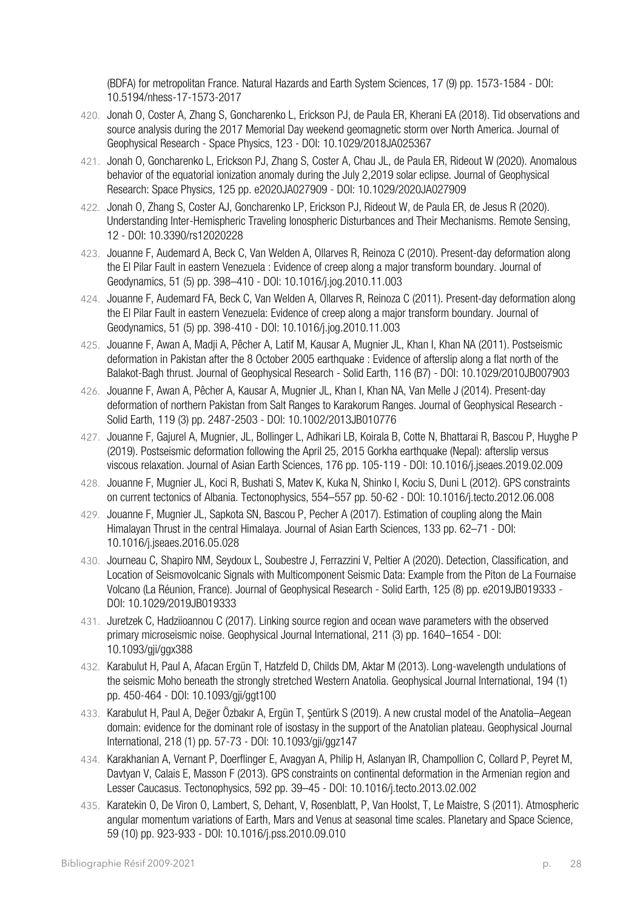(BDFA) for metropolitan France. Natural Hazards and Earth System Sciences, 17 (9) pp. 1573-1584 - DOI: 10.5194/nhess-17-1573-2017

420. Jonah O, Coster A, Zhang S, Goncharenko L, Erickson PJ, de Paula ER, Kherani EA (2018). Tid observations and source analysis during the 2017 Memorial Day weekend geomagnetic storm over North America. Journal of Geophysical Research - Space Physics, 123 - DOI: 10.1029/2018JA025367

421. Jonah O, Goncharenko L, Erickson PJ, Zhang S, Coster A, Chau JL, de Paula ER, Rideout W (2020). Anomalous behavior of the equatorial ionization anomaly during the July 2,2019 solar eclipse. Journal of Geophysical Research: Space Physics, 125 pp. e2020JA027909 - DOI: 10.1029/2020JA027909

422. Jonah O, Zhang S, Coster AJ, Goncharenko LP, Erickson PJ, Rideout W, de Paula ER, de Jesus R (2020). Understanding Inter-Hemispheric Traveling Ionospheric Disturbances and Their Mechanisms. Remote Sensing, 12 - DOI: 10.3390/rs12020228

423. Jouanne F, Audemard A, Beck C, Van Welden A, Ollarves R, Reinoza C (2010). Present-day deformation along the El Pilar Fault in eastern Venezuela : Evidence of creep along a major transform boundary. Journal of Geodynamics, 51 (5) pp. 398–410 - DOI: 10.1016/j.jog.2010.11.003

424. Jouanne F, Audemard FA, Beck C, Van Welden A, Ollarves R, Reinoza C (2011). Present-day deformation along the El Pilar Fault in eastern Venezuela: Evidence of creep along a major transform boundary. Journal of Geodynamics, 51 (5) pp. 398-410 - DOI: 10.1016/j.jog.2010.11.003

425. Jouanne F, Awan A, Madji A, Pêcher A, Latif M, Kausar A, Mugnier JL, Khan I, Khan NA (2011). Postseismic deformation in Pakistan after the 8 October 2005 earthquake : Evidence of afterslip along a flat north of the Balakot-Bagh thrust. Journal of Geophysical Research - Solid Earth, 116 (B7) - DOI: 10.1029/2010JB007903

426. Jouanne F, Awan A, Pêcher A, Kausar A, Mugnier JL, Khan I, Khan NA, Van Melle J (2014). Present-day deformation of northern Pakistan from Salt Ranges to Karakorum Ranges. Journal of Geophysical Research - Solid Earth, 119 (3) pp. 2487-2503 - DOI: 10.1002/2013JB010776

427. Jouanne F, Gajurel A, Mugnier, JL, Bollinger L, Adhikari LB, Koirala B, Cotte N, Bhattarai R, Bascou P, Huyghe P (2019). Postseismic deformation following the April 25, 2015 Gorkha earthquake (Nepal): afterslip versus viscous relaxation. Journal of Asian Earth Sciences, 176 pp. 105-119 - DOI: 10.1016/j.jseaes.2019.02.009

428. Jouanne F, Mugnier JL, Koci R, Bushati S, Matev K, Kuka N, Shinko I, Kociu S, Duni L (2012). GPS constraints on current tectonics of Albania. Tectonophysics, 554–557 pp. 50-62 - DOI: 10.1016/j.tecto.2012.06.008

429. Jouanne F, Mugnier JL, Sapkota SN, Bascou P, Pecher A (2017). Estimation of coupling along the Main Himalayan Thrust in the central Himalaya. Journal of Asian Earth Sciences, 133 pp. 62–71 - DOI: 10.1016/j.jseaes.2016.05.028

430. Journeau C, Shapiro NM, Seydoux L, Soubestre J, Ferrazzini V, Peltier A (2020). Detection, Classification, and Location of Seismovolcanic Signals with Multicomponent Seismic Data: Example from the Piton de La Fournaise Volcano (La Réunion, France). Journal of Geophysical Research - Solid Earth, 125 (8) pp. e2019JB019333 - DOI: 10.1029/2019JB019333

431. Juretzek C, Hadziioannou C (2017). Linking source region and ocean wave parameters with the observed primary microseismic noise. Geophysical Journal International, 211 (3) pp. 1640–1654 - DOI: 10.1093/gji/ggx388

432. Karabulut H, Paul A, Afacan Ergün T, Hatzfeld D, Childs DM, Aktar M (2013). Long-wavelength undulations of the seismic Moho beneath the strongly stretched Western Anatolia. Geophysical Journal International, 194 (1) pp. 450-464 - DOI: 10.1093/gji/ggt100

433. Karabulut H, Paul A, Değer Özbakır A, Ergün T, Şentürk S (2019). A new crustal model of the Anatolia–Aegean domain: evidence for the dominant role of isostasy in the support of the Anatolian plateau. Geophysical Journal International, 218 (1) pp. 57-73 - DOI: 10.1093/gji/ggz147

434. Karakhanian A, Vernant P, Doerflinger E, Avagyan A, Philip H, Aslanyan IR, Champollion C, Collard P, Peyret M, Davtyan V, Calais E, Masson F (2013). GPS constraints on continental deformation in the Armenian region and Lesser Caucasus. Tectonophysics, 592 pp. 39–45 - DOI: 10.1016/j.tecto.2013.02.002

435. Karatekin O, De Viron O, Lambert, S, Dehant, V, Rosenblatt, P, Van Hoolst, T, Le Maistre, S (2011). Atmospheric angular momentum variations of Earth, Mars and Venus at seasonal time scales. Planetary and Space Science, 59 (10) pp. 923-933 - DOI: 10.1016/j.pss.2010.09.010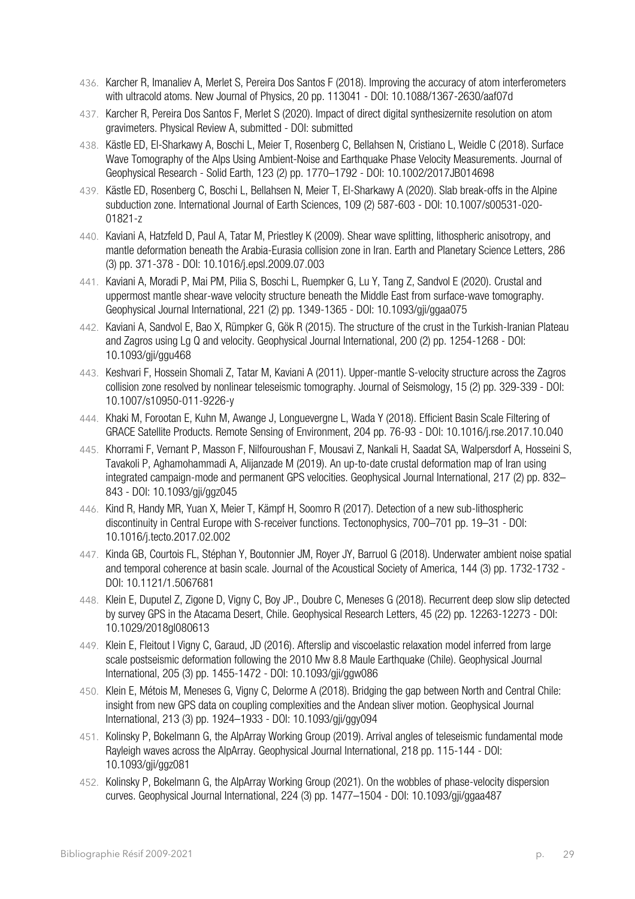436. Karcher R, Imanaliev A, Merlet S, Pereira Dos Santos F (2018). Improving the accuracy of atom interferometers with ultracold atoms. New Journal of Physics, 20 pp. 113041 - DOI: 10.1088/1367-2630/aaf07d

437. Karcher R, Pereira Dos Santos F, Merlet S (2020). Impact of direct digital synthesizernite resolution on atom gravimeters. Physical Review A, submitted - DOI: submitted

438. Kästle ED, El-Sharkawy A, Boschi L, Meier T, Rosenberg C, Bellahsen N, Cristiano L, Weidle C (2018). Surface Wave Tomography of the Alps Using Ambient-Noise and Earthquake Phase Velocity Measurements. Journal of Geophysical Research - Solid Earth, 123 (2) pp. 1770–1792 - DOI: 10.1002/2017JB014698

439. Kästle ED, Rosenberg C, Boschi L, Bellahsen N, Meier T, El-Sharkawy A (2020). Slab break-offs in the Alpine subduction zone. International Journal of Earth Sciences, 109 (2) 587-603 - DOI: 10.1007/s00531-020-01821-z

440. Kaviani A, Hatzfeld D, Paul A, Tatar M, Priestley K (2009). Shear wave splitting, lithospheric anisotropy, and mantle deformation beneath the Arabia-Eurasia collision zone in Iran. Earth and Planetary Science Letters, 286 (3) pp. 371-378 - DOI: 10.1016/j.epsl.2009.07.003

441. Kaviani A, Moradi P, Mai PM, Pilia S, Boschi L, Ruempker G, Lu Y, Tang Z, Sandvol E (2020). Crustal and uppermost mantle shear-wave velocity structure beneath the Middle East from surface-wave tomography. Geophysical Journal International, 221 (2) pp. 1349-1365 - DOI: 10.1093/gji/ggaa075

442. Kaviani A, Sandvol E, Bao X, Rümpker G, Gök R (2015). The structure of the crust in the Turkish-Iranian Plateau and Zagros using Lg Q and velocity. Geophysical Journal International, 200 (2) pp. 1254-1268 - DOI: 10.1093/gji/ggu468

443. Keshvari F, Hossein Shomali Z, Tatar M, Kaviani A (2011). Upper-mantle S-velocity structure across the Zagros collision zone resolved by nonlinear teleseismic tomography. Journal of Seismology, 15 (2) pp. 329-339 - DOI: 10.1007/s10950-011-9226-y

444. Khaki M, Forootan E, Kuhn M, Awange J, Longuevergne L, Wada Y (2018). Efficient Basin Scale Filtering of GRACE Satellite Products. Remote Sensing of Environment, 204 pp. 76-93 - DOI: 10.1016/j.rse.2017.10.040

445. Khorrami F, Vernant P, Masson F, Nilfouroushan F, Mousavi Z, Nankali H, Saadat SA, Walpersdorf A, Hosseini S, Tavakoli P, Aghamohammadi A, Alijanzade M (2019). An up-to-date crustal deformation map of Iran using integrated campaign-mode and permanent GPS velocities. Geophysical Journal International, 217 (2) pp. 832–843 - DOI: 10.1093/gji/ggz045

446. Kind R, Handy MR, Yuan X, Meier T, Kämpf H, Soomro R (2017). Detection of a new sub-lithospheric discontinuity in Central Europe with S-receiver functions. Tectonophysics, 700–701 pp. 19–31 - DOI: 10.1016/j.tecto.2017.02.002

447. Kinda GB, Courtois FL, Stéphan Y, Boutonnier JM, Royer JY, Barruol G (2018). Underwater ambient noise spatial and temporal coherence at basin scale. Journal of the Acoustical Society of America, 144 (3) pp. 1732-1732 - DOI: 10.1121/1.5067681

448. Klein E, Duputel Z, Zigone D, Vigny C, Boy JP., Doubre C, Meneses G (2018). Recurrent deep slow slip detected by survey GPS in the Atacama Desert, Chile. Geophysical Research Letters, 45 (22) pp. 12263-12273 - DOI: 10.1029/2018gl080613

449. Klein E, Fleitout l Vigny C, Garaud, JD (2016). Afterslip and viscoelastic relaxation model inferred from large scale postseismic deformation following the 2010 Mw 8.8 Maule Earthquake (Chile). Geophysical Journal International, 205 (3) pp. 1455-1472 - DOI: 10.1093/gji/ggw086

450. Klein E, Métois M, Meneses G, Vigny C, Delorme A (2018). Bridging the gap between North and Central Chile: insight from new GPS data on coupling complexities and the Andean sliver motion. Geophysical Journal International, 213 (3) pp. 1924–1933 - DOI: 10.1093/gji/ggy094

451. Kolinsky P, Bokelmann G, the AlpArray Working Group (2019). Arrival angles of teleseismic fundamental mode Rayleigh waves across the AlpArray. Geophysical Journal International, 218 pp. 115-144 - DOI: 10.1093/gji/ggz081

452. Kolinsky P, Bokelmann G, the AlpArray Working Group (2021). On the wobbles of phase-velocity dispersion curves. Geophysical Journal International, 224 (3) pp. 1477–1504 - DOI: 10.1093/gji/ggaa487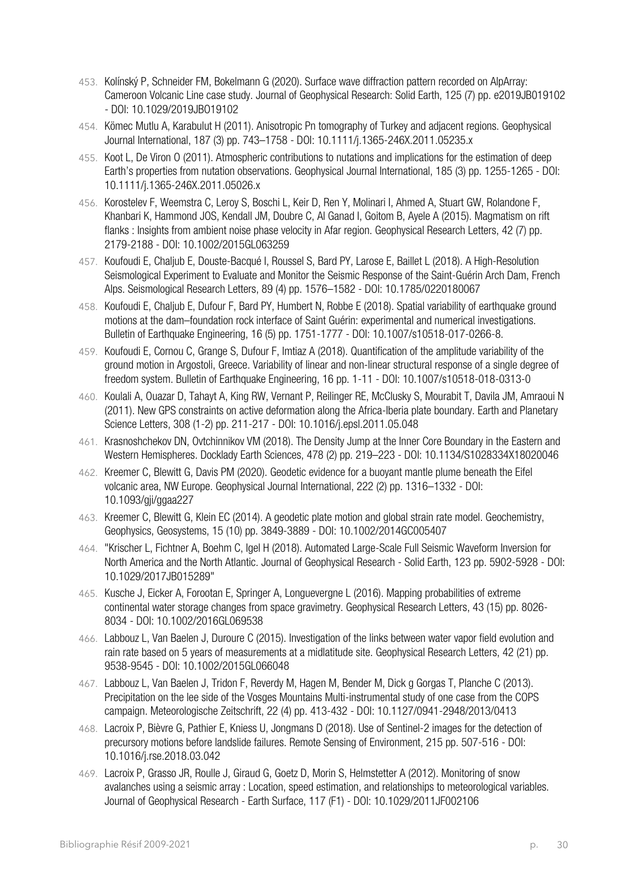453. Kolínský P, Schneider FM, Bokelmann G (2020). Surface wave diffraction pattern recorded on AlpArray: Cameroon Volcanic Line case study. Journal of Geophysical Research: Solid Earth, 125 (7) pp. e2019JB019102 - DOI: 10.1029/2019JB019102
454. Kömec Mutlu A, Karabulut H (2011). Anisotropic Pn tomography of Turkey and adjacent regions. Geophysical Journal International, 187 (3) pp. 743–1758 - DOI: 10.1111/j.1365-246X.2011.05235.x
455. Koot L, De Viron O (2011). Atmospheric contributions to nutations and implications for the estimation of deep Earth's properties from nutation observations. Geophysical Journal International, 185 (3) pp. 1255-1265 - DOI: 10.1111/j.1365-246X.2011.05026.x
456. Korostelev F, Weemstra C, Leroy S, Boschi L, Keir D, Ren Y, Molinari I, Ahmed A, Stuart GW, Rolandone F, Khanbari K, Hammond JOS, Kendall JM, Doubre C, Al Ganad I, Goitom B, Ayele A (2015). Magmatism on rift flanks : Insights from ambient noise phase velocity in Afar region. Geophysical Research Letters, 42 (7) pp. 2179-2188 - DOI: 10.1002/2015GL063259
457. Koufoudi E, Chaljub E, Douste-Bacqué I, Roussel S, Bard PY, Larose E, Baillet L (2018). A High-Resolution Seismological Experiment to Evaluate and Monitor the Seismic Response of the Saint-Guérin Arch Dam, French Alps. Seismological Research Letters, 89 (4) pp. 1576–1582 - DOI: 10.1785/0220180067
458. Koufoudi E, Chaljub E, Dufour F, Bard PY, Humbert N, Robbe E (2018). Spatial variability of earthquake ground motions at the dam–foundation rock interface of Saint Guérin: experimental and numerical investigations. Bulletin of Earthquake Engineering, 16 (5) pp. 1751-1777 - DOI: 10.1007/s10518-017-0266-8.
459. Koufoudi E, Cornou C, Grange S, Dufour F, Imtiaz A (2018). Quantification of the amplitude variability of the ground motion in Argostoli, Greece. Variability of linear and non-linear structural response of a single degree of freedom system. Bulletin of Earthquake Engineering, 16 pp. 1-11 - DOI: 10.1007/s10518-018-0313-0
460. Koulali A, Ouazar D, Tahayt A, King RW, Vernant P, Reilinger RE, McClusky S, Mourabit T, Davila JM, Amraoui N (2011). New GPS constraints on active deformation along the Africa-Iberia plate boundary. Earth and Planetary Science Letters, 308 (1-2) pp. 211-217 - DOI: 10.1016/j.epsl.2011.05.048
461. Krasnoshchekov DN, Ovtchinnikov VM (2018). The Density Jump at the Inner Core Boundary in the Eastern and Western Hemispheres. Docklady Earth Sciences, 478 (2) pp. 219–223 - DOI: 10.1134/S1028334X18020046
462. Kreemer C, Blewitt G, Davis PM (2020). Geodetic evidence for a buoyant mantle plume beneath the Eifel volcanic area, NW Europe. Geophysical Journal International, 222 (2) pp. 1316–1332 - DOI: 10.1093/gji/ggaa227
463. Kreemer C, Blewitt G, Klein EC (2014). A geodetic plate motion and global strain rate model. Geochemistry, Geophysics, Geosystems, 15 (10) pp. 3849-3889 - DOI: 10.1002/2014GC005407
464. "Krischer L, Fichtner A, Boehm C, Igel H (2018). Automated Large-Scale Full Seismic Waveform Inversion for North America and the North Atlantic. Journal of Geophysical Research - Solid Earth, 123 pp. 5902-5928 - DOI: 10.1029/2017JB015289"
465. Kusche J, Eicker A, Forootan E, Springer A, Longuevergne L (2016). Mapping probabilities of extreme continental water storage changes from space gravimetry. Geophysical Research Letters, 43 (15) pp. 8026-8034 - DOI: 10.1002/2016GL069538
466. Labbouz L, Van Baelen J, Duroure C (2015). Investigation of the links between water vapor field evolution and rain rate based on 5 years of measurements at a midlatitude site. Geophysical Research Letters, 42 (21) pp. 9538-9545 - DOI: 10.1002/2015GL066048
467. Labbouz L, Van Baelen J, Tridon F, Reverdy M, Hagen M, Bender M, Dick g Gorgas T, Planche C (2013). Precipitation on the lee side of the Vosges Mountains Multi-instrumental study of one case from the COPS campaign. Meteorologische Zeitschrift, 22 (4) pp. 413-432 - DOI: 10.1127/0941-2948/2013/0413
468. Lacroix P, Bièvre G, Pathier E, Kniess U, Jongmans D (2018). Use of Sentinel-2 images for the detection of precursory motions before landslide failures. Remote Sensing of Environment, 215 pp. 507-516 - DOI: 10.1016/j.rse.2018.03.042
469. Lacroix P, Grasso JR, Roulle J, Giraud G, Goetz D, Morin S, Helmstetter A (2012). Monitoring of snow avalanches using a seismic array : Location, speed estimation, and relationships to meteorological variables. Journal of Geophysical Research - Earth Surface, 117 (F1) - DOI: 10.1029/2011JF002106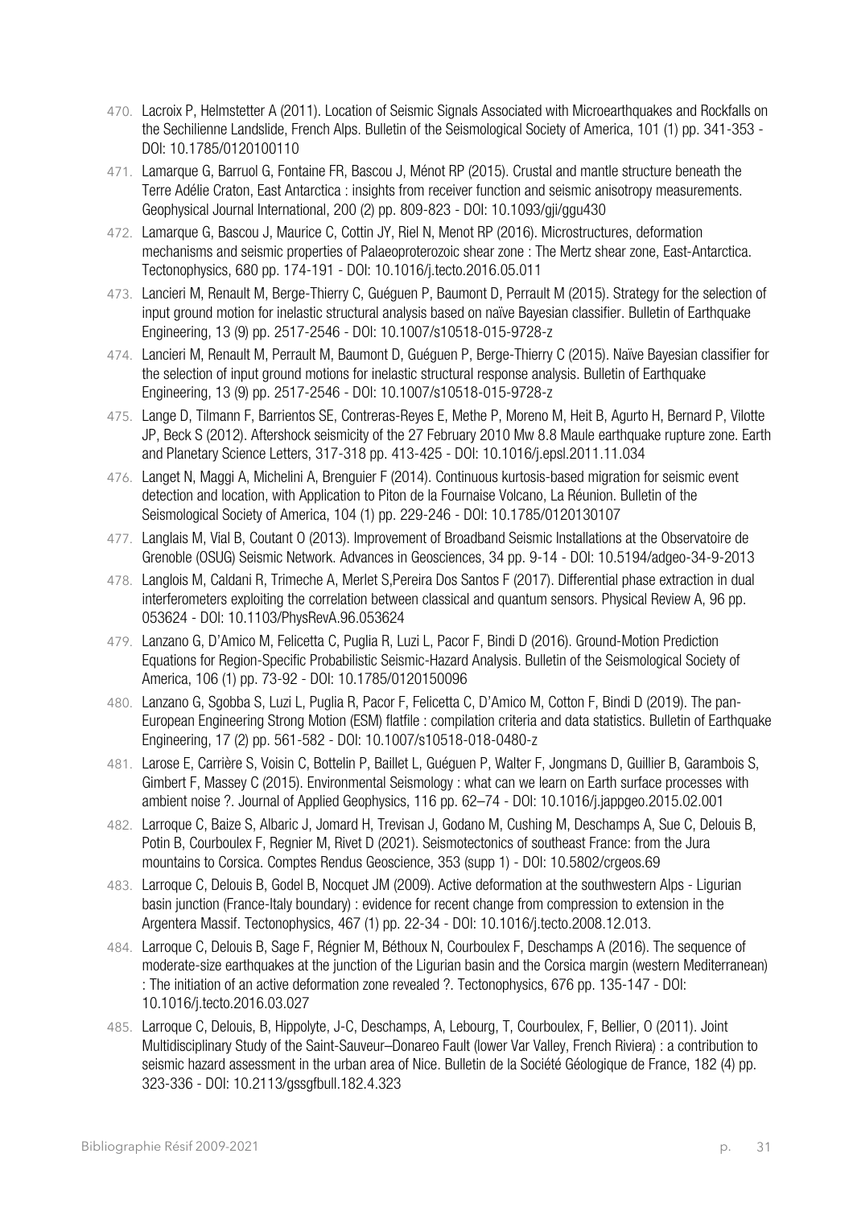470. Lacroix P, Helmstetter A (2011). Location of Seismic Signals Associated with Microearthquakes and Rockfalls on the Sechilienne Landslide, French Alps. Bulletin of the Seismological Society of America, 101 (1) pp. 341-353 - DOI: 10.1785/0120100110

471. Lamarque G, Barruol G, Fontaine FR, Bascou J, Ménot RP (2015). Crustal and mantle structure beneath the Terre Adélie Craton, East Antarctica : insights from receiver function and seismic anisotropy measurements. Geophysical Journal International, 200 (2) pp. 809-823 - DOI: 10.1093/gji/ggu430

472. Lamarque G, Bascou J, Maurice C, Cottin JY, Riel N, Menot RP (2016). Microstructures, deformation mechanisms and seismic properties of Palaeoproterozoic shear zone : The Mertz shear zone, East-Antarctica. Tectonophysics, 680 pp. 174-191 - DOI: 10.1016/j.tecto.2016.05.011

473. Lancieri M, Renault M, Berge-Thierry C, Guéguen P, Baumont D, Perrault M (2015). Strategy for the selection of input ground motion for inelastic structural analysis based on naïve Bayesian classifier. Bulletin of Earthquake Engineering, 13 (9) pp. 2517-2546 - DOI: 10.1007/s10518-015-9728-z

474. Lancieri M, Renault M, Perrault M, Baumont D, Guéguen P, Berge-Thierry C (2015). Naïve Bayesian classifier for the selection of input ground motions for inelastic structural response analysis. Bulletin of Earthquake Engineering, 13 (9) pp. 2517-2546 - DOI: 10.1007/s10518-015-9728-z

475. Lange D, Tilmann F, Barrientos SE, Contreras-Reyes E, Methe P, Moreno M, Heit B, Agurto H, Bernard P, Vilotte JP, Beck S (2012). Aftershock seismicity of the 27 February 2010 Mw 8.8 Maule earthquake rupture zone. Earth and Planetary Science Letters, 317-318 pp. 413-425 - DOI: 10.1016/j.epsl.2011.11.034

476. Langet N, Maggi A, Michelini A, Brenguier F (2014). Continuous kurtosis-based migration for seismic event detection and location, with Application to Piton de la Fournaise Volcano, La Réunion. Bulletin of the Seismological Society of America, 104 (1) pp. 229-246 - DOI: 10.1785/0120130107

477. Langlais M, Vial B, Coutant O (2013). Improvement of Broadband Seismic Installations at the Observatoire de Grenoble (OSUG) Seismic Network. Advances in Geosciences, 34 pp. 9-14 - DOI: 10.5194/adgeo-34-9-2013

478. Langlois M, Caldani R, Trimeche A, Merlet S,Pereira Dos Santos F (2017). Differential phase extraction in dual interferometers exploiting the correlation between classical and quantum sensors. Physical Review A, 96 pp. 053624 - DOI: 10.1103/PhysRevA.96.053624

479. Lanzano G, D'Amico M, Felicetta C, Puglia R, Luzi L, Pacor F, Bindi D (2016). Ground-Motion Prediction Equations for Region-Specific Probabilistic Seismic-Hazard Analysis. Bulletin of the Seismological Society of America, 106 (1) pp. 73-92 - DOI: 10.1785/0120150096

480. Lanzano G, Sgobba S, Luzi L, Puglia R, Pacor F, Felicetta C, D'Amico M, Cotton F, Bindi D (2019). The pan-European Engineering Strong Motion (ESM) flatfile : compilation criteria and data statistics. Bulletin of Earthquake Engineering, 17 (2) pp. 561-582 - DOI: 10.1007/s10518-018-0480-z

481. Larose E, Carrière S, Voisin C, Bottelin P, Baillet L, Guéguen P, Walter F, Jongmans D, Guillier B, Garambois S, Gimbert F, Massey C (2015). Environmental Seismology : what can we learn on Earth surface processes with ambient noise ?. Journal of Applied Geophysics, 116 pp. 62–74 - DOI: 10.1016/j.jappgeo.2015.02.001

482. Larroque C, Baize S, Albaric J, Jomard H, Trevisan J, Godano M, Cushing M, Deschamps A, Sue C, Delouis B, Potin B, Courboulex F, Regnier M, Rivet D (2021). Seismotectonics of southeast France: from the Jura mountains to Corsica. Comptes Rendus Geoscience, 353 (supp 1) - DOI: 10.5802/crgeos.69

483. Larroque C, Delouis B, Godel B, Nocquet JM (2009). Active deformation at the southwestern Alps - Ligurian basin junction (France-Italy boundary) : evidence for recent change from compression to extension in the Argentera Massif. Tectonophysics, 467 (1) pp. 22-34 - DOI: 10.1016/j.tecto.2008.12.013.

484. Larroque C, Delouis B, Sage F, Régnier M, Béthoux N, Courboulex F, Deschamps A (2016). The sequence of moderate-size earthquakes at the junction of the Ligurian basin and the Corsica margin (western Mediterranean) : The initiation of an active deformation zone revealed ?. Tectonophysics, 676 pp. 135-147 - DOI: 10.1016/j.tecto.2016.03.027

485. Larroque C, Delouis, B, Hippolyte, J-C, Deschamps, A, Lebourg, T, Courboulex, F, Bellier, O (2011). Joint Multidisciplinary Study of the Saint-Sauveur–Donareo Fault (lower Var Valley, French Riviera) : a contribution to seismic hazard assessment in the urban area of Nice. Bulletin de la Société Géologique de France, 182 (4) pp. 323-336 - DOI: 10.2113/gssgfbull.182.4.323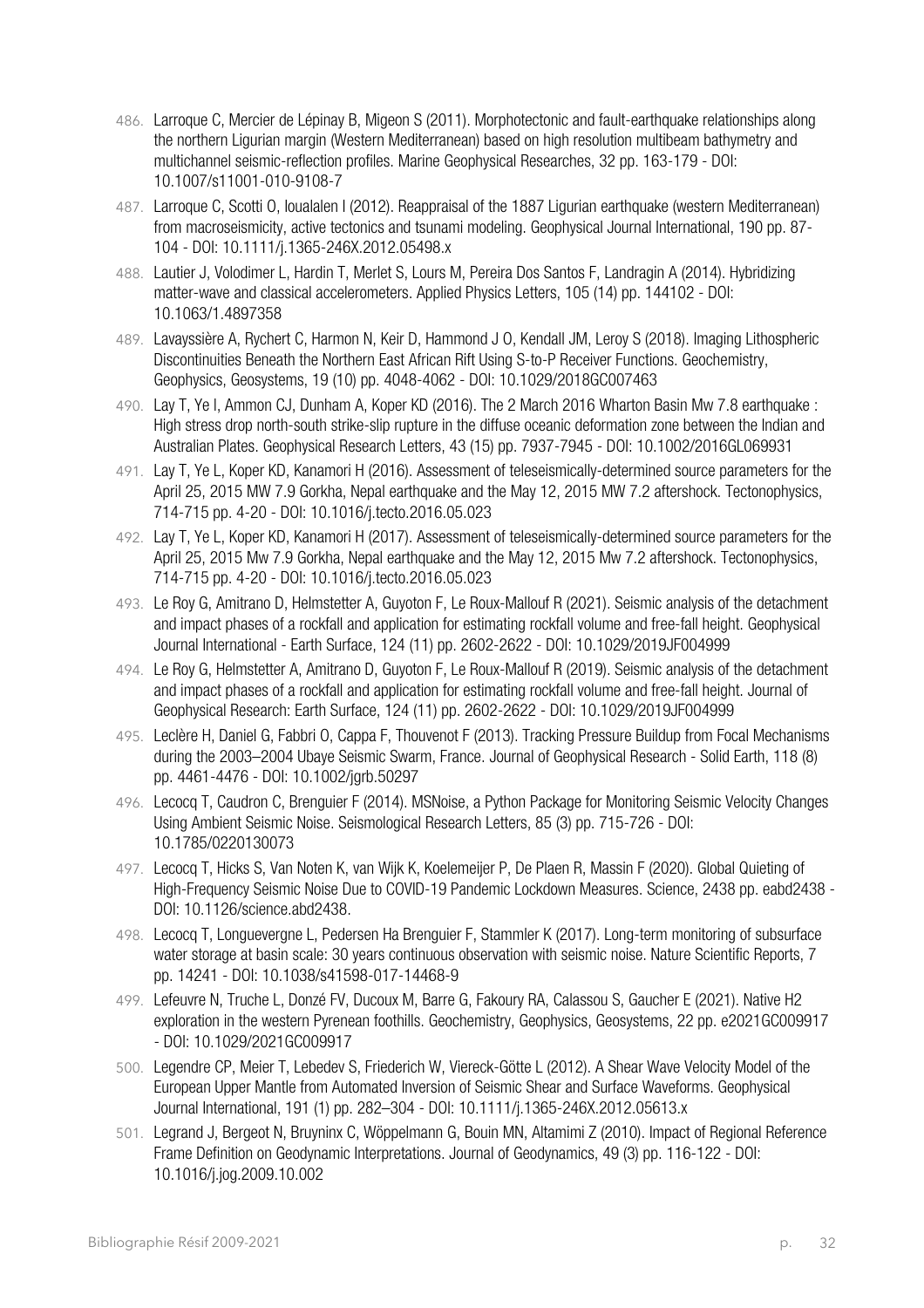486. Larroque C, Mercier de Lépinay B, Migeon S (2011). Morphotectonic and fault-earthquake relationships along the northern Ligurian margin (Western Mediterranean) based on high resolution multibeam bathymetry and multichannel seismic-reflection profiles. Marine Geophysical Researches, 32 pp. 163-179 - DOI: 10.1007/s11001-010-9108-7
487. Larroque C, Scotti O, Ioualalen I (2012). Reappraisal of the 1887 Ligurian earthquake (western Mediterranean) from macroseismicity, active tectonics and tsunami modeling. Geophysical Journal International, 190 pp. 87-104 - DOI: 10.1111/j.1365-246X.2012.05498.x
488. Lautier J, Volodimer L, Hardin T, Merlet S, Lours M, Pereira Dos Santos F, Landragin A (2014). Hybridizing matter-wave and classical accelerometers. Applied Physics Letters, 105 (14) pp. 144102 - DOI: 10.1063/1.4897358
489. Lavayssière A, Rychert C, Harmon N, Keir D, Hammond J O, Kendall JM, Leroy S (2018). Imaging Lithospheric Discontinuities Beneath the Northern East African Rift Using S-to-P Receiver Functions. Geochemistry, Geophysics, Geosystems, 19 (10) pp. 4048-4062 - DOI: 10.1029/2018GC007463
490. Lay T, Ye I, Ammon CJ, Dunham A, Koper KD (2016). The 2 March 2016 Wharton Basin Mw 7.8 earthquake : High stress drop north-south strike-slip rupture in the diffuse oceanic deformation zone between the Indian and Australian Plates. Geophysical Research Letters, 43 (15) pp. 7937-7945 - DOI: 10.1002/2016GL069931
491. Lay T, Ye L, Koper KD, Kanamori H (2016). Assessment of teleseismically-determined source parameters for the April 25, 2015 MW 7.9 Gorkha, Nepal earthquake and the May 12, 2015 MW 7.2 aftershock. Tectonophysics, 714-715 pp. 4-20 - DOI: 10.1016/j.tecto.2016.05.023
492. Lay T, Ye L, Koper KD, Kanamori H (2017). Assessment of teleseismically-determined source parameters for the April 25, 2015 Mw 7.9 Gorkha, Nepal earthquake and the May 12, 2015 Mw 7.2 aftershock. Tectonophysics, 714-715 pp. 4-20 - DOI: 10.1016/j.tecto.2016.05.023
493. Le Roy G, Amitrano D, Helmstetter A, Guyoton F, Le Roux-Mallouf R (2021). Seismic analysis of the detachment and impact phases of a rockfall and application for estimating rockfall volume and free-fall height. Geophysical Journal International - Earth Surface, 124 (11) pp. 2602-2622 - DOI: 10.1029/2019JF004999
494. Le Roy G, Helmstetter A, Amitrano D, Guyoton F, Le Roux-Mallouf R (2019). Seismic analysis of the detachment and impact phases of a rockfall and application for estimating rockfall volume and free-fall height. Journal of Geophysical Research: Earth Surface, 124 (11) pp. 2602-2622 - DOI: 10.1029/2019JF004999
495. Leclère H, Daniel G, Fabbri O, Cappa F, Thouvenot F (2013). Tracking Pressure Buildup from Focal Mechanisms during the 2003–2004 Ubaye Seismic Swarm, France. Journal of Geophysical Research - Solid Earth, 118 (8) pp. 4461-4476 - DOI: 10.1002/jgrb.50297
496. Lecocq T, Caudron C, Brenguier F (2014). MSNoise, a Python Package for Monitoring Seismic Velocity Changes Using Ambient Seismic Noise. Seismological Research Letters, 85 (3) pp. 715-726 - DOI: 10.1785/0220130073
497. Lecocq T, Hicks S, Van Noten K, van Wijk K, Koelemeijer P, De Plaen R, Massin F (2020). Global Quieting of High-Frequency Seismic Noise Due to COVID-19 Pandemic Lockdown Measures. Science, 2438 pp. eabd2438 - DOI: 10.1126/science.abd2438.
498. Lecocq T, Longuevergne L, Pedersen Ha Brenguier F, Stammler K (2017). Long-term monitoring of subsurface water storage at basin scale: 30 years continuous observation with seismic noise. Nature Scientific Reports, 7 pp. 14241 - DOI: 10.1038/s41598-017-14468-9
499. Lefeuvre N, Truche L, Donzé FV, Ducoux M, Barre G, Fakoury RA, Calassou S, Gaucher E (2021). Native H2 exploration in the western Pyrenean foothills. Geochemistry, Geophysics, Geosystems, 22 pp. e2021GC009917 - DOI: 10.1029/2021GC009917
500. Legendre CP, Meier T, Lebedev S, Friederich W, Viereck-Götte L (2012). A Shear Wave Velocity Model of the European Upper Mantle from Automated Inversion of Seismic Shear and Surface Waveforms. Geophysical Journal International, 191 (1) pp. 282–304 - DOI: 10.1111/j.1365-246X.2012.05613.x
501. Legrand J, Bergeot N, Bruyninx C, Wöppelmann G, Bouin MN, Altamimi Z (2010). Impact of Regional Reference Frame Definition on Geodynamic Interpretations. Journal of Geodynamics, 49 (3) pp. 116-122 - DOI: 10.1016/j.jog.2009.10.002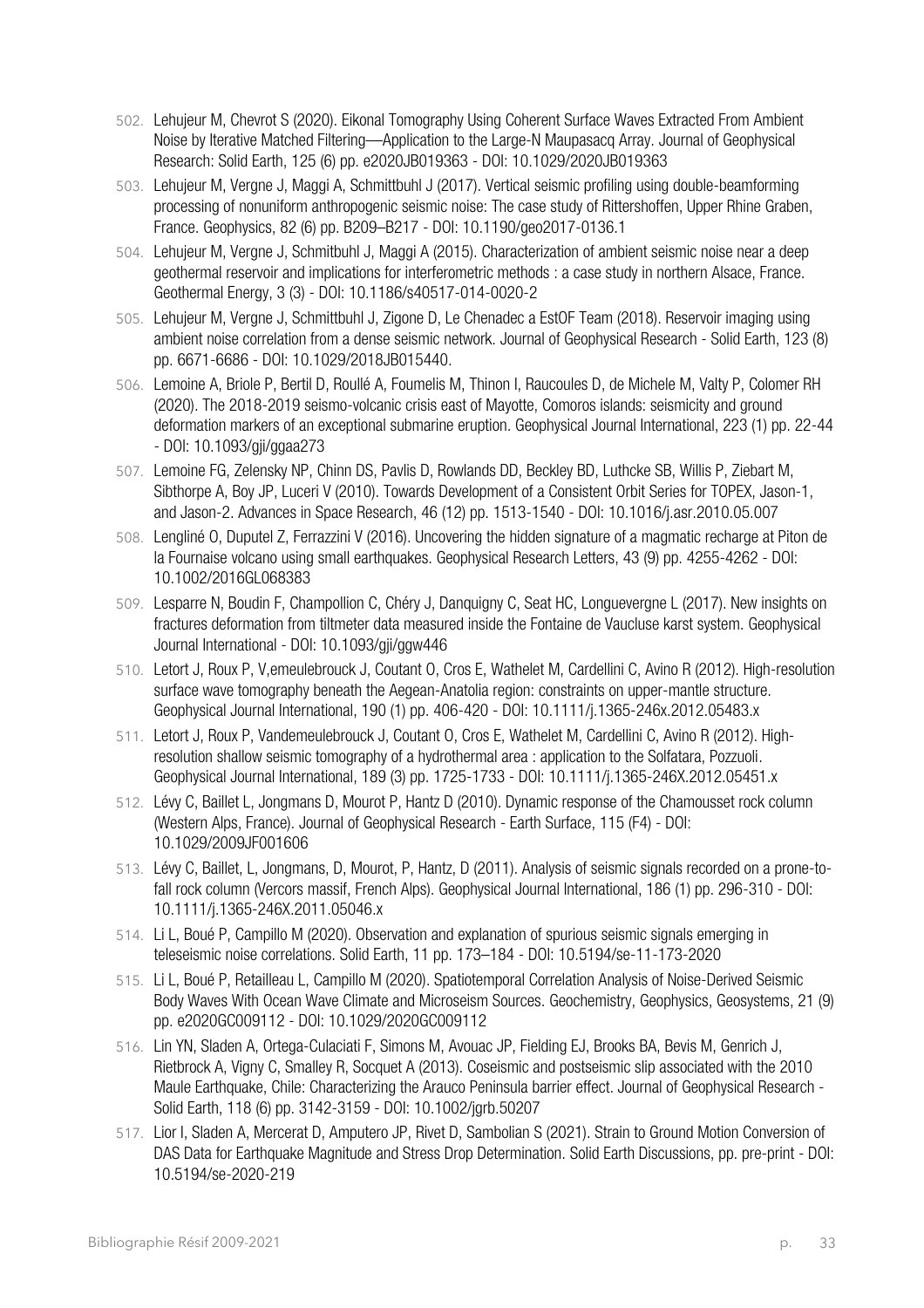502. Lehujeur M, Chevrot S (2020). Eikonal Tomography Using Coherent Surface Waves Extracted From Ambient Noise by Iterative Matched Filtering—Application to the Large-N Maupasacq Array. Journal of Geophysical Research: Solid Earth, 125 (6) pp. e2020JB019363 - DOI: 10.1029/2020JB019363

503. Lehujeur M, Vergne J, Maggi A, Schmittbuhl J (2017). Vertical seismic profiling using double-beamforming processing of nonuniform anthropogenic seismic noise: The case study of Rittershoffen, Upper Rhine Graben, France. Geophysics, 82 (6) pp. B209–B217 - DOI: 10.1190/geo2017-0136.1

504. Lehujeur M, Vergne J, Schmitbuhl J, Maggi A (2015). Characterization of ambient seismic noise near a deep geothermal reservoir and implications for interferometric methods : a case study in northern Alsace, France. Geothermal Energy, 3 (3) - DOI: 10.1186/s40517-014-0020-2

505. Lehujeur M, Vergne J, Schmittbuhl J, Zigone D, Le Chenadec a EstOF Team (2018). Reservoir imaging using ambient noise correlation from a dense seismic network. Journal of Geophysical Research - Solid Earth, 123 (8) pp. 6671-6686 - DOI: 10.1029/2018JB015440.

506. Lemoine A, Briole P, Bertil D, Roullé A, Foumelis M, Thinon I, Raucoules D, de Michele M, Valty P, Colomer RH (2020). The 2018-2019 seismo-volcanic crisis east of Mayotte, Comoros islands: seismicity and ground deformation markers of an exceptional submarine eruption. Geophysical Journal International, 223 (1) pp. 22-44 - DOI: 10.1093/gji/ggaa273

507. Lemoine FG, Zelensky NP, Chinn DS, Pavlis D, Rowlands DD, Beckley BD, Luthcke SB, Willis P, Ziebart M, Sibthorpe A, Boy JP, Luceri V (2010). Towards Development of a Consistent Orbit Series for TOPEX, Jason-1, and Jason-2. Advances in Space Research, 46 (12) pp. 1513-1540 - DOI: 10.1016/j.asr.2010.05.007

508. Lengliné O, Duputel Z, Ferrazzini V (2016). Uncovering the hidden signature of a magmatic recharge at Piton de la Fournaise volcano using small earthquakes. Geophysical Research Letters, 43 (9) pp. 4255-4262 - DOI: 10.1002/2016GL068383

509. Lesparre N, Boudin F, Champollion C, Chéry J, Danquigny C, Seat HC, Longuevergne L (2017). New insights on fractures deformation from tiltmeter data measured inside the Fontaine de Vaucluse karst system. Geophysical Journal International - DOI: 10.1093/gji/ggw446

510. Letort J, Roux P, V,emeulebrouck J, Coutant O, Cros E, Wathelet M, Cardellini C, Avino R (2012). High-resolution surface wave tomography beneath the Aegean-Anatolia region: constraints on upper-mantle structure. Geophysical Journal International, 190 (1) pp. 406-420 - DOI: 10.1111/j.1365-246x.2012.05483.x

511. Letort J, Roux P, Vandemeulebrouck J, Coutant O, Cros E, Wathelet M, Cardellini C, Avino R (2012). High-resolution shallow seismic tomography of a hydrothermal area : application to the Solfatara, Pozzuoli. Geophysical Journal International, 189 (3) pp. 1725-1733 - DOI: 10.1111/j.1365-246X.2012.05451.x

512. Lévy C, Baillet L, Jongmans D, Mourot P, Hantz D (2010). Dynamic response of the Chamousset rock column (Western Alps, France). Journal of Geophysical Research - Earth Surface, 115 (F4) - DOI: 10.1029/2009JF001606

513. Lévy C, Baillet, L, Jongmans, D, Mourot, P, Hantz, D (2011). Analysis of seismic signals recorded on a prone-to-fall rock column (Vercors massif, French Alps). Geophysical Journal International, 186 (1) pp. 296-310 - DOI: 10.1111/j.1365-246X.2011.05046.x

514. Li L, Boué P, Campillo M (2020). Observation and explanation of spurious seismic signals emerging in teleseismic noise correlations. Solid Earth, 11 pp. 173–184 - DOI: 10.5194/se-11-173-2020

515. Li L, Boué P, Retailleau L, Campillo M (2020). Spatiotemporal Correlation Analysis of Noise-Derived Seismic Body Waves With Ocean Wave Climate and Microseism Sources. Geochemistry, Geophysics, Geosystems, 21 (9) pp. e2020GC009112 - DOI: 10.1029/2020GC009112

516. Lin YN, Sladen A, Ortega-Culaciati F, Simons M, Avouac JP, Fielding EJ, Brooks BA, Bevis M, Genrich J, Rietbrock A, Vigny C, Smalley R, Socquet A (2013). Coseismic and postseismic slip associated with the 2010 Maule Earthquake, Chile: Characterizing the Arauco Peninsula barrier effect. Journal of Geophysical Research - Solid Earth, 118 (6) pp. 3142-3159 - DOI: 10.1002/jgrb.50207

517. Lior I, Sladen A, Mercerat D, Amputero JP, Rivet D, Sambolian S (2021). Strain to Ground Motion Conversion of DAS Data for Earthquake Magnitude and Stress Drop Determination. Solid Earth Discussions, pp. pre-print - DOI: 10.5194/se-2020-219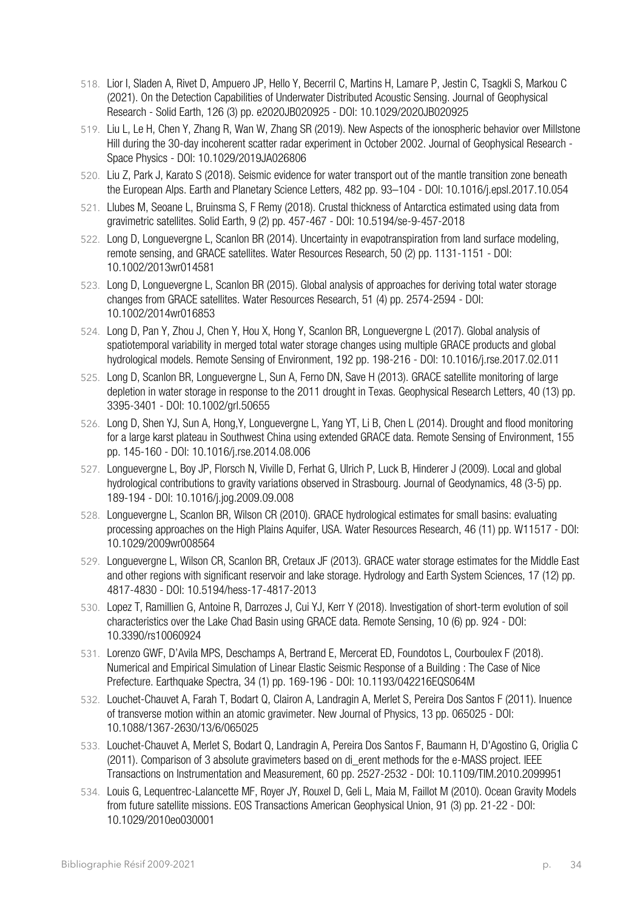518. Lior I, Sladen A, Rivet D, Ampuero JP, Hello Y, Becerril C, Martins H, Lamare P, Jestin C, Tsagkli S, Markou C (2021). On the Detection Capabilities of Underwater Distributed Acoustic Sensing. Journal of Geophysical Research - Solid Earth, 126 (3) pp. e2020JB020925 - DOI: 10.1029/2020JB020925
519. Liu L, Le H, Chen Y, Zhang R, Wan W, Zhang SR (2019). New Aspects of the ionospheric behavior over Millstone Hill during the 30-day incoherent scatter radar experiment in October 2002. Journal of Geophysical Research - Space Physics - DOI: 10.1029/2019JA026806
520. Liu Z, Park J, Karato S (2018). Seismic evidence for water transport out of the mantle transition zone beneath the European Alps. Earth and Planetary Science Letters, 482 pp. 93–104 - DOI: 10.1016/j.epsl.2017.10.054
521. Llubes M, Seoane L, Bruinsma S, F Remy (2018). Crustal thickness of Antarctica estimated using data from gravimetric satellites. Solid Earth, 9 (2) pp. 457-467 - DOI: 10.5194/se-9-457-2018
522. Long D, Longuevergne L, Scanlon BR (2014). Uncertainty in evapotranspiration from land surface modeling, remote sensing, and GRACE satellites. Water Resources Research, 50 (2) pp. 1131-1151 - DOI: 10.1002/2013wr014581
523. Long D, Longuevergne L, Scanlon BR (2015). Global analysis of approaches for deriving total water storage changes from GRACE satellites. Water Resources Research, 51 (4) pp. 2574-2594 - DOI: 10.1002/2014wr016853
524. Long D, Pan Y, Zhou J, Chen Y, Hou X, Hong Y, Scanlon BR, Longuevergne L (2017). Global analysis of spatiotemporal variability in merged total water storage changes using multiple GRACE products and global hydrological models. Remote Sensing of Environment, 192 pp. 198-216 - DOI: 10.1016/j.rse.2017.02.011
525. Long D, Scanlon BR, Longuevergne L, Sun A, Ferno DN, Save H (2013). GRACE satellite monitoring of large depletion in water storage in response to the 2011 drought in Texas. Geophysical Research Letters, 40 (13) pp. 3395-3401 - DOI: 10.1002/grl.50655
526. Long D, Shen YJ, Sun A, Hong,Y, Longuevergne L, Yang YT, Li B, Chen L (2014). Drought and flood monitoring for a large karst plateau in Southwest China using extended GRACE data. Remote Sensing of Environment, 155 pp. 145-160 - DOI: 10.1016/j.rse.2014.08.006
527. Longuevergne L, Boy JP, Florsch N, Viville D, Ferhat G, Ulrich P, Luck B, Hinderer J (2009). Local and global hydrological contributions to gravity variations observed in Strasbourg. Journal of Geodynamics, 48 (3-5) pp. 189-194 - DOI: 10.1016/j.jog.2009.09.008
528. Longuevergne L, Scanlon BR, Wilson CR (2010). GRACE hydrological estimates for small basins: evaluating processing approaches on the High Plains Aquifer, USA. Water Resources Research, 46 (11) pp. W11517 - DOI: 10.1029/2009wr008564
529. Longuevergne L, Wilson CR, Scanlon BR, Cretaux JF (2013). GRACE water storage estimates for the Middle East and other regions with significant reservoir and lake storage. Hydrology and Earth System Sciences, 17 (12) pp. 4817-4830 - DOI: 10.5194/hess-17-4817-2013
530. Lopez T, Ramillien G, Antoine R, Darrozes J, Cui YJ, Kerr Y (2018). Investigation of short-term evolution of soil characteristics over the Lake Chad Basin using GRACE data. Remote Sensing, 10 (6) pp. 924 - DOI: 10.3390/rs10060924
531. Lorenzo GWF, D'Avila MPS, Deschamps A, Bertrand E, Mercerat ED, Foundotos L, Courboulex F (2018). Numerical and Empirical Simulation of Linear Elastic Seismic Response of a Building : The Case of Nice Prefecture. Earthquake Spectra, 34 (1) pp. 169-196 - DOI: 10.1193/042216EQS064M
532. Louchet-Chauvet A, Farah T, Bodart Q, Clairon A, Landragin A, Merlet S, Pereira Dos Santos F (2011). Inuence of transverse motion within an atomic gravimeter. New Journal of Physics, 13 pp. 065025 - DOI: 10.1088/1367-2630/13/6/065025
533. Louchet-Chauvet A, Merlet S, Bodart Q, Landragin A, Pereira Dos Santos F, Baumann H, D'Agostino G, Origlia C (2011). Comparison of 3 absolute gravimeters based on di_erent methods for the e-MASS project. IEEE Transactions on Instrumentation and Measurement, 60 pp. 2527-2532 - DOI: 10.1109/TIM.2010.2099951
534. Louis G, Lequentrec-Lalancette MF, Royer JY, Rouxel D, Geli L, Maia M, Faillot M (2010). Ocean Gravity Models from future satellite missions. EOS Transactions American Geophysical Union, 91 (3) pp. 21-22 - DOI: 10.1029/2010eo030001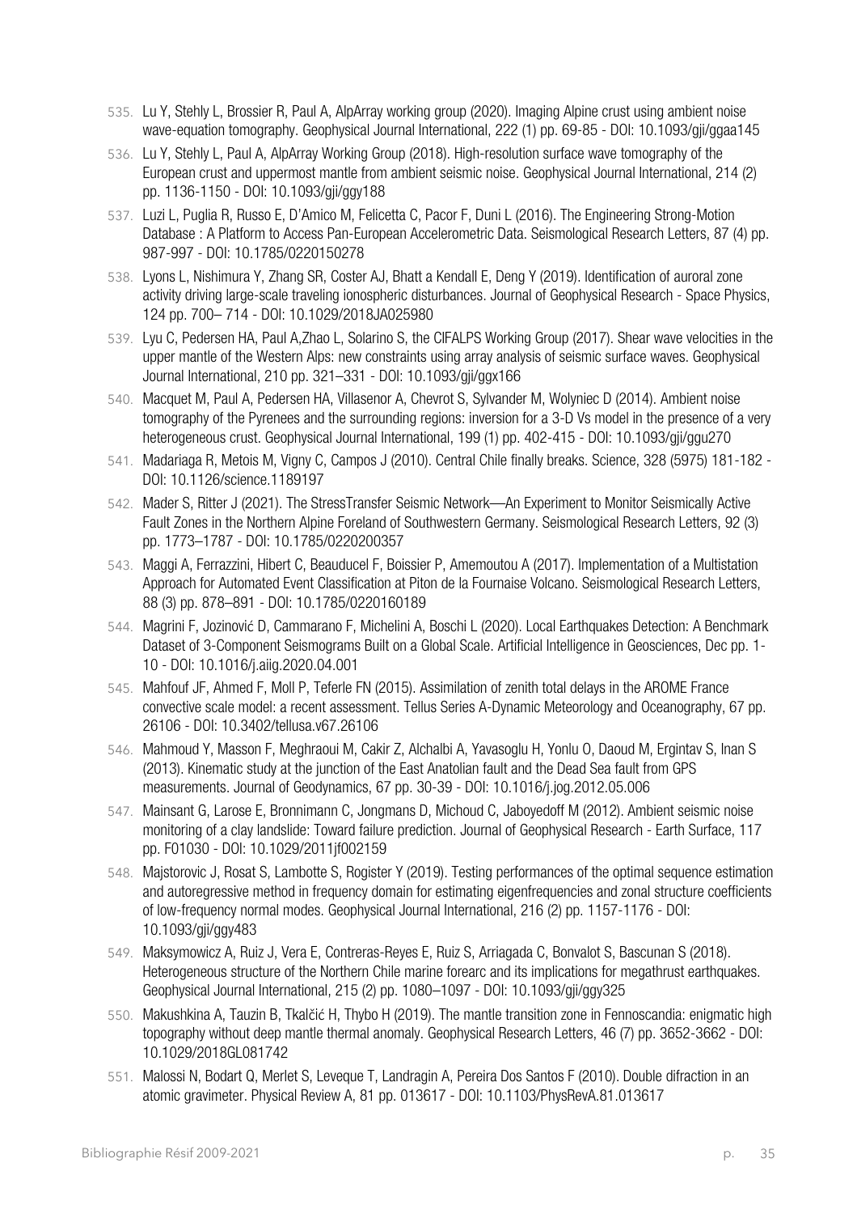535. Lu Y, Stehly L, Brossier R, Paul A, AlpArray working group (2020). Imaging Alpine crust using ambient noise wave-equation tomography. Geophysical Journal International, 222 (1) pp. 69-85 - DOI: 10.1093/gji/ggaa145

536. Lu Y, Stehly L, Paul A, AlpArray Working Group (2018). High-resolution surface wave tomography of the European crust and uppermost mantle from ambient seismic noise. Geophysical Journal International, 214 (2) pp. 1136-1150 - DOI: 10.1093/gji/ggy188

537. Luzi L, Puglia R, Russo E, D'Amico M, Felicetta C, Pacor F, Duni L (2016). The Engineering Strong-Motion Database : A Platform to Access Pan-European Accelerometric Data. Seismological Research Letters, 87 (4) pp. 987-997 - DOI: 10.1785/0220150278

538. Lyons L, Nishimura Y, Zhang SR, Coster AJ, Bhatt a Kendall E, Deng Y (2019). Identification of auroral zone activity driving large-scale traveling ionospheric disturbances. Journal of Geophysical Research - Space Physics, 124 pp. 700– 714 - DOI: 10.1029/2018JA025980

539. Lyu C, Pedersen HA, Paul A,Zhao L, Solarino S, the CIFALPS Working Group (2017). Shear wave velocities in the upper mantle of the Western Alps: new constraints using array analysis of seismic surface waves. Geophysical Journal International, 210 pp. 321–331 - DOI: 10.1093/gji/ggx166

540. Macquet M, Paul A, Pedersen HA, Villasenor A, Chevrot S, Sylvander M, Wolyniec D (2014). Ambient noise tomography of the Pyrenees and the surrounding regions: inversion for a 3-D Vs model in the presence of a very heterogeneous crust. Geophysical Journal International, 199 (1) pp. 402-415 - DOI: 10.1093/gji/ggu270

541. Madariaga R, Metois M, Vigny C, Campos J (2010). Central Chile finally breaks. Science, 328 (5975) 181-182 - DOI: 10.1126/science.1189197

542. Mader S, Ritter J (2021). The StressTransfer Seismic Network—An Experiment to Monitor Seismically Active Fault Zones in the Northern Alpine Foreland of Southwestern Germany. Seismological Research Letters, 92 (3) pp. 1773–1787 - DOI: 10.1785/0220200357

543. Maggi A, Ferrazzini, Hibert C, Beauducel F, Boissier P, Amemoutou A (2017). Implementation of a Multistation Approach for Automated Event Classification at Piton de la Fournaise Volcano. Seismological Research Letters, 88 (3) pp. 878–891 - DOI: 10.1785/0220160189

544. Magrini F, Jozinović D, Cammarano F, Michelini A, Boschi L (2020). Local Earthquakes Detection: A Benchmark Dataset of 3-Component Seismograms Built on a Global Scale. Artificial Intelligence in Geosciences, Dec pp. 1-10 - DOI: 10.1016/j.aiig.2020.04.001

545. Mahfouf JF, Ahmed F, Moll P, Teferle FN (2015). Assimilation of zenith total delays in the AROME France convective scale model: a recent assessment. Tellus Series A-Dynamic Meteorology and Oceanography, 67 pp. 26106 - DOI: 10.3402/tellusa.v67.26106

546. Mahmoud Y, Masson F, Meghraoui M, Cakir Z, Alchalbi A, Yavasoglu H, Yonlu O, Daoud M, Ergintav S, Inan S (2013). Kinematic study at the junction of the East Anatolian fault and the Dead Sea fault from GPS measurements. Journal of Geodynamics, 67 pp. 30-39 - DOI: 10.1016/j.jog.2012.05.006

547. Mainsant G, Larose E, Bronnimann C, Jongmans D, Michoud C, Jaboyedoff M (2012). Ambient seismic noise monitoring of a clay landslide: Toward failure prediction. Journal of Geophysical Research - Earth Surface, 117 pp. F01030 - DOI: 10.1029/2011jf002159

548. Majstorovic J, Rosat S, Lambotte S, Rogister Y (2019). Testing performances of the optimal sequence estimation and autoregressive method in frequency domain for estimating eigenfrequencies and zonal structure coefficients of low-frequency normal modes. Geophysical Journal International, 216 (2) pp. 1157-1176 - DOI: 10.1093/gji/ggy483

549. Maksymowicz A, Ruiz J, Vera E, Contreras-Reyes E, Ruiz S, Arriagada C, Bonvalot S, Bascunan S (2018). Heterogeneous structure of the Northern Chile marine forearc and its implications for megathrust earthquakes. Geophysical Journal International, 215 (2) pp. 1080–1097 - DOI: 10.1093/gji/ggy325

550. Makushkina A, Tauzin B, Tkalčić H, Thybo H (2019). The mantle transition zone in Fennoscandia: enigmatic high topography without deep mantle thermal anomaly. Geophysical Research Letters, 46 (7) pp. 3652-3662 - DOI: 10.1029/2018GL081742

551. Malossi N, Bodart Q, Merlet S, Leveque T, Landragin A, Pereira Dos Santos F (2010). Double difraction in an atomic gravimeter. Physical Review A, 81 pp. 013617 - DOI: 10.1103/PhysRevA.81.013617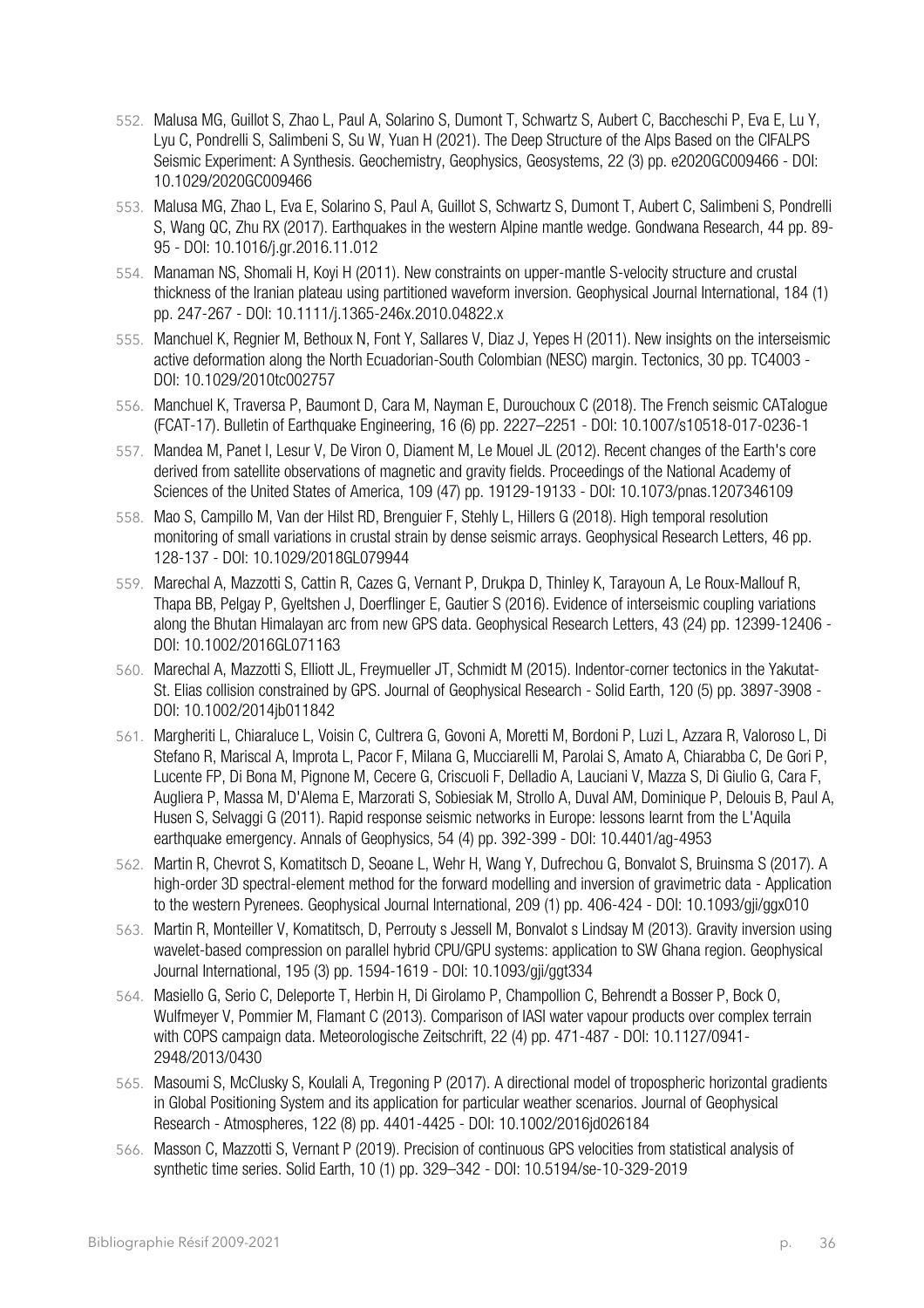552. Malusa MG, Guillot S, Zhao L, Paul A, Solarino S, Dumont T, Schwartz S, Aubert C, Baccheschi P, Eva E, Lu Y, Lyu C, Pondrelli S, Salimbeni S, Su W, Yuan H (2021). The Deep Structure of the Alps Based on the CIFALPS Seismic Experiment: A Synthesis. Geochemistry, Geophysics, Geosystems, 22 (3) pp. e2020GC009466 - DOI: 10.1029/2020GC009466

553. Malusa MG, Zhao L, Eva E, Solarino S, Paul A, Guillot S, Schwartz S, Dumont T, Aubert C, Salimbeni S, Pondrelli S, Wang QC, Zhu RX (2017). Earthquakes in the western Alpine mantle wedge. Gondwana Research, 44 pp. 89-95 - DOI: 10.1016/j.gr.2016.11.012

554. Manaman NS, Shomali H, Koyi H (2011). New constraints on upper-mantle S-velocity structure and crustal thickness of the Iranian plateau using partitioned waveform inversion. Geophysical Journal International, 184 (1) pp. 247-267 - DOI: 10.1111/j.1365-246x.2010.04822.x

555. Manchuel K, Regnier M, Bethoux N, Font Y, Sallares V, Diaz J, Yepes H (2011). New insights on the interseismic active deformation along the North Ecuadorian-South Colombian (NESC) margin. Tectonics, 30 pp. TC4003 - DOI: 10.1029/2010tc002757

556. Manchuel K, Traversa P, Baumont D, Cara M, Nayman E, Durouchoux C (2018). The French seismic CATalogue (FCAT-17). Bulletin of Earthquake Engineering, 16 (6) pp. 2227–2251 - DOI: 10.1007/s10518-017-0236-1

557. Mandea M, Panet I, Lesur V, De Viron O, Diament M, Le Mouel JL (2012). Recent changes of the Earth's core derived from satellite observations of magnetic and gravity fields. Proceedings of the National Academy of Sciences of the United States of America, 109 (47) pp. 19129-19133 - DOI: 10.1073/pnas.1207346109

558. Mao S, Campillo M, Van der Hilst RD, Brenguier F, Stehly L, Hillers G (2018). High temporal resolution monitoring of small variations in crustal strain by dense seismic arrays. Geophysical Research Letters, 46 pp. 128-137 - DOI: 10.1029/2018GL079944

559. Marechal A, Mazzotti S, Cattin R, Cazes G, Vernant P, Drukpa D, Thinley K, Tarayoun A, Le Roux-Mallouf R, Thapa BB, Pelgay P, Gyeltshen J, Doerflinger E, Gautier S (2016). Evidence of interseismic coupling variations along the Bhutan Himalayan arc from new GPS data. Geophysical Research Letters, 43 (24) pp. 12399-12406 - DOI: 10.1002/2016GL071163

560. Marechal A, Mazzotti S, Elliott JL, Freymueller JT, Schmidt M (2015). Indentor-corner tectonics in the Yakutat-St. Elias collision constrained by GPS. Journal of Geophysical Research - Solid Earth, 120 (5) pp. 3897-3908 - DOI: 10.1002/2014jb011842

561. Margheriti L, Chiaraluce L, Voisin C, Cultrera G, Govoni A, Moretti M, Bordoni P, Luzi L, Azzara R, Valoroso L, Di Stefano R, Mariscal A, Improta L, Pacor F, Milana G, Mucciarelli M, Parolai S, Amato A, Chiarabba C, De Gori P, Lucente FP, Di Bona M, Pignone M, Cecere G, Criscuoli F, Delladio A, Lauciani V, Mazza S, Di Giulio G, Cara F, Augliera P, Massa M, D'Alema E, Marzorati S, Sobiesiak M, Strollo A, Duval AM, Dominique P, Delouis B, Paul A, Husen S, Selvaggi G (2011). Rapid response seismic networks in Europe: lessons learnt from the L'Aquila earthquake emergency. Annals of Geophysics, 54 (4) pp. 392-399 - DOI: 10.4401/ag-4953

562. Martin R, Chevrot S, Komatitsch D, Seoane L, Wehr H, Wang Y, Dufrechou G, Bonvalot S, Bruinsma S (2017). A high-order 3D spectral-element method for the forward modelling and inversion of gravimetric data - Application to the western Pyrenees. Geophysical Journal International, 209 (1) pp. 406-424 - DOI: 10.1093/gji/ggx010

563. Martin R, Monteiller V, Komatitsch, D, Perrouty s Jessell M, Bonvalot s Lindsay M (2013). Gravity inversion using wavelet-based compression on parallel hybrid CPU/GPU systems: application to SW Ghana region. Geophysical Journal International, 195 (3) pp. 1594-1619 - DOI: 10.1093/gji/ggt334

564. Masiello G, Serio C, Deleporte T, Herbin H, Di Girolamo P, Champollion C, Behrendt a Bosser P, Bock O, Wulfmeyer V, Pommier M, Flamant C (2013). Comparison of IASI water vapour products over complex terrain with COPS campaign data. Meteorologische Zeitschrift, 22 (4) pp. 471-487 - DOI: 10.1127/0941-2948/2013/0430

565. Masoumi S, McClusky S, Koulali A, Tregoning P (2017). A directional model of tropospheric horizontal gradients in Global Positioning System and its application for particular weather scenarios. Journal of Geophysical Research - Atmospheres, 122 (8) pp. 4401-4425 - DOI: 10.1002/2016jd026184

566. Masson C, Mazzotti S, Vernant P (2019). Precision of continuous GPS velocities from statistical analysis of synthetic time series. Solid Earth, 10 (1) pp. 329–342 - DOI: 10.5194/se-10-329-2019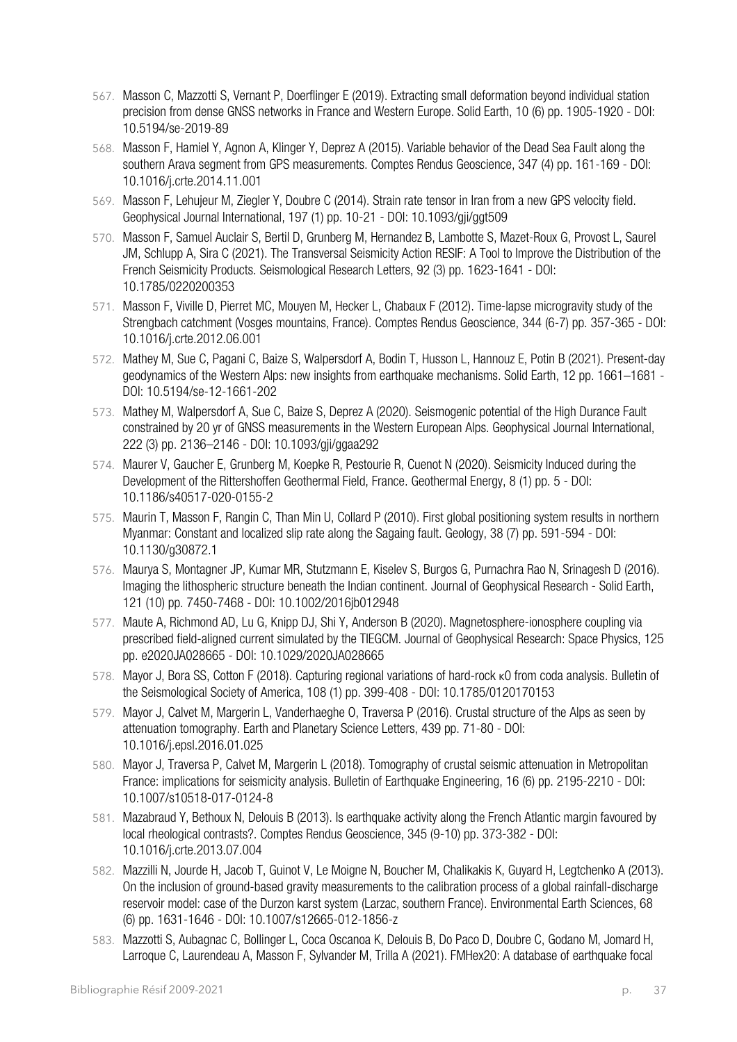567. Masson C, Mazzotti S, Vernant P, Doerflinger E (2019). Extracting small deformation beyond individual station precision from dense GNSS networks in France and Western Europe. Solid Earth, 10 (6) pp. 1905-1920 - DOI: 10.5194/se-2019-89

568. Masson F, Hamiel Y, Agnon A, Klinger Y, Deprez A (2015). Variable behavior of the Dead Sea Fault along the southern Arava segment from GPS measurements. Comptes Rendus Geoscience, 347 (4) pp. 161-169 - DOI: 10.1016/j.crte.2014.11.001

569. Masson F, Lehujeur M, Ziegler Y, Doubre C (2014). Strain rate tensor in Iran from a new GPS velocity field. Geophysical Journal International, 197 (1) pp. 10-21 - DOI: 10.1093/gji/ggt509

570. Masson F, Samuel Auclair S, Bertil D, Grunberg M, Hernandez B, Lambotte S, Mazet-Roux G, Provost L, Saurel JM, Schlupp A, Sira C (2021). The Transversal Seismicity Action RESIF: A Tool to Improve the Distribution of the French Seismicity Products. Seismological Research Letters, 92 (3) pp. 1623-1641 - DOI: 10.1785/0220200353

571. Masson F, Viville D, Pierret MC, Mouyen M, Hecker L, Chabaux F (2012). Time-lapse microgravity study of the Strengbach catchment (Vosges mountains, France). Comptes Rendus Geoscience, 344 (6-7) pp. 357-365 - DOI: 10.1016/j.crte.2012.06.001

572. Mathey M, Sue C, Pagani C, Baize S, Walpersdorf A, Bodin T, Husson L, Hannouz E, Potin B (2021). Present-day geodynamics of the Western Alps: new insights from earthquake mechanisms. Solid Earth, 12 pp. 1661–1681 - DOI: 10.5194/se-12-1661-202

573. Mathey M, Walpersdorf A, Sue C, Baize S, Deprez A (2020). Seismogenic potential of the High Durance Fault constrained by 20 yr of GNSS measurements in the Western European Alps. Geophysical Journal International, 222 (3) pp. 2136–2146 - DOI: 10.1093/gji/ggaa292

574. Maurer V, Gaucher E, Grunberg M, Koepke R, Pestourie R, Cuenot N (2020). Seismicity Induced during the Development of the Rittershoffen Geothermal Field, France. Geothermal Energy, 8 (1) pp. 5 - DOI: 10.1186/s40517-020-0155-2

575. Maurin T, Masson F, Rangin C, Than Min U, Collard P (2010). First global positioning system results in northern Myanmar: Constant and localized slip rate along the Sagaing fault. Geology, 38 (7) pp. 591-594 - DOI: 10.1130/g30872.1

576. Maurya S, Montagner JP, Kumar MR, Stutzmann E, Kiselev S, Burgos G, Purnachra Rao N, Srinagesh D (2016). Imaging the lithospheric structure beneath the Indian continent. Journal of Geophysical Research - Solid Earth, 121 (10) pp. 7450-7468 - DOI: 10.1002/2016jb012948

577. Maute A, Richmond AD, Lu G, Knipp DJ, Shi Y, Anderson B (2020). Magnetosphere-ionosphere coupling via prescribed field-aligned current simulated by the TIEGCM. Journal of Geophysical Research: Space Physics, 125 pp. e2020JA028665 - DOI: 10.1029/2020JA028665

578. Mayor J, Bora SS, Cotton F (2018). Capturing regional variations of hard-rock κ0 from coda analysis. Bulletin of the Seismological Society of America, 108 (1) pp. 399-408 - DOI: 10.1785/0120170153

579. Mayor J, Calvet M, Margerin L, Vanderhaeghe O, Traversa P (2016). Crustal structure of the Alps as seen by attenuation tomography. Earth and Planetary Science Letters, 439 pp. 71-80 - DOI: 10.1016/j.epsl.2016.01.025

580. Mayor J, Traversa P, Calvet M, Margerin L (2018). Tomography of crustal seismic attenuation in Metropolitan France: implications for seismicity analysis. Bulletin of Earthquake Engineering, 16 (6) pp. 2195-2210 - DOI: 10.1007/s10518-017-0124-8

581. Mazabraud Y, Bethoux N, Delouis B (2013). Is earthquake activity along the French Atlantic margin favoured by local rheological contrasts?. Comptes Rendus Geoscience, 345 (9-10) pp. 373-382 - DOI: 10.1016/j.crte.2013.07.004

582. Mazzilli N, Jourde H, Jacob T, Guinot V, Le Moigne N, Boucher M, Chalikakis K, Guyard H, Legtchenko A (2013). On the inclusion of ground-based gravity measurements to the calibration process of a global rainfall-discharge reservoir model: case of the Durzon karst system (Larzac, southern France). Environmental Earth Sciences, 68 (6) pp. 1631-1646 - DOI: 10.1007/s12665-012-1856-z

583. Mazzotti S, Aubagnac C, Bollinger L, Coca Oscanoa K, Delouis B, Do Paco D, Doubre C, Godano M, Jomard H, Larroque C, Laurendeau A, Masson F, Sylvander M, Trilla A (2021). FMHex20: A database of earthquake focal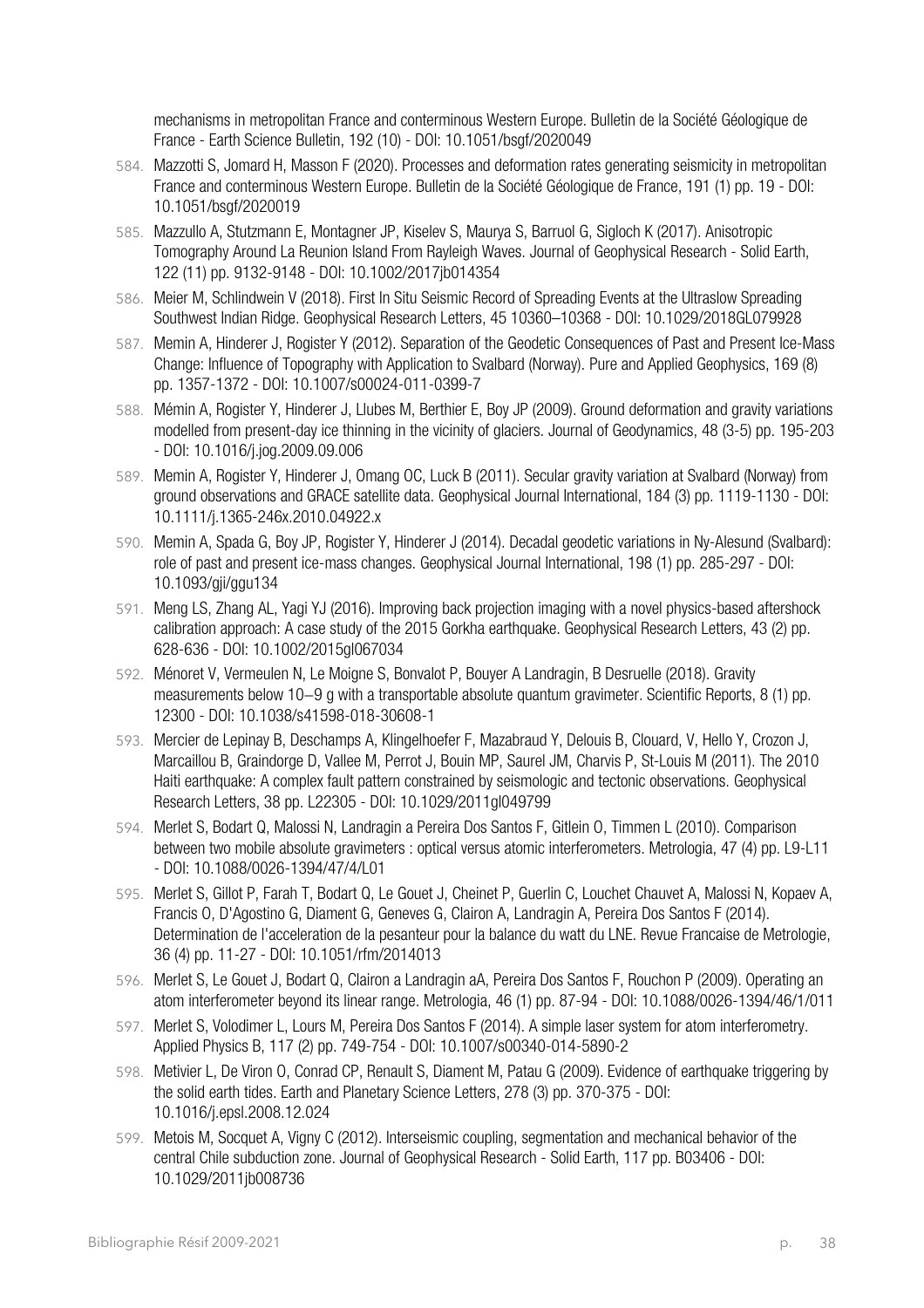mechanisms in metropolitan France and conterminous Western Europe. Bulletin de la Société Géologique de France - Earth Science Bulletin, 192 (10) - DOI: 10.1051/bsgf/2020049

584. Mazzotti S, Jomard H, Masson F (2020). Processes and deformation rates generating seismicity in metropolitan France and conterminous Western Europe. Bulletin de la Société Géologique de France, 191 (1) pp. 19 - DOI: 10.1051/bsgf/2020019
585. Mazzullo A, Stutzmann E, Montagner JP, Kiselev S, Maurya S, Barruol G, Sigloch K (2017). Anisotropic Tomography Around La Reunion Island From Rayleigh Waves. Journal of Geophysical Research - Solid Earth, 122 (11) pp. 9132-9148 - DOI: 10.1002/2017jb014354
586. Meier M, Schlindwein V (2018). First In Situ Seismic Record of Spreading Events at the Ultraslow Spreading Southwest Indian Ridge. Geophysical Research Letters, 45 10360–10368 - DOI: 10.1029/2018GL079928
587. Memin A, Hinderer J, Rogister Y (2012). Separation of the Geodetic Consequences of Past and Present Ice-Mass Change: Influence of Topography with Application to Svalbard (Norway). Pure and Applied Geophysics, 169 (8) pp. 1357-1372 - DOI: 10.1007/s00024-011-0399-7
588. Mémin A, Rogister Y, Hinderer J, Llubes M, Berthier E, Boy JP (2009). Ground deformation and gravity variations modelled from present-day ice thinning in the vicinity of glaciers. Journal of Geodynamics, 48 (3-5) pp. 195-203 - DOI: 10.1016/j.jog.2009.09.006
589. Memin A, Rogister Y, Hinderer J, Omang OC, Luck B (2011). Secular gravity variation at Svalbard (Norway) from ground observations and GRACE satellite data. Geophysical Journal International, 184 (3) pp. 1119-1130 - DOI: 10.1111/j.1365-246x.2010.04922.x
590. Memin A, Spada G, Boy JP, Rogister Y, Hinderer J (2014). Decadal geodetic variations in Ny-Alesund (Svalbard): role of past and present ice-mass changes. Geophysical Journal International, 198 (1) pp. 285-297 - DOI: 10.1093/gji/ggu134
591. Meng LS, Zhang AL, Yagi YJ (2016). Improving back projection imaging with a novel physics-based aftershock calibration approach: A case study of the 2015 Gorkha earthquake. Geophysical Research Letters, 43 (2) pp. 628-636 - DOI: 10.1002/2015gl067034
592. Ménoret V, Vermeulen N, Le Moigne S, Bonvalot P, Bouyer A Landragin, B Desruelle (2018). Gravity measurements below 10−9 g with a transportable absolute quantum gravimeter. Scientific Reports, 8 (1) pp. 12300 - DOI: 10.1038/s41598-018-30608-1
593. Mercier de Lepinay B, Deschamps A, Klingelhoefer F, Mazabraud Y, Delouis B, Clouard, V, Hello Y, Crozon J, Marcaillou B, Graindorge D, Vallee M, Perrot J, Bouin MP, Saurel JM, Charvis P, St-Louis M (2011). The 2010 Haiti earthquake: A complex fault pattern constrained by seismologic and tectonic observations. Geophysical Research Letters, 38 pp. L22305 - DOI: 10.1029/2011gl049799
594. Merlet S, Bodart Q, Malossi N, Landragin a Pereira Dos Santos F, Gitlein O, Timmen L (2010). Comparison between two mobile absolute gravimeters : optical versus atomic interferometers. Metrologia, 47 (4) pp. L9-L11 - DOI: 10.1088/0026-1394/47/4/L01
595. Merlet S, Gillot P, Farah T, Bodart Q, Le Gouet J, Cheinet P, Guerlin C, Louchet Chauvet A, Malossi N, Kopaev A, Francis O, D'Agostino G, Diament G, Geneves G, Clairon A, Landragin A, Pereira Dos Santos F (2014). Determination de l'acceleration de la pesanteur pour la balance du watt du LNE. Revue Francaise de Metrologie, 36 (4) pp. 11-27 - DOI: 10.1051/rfm/2014013
596. Merlet S, Le Gouet J, Bodart Q, Clairon a Landragin aA, Pereira Dos Santos F, Rouchon P (2009). Operating an atom interferometer beyond its linear range. Metrologia, 46 (1) pp. 87-94 - DOI: 10.1088/0026-1394/46/1/011
597. Merlet S, Volodimer L, Lours M, Pereira Dos Santos F (2014). A simple laser system for atom interferometry. Applied Physics B, 117 (2) pp. 749-754 - DOI: 10.1007/s00340-014-5890-2
598. Metivier L, De Viron O, Conrad CP, Renault S, Diament M, Patau G (2009). Evidence of earthquake triggering by the solid earth tides. Earth and Planetary Science Letters, 278 (3) pp. 370-375 - DOI: 10.1016/j.epsl.2008.12.024
599. Metois M, Socquet A, Vigny C (2012). Interseismic coupling, segmentation and mechanical behavior of the central Chile subduction zone. Journal of Geophysical Research - Solid Earth, 117 pp. B03406 - DOI: 10.1029/2011jb008736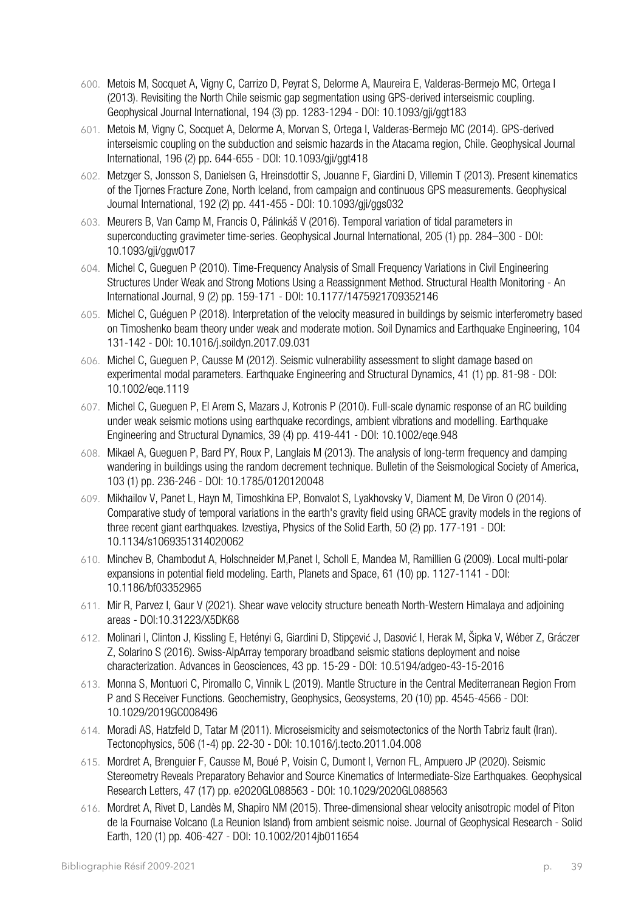600. Metois M, Socquet A, Vigny C, Carrizo D, Peyrat S, Delorme A, Maureira E, Valderas-Bermejo MC, Ortega I (2013). Revisiting the North Chile seismic gap segmentation using GPS-derived interseismic coupling. Geophysical Journal International, 194 (3) pp. 1283-1294 - DOI: 10.1093/gji/ggt183

601. Metois M, Vigny C, Socquet A, Delorme A, Morvan S, Ortega I, Valderas-Bermejo MC (2014). GPS-derived interseismic coupling on the subduction and seismic hazards in the Atacama region, Chile. Geophysical Journal International, 196 (2) pp. 644-655 - DOI: 10.1093/gji/ggt418

602. Metzger S, Jonsson S, Danielsen G, Hreinsdottir S, Jouanne F, Giardini D, Villemin T (2013). Present kinematics of the Tjornes Fracture Zone, North Iceland, from campaign and continuous GPS measurements. Geophysical Journal International, 192 (2) pp. 441-455 - DOI: 10.1093/gji/ggs032

603. Meurers B, Van Camp M, Francis O, Pálinkáš V (2016). Temporal variation of tidal parameters in superconducting gravimeter time-series. Geophysical Journal International, 205 (1) pp. 284–300 - DOI: 10.1093/gji/ggw017

604. Michel C, Gueguen P (2010). Time-Frequency Analysis of Small Frequency Variations in Civil Engineering Structures Under Weak and Strong Motions Using a Reassignment Method. Structural Health Monitoring - An International Journal, 9 (2) pp. 159-171 - DOI: 10.1177/1475921709352146

605. Michel C, Guéguen P (2018). Interpretation of the velocity measured in buildings by seismic interferometry based on Timoshenko beam theory under weak and moderate motion. Soil Dynamics and Earthquake Engineering, 104 131-142 - DOI: 10.1016/j.soildyn.2017.09.031

606. Michel C, Gueguen P, Causse M (2012). Seismic vulnerability assessment to slight damage based on experimental modal parameters. Earthquake Engineering and Structural Dynamics, 41 (1) pp. 81-98 - DOI: 10.1002/eqe.1119

607. Michel C, Gueguen P, El Arem S, Mazars J, Kotronis P (2010). Full-scale dynamic response of an RC building under weak seismic motions using earthquake recordings, ambient vibrations and modelling. Earthquake Engineering and Structural Dynamics, 39 (4) pp. 419-441 - DOI: 10.1002/eqe.948

608. Mikael A, Gueguen P, Bard PY, Roux P, Langlais M (2013). The analysis of long-term frequency and damping wandering in buildings using the random decrement technique. Bulletin of the Seismological Society of America, 103 (1) pp. 236-246 - DOI: 10.1785/0120120048

609. Mikhailov V, Panet L, Hayn M, Timoshkina EP, Bonvalot S, Lyakhovsky V, Diament M, De Viron O (2014). Comparative study of temporal variations in the earth's gravity field using GRACE gravity models in the regions of three recent giant earthquakes. Izvestiya, Physics of the Solid Earth, 50 (2) pp. 177-191 - DOI: 10.1134/s1069351314020062

610. Minchev B, Chambodut A, Holschneider M,Panet I, Scholl E, Mandea M, Ramillien G (2009). Local multi-polar expansions in potential field modeling. Earth, Planets and Space, 61 (10) pp. 1127-1141 - DOI: 10.1186/bf03352965

611. Mir R, Parvez I, Gaur V (2021). Shear wave velocity structure beneath North-Western Himalaya and adjoining areas - DOI:10.31223/X5DK68

612. Molinari I, Clinton J, Kissling E, Hetényi G, Giardini D, Stipçević J, Dasović I, Herak M, Šipka V, Wéber Z, Gráczer Z, Solarino S (2016). Swiss-AlpArray temporary broadband seismic stations deployment and noise characterization. Advances in Geosciences, 43 pp. 15-29 - DOI: 10.5194/adgeo-43-15-2016

613. Monna S, Montuori C, Piromallo C, Vinnik L (2019). Mantle Structure in the Central Mediterranean Region From P and S Receiver Functions. Geochemistry, Geophysics, Geosystems, 20 (10) pp. 4545-4566 - DOI: 10.1029/2019GC008496

614. Moradi AS, Hatzfeld D, Tatar M (2011). Microseismicity and seismotectonics of the North Tabriz fault (Iran). Tectonophysics, 506 (1-4) pp. 22-30 - DOI: 10.1016/j.tecto.2011.04.008

615. Mordret A, Brenguier F, Causse M, Boué P, Voisin C, Dumont I, Vernon FL, Ampuero JP (2020). Seismic Stereometry Reveals Preparatory Behavior and Source Kinematics of Intermediate-Size Earthquakes. Geophysical Research Letters, 47 (17) pp. e2020GL088563 - DOI: 10.1029/2020GL088563

616. Mordret A, Rivet D, Landès M, Shapiro NM (2015). Three-dimensional shear velocity anisotropic model of Piton de la Fournaise Volcano (La Reunion Island) from ambient seismic noise. Journal of Geophysical Research - Solid Earth, 120 (1) pp. 406-427 - DOI: 10.1002/2014jb011654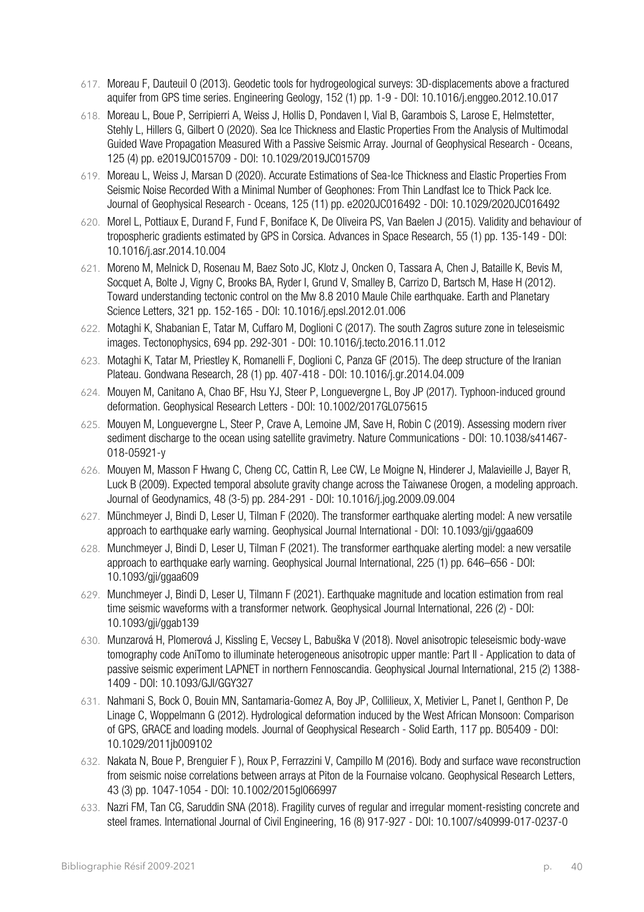617. Moreau F, Dauteuil O (2013). Geodetic tools for hydrogeological surveys: 3D-displacements above a fractured aquifer from GPS time series. Engineering Geology, 152 (1) pp. 1-9 - DOI: 10.1016/j.enggeo.2012.10.017

618. Moreau L, Boue P, Serripierri A, Weiss J, Hollis D, Pondaven I, Vial B, Garambois S, Larose E, Helmstetter, Stehly L, Hillers G, Gilbert O (2020). Sea Ice Thickness and Elastic Properties From the Analysis of Multimodal Guided Wave Propagation Measured With a Passive Seismic Array. Journal of Geophysical Research - Oceans, 125 (4) pp. e2019JC015709 - DOI: 10.1029/2019JC015709

619. Moreau L, Weiss J, Marsan D (2020). Accurate Estimations of Sea-Ice Thickness and Elastic Properties From Seismic Noise Recorded With a Minimal Number of Geophones: From Thin Landfast Ice to Thick Pack Ice. Journal of Geophysical Research - Oceans, 125 (11) pp. e2020JC016492 - DOI: 10.1029/2020JC016492

620. Morel L, Pottiaux E, Durand F, Fund F, Boniface K, De Oliveira PS, Van Baelen J (2015). Validity and behaviour of tropospheric gradients estimated by GPS in Corsica. Advances in Space Research, 55 (1) pp. 135-149 - DOI: 10.1016/j.asr.2014.10.004

621. Moreno M, Melnick D, Rosenau M, Baez Soto JC, Klotz J, Oncken O, Tassara A, Chen J, Bataille K, Bevis M, Socquet A, Bolte J, Vigny C, Brooks BA, Ryder I, Grund V, Smalley B, Carrizo D, Bartsch M, Hase H (2012). Toward understanding tectonic control on the Mw 8.8 2010 Maule Chile earthquake. Earth and Planetary Science Letters, 321 pp. 152-165 - DOI: 10.1016/j.epsl.2012.01.006

622. Motaghi K, Shabanian E, Tatar M, Cuffaro M, Doglioni C (2017). The south Zagros suture zone in teleseismic images. Tectonophysics, 694 pp. 292-301 - DOI: 10.1016/j.tecto.2016.11.012

623. Motaghi K, Tatar M, Priestley K, Romanelli F, Doglioni C, Panza GF (2015). The deep structure of the Iranian Plateau. Gondwana Research, 28 (1) pp. 407-418 - DOI: 10.1016/j.gr.2014.04.009

624. Mouyen M, Canitano A, Chao BF, Hsu YJ, Steer P, Longuevergne L, Boy JP (2017). Typhoon-induced ground deformation. Geophysical Research Letters - DOI: 10.1002/2017GL075615

625. Mouyen M, Longuevergne L, Steer P, Crave A, Lemoine JM, Save H, Robin C (2019). Assessing modern river sediment discharge to the ocean using satellite gravimetry. Nature Communications - DOI: 10.1038/s41467-018-05921-y

626. Mouyen M, Masson F Hwang C, Cheng CC, Cattin R, Lee CW, Le Moigne N, Hinderer J, Malavieille J, Bayer R, Luck B (2009). Expected temporal absolute gravity change across the Taiwanese Orogen, a modeling approach. Journal of Geodynamics, 48 (3-5) pp. 284-291 - DOI: 10.1016/j.jog.2009.09.004

627. Münchmeyer J, Bindi D, Leser U, Tilman F (2020). The transformer earthquake alerting model: A new versatile approach to earthquake early warning. Geophysical Journal International - DOI: 10.1093/gji/ggaa609

628. Munchmeyer J, Bindi D, Leser U, Tilman F (2021). The transformer earthquake alerting model: a new versatile approach to earthquake early warning. Geophysical Journal International, 225 (1) pp. 646–656 - DOI: 10.1093/gji/ggaa609

629. Munchmeyer J, Bindi D, Leser U, Tilmann F (2021). Earthquake magnitude and location estimation from real time seismic waveforms with a transformer network. Geophysical Journal International, 226 (2) - DOI: 10.1093/gji/ggab139

630. Munzarová H, Plomerová J, Kissling E, Vecsey L, Babuška V (2018). Novel anisotropic teleseismic body-wave tomography code AniTomo to illuminate heterogeneous anisotropic upper mantle: Part II - Application to data of passive seismic experiment LAPNET in northern Fennoscandia. Geophysical Journal International, 215 (2) 1388-1409 - DOI: 10.1093/GJI/GGY327

631. Nahmani S, Bock O, Bouin MN, Santamaria-Gomez A, Boy JP, Collilieux, X, Metivier L, Panet I, Genthon P, De Linage C, Woppelmann G (2012). Hydrological deformation induced by the West African Monsoon: Comparison of GPS, GRACE and loading models. Journal of Geophysical Research - Solid Earth, 117 pp. B05409 - DOI: 10.1029/2011jb009102

632. Nakata N, Boue P, Brenguier F ), Roux P, Ferrazzini V, Campillo M (2016). Body and surface wave reconstruction from seismic noise correlations between arrays at Piton de la Fournaise volcano. Geophysical Research Letters, 43 (3) pp. 1047-1054 - DOI: 10.1002/2015gl066997

633. Nazri FM, Tan CG, Saruddin SNA (2018). Fragility curves of regular and irregular moment-resisting concrete and steel frames. International Journal of Civil Engineering, 16 (8) 917-927 - DOI: 10.1007/s40999-017-0237-0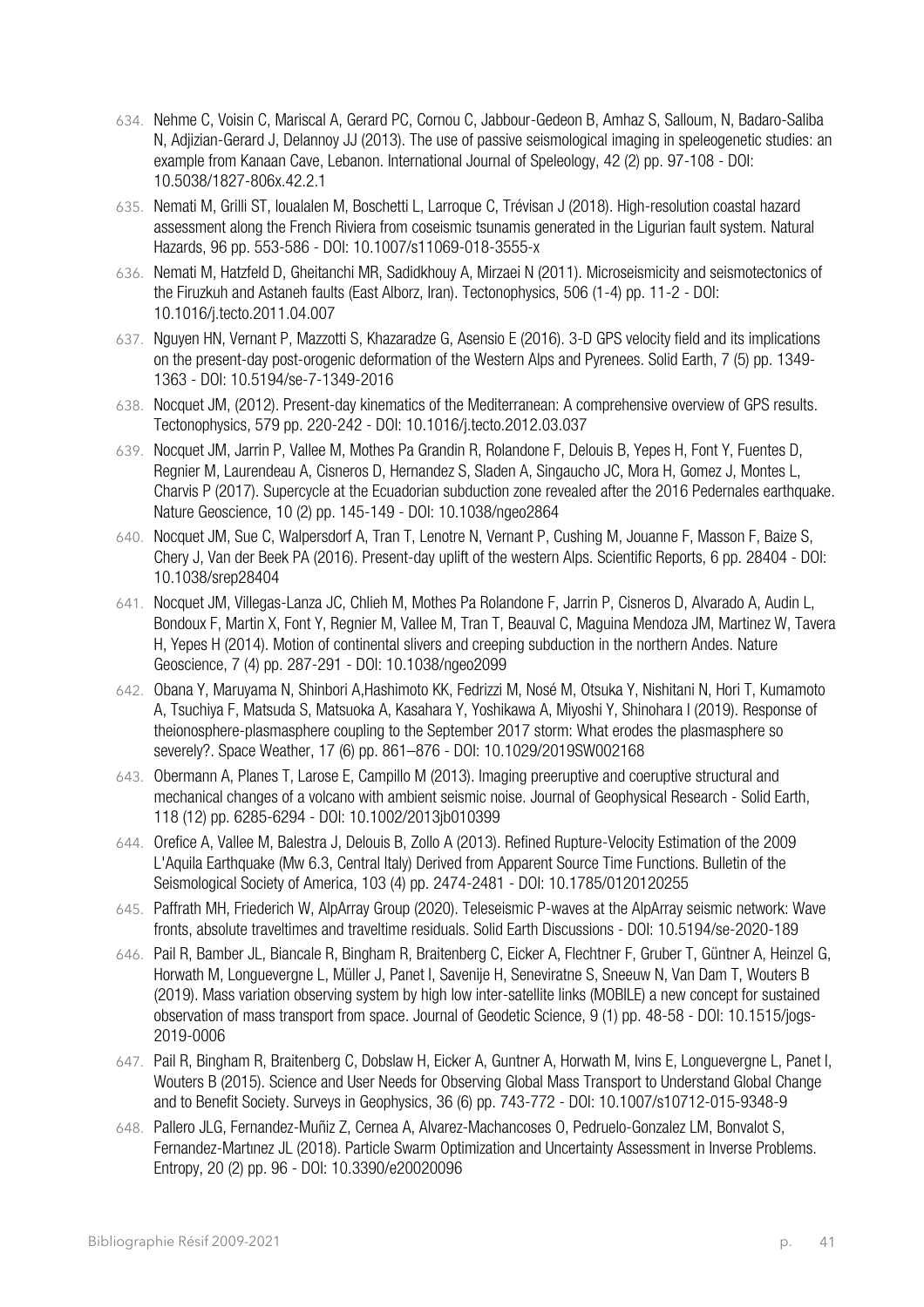634. Nehme C, Voisin C, Mariscal A, Gerard PC, Cornou C, Jabbour-Gedeon B, Amhaz S, Salloum, N, Badaro-Saliba N, Adjizian-Gerard J, Delannoy JJ (2013). The use of passive seismological imaging in speleogenetic studies: an example from Kanaan Cave, Lebanon. International Journal of Speleology, 42 (2) pp. 97-108 - DOI: 10.5038/1827-806x.42.2.1

635. Nemati M, Grilli ST, Ioualalen M, Boschetti L, Larroque C, Trévisan J (2018). High-resolution coastal hazard assessment along the French Riviera from coseismic tsunamis generated in the Ligurian fault system. Natural Hazards, 96 pp. 553-586 - DOI: 10.1007/s11069-018-3555-x

636. Nemati M, Hatzfeld D, Gheitanchi MR, Sadidkhouy A, Mirzaei N (2011). Microseismicity and seismotectonics of the Firuzkuh and Astaneh faults (East Alborz, Iran). Tectonophysics, 506 (1-4) pp. 11-2 - DOI: 10.1016/j.tecto.2011.04.007

637. Nguyen HN, Vernant P, Mazzotti S, Khazaradze G, Asensio E (2016). 3-D GPS velocity field and its implications on the present-day post-orogenic deformation of the Western Alps and Pyrenees. Solid Earth, 7 (5) pp. 1349-1363 - DOI: 10.5194/se-7-1349-2016

638. Nocquet JM, (2012). Present-day kinematics of the Mediterranean: A comprehensive overview of GPS results. Tectonophysics, 579 pp. 220-242 - DOI: 10.1016/j.tecto.2012.03.037

639. Nocquet JM, Jarrin P, Vallee M, Mothes Pa Grandin R, Rolandone F, Delouis B, Yepes H, Font Y, Fuentes D, Regnier M, Laurendeau A, Cisneros D, Hernandez S, Sladen A, Singaucho JC, Mora H, Gomez J, Montes L, Charvis P (2017). Supercycle at the Ecuadorian subduction zone revealed after the 2016 Pedernales earthquake. Nature Geoscience, 10 (2) pp. 145-149 - DOI: 10.1038/ngeo2864

640. Nocquet JM, Sue C, Walpersdorf A, Tran T, Lenotre N, Vernant P, Cushing M, Jouanne F, Masson F, Baize S, Chery J, Van der Beek PA (2016). Present-day uplift of the western Alps. Scientific Reports, 6 pp. 28404 - DOI: 10.1038/srep28404

641. Nocquet JM, Villegas-Lanza JC, Chlieh M, Mothes Pa Rolandone F, Jarrin P, Cisneros D, Alvarado A, Audin L, Bondoux F, Martin X, Font Y, Regnier M, Vallee M, Tran T, Beauval C, Maguina Mendoza JM, Martinez W, Tavera H, Yepes H (2014). Motion of continental slivers and creeping subduction in the northern Andes. Nature Geoscience, 7 (4) pp. 287-291 - DOI: 10.1038/ngeo2099

642. Obana Y, Maruyama N, Shinbori A,Hashimoto KK, Fedrizzi M, Nosé M, Otsuka Y, Nishitani N, Hori T, Kumamoto A, Tsuchiya F, Matsuda S, Matsuoka A, Kasahara Y, Yoshikawa A, Miyoshi Y, Shinohara I (2019). Response of theionosphere-plasmasphere coupling to the September 2017 storm: What erodes the plasmasphere so severely?. Space Weather, 17 (6) pp. 861–876 - DOI: 10.1029/2019SW002168

643. Obermann A, Planes T, Larose E, Campillo M (2013). Imaging preeruptive and coeruptive structural and mechanical changes of a volcano with ambient seismic noise. Journal of Geophysical Research - Solid Earth, 118 (12) pp. 6285-6294 - DOI: 10.1002/2013jb010399

644. Orefice A, Vallee M, Balestra J, Delouis B, Zollo A (2013). Refined Rupture-Velocity Estimation of the 2009 L'Aquila Earthquake (Mw 6.3, Central Italy) Derived from Apparent Source Time Functions. Bulletin of the Seismological Society of America, 103 (4) pp. 2474-2481 - DOI: 10.1785/0120120255

645. Paffrath MH, Friederich W, AlpArray Group (2020). Teleseismic P-waves at the AlpArray seismic network: Wave fronts, absolute traveltimes and traveltime residuals. Solid Earth Discussions - DOI: 10.5194/se-2020-189

646. Pail R, Bamber JL, Biancale R, Bingham R, Braitenberg C, Eicker A, Flechtner F, Gruber T, Güntner A, Heinzel G, Horwath M, Longuevergne L, Müller J, Panet I, Savenije H, Seneviratne S, Sneeuw N, Van Dam T, Wouters B (2019). Mass variation observing system by high low inter-satellite links (MOBILE) a new concept for sustained observation of mass transport from space. Journal of Geodetic Science, 9 (1) pp. 48-58 - DOI: 10.1515/jogs-2019-0006

647. Pail R, Bingham R, Braitenberg C, Dobslaw H, Eicker A, Guntner A, Horwath M, Ivins E, Longuevergne L, Panet I, Wouters B (2015). Science and User Needs for Observing Global Mass Transport to Understand Global Change and to Benefit Society. Surveys in Geophysics, 36 (6) pp. 743-772 - DOI: 10.1007/s10712-015-9348-9

648. Pallero JLG, Fernandez-Muñiz Z, Cernea A, Alvarez-Machancoses O, Pedruelo-Gonzalez LM, Bonvalot S, Fernandez-Martınez JL (2018). Particle Swarm Optimization and Uncertainty Assessment in Inverse Problems. Entropy, 20 (2) pp. 96 - DOI: 10.3390/e20020096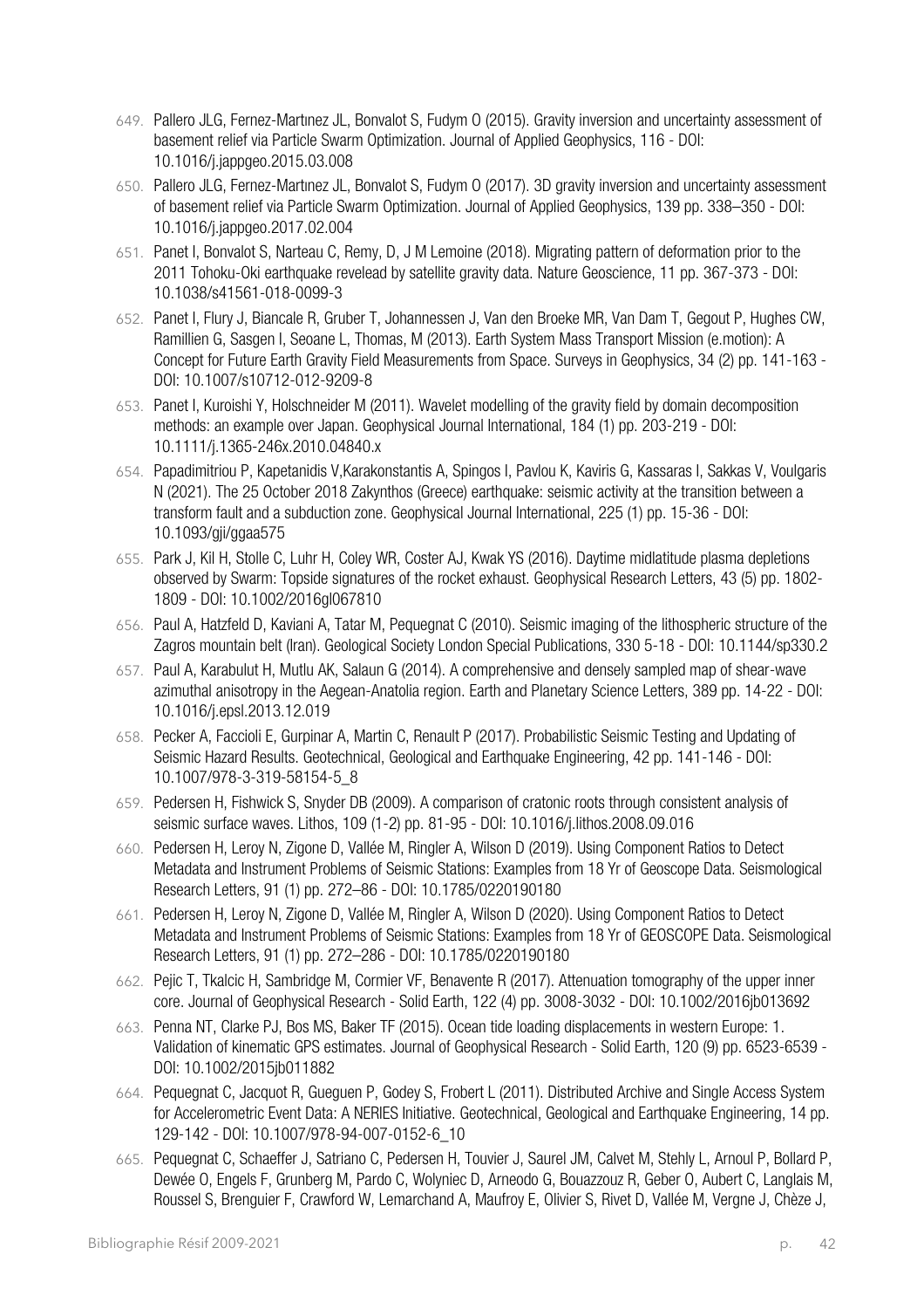649. Pallero JLG, Fernez-Martınez JL, Bonvalot S, Fudym O (2015). Gravity inversion and uncertainty assessment of basement relief via Particle Swarm Optimization. Journal of Applied Geophysics, 116 - DOI: 10.1016/j.jappgeo.2015.03.008
650. Pallero JLG, Fernez-Martınez JL, Bonvalot S, Fudym O (2017). 3D gravity inversion and uncertainty assessment of basement relief via Particle Swarm Optimization. Journal of Applied Geophysics, 139 pp. 338–350 - DOI: 10.1016/j.jappgeo.2017.02.004
651. Panet I, Bonvalot S, Narteau C, Remy, D, J M Lemoine (2018). Migrating pattern of deformation prior to the 2011 Tohoku-Oki earthquake revelead by satellite gravity data. Nature Geoscience, 11 pp. 367-373 - DOI: 10.1038/s41561-018-0099-3
652. Panet I, Flury J, Biancale R, Gruber T, Johannessen J, Van den Broeke MR, Van Dam T, Gegout P, Hughes CW, Ramillien G, Sasgen I, Seoane L, Thomas, M (2013). Earth System Mass Transport Mission (e.motion): A Concept for Future Earth Gravity Field Measurements from Space. Surveys in Geophysics, 34 (2) pp. 141-163 - DOI: 10.1007/s10712-012-9209-8
653. Panet I, Kuroishi Y, Holschneider M (2011). Wavelet modelling of the gravity field by domain decomposition methods: an example over Japan. Geophysical Journal International, 184 (1) pp. 203-219 - DOI: 10.1111/j.1365-246x.2010.04840.x
654. Papadimitriou P, Kapetanidis V,Karakonstantis A, Spingos I, Pavlou K, Kaviris G, Kassaras I, Sakkas V, Voulgaris N (2021). The 25 October 2018 Zakynthos (Greece) earthquake: seismic activity at the transition between a transform fault and a subduction zone. Geophysical Journal International, 225 (1) pp. 15-36 - DOI: 10.1093/gji/ggaa575
655. Park J, Kil H, Stolle C, Luhr H, Coley WR, Coster AJ, Kwak YS (2016). Daytime midlatitude plasma depletions observed by Swarm: Topside signatures of the rocket exhaust. Geophysical Research Letters, 43 (5) pp. 1802-1809 - DOI: 10.1002/2016gl067810
656. Paul A, Hatzfeld D, Kaviani A, Tatar M, Pequegnat C (2010). Seismic imaging of the lithospheric structure of the Zagros mountain belt (Iran). Geological Society London Special Publications, 330 5-18 - DOI: 10.1144/sp330.2
657. Paul A, Karabulut H, Mutlu AK, Salaun G (2014). A comprehensive and densely sampled map of shear-wave azimuthal anisotropy in the Aegean-Anatolia region. Earth and Planetary Science Letters, 389 pp. 14-22 - DOI: 10.1016/j.epsl.2013.12.019
658. Pecker A, Faccioli E, Gurpinar A, Martin C, Renault P (2017). Probabilistic Seismic Testing and Updating of Seismic Hazard Results. Geotechnical, Geological and Earthquake Engineering, 42 pp. 141-146 - DOI: 10.1007/978-3-319-58154-5_8
659. Pedersen H, Fishwick S, Snyder DB (2009). A comparison of cratonic roots through consistent analysis of seismic surface waves. Lithos, 109 (1-2) pp. 81-95 - DOI: 10.1016/j.lithos.2008.09.016
660. Pedersen H, Leroy N, Zigone D, Vallée M, Ringler A, Wilson D (2019). Using Component Ratios to Detect Metadata and Instrument Problems of Seismic Stations: Examples from 18 Yr of Geoscope Data. Seismological Research Letters, 91 (1) pp. 272–86 - DOI: 10.1785/0220190180
661. Pedersen H, Leroy N, Zigone D, Vallée M, Ringler A, Wilson D (2020). Using Component Ratios to Detect Metadata and Instrument Problems of Seismic Stations: Examples from 18 Yr of GEOSCOPE Data. Seismological Research Letters, 91 (1) pp. 272–286 - DOI: 10.1785/0220190180
662. Pejic T, Tkalcic H, Sambridge M, Cormier VF, Benavente R (2017). Attenuation tomography of the upper inner core. Journal of Geophysical Research - Solid Earth, 122 (4) pp. 3008-3032 - DOI: 10.1002/2016jb013692
663. Penna NT, Clarke PJ, Bos MS, Baker TF (2015). Ocean tide loading displacements in western Europe: 1. Validation of kinematic GPS estimates. Journal of Geophysical Research - Solid Earth, 120 (9) pp. 6523-6539 - DOI: 10.1002/2015jb011882
664. Pequegnat C, Jacquot R, Gueguen P, Godey S, Frobert L (2011). Distributed Archive and Single Access System for Accelerometric Event Data: A NERIES Initiative. Geotechnical, Geological and Earthquake Engineering, 14 pp. 129-142 - DOI: 10.1007/978-94-007-0152-6_10
665. Pequegnat C, Schaeffer J, Satriano C, Pedersen H, Touvier J, Saurel JM, Calvet M, Stehly L, Arnoul P, Bollard P, Dewée O, Engels F, Grunberg M, Pardo C, Wolyniec D, Arneodo G, Bouazzouz R, Geber O, Aubert C, Langlais M, Roussel S, Brenguier F, Crawford W, Lemarchand A, Maufroy E, Olivier S, Rivet D, Vallée M, Vergne J, Chèze J,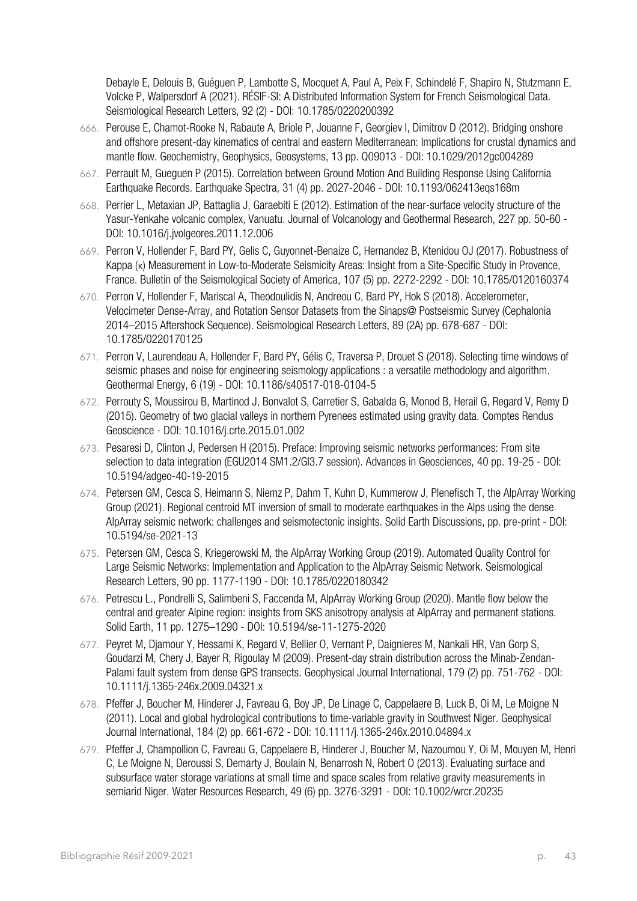Debayle E, Delouis B, Guéguen P, Lambotte S, Mocquet A, Paul A, Peix F, Schindelé F, Shapiro N, Stutzmann E, Volcke P, Walpersdorf A (2021). RÉSIF-SI: A Distributed Information System for French Seismological Data. Seismological Research Letters, 92 (2) - DOI: 10.1785/0220200392

666. Perouse E, Chamot-Rooke N, Rabaute A, Briole P, Jouanne F, Georgiev I, Dimitrov D (2012). Bridging onshore and offshore present-day kinematics of central and eastern Mediterranean: Implications for crustal dynamics and mantle flow. Geochemistry, Geophysics, Geosystems, 13 pp. Q09013 - DOI: 10.1029/2012gc004289
667. Perrault M, Gueguen P (2015). Correlation between Ground Motion And Building Response Using California Earthquake Records. Earthquake Spectra, 31 (4) pp. 2027-2046 - DOI: 10.1193/062413eqs168m
668. Perrier L, Metaxian JP, Battaglia J, Garaebiti E (2012). Estimation of the near-surface velocity structure of the Yasur-Yenkahe volcanic complex, Vanuatu. Journal of Volcanology and Geothermal Research, 227 pp. 50-60 - DOI: 10.1016/j.jvolgeores.2011.12.006
669. Perron V, Hollender F, Bard PY, Gelis C, Guyonnet-Benaize C, Hernandez B, Ktenidou OJ (2017). Robustness of Kappa (κ) Measurement in Low-to-Moderate Seismicity Areas: Insight from a Site-Specific Study in Provence, France. Bulletin of the Seismological Society of America, 107 (5) pp. 2272-2292 - DOI: 10.1785/0120160374
670. Perron V, Hollender F, Mariscal A, Theodoulidis N, Andreou C, Bard PY, Hok S (2018). Accelerometer, Velocimeter Dense-Array, and Rotation Sensor Datasets from the Sinaps@ Postseismic Survey (Cephalonia 2014–2015 Aftershock Sequence). Seismological Research Letters, 89 (2A) pp. 678-687 - DOI: 10.1785/0220170125
671. Perron V, Laurendeau A, Hollender F, Bard PY, Gélis C, Traversa P, Drouet S (2018). Selecting time windows of seismic phases and noise for engineering seismology applications : a versatile methodology and algorithm. Geothermal Energy, 6 (19) - DOI: 10.1186/s40517-018-0104-5
672. Perrouty S, Moussirou B, Martinod J, Bonvalot S, Carretier S, Gabalda G, Monod B, Herail G, Regard V, Remy D (2015). Geometry of two glacial valleys in northern Pyrenees estimated using gravity data. Comptes Rendus Geoscience - DOI: 10.1016/j.crte.2015.01.002
673. Pesaresi D, Clinton J, Pedersen H (2015). Preface: Improving seismic networks performances: From site selection to data integration (EGU2014 SM1.2/GI3.7 session). Advances in Geosciences, 40 pp. 19-25 - DOI: 10.5194/adgeo-40-19-2015
674. Petersen GM, Cesca S, Heimann S, Niemz P, Dahm T, Kuhn D, Kummerow J, Plenefisch T, the AlpArray Working Group (2021). Regional centroid MT inversion of small to moderate earthquakes in the Alps using the dense AlpArray seismic network: challenges and seismotectonic insights. Solid Earth Discussions, pp. pre-print - DOI: 10.5194/se-2021-13
675. Petersen GM, Cesca S, Kriegerowski M, the AlpArray Working Group (2019). Automated Quality Control for Large Seismic Networks: Implementation and Application to the AlpArray Seismic Network. Seismological Research Letters, 90 pp. 1177-1190 - DOI: 10.1785/0220180342
676. Petrescu L., Pondrelli S, Salimbeni S, Faccenda M, AlpArray Working Group (2020). Mantle flow below the central and greater Alpine region: insights from SKS anisotropy analysis at AlpArray and permanent stations. Solid Earth, 11 pp. 1275–1290 - DOI: 10.5194/se-11-1275-2020
677. Peyret M, Djamour Y, Hessami K, Regard V, Bellier O, Vernant P, Daignieres M, Nankali HR, Van Gorp S, Goudarzi M, Chery J, Bayer R, Rigoulay M (2009). Present-day strain distribution across the Minab-Zendan-Palami fault system from dense GPS transects. Geophysical Journal International, 179 (2) pp. 751-762 - DOI: 10.1111/j.1365-246x.2009.04321.x
678. Pfeffer J, Boucher M, Hinderer J, Favreau G, Boy JP, De Linage C, Cappelaere B, Luck B, Oi M, Le Moigne N (2011). Local and global hydrological contributions to time-variable gravity in Southwest Niger. Geophysical Journal International, 184 (2) pp. 661-672 - DOI: 10.1111/j.1365-246x.2010.04894.x
679. Pfeffer J, Champollion C, Favreau G, Cappelaere B, Hinderer J, Boucher M, Nazoumou Y, Oi M, Mouyen M, Henri C, Le Moigne N, Deroussi S, Demarty J, Boulain N, Benarrosh N, Robert O (2013). Evaluating surface and subsurface water storage variations at small time and space scales from relative gravity measurements in semiarid Niger. Water Resources Research, 49 (6) pp. 3276-3291 - DOI: 10.1002/wrcr.20235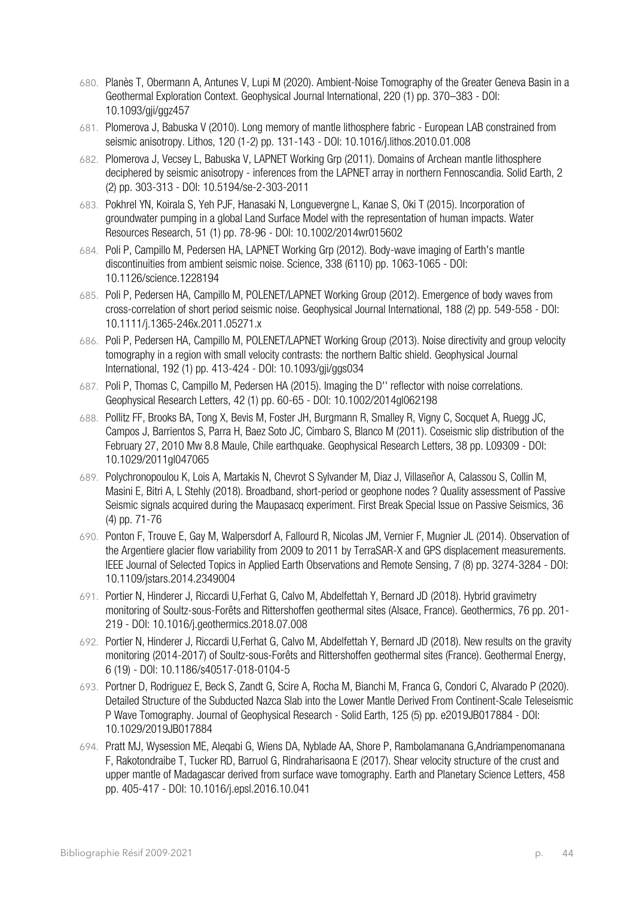680. Planès T, Obermann A, Antunes V, Lupi M (2020). Ambient-Noise Tomography of the Greater Geneva Basin in a Geothermal Exploration Context. Geophysical Journal International, 220 (1) pp. 370–383 - DOI: 10.1093/gji/ggz457

681. Plomerova J, Babuska V (2010). Long memory of mantle lithosphere fabric - European LAB constrained from seismic anisotropy. Lithos, 120 (1-2) pp. 131-143 - DOI: 10.1016/j.lithos.2010.01.008

682. Plomerova J, Vecsey L, Babuska V, LAPNET Working Grp (2011). Domains of Archean mantle lithosphere deciphered by seismic anisotropy - inferences from the LAPNET array in northern Fennoscandia. Solid Earth, 2 (2) pp. 303-313 - DOI: 10.5194/se-2-303-2011

683. Pokhrel YN, Koirala S, Yeh PJF, Hanasaki N, Longuevergne L, Kanae S, Oki T (2015). Incorporation of groundwater pumping in a global Land Surface Model with the representation of human impacts. Water Resources Research, 51 (1) pp. 78-96 - DOI: 10.1002/2014wr015602

684. Poli P, Campillo M, Pedersen HA, LAPNET Working Grp (2012). Body-wave imaging of Earth's mantle discontinuities from ambient seismic noise. Science, 338 (6110) pp. 1063-1065 - DOI: 10.1126/science.1228194

685. Poli P, Pedersen HA, Campillo M, POLENET/LAPNET Working Group (2012). Emergence of body waves from cross-correlation of short period seismic noise. Geophysical Journal International, 188 (2) pp. 549-558 - DOI: 10.1111/j.1365-246x.2011.05271.x

686. Poli P, Pedersen HA, Campillo M, POLENET/LAPNET Working Group (2013). Noise directivity and group velocity tomography in a region with small velocity contrasts: the northern Baltic shield. Geophysical Journal International, 192 (1) pp. 413-424 - DOI: 10.1093/gji/ggs034

687. Poli P, Thomas C, Campillo M, Pedersen HA (2015). Imaging the D'' reflector with noise correlations. Geophysical Research Letters, 42 (1) pp. 60-65 - DOI: 10.1002/2014gl062198

688. Pollitz FF, Brooks BA, Tong X, Bevis M, Foster JH, Burgmann R, Smalley R, Vigny C, Socquet A, Ruegg JC, Campos J, Barrientos S, Parra H, Baez Soto JC, Cimbaro S, Blanco M (2011). Coseismic slip distribution of the February 27, 2010 Mw 8.8 Maule, Chile earthquake. Geophysical Research Letters, 38 pp. L09309 - DOI: 10.1029/2011gl047065

689. Polychronopoulou K, Lois A, Martakis N, Chevrot S Sylvander M, Diaz J, Villaseñor A, Calassou S, Collin M, Masini E, Bitri A, L Stehly (2018). Broadband, short-period or geophone nodes ? Quality assessment of Passive Seismic signals acquired during the Maupasacq experiment. First Break Special Issue on Passive Seismics, 36 (4) pp. 71-76

690. Ponton F, Trouve E, Gay M, Walpersdorf A, Fallourd R, Nicolas JM, Vernier F, Mugnier JL (2014). Observation of the Argentiere glacier flow variability from 2009 to 2011 by TerraSAR-X and GPS displacement measurements. IEEE Journal of Selected Topics in Applied Earth Observations and Remote Sensing, 7 (8) pp. 3274-3284 - DOI: 10.1109/jstars.2014.2349004

691. Portier N, Hinderer J, Riccardi U,Ferhat G, Calvo M, Abdelfettah Y, Bernard JD (2018). Hybrid gravimetry monitoring of Soultz-sous-Forêts and Rittershoffen geothermal sites (Alsace, France). Geothermics, 76 pp. 201-219 - DOI: 10.1016/j.geothermics.2018.07.008

692. Portier N, Hinderer J, Riccardi U,Ferhat G, Calvo M, Abdelfettah Y, Bernard JD (2018). New results on the gravity monitoring (2014-2017) of Soultz-sous-Forêts and Rittershoffen geothermal sites (France). Geothermal Energy, 6 (19) - DOI: 10.1186/s40517-018-0104-5

693. Portner D, Rodriguez E, Beck S, Zandt G, Scire A, Rocha M, Bianchi M, Franca G, Condori C, Alvarado P (2020). Detailed Structure of the Subducted Nazca Slab into the Lower Mantle Derived From Continent-Scale Teleseismic P Wave Tomography. Journal of Geophysical Research - Solid Earth, 125 (5) pp. e2019JB017884 - DOI: 10.1029/2019JB017884

694. Pratt MJ, Wysession ME, Aleqabi G, Wiens DA, Nyblade AA, Shore P, Rambolamanana G,Andriampenomanana F, Rakotondraibe T, Tucker RD, Barruol G, Rindraharisaona E (2017). Shear velocity structure of the crust and upper mantle of Madagascar derived from surface wave tomography. Earth and Planetary Science Letters, 458 pp. 405-417 - DOI: 10.1016/j.epsl.2016.10.041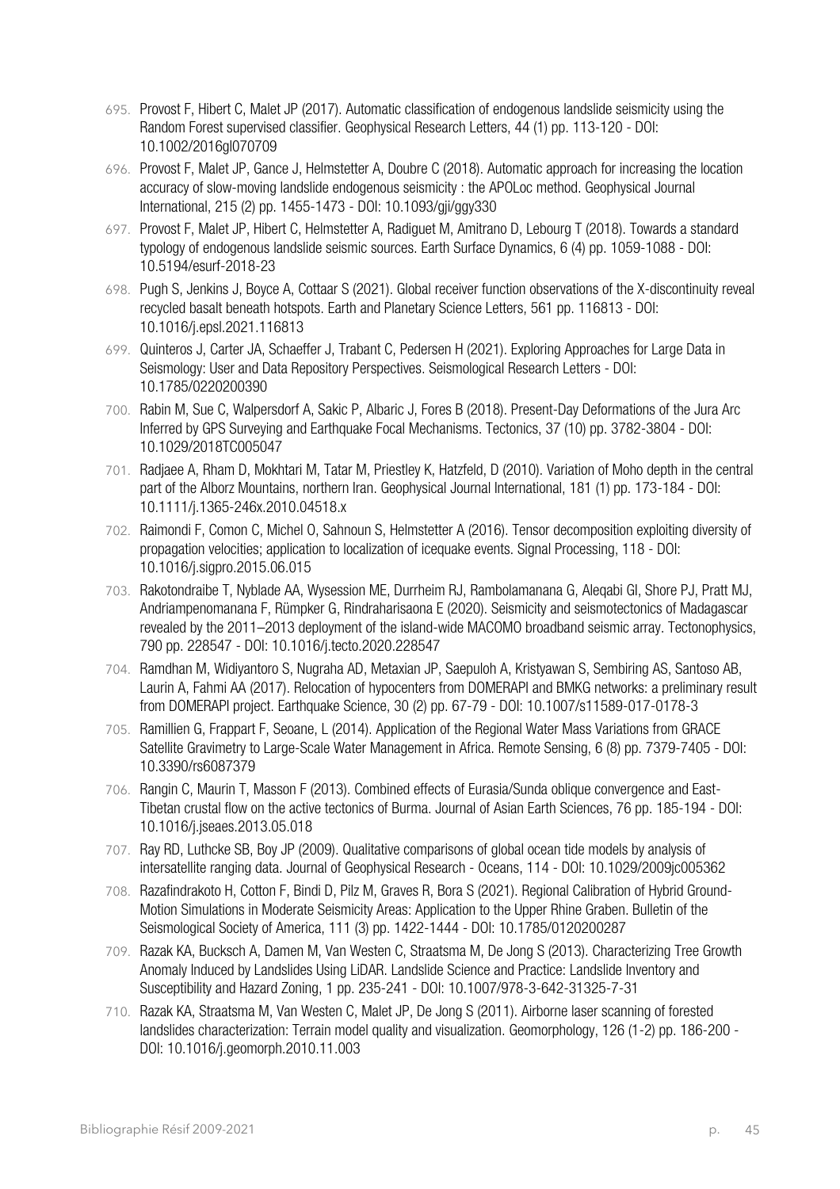695. Provost F, Hibert C, Malet JP (2017). Automatic classification of endogenous landslide seismicity using the Random Forest supervised classifier. Geophysical Research Letters, 44 (1) pp. 113-120 - DOI: 10.1002/2016gl070709
696. Provost F, Malet JP, Gance J, Helmstetter A, Doubre C (2018). Automatic approach for increasing the location accuracy of slow-moving landslide endogenous seismicity : the APOLoc method. Geophysical Journal International, 215 (2) pp. 1455-1473 - DOI: 10.1093/gji/ggy330
697. Provost F, Malet JP, Hibert C, Helmstetter A, Radiguet M, Amitrano D, Lebourg T (2018). Towards a standard typology of endogenous landslide seismic sources. Earth Surface Dynamics, 6 (4) pp. 1059-1088 - DOI: 10.5194/esurf-2018-23
698. Pugh S, Jenkins J, Boyce A, Cottaar S (2021). Global receiver function observations of the X-discontinuity reveal recycled basalt beneath hotspots. Earth and Planetary Science Letters, 561 pp. 116813 - DOI: 10.1016/j.epsl.2021.116813
699. Quinteros J, Carter JA, Schaeffer J, Trabant C, Pedersen H (2021). Exploring Approaches for Large Data in Seismology: User and Data Repository Perspectives. Seismological Research Letters - DOI: 10.1785/0220200390
700. Rabin M, Sue C, Walpersdorf A, Sakic P, Albaric J, Fores B (2018). Present-Day Deformations of the Jura Arc Inferred by GPS Surveying and Earthquake Focal Mechanisms. Tectonics, 37 (10) pp. 3782-3804 - DOI: 10.1029/2018TC005047
701. Radjaee A, Rham D, Mokhtari M, Tatar M, Priestley K, Hatzfeld, D (2010). Variation of Moho depth in the central part of the Alborz Mountains, northern Iran. Geophysical Journal International, 181 (1) pp. 173-184 - DOI: 10.1111/j.1365-246x.2010.04518.x
702. Raimondi F, Comon C, Michel O, Sahnoun S, Helmstetter A (2016). Tensor decomposition exploiting diversity of propagation velocities; application to localization of icequake events. Signal Processing, 118 - DOI: 10.1016/j.sigpro.2015.06.015
703. Rakotondraibe T, Nyblade AA, Wysession ME, Durrheim RJ, Rambolamanana G, Aleqabi GI, Shore PJ, Pratt MJ, Andriampenomanana F, Rümpker G, Rindraharisaona E (2020). Seismicity and seismotectonics of Madagascar revealed by the 2011–2013 deployment of the island-wide MACOMO broadband seismic array. Tectonophysics, 790 pp. 228547 - DOI: 10.1016/j.tecto.2020.228547
704. Ramdhan M, Widiyantoro S, Nugraha AD, Metaxian JP, Saepuloh A, Kristyawan S, Sembiring AS, Santoso AB, Laurin A, Fahmi AA (2017). Relocation of hypocenters from DOMERAPI and BMKG networks: a preliminary result from DOMERAPI project. Earthquake Science, 30 (2) pp. 67-79 - DOI: 10.1007/s11589-017-0178-3
705. Ramillien G, Frappart F, Seoane, L (2014). Application of the Regional Water Mass Variations from GRACE Satellite Gravimetry to Large-Scale Water Management in Africa. Remote Sensing, 6 (8) pp. 7379-7405 - DOI: 10.3390/rs6087379
706. Rangin C, Maurin T, Masson F (2013). Combined effects of Eurasia/Sunda oblique convergence and East-Tibetan crustal flow on the active tectonics of Burma. Journal of Asian Earth Sciences, 76 pp. 185-194 - DOI: 10.1016/j.jseaes.2013.05.018
707. Ray RD, Luthcke SB, Boy JP (2009). Qualitative comparisons of global ocean tide models by analysis of intersatellite ranging data. Journal of Geophysical Research - Oceans, 114 - DOI: 10.1029/2009jc005362
708. Razafindrakoto H, Cotton F, Bindi D, Pilz M, Graves R, Bora S (2021). Regional Calibration of Hybrid Ground-Motion Simulations in Moderate Seismicity Areas: Application to the Upper Rhine Graben. Bulletin of the Seismological Society of America, 111 (3) pp. 1422-1444 - DOI: 10.1785/0120200287
709. Razak KA, Bucksch A, Damen M, Van Westen C, Straatsma M, De Jong S (2013). Characterizing Tree Growth Anomaly Induced by Landslides Using LiDAR. Landslide Science and Practice: Landslide Inventory and Susceptibility and Hazard Zoning, 1 pp. 235-241 - DOI: 10.1007/978-3-642-31325-7-31
710. Razak KA, Straatsma M, Van Westen C, Malet JP, De Jong S (2011). Airborne laser scanning of forested landslides characterization: Terrain model quality and visualization. Geomorphology, 126 (1-2) pp. 186-200 - DOI: 10.1016/j.geomorph.2010.11.003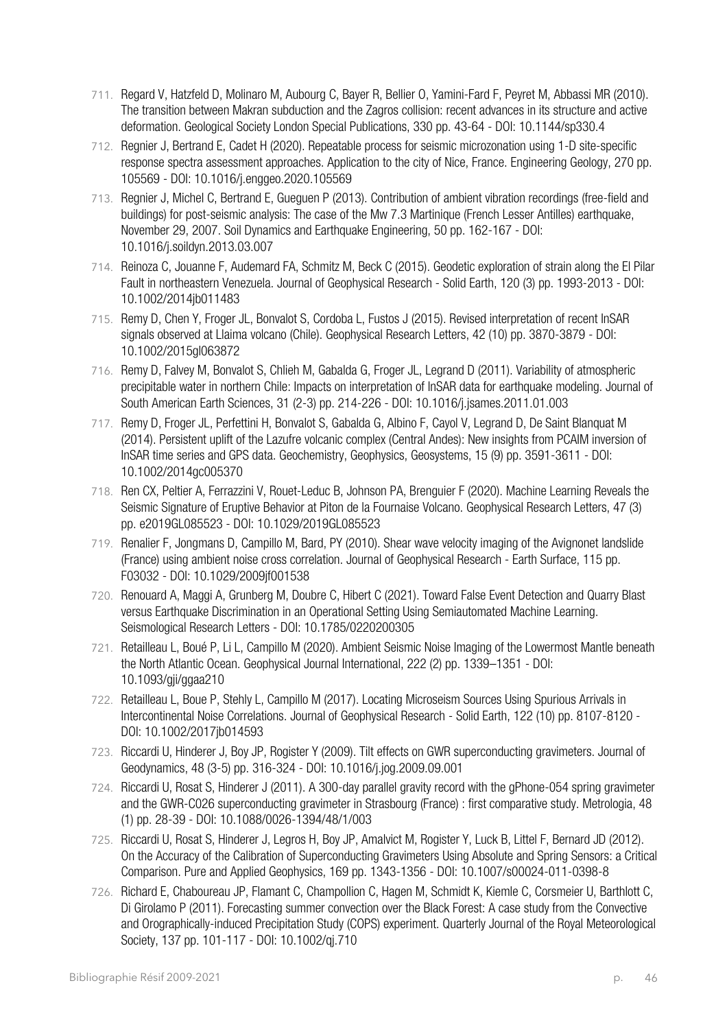711. Regard V, Hatzfeld D, Molinaro M, Aubourg C, Bayer R, Bellier O, Yamini-Fard F, Peyret M, Abbassi MR (2010). The transition between Makran subduction and the Zagros collision: recent advances in its structure and active deformation. Geological Society London Special Publications, 330 pp. 43-64 - DOI: 10.1144/sp330.4
712. Regnier J, Bertrand E, Cadet H (2020). Repeatable process for seismic microzonation using 1-D site-specific response spectra assessment approaches. Application to the city of Nice, France. Engineering Geology, 270 pp. 105569 - DOI: 10.1016/j.enggeo.2020.105569
713. Regnier J, Michel C, Bertrand E, Gueguen P (2013). Contribution of ambient vibration recordings (free-field and buildings) for post-seismic analysis: The case of the Mw 7.3 Martinique (French Lesser Antilles) earthquake, November 29, 2007. Soil Dynamics and Earthquake Engineering, 50 pp. 162-167 - DOI: 10.1016/j.soildyn.2013.03.007
714. Reinoza C, Jouanne F, Audemard FA, Schmitz M, Beck C (2015). Geodetic exploration of strain along the El Pilar Fault in northeastern Venezuela. Journal of Geophysical Research - Solid Earth, 120 (3) pp. 1993-2013 - DOI: 10.1002/2014jb011483
715. Remy D, Chen Y, Froger JL, Bonvalot S, Cordoba L, Fustos J (2015). Revised interpretation of recent InSAR signals observed at Llaima volcano (Chile). Geophysical Research Letters, 42 (10) pp. 3870-3879 - DOI: 10.1002/2015gl063872
716. Remy D, Falvey M, Bonvalot S, Chlieh M, Gabalda G, Froger JL, Legrand D (2011). Variability of atmospheric precipitable water in northern Chile: Impacts on interpretation of InSAR data for earthquake modeling. Journal of South American Earth Sciences, 31 (2-3) pp. 214-226 - DOI: 10.1016/j.jsames.2011.01.003
717. Remy D, Froger JL, Perfettini H, Bonvalot S, Gabalda G, Albino F, Cayol V, Legrand D, De Saint Blanquat M (2014). Persistent uplift of the Lazufre volcanic complex (Central Andes): New insights from PCAIM inversion of InSAR time series and GPS data. Geochemistry, Geophysics, Geosystems, 15 (9) pp. 3591-3611 - DOI: 10.1002/2014gc005370
718. Ren CX, Peltier A, Ferrazzini V, Rouet-Leduc B, Johnson PA, Brenguier F (2020). Machine Learning Reveals the Seismic Signature of Eruptive Behavior at Piton de la Fournaise Volcano. Geophysical Research Letters, 47 (3) pp. e2019GL085523 - DOI: 10.1029/2019GL085523
719. Renalier F, Jongmans D, Campillo M, Bard, PY (2010). Shear wave velocity imaging of the Avignonet landslide (France) using ambient noise cross correlation. Journal of Geophysical Research - Earth Surface, 115 pp. F03032 - DOI: 10.1029/2009jf001538
720. Renouard A, Maggi A, Grunberg M, Doubre C, Hibert C (2021). Toward False Event Detection and Quarry Blast versus Earthquake Discrimination in an Operational Setting Using Semiautomated Machine Learning. Seismological Research Letters - DOI: 10.1785/0220200305
721. Retailleau L, Boué P, Li L, Campillo M (2020). Ambient Seismic Noise Imaging of the Lowermost Mantle beneath the North Atlantic Ocean. Geophysical Journal International, 222 (2) pp. 1339–1351 - DOI: 10.1093/gji/ggaa210
722. Retailleau L, Boue P, Stehly L, Campillo M (2017). Locating Microseism Sources Using Spurious Arrivals in Intercontinental Noise Correlations. Journal of Geophysical Research - Solid Earth, 122 (10) pp. 8107-8120 - DOI: 10.1002/2017jb014593
723. Riccardi U, Hinderer J, Boy JP, Rogister Y (2009). Tilt effects on GWR superconducting gravimeters. Journal of Geodynamics, 48 (3-5) pp. 316-324 - DOI: 10.1016/j.jog.2009.09.001
724. Riccardi U, Rosat S, Hinderer J (2011). A 300-day parallel gravity record with the gPhone-054 spring gravimeter and the GWR-C026 superconducting gravimeter in Strasbourg (France) : first comparative study. Metrologia, 48 (1) pp. 28-39 - DOI: 10.1088/0026-1394/48/1/003
725. Riccardi U, Rosat S, Hinderer J, Legros H, Boy JP, Amalvict M, Rogister Y, Luck B, Littel F, Bernard JD (2012). On the Accuracy of the Calibration of Superconducting Gravimeters Using Absolute and Spring Sensors: a Critical Comparison. Pure and Applied Geophysics, 169 pp. 1343-1356 - DOI: 10.1007/s00024-011-0398-8
726. Richard E, Chaboureau JP, Flamant C, Champollion C, Hagen M, Schmidt K, Kiemle C, Corsmeier U, Barthlott C, Di Girolamo P (2011). Forecasting summer convection over the Black Forest: A case study from the Convective and Orographically-induced Precipitation Study (COPS) experiment. Quarterly Journal of the Royal Meteorological Society, 137 pp. 101-117 - DOI: 10.1002/qj.710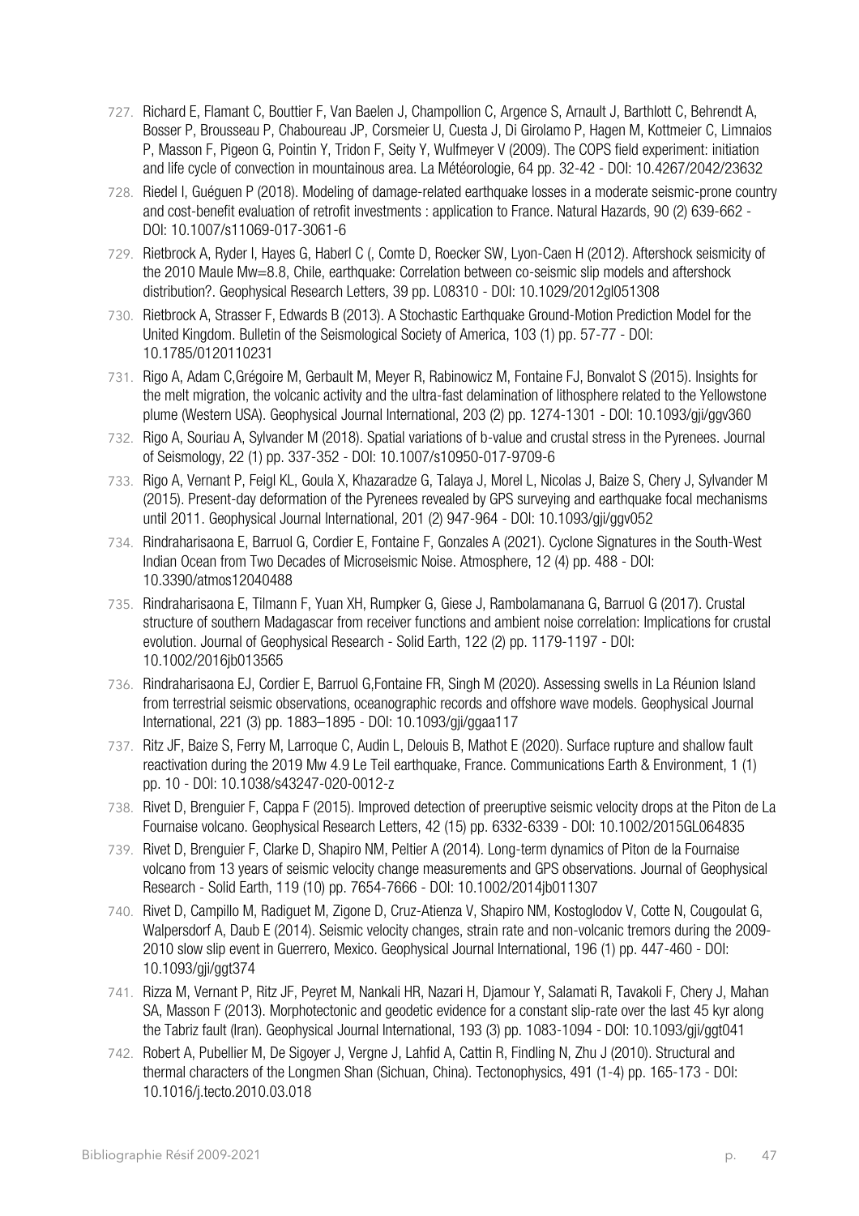727. Richard E, Flamant C, Bouttier F, Van Baelen J, Champollion C, Argence S, Arnault J, Barthlott C, Behrendt A, Bosser P, Brousseau P, Chaboureau JP, Corsmeier U, Cuesta J, Di Girolamo P, Hagen M, Kottmeier C, Limnaios P, Masson F, Pigeon G, Pointin Y, Tridon F, Seity Y, Wulfmeyer V (2009). The COPS field experiment: initiation and life cycle of convection in mountainous area. La Météorologie, 64 pp. 32-42 - DOI: 10.4267/2042/23632

728. Riedel I, Guéguen P (2018). Modeling of damage-related earthquake losses in a moderate seismic-prone country and cost-benefit evaluation of retrofit investments : application to France. Natural Hazards, 90 (2) 639-662 - DOI: 10.1007/s11069-017-3061-6

729. Rietbrock A, Ryder I, Hayes G, Haberl C (, Comte D, Roecker SW, Lyon-Caen H (2012). Aftershock seismicity of the 2010 Maule Mw=8.8, Chile, earthquake: Correlation between co-seismic slip models and aftershock distribution?. Geophysical Research Letters, 39 pp. L08310 - DOI: 10.1029/2012gl051308

730. Rietbrock A, Strasser F, Edwards B (2013). A Stochastic Earthquake Ground-Motion Prediction Model for the United Kingdom. Bulletin of the Seismological Society of America, 103 (1) pp. 57-77 - DOI: 10.1785/0120110231

731. Rigo A, Adam C,Grégoire M, Gerbault M, Meyer R, Rabinowicz M, Fontaine FJ, Bonvalot S (2015). Insights for the melt migration, the volcanic activity and the ultra-fast delamination of lithosphere related to the Yellowstone plume (Western USA). Geophysical Journal International, 203 (2) pp. 1274-1301 - DOI: 10.1093/gji/ggv360

732. Rigo A, Souriau A, Sylvander M (2018). Spatial variations of b-value and crustal stress in the Pyrenees. Journal of Seismology, 22 (1) pp. 337-352 - DOI: 10.1007/s10950-017-9709-6

733. Rigo A, Vernant P, Feigl KL, Goula X, Khazaradze G, Talaya J, Morel L, Nicolas J, Baize S, Chery J, Sylvander M (2015). Present-day deformation of the Pyrenees revealed by GPS surveying and earthquake focal mechanisms until 2011. Geophysical Journal International, 201 (2) 947-964 - DOI: 10.1093/gji/ggv052

734. Rindraharisaona E, Barruol G, Cordier E, Fontaine F, Gonzales A (2021). Cyclone Signatures in the South-West Indian Ocean from Two Decades of Microseismic Noise. Atmosphere, 12 (4) pp. 488 - DOI: 10.3390/atmos12040488

735. Rindraharisaona E, Tilmann F, Yuan XH, Rumpker G, Giese J, Rambolamanana G, Barruol G (2017). Crustal structure of southern Madagascar from receiver functions and ambient noise correlation: Implications for crustal evolution. Journal of Geophysical Research - Solid Earth, 122 (2) pp. 1179-1197 - DOI: 10.1002/2016jb013565

736. Rindraharisaona EJ, Cordier E, Barruol G,Fontaine FR, Singh M (2020). Assessing swells in La Réunion Island from terrestrial seismic observations, oceanographic records and offshore wave models. Geophysical Journal International, 221 (3) pp. 1883–1895 - DOI: 10.1093/gji/ggaa117

737. Ritz JF, Baize S, Ferry M, Larroque C, Audin L, Delouis B, Mathot E (2020). Surface rupture and shallow fault reactivation during the 2019 Mw 4.9 Le Teil earthquake, France. Communications Earth & Environment, 1 (1) pp. 10 - DOI: 10.1038/s43247-020-0012-z

738. Rivet D, Brenguier F, Cappa F (2015). Improved detection of preeruptive seismic velocity drops at the Piton de La Fournaise volcano. Geophysical Research Letters, 42 (15) pp. 6332-6339 - DOI: 10.1002/2015GL064835

739. Rivet D, Brenguier F, Clarke D, Shapiro NM, Peltier A (2014). Long-term dynamics of Piton de la Fournaise volcano from 13 years of seismic velocity change measurements and GPS observations. Journal of Geophysical Research - Solid Earth, 119 (10) pp. 7654-7666 - DOI: 10.1002/2014jb011307

740. Rivet D, Campillo M, Radiguet M, Zigone D, Cruz-Atienza V, Shapiro NM, Kostoglodov V, Cotte N, Cougoulat G, Walpersdorf A, Daub E (2014). Seismic velocity changes, strain rate and non-volcanic tremors during the 2009-2010 slow slip event in Guerrero, Mexico. Geophysical Journal International, 196 (1) pp. 447-460 - DOI: 10.1093/gji/ggt374

741. Rizza M, Vernant P, Ritz JF, Peyret M, Nankali HR, Nazari H, Djamour Y, Salamati R, Tavakoli F, Chery J, Mahan SA, Masson F (2013). Morphotectonic and geodetic evidence for a constant slip-rate over the last 45 kyr along the Tabriz fault (Iran). Geophysical Journal International, 193 (3) pp. 1083-1094 - DOI: 10.1093/gji/ggt041

742. Robert A, Pubellier M, De Sigoyer J, Vergne J, Lahfid A, Cattin R, Findling N, Zhu J (2010). Structural and thermal characters of the Longmen Shan (Sichuan, China). Tectonophysics, 491 (1-4) pp. 165-173 - DOI: 10.1016/j.tecto.2010.03.018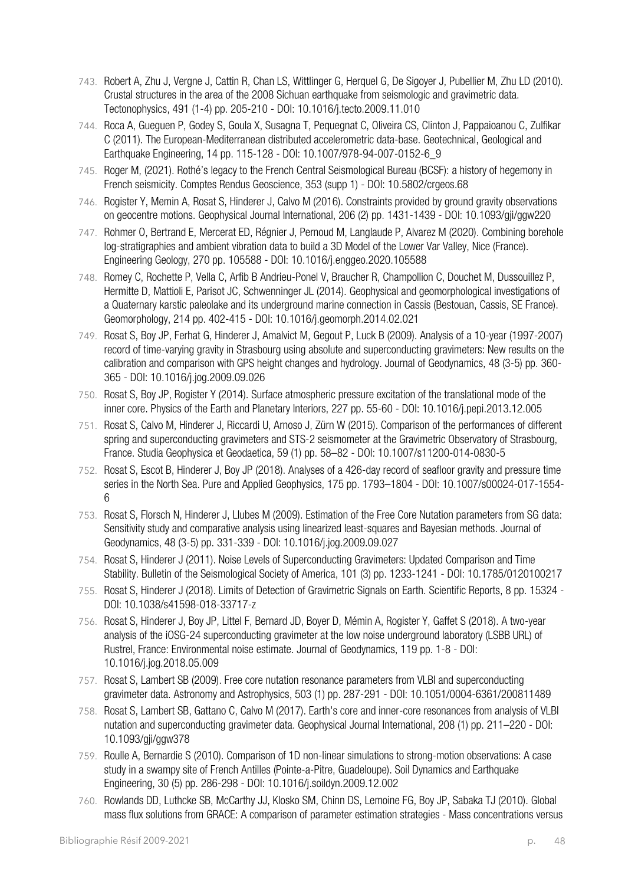743. Robert A, Zhu J, Vergne J, Cattin R, Chan LS, Wittlinger G, Herquel G, De Sigoyer J, Pubellier M, Zhu LD (2010). Crustal structures in the area of the 2008 Sichuan earthquake from seismologic and gravimetric data. Tectonophysics, 491 (1-4) pp. 205-210 - DOI: 10.1016/j.tecto.2009.11.010

744. Roca A, Gueguen P, Godey S, Goula X, Susagna T, Pequegnat C, Oliveira CS, Clinton J, Pappaioanou C, Zulfikar C (2011). The European-Mediterranean distributed accelerometric data-base. Geotechnical, Geological and Earthquake Engineering, 14 pp. 115-128 - DOI: 10.1007/978-94-007-0152-6_9

745. Roger M, (2021). Rothé's legacy to the French Central Seismological Bureau (BCSF): a history of hegemony in French seismicity. Comptes Rendus Geoscience, 353 (supp 1) - DOI: 10.5802/crgeos.68

746. Rogister Y, Memin A, Rosat S, Hinderer J, Calvo M (2016). Constraints provided by ground gravity observations on geocentre motions. Geophysical Journal International, 206 (2) pp. 1431-1439 - DOI: 10.1093/gji/ggw220

747. Rohmer O, Bertrand E, Mercerat ED, Régnier J, Pernoud M, Langlaude P, Alvarez M (2020). Combining borehole log-stratigraphies and ambient vibration data to build a 3D Model of the Lower Var Valley, Nice (France). Engineering Geology, 270 pp. 105588 - DOI: 10.1016/j.enggeo.2020.105588

748. Romey C, Rochette P, Vella C, Arfib B Andrieu-Ponel V, Braucher R, Champollion C, Douchet M, Dussouillez P, Hermitte D, Mattioli E, Parisot JC, Schwenninger JL (2014). Geophysical and geomorphological investigations of a Quaternary karstic paleolake and its underground marine connection in Cassis (Bestouan, Cassis, SE France). Geomorphology, 214 pp. 402-415 - DOI: 10.1016/j.geomorph.2014.02.021

749. Rosat S, Boy JP, Ferhat G, Hinderer J, Amalvict M, Gegout P, Luck B (2009). Analysis of a 10-year (1997-2007) record of time-varying gravity in Strasbourg using absolute and superconducting gravimeters: New results on the calibration and comparison with GPS height changes and hydrology. Journal of Geodynamics, 48 (3-5) pp. 360-365 - DOI: 10.1016/j.jog.2009.09.026

750. Rosat S, Boy JP, Rogister Y (2014). Surface atmospheric pressure excitation of the translational mode of the inner core. Physics of the Earth and Planetary Interiors, 227 pp. 55-60 - DOI: 10.1016/j.pepi.2013.12.005

751. Rosat S, Calvo M, Hinderer J, Riccardi U, Arnoso J, Zürn W (2015). Comparison of the performances of different spring and superconducting gravimeters and STS-2 seismometer at the Gravimetric Observatory of Strasbourg, France. Studia Geophysica et Geodaetica, 59 (1) pp. 58–82 - DOI: 10.1007/s11200-014-0830-5

752. Rosat S, Escot B, Hinderer J, Boy JP (2018). Analyses of a 426-day record of seafloor gravity and pressure time series in the North Sea. Pure and Applied Geophysics, 175 pp. 1793–1804 - DOI: 10.1007/s00024-017-1554-6

753. Rosat S, Florsch N, Hinderer J, Llubes M (2009). Estimation of the Free Core Nutation parameters from SG data: Sensitivity study and comparative analysis using linearized least-squares and Bayesian methods. Journal of Geodynamics, 48 (3-5) pp. 331-339 - DOI: 10.1016/j.jog.2009.09.027

754. Rosat S, Hinderer J (2011). Noise Levels of Superconducting Gravimeters: Updated Comparison and Time Stability. Bulletin of the Seismological Society of America, 101 (3) pp. 1233-1241 - DOI: 10.1785/0120100217

755. Rosat S, Hinderer J (2018). Limits of Detection of Gravimetric Signals on Earth. Scientific Reports, 8 pp. 15324 - DOI: 10.1038/s41598-018-33717-z

756. Rosat S, Hinderer J, Boy JP, Littel F, Bernard JD, Boyer D, Mémin A, Rogister Y, Gaffet S (2018). A two-year analysis of the iOSG-24 superconducting gravimeter at the low noise underground laboratory (LSBB URL) of Rustrel, France: Environmental noise estimate. Journal of Geodynamics, 119 pp. 1-8 - DOI: 10.1016/j.jog.2018.05.009

757. Rosat S, Lambert SB (2009). Free core nutation resonance parameters from VLBI and superconducting gravimeter data. Astronomy and Astrophysics, 503 (1) pp. 287-291 - DOI: 10.1051/0004-6361/200811489

758. Rosat S, Lambert SB, Gattano C, Calvo M (2017). Earth's core and inner-core resonances from analysis of VLBI nutation and superconducting gravimeter data. Geophysical Journal International, 208 (1) pp. 211–220 - DOI: 10.1093/gji/ggw378

759. Roulle A, Bernardie S (2010). Comparison of 1D non-linear simulations to strong-motion observations: A case study in a swampy site of French Antilles (Pointe-a-Pitre, Guadeloupe). Soil Dynamics and Earthquake Engineering, 30 (5) pp. 286-298 - DOI: 10.1016/j.soildyn.2009.12.002

760. Rowlands DD, Luthcke SB, McCarthy JJ, Klosko SM, Chinn DS, Lemoine FG, Boy JP, Sabaka TJ (2010). Global mass flux solutions from GRACE: A comparison of parameter estimation strategies - Mass concentrations versus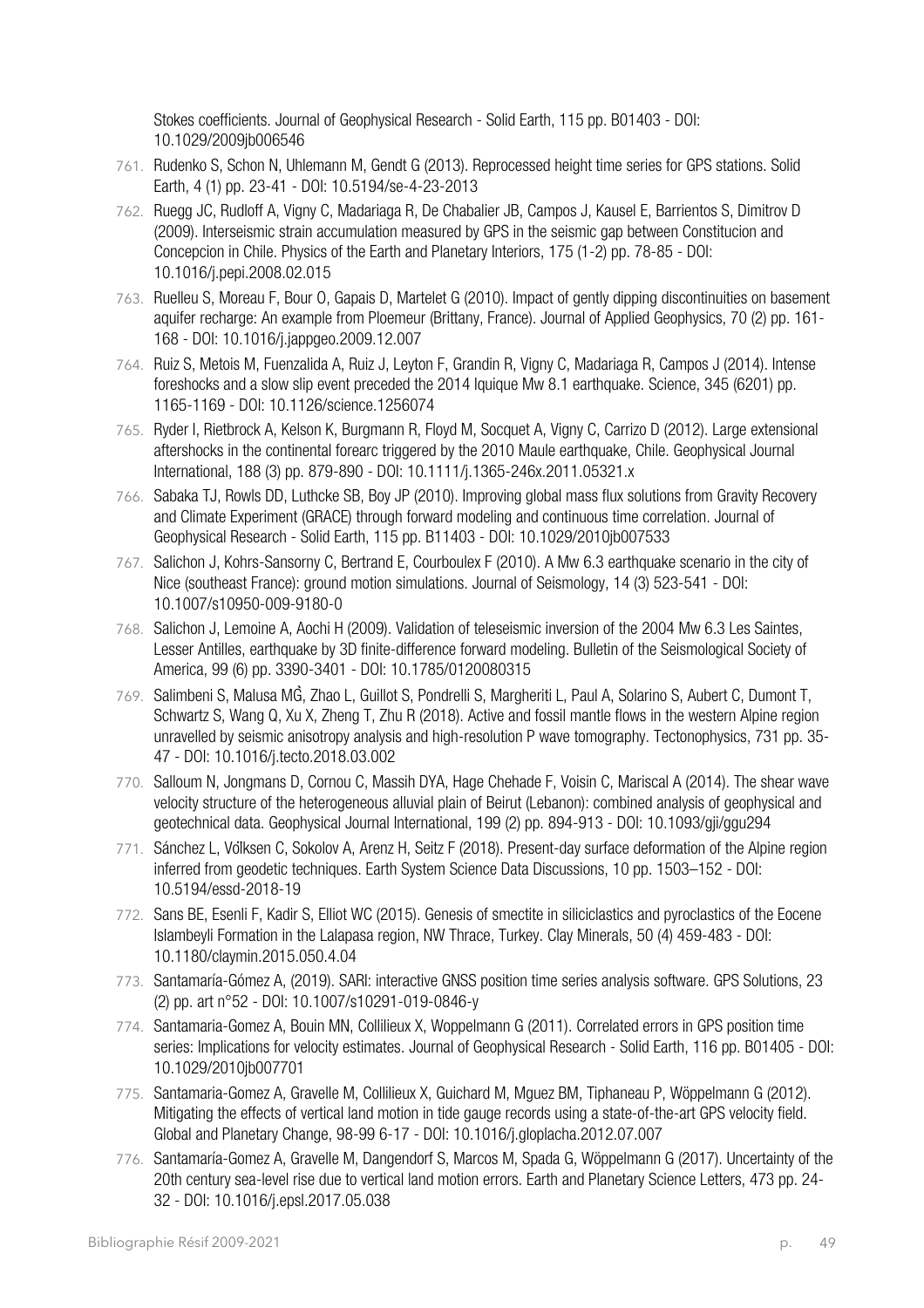Stokes coefficients. Journal of Geophysical Research - Solid Earth, 115 pp. B01403 - DOI: 10.1029/2009jb006546

761. Rudenko S, Schon N, Uhlemann M, Gendt G (2013). Reprocessed height time series for GPS stations. Solid Earth, 4 (1) pp. 23-41 - DOI: 10.5194/se-4-23-2013
762. Ruegg JC, Rudloff A, Vigny C, Madariaga R, De Chabalier JB, Campos J, Kausel E, Barrientos S, Dimitrov D (2009). Interseismic strain accumulation measured by GPS in the seismic gap between Constitucion and Concepcion in Chile. Physics of the Earth and Planetary Interiors, 175 (1-2) pp. 78-85 - DOI: 10.1016/j.pepi.2008.02.015
763. Ruelleu S, Moreau F, Bour O, Gapais D, Martelet G (2010). Impact of gently dipping discontinuities on basement aquifer recharge: An example from Ploemeur (Brittany, France). Journal of Applied Geophysics, 70 (2) pp. 161-168 - DOI: 10.1016/j.jappgeo.2009.12.007
764. Ruiz S, Metois M, Fuenzalida A, Ruiz J, Leyton F, Grandin R, Vigny C, Madariaga R, Campos J (2014). Intense foreshocks and a slow slip event preceded the 2014 Iquique Mw 8.1 earthquake. Science, 345 (6201) pp. 1165-1169 - DOI: 10.1126/science.1256074
765. Ryder I, Rietbrock A, Kelson K, Burgmann R, Floyd M, Socquet A, Vigny C, Carrizo D (2012). Large extensional aftershocks in the continental forearc triggered by the 2010 Maule earthquake, Chile. Geophysical Journal International, 188 (3) pp. 879-890 - DOI: 10.1111/j.1365-246x.2011.05321.x
766. Sabaka TJ, Rowls DD, Luthcke SB, Boy JP (2010). Improving global mass flux solutions from Gravity Recovery and Climate Experiment (GRACE) through forward modeling and continuous time correlation. Journal of Geophysical Research - Solid Earth, 115 pp. B11403 - DOI: 10.1029/2010jb007533
767. Salichon J, Kohrs-Sansorny C, Bertrand E, Courboulex F (2010). A Mw 6.3 earthquake scenario in the city of Nice (southeast France): ground motion simulations. Journal of Seismology, 14 (3) 523-541 - DOI: 10.1007/s10950-009-9180-0
768. Salichon J, Lemoine A, Aochi H (2009). Validation of teleseismic inversion of the 2004 Mw 6.3 Les Saintes, Lesser Antilles, earthquake by 3D finite-difference forward modeling. Bulletin of the Seismological Society of America, 99 (6) pp. 3390-3401 - DOI: 10.1785/0120080315
769. Salimbeni S, Malusa MĜ, Zhao L, Guillot S, Pondrelli S, Margheriti L, Paul A, Solarino S, Aubert C, Dumont T, Schwartz S, Wang Q, Xu X, Zheng T, Zhu R (2018). Active and fossil mantle flows in the western Alpine region unravelled by seismic anisotropy analysis and high-resolution P wave tomography. Tectonophysics, 731 pp. 35-47 - DOI: 10.1016/j.tecto.2018.03.002
770. Salloum N, Jongmans D, Cornou C, Massih DYA, Hage Chehade F, Voisin C, Mariscal A (2014). The shear wave velocity structure of the heterogeneous alluvial plain of Beirut (Lebanon): combined analysis of geophysical and geotechnical data. Geophysical Journal International, 199 (2) pp. 894-913 - DOI: 10.1093/gji/ggu294
771. Sánchez L, Vǒlksen C, Sokolov A, Arenz H, Seitz F (2018). Present-day surface deformation of the Alpine region inferred from geodetic techniques. Earth System Science Data Discussions, 10 pp. 1503–152 - DOI: 10.5194/essd-2018-19
772. Sans BE, Esenli F, Kadir S, Elliot WC (2015). Genesis of smectite in siliciclastics and pyroclastics of the Eocene Islambeyli Formation in the Lalapasa region, NW Thrace, Turkey. Clay Minerals, 50 (4) 459-483 - DOI: 10.1180/claymin.2015.050.4.04
773. Santamaría-Gómez A, (2019). SARI: interactive GNSS position time series analysis software. GPS Solutions, 23 (2) pp. art n°52 - DOI: 10.1007/s10291-019-0846-y
774. Santamaria-Gomez A, Bouin MN, Collilieux X, Woppelmann G (2011). Correlated errors in GPS position time series: Implications for velocity estimates. Journal of Geophysical Research - Solid Earth, 116 pp. B01405 - DOI: 10.1029/2010jb007701
775. Santamaria-Gomez A, Gravelle M, Collilieux X, Guichard M, Mguez BM, Tiphaneau P, Wöppelmann G (2012). Mitigating the effects of vertical land motion in tide gauge records using a state-of-the-art GPS velocity field. Global and Planetary Change, 98-99 6-17 - DOI: 10.1016/j.gloplacha.2012.07.007
776. Santamaría-Gomez A, Gravelle M, Dangendorf S, Marcos M, Spada G, Wöppelmann G (2017). Uncertainty of the 20th century sea-level rise due to vertical land motion errors. Earth and Planetary Science Letters, 473 pp. 24-32 - DOI: 10.1016/j.epsl.2017.05.038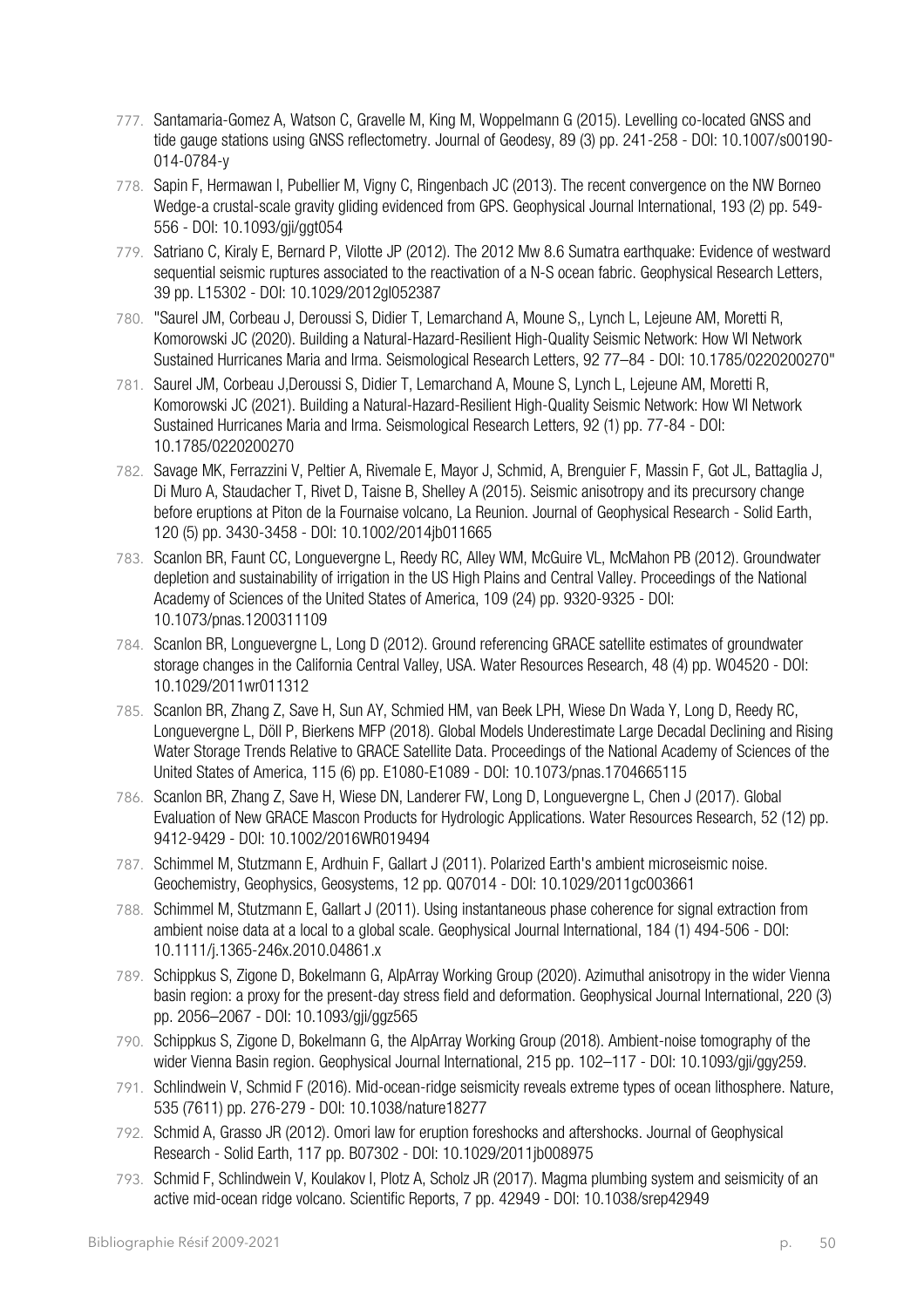777. Santamaria-Gomez A, Watson C, Gravelle M, King M, Woppelmann G (2015). Levelling co-located GNSS and tide gauge stations using GNSS reflectometry. Journal of Geodesy, 89 (3) pp. 241-258 - DOI: 10.1007/s00190-014-0784-y
778. Sapin F, Hermawan I, Pubellier M, Vigny C, Ringenbach JC (2013). The recent convergence on the NW Borneo Wedge-a crustal-scale gravity gliding evidenced from GPS. Geophysical Journal International, 193 (2) pp. 549-556 - DOI: 10.1093/gji/ggt054
779. Satriano C, Kiraly E, Bernard P, Vilotte JP (2012). The 2012 Mw 8.6 Sumatra earthquake: Evidence of westward sequential seismic ruptures associated to the reactivation of a N-S ocean fabric. Geophysical Research Letters, 39 pp. L15302 - DOI: 10.1029/2012gl052387
780. "Saurel JM, Corbeau J, Deroussi S, Didier T, Lemarchand A, Moune S,, Lynch L, Lejeune AM, Moretti R, Komorowski JC (2020). Building a Natural-Hazard-Resilient High-Quality Seismic Network: How WI Network Sustained Hurricanes Maria and Irma. Seismological Research Letters, 92 77–84 - DOI: 10.1785/0220200270"
781. Saurel JM, Corbeau J,Deroussi S, Didier T, Lemarchand A, Moune S, Lynch L, Lejeune AM, Moretti R, Komorowski JC (2021). Building a Natural-Hazard-Resilient High-Quality Seismic Network: How WI Network Sustained Hurricanes Maria and Irma. Seismological Research Letters, 92 (1) pp. 77-84 - DOI: 10.1785/0220200270
782. Savage MK, Ferrazzini V, Peltier A, Rivemale E, Mayor J, Schmid, A, Brenguier F, Massin F, Got JL, Battaglia J, Di Muro A, Staudacher T, Rivet D, Taisne B, Shelley A (2015). Seismic anisotropy and its precursory change before eruptions at Piton de la Fournaise volcano, La Reunion. Journal of Geophysical Research - Solid Earth, 120 (5) pp. 3430-3458 - DOI: 10.1002/2014jb011665
783. Scanlon BR, Faunt CC, Longuevergne L, Reedy RC, Alley WM, McGuire VL, McMahon PB (2012). Groundwater depletion and sustainability of irrigation in the US High Plains and Central Valley. Proceedings of the National Academy of Sciences of the United States of America, 109 (24) pp. 9320-9325 - DOI: 10.1073/pnas.1200311109
784. Scanlon BR, Longuevergne L, Long D (2012). Ground referencing GRACE satellite estimates of groundwater storage changes in the California Central Valley, USA. Water Resources Research, 48 (4) pp. W04520 - DOI: 10.1029/2011wr011312
785. Scanlon BR, Zhang Z, Save H, Sun AY, Schmied HM, van Beek LPH, Wiese Dn Wada Y, Long D, Reedy RC, Longuevergne L, Döll P, Bierkens MFP (2018). Global Models Underestimate Large Decadal Declining and Rising Water Storage Trends Relative to GRACE Satellite Data. Proceedings of the National Academy of Sciences of the United States of America, 115 (6) pp. E1080-E1089 - DOI: 10.1073/pnas.1704665115
786. Scanlon BR, Zhang Z, Save H, Wiese DN, Landerer FW, Long D, Longuevergne L, Chen J (2017). Global Evaluation of New GRACE Mascon Products for Hydrologic Applications. Water Resources Research, 52 (12) pp. 9412-9429 - DOI: 10.1002/2016WR019494
787. Schimmel M, Stutzmann E, Ardhuin F, Gallart J (2011). Polarized Earth's ambient microseismic noise. Geochemistry, Geophysics, Geosystems, 12 pp. Q07014 - DOI: 10.1029/2011gc003661
788. Schimmel M, Stutzmann E, Gallart J (2011). Using instantaneous phase coherence for signal extraction from ambient noise data at a local to a global scale. Geophysical Journal International, 184 (1) 494-506 - DOI: 10.1111/j.1365-246x.2010.04861.x
789. Schippkus S, Zigone D, Bokelmann G, AlpArray Working Group (2020). Azimuthal anisotropy in the wider Vienna basin region: a proxy for the present-day stress field and deformation. Geophysical Journal International, 220 (3) pp. 2056–2067 - DOI: 10.1093/gji/ggz565
790. Schippkus S, Zigone D, Bokelmann G, the AlpArray Working Group (2018). Ambient-noise tomography of the wider Vienna Basin region. Geophysical Journal International, 215 pp. 102–117 - DOI: 10.1093/gji/ggy259.
791. Schlindwein V, Schmid F (2016). Mid-ocean-ridge seismicity reveals extreme types of ocean lithosphere. Nature, 535 (7611) pp. 276-279 - DOI: 10.1038/nature18277
792. Schmid A, Grasso JR (2012). Omori law for eruption foreshocks and aftershocks. Journal of Geophysical Research - Solid Earth, 117 pp. B07302 - DOI: 10.1029/2011jb008975
793. Schmid F, Schlindwein V, Koulakov I, Plotz A, Scholz JR (2017). Magma plumbing system and seismicity of an active mid-ocean ridge volcano. Scientific Reports, 7 pp. 42949 - DOI: 10.1038/srep42949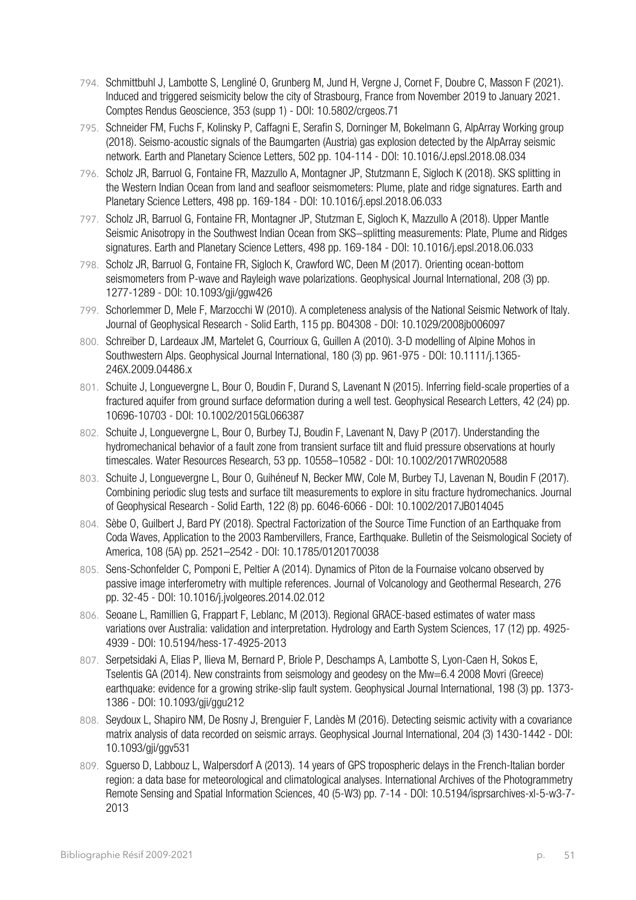794. Schmittbuhl J, Lambotte S, Lengliné O, Grunberg M, Jund H, Vergne J, Cornet F, Doubre C, Masson F (2021). Induced and triggered seismicity below the city of Strasbourg, France from November 2019 to January 2021. Comptes Rendus Geoscience, 353 (supp 1) - DOI: 10.5802/crgeos.71

795. Schneider FM, Fuchs F, Kolinsky P, Caffagni E, Serafin S, Dorninger M, Bokelmann G, AlpArray Working group (2018). Seismo-acoustic signals of the Baumgarten (Austria) gas explosion detected by the AlpArray seismic network. Earth and Planetary Science Letters, 502 pp. 104-114 - DOI: 10.1016/J.epsl.2018.08.034

796. Scholz JR, Barruol G, Fontaine FR, Mazzullo A, Montagner JP, Stutzmann E, Sigloch K (2018). SKS splitting in the Western Indian Ocean from land and seafloor seismometers: Plume, plate and ridge signatures. Earth and Planetary Science Letters, 498 pp. 169-184 - DOI: 10.1016/j.epsl.2018.06.033

797. Scholz JR, Barruol G, Fontaine FR, Montagner JP, Stutzman E, Sigloch K, Mazzullo A (2018). Upper Mantle Seismic Anisotropy in the Southwest Indian Ocean from SKS–splitting measurements: Plate, Plume and Ridges signatures. Earth and Planetary Science Letters, 498 pp. 169-184 - DOI: 10.1016/j.epsl.2018.06.033

798. Scholz JR, Barruol G, Fontaine FR, Sigloch K, Crawford WC, Deen M (2017). Orienting ocean-bottom seismometers from P-wave and Rayleigh wave polarizations. Geophysical Journal International, 208 (3) pp. 1277-1289 - DOI: 10.1093/gji/ggw426

799. Schorlemmer D, Mele F, Marzocchi W (2010). A completeness analysis of the National Seismic Network of Italy. Journal of Geophysical Research - Solid Earth, 115 pp. B04308 - DOI: 10.1029/2008jb006097

800. Schreiber D, Lardeaux JM, Martelet G, Courrioux G, Guillen A (2010). 3-D modelling of Alpine Mohos in Southwestern Alps. Geophysical Journal International, 180 (3) pp. 961-975 - DOI: 10.1111/j.1365-246X.2009.04486.x

801. Schuite J, Longuevergne L, Bour O, Boudin F, Durand S, Lavenant N (2015). Inferring field-scale properties of a fractured aquifer from ground surface deformation during a well test. Geophysical Research Letters, 42 (24) pp. 10696-10703 - DOI: 10.1002/2015GL066387

802. Schuite J, Longuevergne L, Bour O, Burbey TJ, Boudin F, Lavenant N, Davy P (2017). Understanding the hydromechanical behavior of a fault zone from transient surface tilt and fluid pressure observations at hourly timescales. Water Resources Research, 53 pp. 10558–10582 - DOI: 10.1002/2017WR020588

803. Schuite J, Longuevergne L, Bour O, Guihéneuf N, Becker MW, Cole M, Burbey TJ, Lavenan N, Boudin F (2017). Combining periodic slug tests and surface tilt measurements to explore in situ fracture hydromechanics. Journal of Geophysical Research - Solid Earth, 122 (8) pp. 6046-6066 - DOI: 10.1002/2017JB014045

804. Sèbe O, Guilbert J, Bard PY (2018). Spectral Factorization of the Source Time Function of an Earthquake from Coda Waves, Application to the 2003 Rambervillers, France, Earthquake. Bulletin of the Seismological Society of America, 108 (5A) pp. 2521–2542 - DOI: 10.1785/0120170038

805. Sens-Schonfelder C, Pomponi E, Peltier A (2014). Dynamics of Piton de la Fournaise volcano observed by passive image interferometry with multiple references. Journal of Volcanology and Geothermal Research, 276 pp. 32-45 - DOI: 10.1016/j.jvolgeores.2014.02.012

806. Seoane L, Ramillien G, Frappart F, Leblanc, M (2013). Regional GRACE-based estimates of water mass variations over Australia: validation and interpretation. Hydrology and Earth System Sciences, 17 (12) pp. 4925-4939 - DOI: 10.5194/hess-17-4925-2013

807. Serpetsidaki A, Elias P, Ilieva M, Bernard P, Briole P, Deschamps A, Lambotte S, Lyon-Caen H, Sokos E, Tselentis GA (2014). New constraints from seismology and geodesy on the Mw=6.4 2008 Movri (Greece) earthquake: evidence for a growing strike-slip fault system. Geophysical Journal International, 198 (3) pp. 1373-1386 - DOI: 10.1093/gji/ggu212

808. Seydoux L, Shapiro NM, De Rosny J, Brenguier F, Landès M (2016). Detecting seismic activity with a covariance matrix analysis of data recorded on seismic arrays. Geophysical Journal International, 204 (3) 1430-1442 - DOI: 10.1093/gji/ggv531

809. Sguerso D, Labbouz L, Walpersdorf A (2013). 14 years of GPS tropospheric delays in the French-Italian border region: a data base for meteorological and climatological analyses. International Archives of the Photogrammetry Remote Sensing and Spatial Information Sciences, 40 (5-W3) pp. 7-14 - DOI: 10.5194/isprsarchives-xl-5-w3-7-2013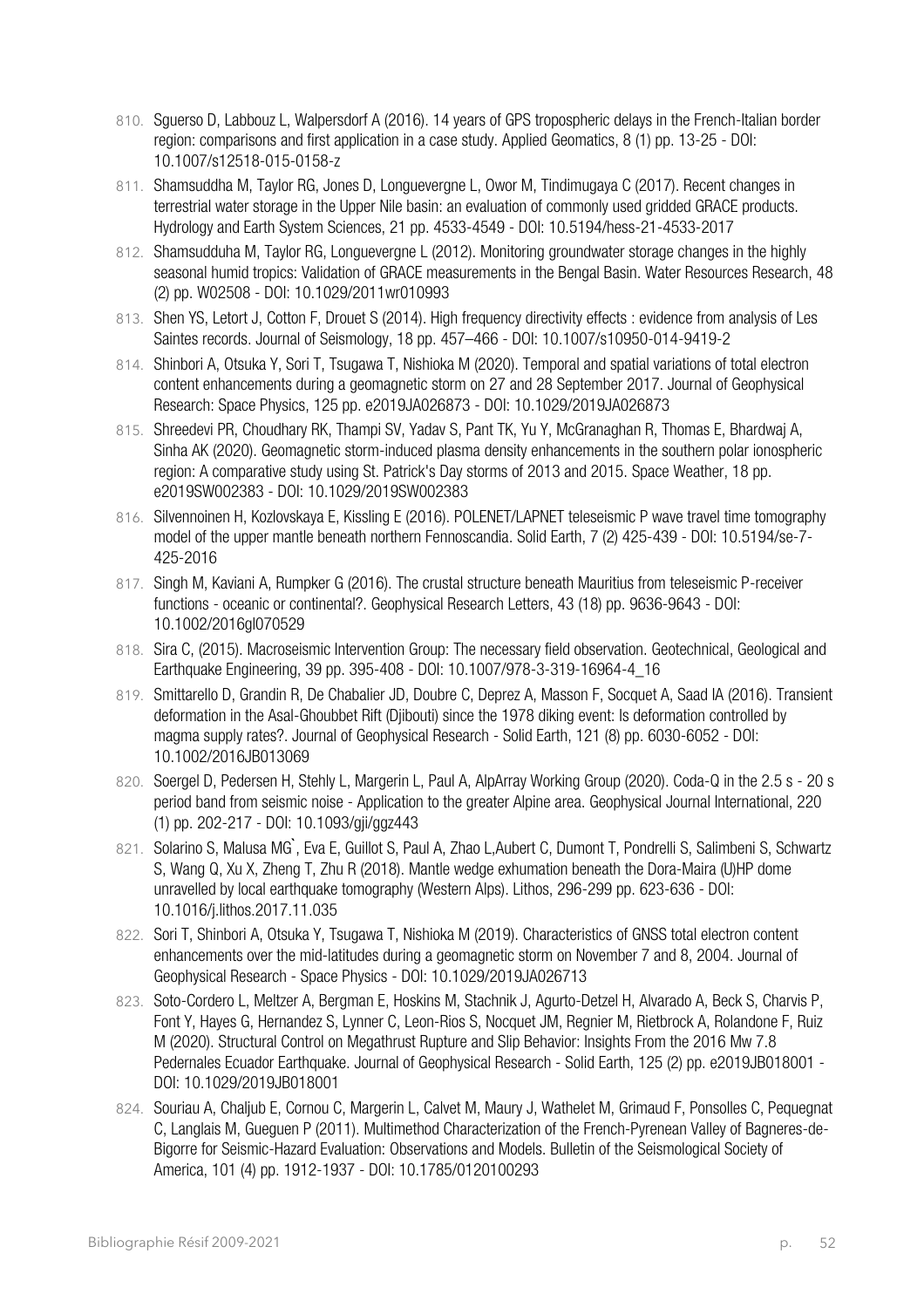810. Sguerso D, Labbouz L, Walpersdorf A (2016). 14 years of GPS tropospheric delays in the French-Italian border region: comparisons and first application in a case study. Applied Geomatics, 8 (1) pp. 13-25 - DOI: 10.1007/s12518-015-0158-z

811. Shamsuddha M, Taylor RG, Jones D, Longuevergne L, Owor M, Tindimugaya C (2017). Recent changes in terrestrial water storage in the Upper Nile basin: an evaluation of commonly used gridded GRACE products. Hydrology and Earth System Sciences, 21 pp. 4533-4549 - DOI: 10.5194/hess-21-4533-2017

812. Shamsudduha M, Taylor RG, Longuevergne L (2012). Monitoring groundwater storage changes in the highly seasonal humid tropics: Validation of GRACE measurements in the Bengal Basin. Water Resources Research, 48 (2) pp. W02508 - DOI: 10.1029/2011wr010993

813. Shen YS, Letort J, Cotton F, Drouet S (2014). High frequency directivity effects : evidence from analysis of Les Saintes records. Journal of Seismology, 18 pp. 457–466 - DOI: 10.1007/s10950-014-9419-2

814. Shinbori A, Otsuka Y, Sori T, Tsugawa T, Nishioka M (2020). Temporal and spatial variations of total electron content enhancements during a geomagnetic storm on 27 and 28 September 2017. Journal of Geophysical Research: Space Physics, 125 pp. e2019JA026873 - DOI: 10.1029/2019JA026873

815. Shreedevi PR, Choudhary RK, Thampi SV, Yadav S, Pant TK, Yu Y, McGranaghan R, Thomas E, Bhardwaj A, Sinha AK (2020). Geomagnetic storm-induced plasma density enhancements in the southern polar ionospheric region: A comparative study using St. Patrick's Day storms of 2013 and 2015. Space Weather, 18 pp. e2019SW002383 - DOI: 10.1029/2019SW002383

816. Silvennoinen H, Kozlovskaya E, Kissling E (2016). POLENET/LAPNET teleseismic P wave travel time tomography model of the upper mantle beneath northern Fennoscandia. Solid Earth, 7 (2) 425-439 - DOI: 10.5194/se-7-425-2016

817. Singh M, Kaviani A, Rumpker G (2016). The crustal structure beneath Mauritius from teleseismic P-receiver functions - oceanic or continental?. Geophysical Research Letters, 43 (18) pp. 9636-9643 - DOI: 10.1002/2016gl070529

818. Sira C, (2015). Macroseismic Intervention Group: The necessary field observation. Geotechnical, Geological and Earthquake Engineering, 39 pp. 395-408 - DOI: 10.1007/978-3-319-16964-4_16

819. Smittarello D, Grandin R, De Chabalier JD, Doubre C, Deprez A, Masson F, Socquet A, Saad IA (2016). Transient deformation in the Asal-Ghoubbet Rift (Djibouti) since the 1978 diking event: Is deformation controlled by magma supply rates?. Journal of Geophysical Research - Solid Earth, 121 (8) pp. 6030-6052 - DOI: 10.1002/2016JB013069

820. Soergel D, Pedersen H, Stehly L, Margerin L, Paul A, AlpArray Working Group (2020). Coda-Q in the 2.5 s - 20 s period band from seismic noise - Application to the greater Alpine area. Geophysical Journal International, 220 (1) pp. 202-217 - DOI: 10.1093/gji/ggz443

821. Solarino S, Malusa MG`, Eva E, Guillot S, Paul A, Zhao L,Aubert C, Dumont T, Pondrelli S, Salimbeni S, Schwartz S, Wang Q, Xu X, Zheng T, Zhu R (2018). Mantle wedge exhumation beneath the Dora-Maira (U)HP dome unravelled by local earthquake tomography (Western Alps). Lithos, 296-299 pp. 623-636 - DOI: 10.1016/j.lithos.2017.11.035

822. Sori T, Shinbori A, Otsuka Y, Tsugawa T, Nishioka M (2019). Characteristics of GNSS total electron content enhancements over the mid-latitudes during a geomagnetic storm on November 7 and 8, 2004. Journal of Geophysical Research - Space Physics - DOI: 10.1029/2019JA026713

823. Soto-Cordero L, Meltzer A, Bergman E, Hoskins M, Stachnik J, Agurto-Detzel H, Alvarado A, Beck S, Charvis P, Font Y, Hayes G, Hernandez S, Lynner C, Leon-Rios S, Nocquet JM, Regnier M, Rietbrock A, Rolandone F, Ruiz M (2020). Structural Control on Megathrust Rupture and Slip Behavior: Insights From the 2016 Mw 7.8 Pedernales Ecuador Earthquake. Journal of Geophysical Research - Solid Earth, 125 (2) pp. e2019JB018001 - DOI: 10.1029/2019JB018001

824. Souriau A, Chaljub E, Cornou C, Margerin L, Calvet M, Maury J, Wathelet M, Grimaud F, Ponsolles C, Pequegnat C, Langlais M, Gueguen P (2011). Multimethod Characterization of the French-Pyrenean Valley of Bagneres-de-Bigorre for Seismic-Hazard Evaluation: Observations and Models. Bulletin of the Seismological Society of America, 101 (4) pp. 1912-1937 - DOI: 10.1785/0120100293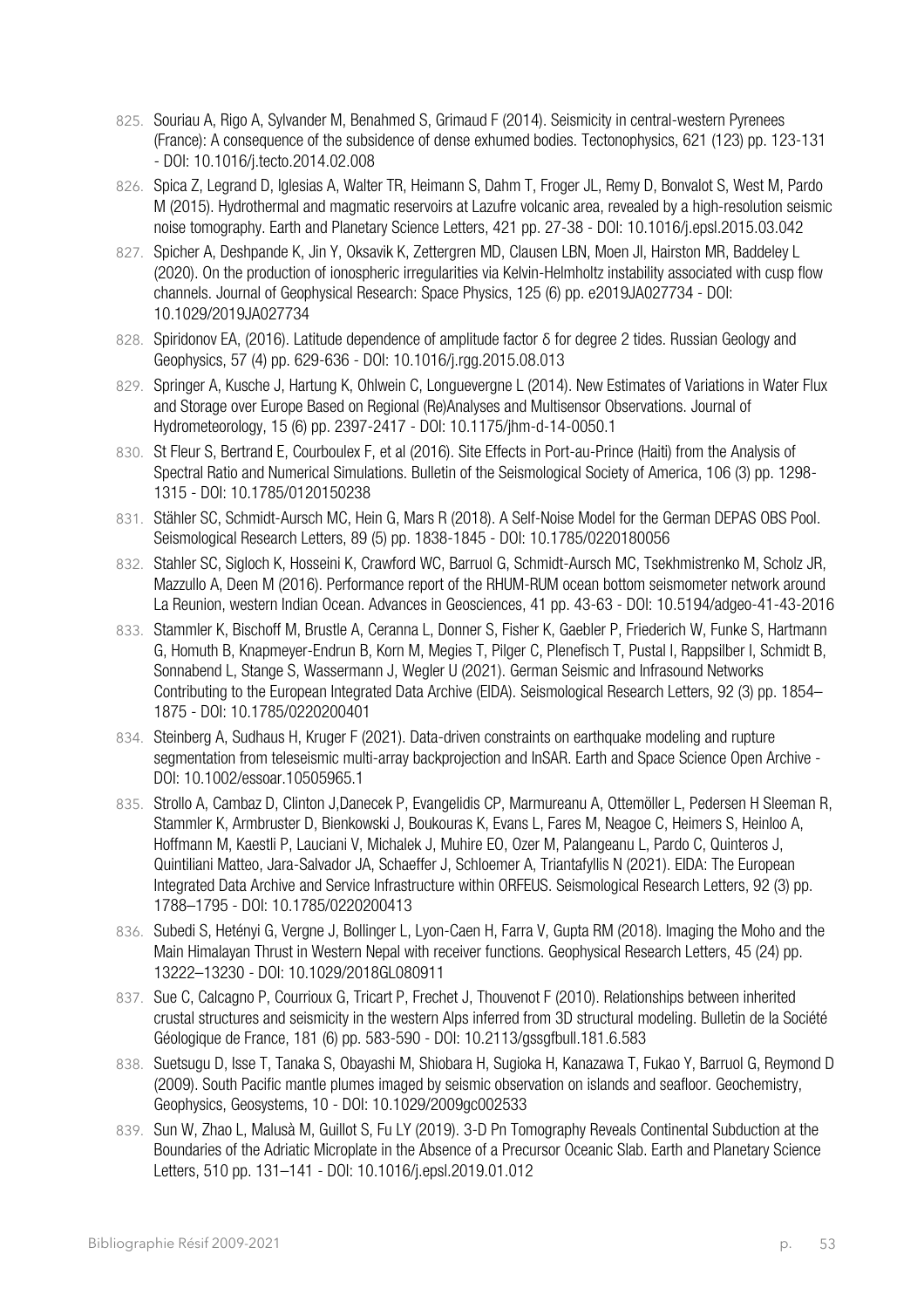825. Souriau A, Rigo A, Sylvander M, Benahmed S, Grimaud F (2014). Seismicity in central-western Pyrenees (France): A consequence of the subsidence of dense exhumed bodies. Tectonophysics, 621 (123) pp. 123-131 - DOI: 10.1016/j.tecto.2014.02.008
826. Spica Z, Legrand D, Iglesias A, Walter TR, Heimann S, Dahm T, Froger JL, Remy D, Bonvalot S, West M, Pardo M (2015). Hydrothermal and magmatic reservoirs at Lazufre volcanic area, revealed by a high-resolution seismic noise tomography. Earth and Planetary Science Letters, 421 pp. 27-38 - DOI: 10.1016/j.epsl.2015.03.042
827. Spicher A, Deshpande K, Jin Y, Oksavik K, Zettergren MD, Clausen LBN, Moen JI, Hairston MR, Baddeley L (2020). On the production of ionospheric irregularities via Kelvin-Helmholtz instability associated with cusp flow channels. Journal of Geophysical Research: Space Physics, 125 (6) pp. e2019JA027734 - DOI: 10.1029/2019JA027734
828. Spiridonov EA, (2016). Latitude dependence of amplitude factor δ for degree 2 tides. Russian Geology and Geophysics, 57 (4) pp. 629-636 - DOI: 10.1016/j.rgg.2015.08.013
829. Springer A, Kusche J, Hartung K, Ohlwein C, Longuevergne L (2014). New Estimates of Variations in Water Flux and Storage over Europe Based on Regional (Re)Analyses and Multisensor Observations. Journal of Hydrometeorology, 15 (6) pp. 2397-2417 - DOI: 10.1175/jhm-d-14-0050.1
830. St Fleur S, Bertrand E, Courboulex F, et al (2016). Site Effects in Port-au-Prince (Haiti) from the Analysis of Spectral Ratio and Numerical Simulations. Bulletin of the Seismological Society of America, 106 (3) pp. 1298-1315 - DOI: 10.1785/0120150238
831. Stähler SC, Schmidt-Aursch MC, Hein G, Mars R (2018). A Self-Noise Model for the German DEPAS OBS Pool. Seismological Research Letters, 89 (5) pp. 1838-1845 - DOI: 10.1785/0220180056
832. Stahler SC, Sigloch K, Hosseini K, Crawford WC, Barruol G, Schmidt-Aursch MC, Tsekhmistrenko M, Scholz JR, Mazzullo A, Deen M (2016). Performance report of the RHUM-RUM ocean bottom seismometer network around La Reunion, western Indian Ocean. Advances in Geosciences, 41 pp. 43-63 - DOI: 10.5194/adgeo-41-43-2016
833. Stammler K, Bischoff M, Brustle A, Ceranna L, Donner S, Fisher K, Gaebler P, Friederich W, Funke S, Hartmann G, Homuth B, Knapmeyer-Endrun B, Korn M, Megies T, Pilger C, Plenefisch T, Pustal I, Rappsilber I, Schmidt B, Sonnabend L, Stange S, Wassermann J, Wegler U (2021). German Seismic and Infrasound Networks Contributing to the European Integrated Data Archive (EIDA). Seismological Research Letters, 92 (3) pp. 1854–1875 - DOI: 10.1785/0220200401
834. Steinberg A, Sudhaus H, Kruger F (2021). Data-driven constraints on earthquake modeling and rupture segmentation from teleseismic multi-array backprojection and InSAR. Earth and Space Science Open Archive - DOI: 10.1002/essoar.10505965.1
835. Strollo A, Cambaz D, Clinton J,Danecek P, Evangelidis CP, Marmureanu A, Ottemöller L, Pedersen H Sleeman R, Stammler K, Armbruster D, Bienkowski J, Boukouras K, Evans L, Fares M, Neagoe C, Heimers S, Heinloo A, Hoffmann M, Kaestli P, Lauciani V, Michalek J, Muhire EO, Ozer M, Palangeanu L, Pardo C, Quinteros J, Quintiliani Matteo, Jara-Salvador JA, Schaeffer J, Schloemer A, Triantafyllis N (2021). EIDA: The European Integrated Data Archive and Service Infrastructure within ORFEUS. Seismological Research Letters, 92 (3) pp. 1788–1795 - DOI: 10.1785/0220200413
836. Subedi S, Hetényi G, Vergne J, Bollinger L, Lyon-Caen H, Farra V, Gupta RM (2018). Imaging the Moho and the Main Himalayan Thrust in Western Nepal with receiver functions. Geophysical Research Letters, 45 (24) pp. 13222–13230 - DOI: 10.1029/2018GL080911
837. Sue C, Calcagno P, Courrioux G, Tricart P, Frechet J, Thouvenot F (2010). Relationships between inherited crustal structures and seismicity in the western Alps inferred from 3D structural modeling. Bulletin de la Société Géologique de France, 181 (6) pp. 583-590 - DOI: 10.2113/gssgfbull.181.6.583
838. Suetsugu D, Isse T, Tanaka S, Obayashi M, Shiobara H, Sugioka H, Kanazawa T, Fukao Y, Barruol G, Reymond D (2009). South Pacific mantle plumes imaged by seismic observation on islands and seafloor. Geochemistry, Geophysics, Geosystems, 10 - DOI: 10.1029/2009gc002533
839. Sun W, Zhao L, Malusà M, Guillot S, Fu LY (2019). 3-D Pn Tomography Reveals Continental Subduction at the Boundaries of the Adriatic Microplate in the Absence of a Precursor Oceanic Slab. Earth and Planetary Science Letters, 510 pp. 131–141 - DOI: 10.1016/j.epsl.2019.01.012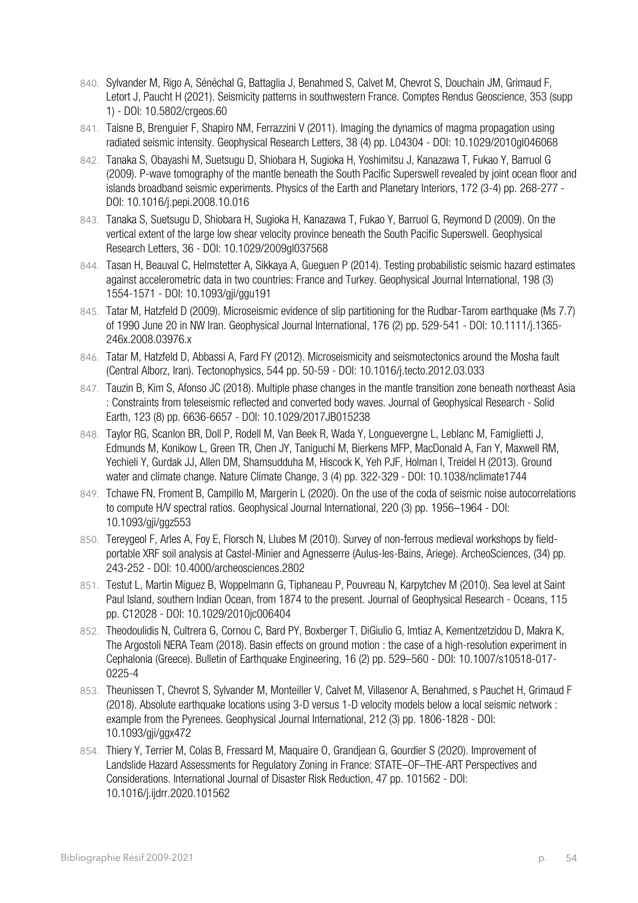840. Sylvander M, Rigo A, Sénéchal G, Battaglia J, Benahmed S, Calvet M, Chevrot S, Douchain JM, Grimaud F, Letort J, Paucht H (2021). Seismicity patterns in southwestern France. Comptes Rendus Geoscience, 353 (supp 1) - DOI: 10.5802/crgeos.60

841. Taisne B, Brenguier F, Shapiro NM, Ferrazzini V (2011). Imaging the dynamics of magma propagation using radiated seismic intensity. Geophysical Research Letters, 38 (4) pp. L04304 - DOI: 10.1029/2010gl046068

842. Tanaka S, Obayashi M, Suetsugu D, Shiobara H, Sugioka H, Yoshimitsu J, Kanazawa T, Fukao Y, Barruol G (2009). P-wave tomography of the mantle beneath the South Pacific Superswell revealed by joint ocean floor and islands broadband seismic experiments. Physics of the Earth and Planetary Interiors, 172 (3-4) pp. 268-277 - DOI: 10.1016/j.pepi.2008.10.016

843. Tanaka S, Suetsugu D, Shiobara H, Sugioka H, Kanazawa T, Fukao Y, Barruol G, Reymond D (2009). On the vertical extent of the large low shear velocity province beneath the South Pacific Superswell. Geophysical Research Letters, 36 - DOI: 10.1029/2009gl037568

844. Tasan H, Beauval C, Helmstetter A, Sikkaya A, Gueguen P (2014). Testing probabilistic seismic hazard estimates against accelerometric data in two countries: France and Turkey. Geophysical Journal International, 198 (3) 1554-1571 - DOI: 10.1093/gji/ggu191

845. Tatar M, Hatzfeld D (2009). Microseismic evidence of slip partitioning for the Rudbar-Tarom earthquake (Ms 7.7) of 1990 June 20 in NW Iran. Geophysical Journal International, 176 (2) pp. 529-541 - DOI: 10.1111/j.1365-246x.2008.03976.x

846. Tatar M, Hatzfeld D, Abbassi A, Fard FY (2012). Microseismicity and seismotectonics around the Mosha fault (Central Alborz, Iran). Tectonophysics, 544 pp. 50-59 - DOI: 10.1016/j.tecto.2012.03.033

847. Tauzin B, Kim S, Afonso JC (2018). Multiple phase changes in the mantle transition zone beneath northeast Asia : Constraints from teleseismic reflected and converted body waves. Journal of Geophysical Research - Solid Earth, 123 (8) pp. 6636-6657 - DOI: 10.1029/2017JB015238

848. Taylor RG, Scanlon BR, Doll P, Rodell M, Van Beek R, Wada Y, Longuevergne L, Leblanc M, Famiglietti J, Edmunds M, Konikow L, Green TR, Chen JY, Taniguchi M, Bierkens MFP, MacDonald A, Fan Y, Maxwell RM, Yechieli Y, Gurdak JJ, Allen DM, Shamsudduha M, Hiscock K, Yeh PJF, Holman I, Treidel H (2013). Ground water and climate change. Nature Climate Change, 3 (4) pp. 322-329 - DOI: 10.1038/nclimate1744

849. Tchawe FN, Froment B, Campillo M, Margerin L (2020). On the use of the coda of seismic noise autocorrelations to compute H/V spectral ratios. Geophysical Journal International, 220 (3) pp. 1956–1964 - DOI: 10.1093/gji/ggz553

850. Tereygeol F, Arles A, Foy E, Florsch N, Llubes M (2010). Survey of non-ferrous medieval workshops by field-portable XRF soil analysis at Castel-Minier and Agnesserre (Aulus-les-Bains, Ariege). ArcheoSciences, (34) pp. 243-252 - DOI: 10.4000/archeosciences.2802

851. Testut L, Martin Miguez B, Woppelmann G, Tiphaneau P, Pouvreau N, Karpytchev M (2010). Sea level at Saint Paul Island, southern Indian Ocean, from 1874 to the present. Journal of Geophysical Research - Oceans, 115 pp. C12028 - DOI: 10.1029/2010jc006404

852. Theodoulidis N, Cultrera G, Cornou C, Bard PY, Boxberger T, DiGiulio G, Imtiaz A, Kementzetzidou D, Makra K, The Argostoli NERA Team (2018). Basin effects on ground motion : the case of a high-resolution experiment in Cephalonia (Greece). Bulletin of Earthquake Engineering, 16 (2) pp. 529–560 - DOI: 10.1007/s10518-017-0225-4

853. Theunissen T, Chevrot S, Sylvander M, Monteiller V, Calvet M, Villasenor A, Benahmed, s Pauchet H, Grimaud F (2018). Absolute earthquake locations using 3-D versus 1-D velocity models below a local seismic network : example from the Pyrenees. Geophysical Journal International, 212 (3) pp. 1806-1828 - DOI: 10.1093/gji/ggx472

854. Thiery Y, Terrier M, Colas B, Fressard M, Maquaire O, Grandjean G, Gourdier S (2020). Improvement of Landslide Hazard Assessments for Regulatory Zoning in France: STATE–OF–THE-ART Perspectives and Considerations. International Journal of Disaster Risk Reduction, 47 pp. 101562 - DOI: 10.1016/j.ijdrr.2020.101562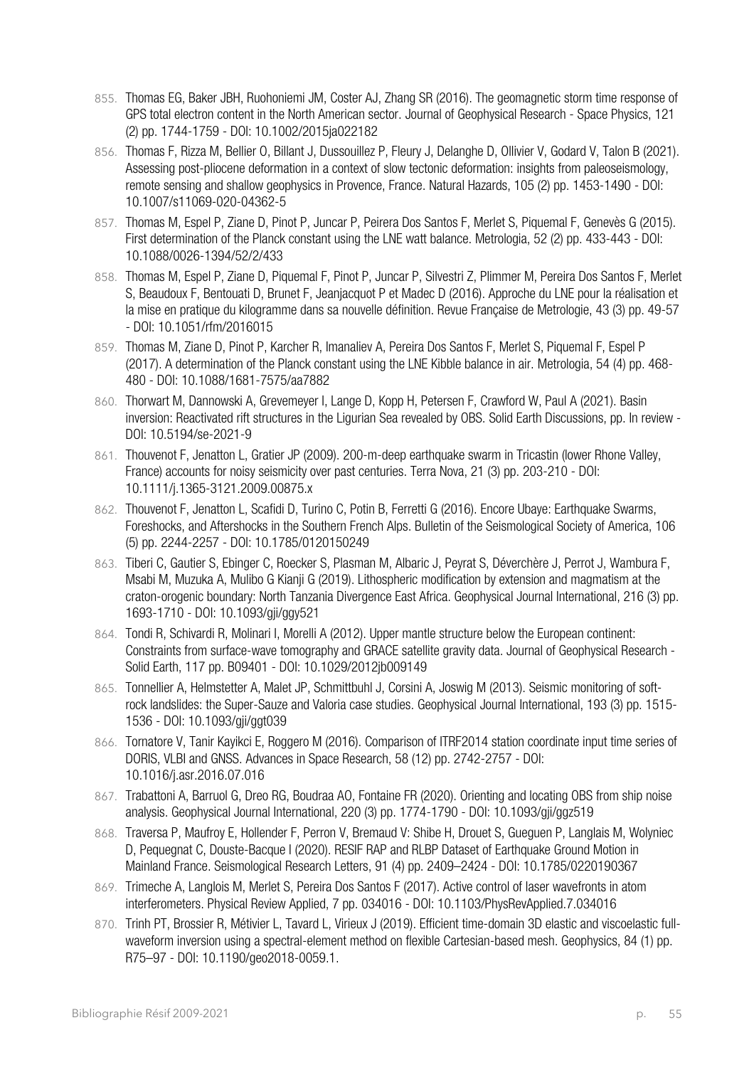855. Thomas EG, Baker JBH, Ruohoniemi JM, Coster AJ, Zhang SR (2016). The geomagnetic storm time response of GPS total electron content in the North American sector. Journal of Geophysical Research - Space Physics, 121 (2) pp. 1744-1759 - DOI: 10.1002/2015ja022182

856. Thomas F, Rizza M, Bellier O, Billant J, Dussouillez P, Fleury J, Delanghe D, Ollivier V, Godard V, Talon B (2021). Assessing post-pliocene deformation in a context of slow tectonic deformation: insights from paleoseismology, remote sensing and shallow geophysics in Provence, France. Natural Hazards, 105 (2) pp. 1453-1490 - DOI: 10.1007/s11069-020-04362-5

857. Thomas M, Espel P, Ziane D, Pinot P, Juncar P, Peirera Dos Santos F, Merlet S, Piquemal F, Genevès G (2015). First determination of the Planck constant using the LNE watt balance. Metrologia, 52 (2) pp. 433-443 - DOI: 10.1088/0026-1394/52/2/433

858. Thomas M, Espel P, Ziane D, Piquemal F, Pinot P, Juncar P, Silvestri Z, Plimmer M, Pereira Dos Santos F, Merlet S, Beaudoux F, Bentouati D, Brunet F, Jeanjacquot P et Madec D (2016). Approche du LNE pour la réalisation et la mise en pratique du kilogramme dans sa nouvelle définition. Revue Française de Metrologie, 43 (3) pp. 49-57 - DOI: 10.1051/rfm/2016015

859. Thomas M, Ziane D, Pinot P, Karcher R, Imanaliev A, Pereira Dos Santos F, Merlet S, Piquemal F, Espel P (2017). A determination of the Planck constant using the LNE Kibble balance in air. Metrologia, 54 (4) pp. 468-480 - DOI: 10.1088/1681-7575/aa7882

860. Thorwart M, Dannowski A, Grevemeyer I, Lange D, Kopp H, Petersen F, Crawford W, Paul A (2021). Basin inversion: Reactivated rift structures in the Ligurian Sea revealed by OBS. Solid Earth Discussions, pp. In review - DOI: 10.5194/se-2021-9

861. Thouvenot F, Jenatton L, Gratier JP (2009). 200-m-deep earthquake swarm in Tricastin (lower Rhone Valley, France) accounts for noisy seismicity over past centuries. Terra Nova, 21 (3) pp. 203-210 - DOI: 10.1111/j.1365-3121.2009.00875.x

862. Thouvenot F, Jenatton L, Scafidi D, Turino C, Potin B, Ferretti G (2016). Encore Ubaye: Earthquake Swarms, Foreshocks, and Aftershocks in the Southern French Alps. Bulletin of the Seismological Society of America, 106 (5) pp. 2244-2257 - DOI: 10.1785/0120150249

863. Tiberi C, Gautier S, Ebinger C, Roecker S, Plasman M, Albaric J, Peyrat S, Déverchère J, Perrot J, Wambura F, Msabi M, Muzuka A, Mulibo G Kianji G (2019). Lithospheric modification by extension and magmatism at the craton-orogenic boundary: North Tanzania Divergence East Africa. Geophysical Journal International, 216 (3) pp. 1693-1710 - DOI: 10.1093/gji/ggy521

864. Tondi R, Schivardi R, Molinari I, Morelli A (2012). Upper mantle structure below the European continent: Constraints from surface-wave tomography and GRACE satellite gravity data. Journal of Geophysical Research - Solid Earth, 117 pp. B09401 - DOI: 10.1029/2012jb009149

865. Tonnellier A, Helmstetter A, Malet JP, Schmittbuhl J, Corsini A, Joswig M (2013). Seismic monitoring of soft-rock landslides: the Super-Sauze and Valoria case studies. Geophysical Journal International, 193 (3) pp. 1515-1536 - DOI: 10.1093/gji/ggt039

866. Tornatore V, Tanir Kayikci E, Roggero M (2016). Comparison of ITRF2014 station coordinate input time series of DORIS, VLBI and GNSS. Advances in Space Research, 58 (12) pp. 2742-2757 - DOI: 10.1016/j.asr.2016.07.016

867. Trabattoni A, Barruol G, Dreo RG, Boudraa AO, Fontaine FR (2020). Orienting and locating OBS from ship noise analysis. Geophysical Journal International, 220 (3) pp. 1774-1790 - DOI: 10.1093/gji/ggz519

868. Traversa P, Maufroy E, Hollender F, Perron V, Bremaud V: Shibe H, Drouet S, Gueguen P, Langlais M, Wolyniec D, Pequegnat C, Douste-Bacque I (2020). RESIF RAP and RLBP Dataset of Earthquake Ground Motion in Mainland France. Seismological Research Letters, 91 (4) pp. 2409–2424 - DOI: 10.1785/0220190367

869. Trimeche A, Langlois M, Merlet S, Pereira Dos Santos F (2017). Active control of laser wavefronts in atom interferometers. Physical Review Applied, 7 pp. 034016 - DOI: 10.1103/PhysRevApplied.7.034016

870. Trinh PT, Brossier R, Métivier L, Tavard L, Virieux J (2019). Efficient time-domain 3D elastic and viscoelastic full-waveform inversion using a spectral-element method on flexible Cartesian-based mesh. Geophysics, 84 (1) pp. R75–97 - DOI: 10.1190/geo2018-0059.1.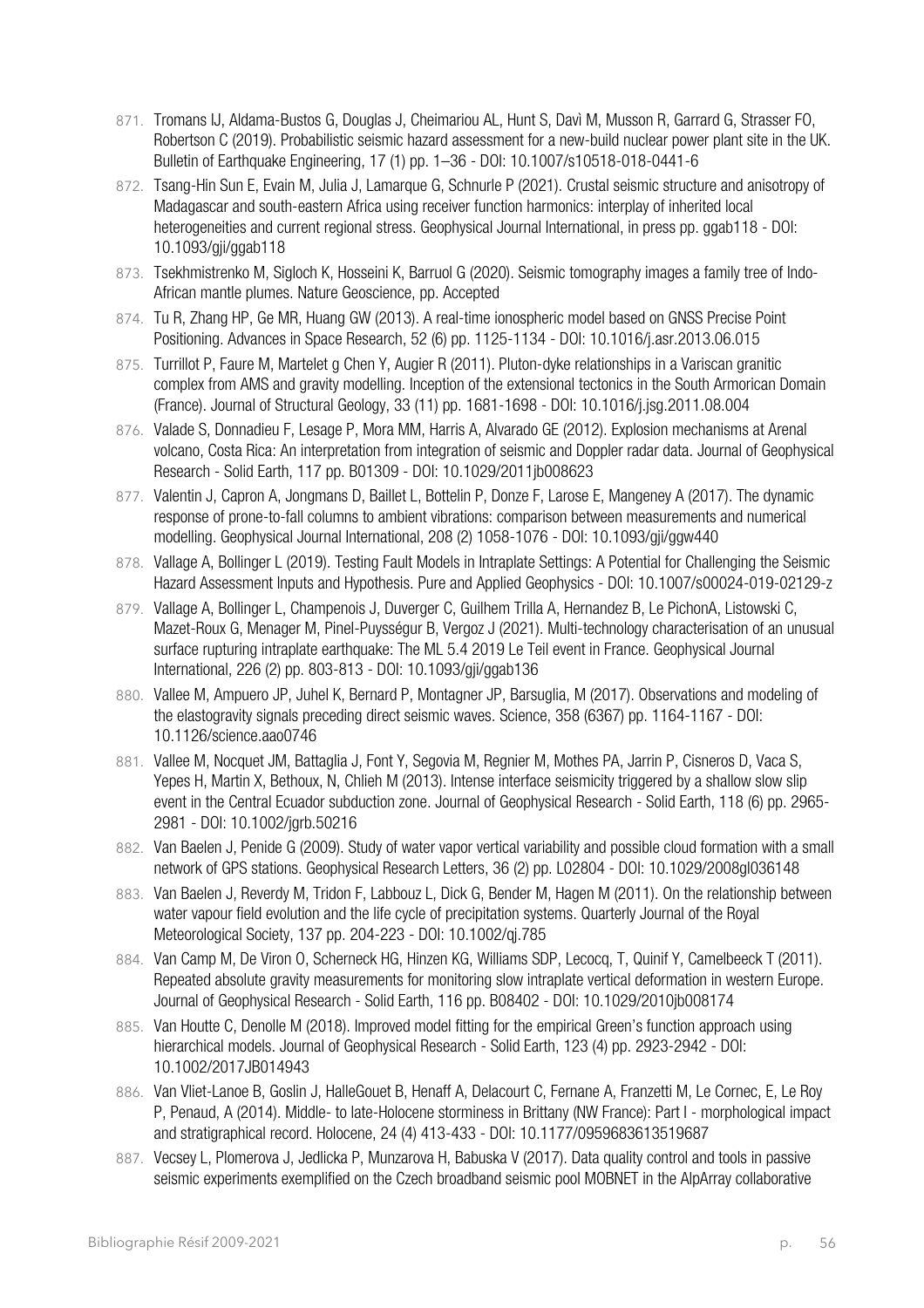871. Tromans IJ, Aldama-Bustos G, Douglas J, Cheimariou AL, Hunt S, Davì M, Musson R, Garrard G, Strasser FO, Robertson C (2019). Probabilistic seismic hazard assessment for a new-build nuclear power plant site in the UK. Bulletin of Earthquake Engineering, 17 (1) pp. 1–36 - DOI: 10.1007/s10518-018-0441-6

872. Tsang-Hin Sun E, Evain M, Julia J, Lamarque G, Schnurle P (2021). Crustal seismic structure and anisotropy of Madagascar and south-eastern Africa using receiver function harmonics: interplay of inherited local heterogeneities and current regional stress. Geophysical Journal International, in press pp. ggab118 - DOI: 10.1093/gji/ggab118

873. Tsekhmistrenko M, Sigloch K, Hosseini K, Barruol G (2020). Seismic tomography images a family tree of Indo-African mantle plumes. Nature Geoscience, pp. Accepted

874. Tu R, Zhang HP, Ge MR, Huang GW (2013). A real-time ionospheric model based on GNSS Precise Point Positioning. Advances in Space Research, 52 (6) pp. 1125-1134 - DOI: 10.1016/j.asr.2013.06.015

875. Turrillot P, Faure M, Martelet g Chen Y, Augier R (2011). Pluton-dyke relationships in a Variscan granitic complex from AMS and gravity modelling. Inception of the extensional tectonics in the South Armorican Domain (France). Journal of Structural Geology, 33 (11) pp. 1681-1698 - DOI: 10.1016/j.jsg.2011.08.004

876. Valade S, Donnadieu F, Lesage P, Mora MM, Harris A, Alvarado GE (2012). Explosion mechanisms at Arenal volcano, Costa Rica: An interpretation from integration of seismic and Doppler radar data. Journal of Geophysical Research - Solid Earth, 117 pp. B01309 - DOI: 10.1029/2011jb008623

877. Valentin J, Capron A, Jongmans D, Baillet L, Bottelin P, Donze F, Larose E, Mangeney A (2017). The dynamic response of prone-to-fall columns to ambient vibrations: comparison between measurements and numerical modelling. Geophysical Journal International, 208 (2) 1058-1076 - DOI: 10.1093/gji/ggw440

878. Vallage A, Bollinger L (2019). Testing Fault Models in Intraplate Settings: A Potential for Challenging the Seismic Hazard Assessment Inputs and Hypothesis. Pure and Applied Geophysics - DOI: 10.1007/s00024-019-02129-z

879. Vallage A, Bollinger L, Champenois J, Duverger C, Guilhem Trilla A, Hernandez B, Le PichonA, Listowski C, Mazet-Roux G, Menager M, Pinel-Puysségur B, Vergoz J (2021). Multi-technology characterisation of an unusual surface rupturing intraplate earthquake: The ML 5.4 2019 Le Teil event in France. Geophysical Journal International, 226 (2) pp. 803-813 - DOI: 10.1093/gji/ggab136

880. Vallee M, Ampuero JP, Juhel K, Bernard P, Montagner JP, Barsuglia, M (2017). Observations and modeling of the elastogravity signals preceding direct seismic waves. Science, 358 (6367) pp. 1164-1167 - DOI: 10.1126/science.aao0746

881. Vallee M, Nocquet JM, Battaglia J, Font Y, Segovia M, Regnier M, Mothes PA, Jarrin P, Cisneros D, Vaca S, Yepes H, Martin X, Bethoux, N, Chlieh M (2013). Intense interface seismicity triggered by a shallow slow slip event in the Central Ecuador subduction zone. Journal of Geophysical Research - Solid Earth, 118 (6) pp. 2965-2981 - DOI: 10.1002/jgrb.50216

882. Van Baelen J, Penide G (2009). Study of water vapor vertical variability and possible cloud formation with a small network of GPS stations. Geophysical Research Letters, 36 (2) pp. L02804 - DOI: 10.1029/2008gl036148

883. Van Baelen J, Reverdy M, Tridon F, Labbouz L, Dick G, Bender M, Hagen M (2011). On the relationship between water vapour field evolution and the life cycle of precipitation systems. Quarterly Journal of the Royal Meteorological Society, 137 pp. 204-223 - DOI: 10.1002/qj.785

884. Van Camp M, De Viron O, Scherneck HG, Hinzen KG, Williams SDP, Lecocq, T, Quinif Y, Camelbeeck T (2011). Repeated absolute gravity measurements for monitoring slow intraplate vertical deformation in western Europe. Journal of Geophysical Research - Solid Earth, 116 pp. B08402 - DOI: 10.1029/2010jb008174

885. Van Houtte C, Denolle M (2018). Improved model fitting for the empirical Green's function approach using hierarchical models. Journal of Geophysical Research - Solid Earth, 123 (4) pp. 2923-2942 - DOI: 10.1002/2017JB014943

886. Van Vliet-Lanoe B, Goslin J, HalleGouet B, Henaff A, Delacourt C, Fernane A, Franzetti M, Le Cornec, E, Le Roy P, Penaud, A (2014). Middle- to late-Holocene storminess in Brittany (NW France): Part I - morphological impact and stratigraphical record. Holocene, 24 (4) 413-433 - DOI: 10.1177/0959683613519687

887. Vecsey L, Plomerova J, Jedlicka P, Munzarova H, Babuska V (2017). Data quality control and tools in passive seismic experiments exemplified on the Czech broadband seismic pool MOBNET in the AlpArray collaborative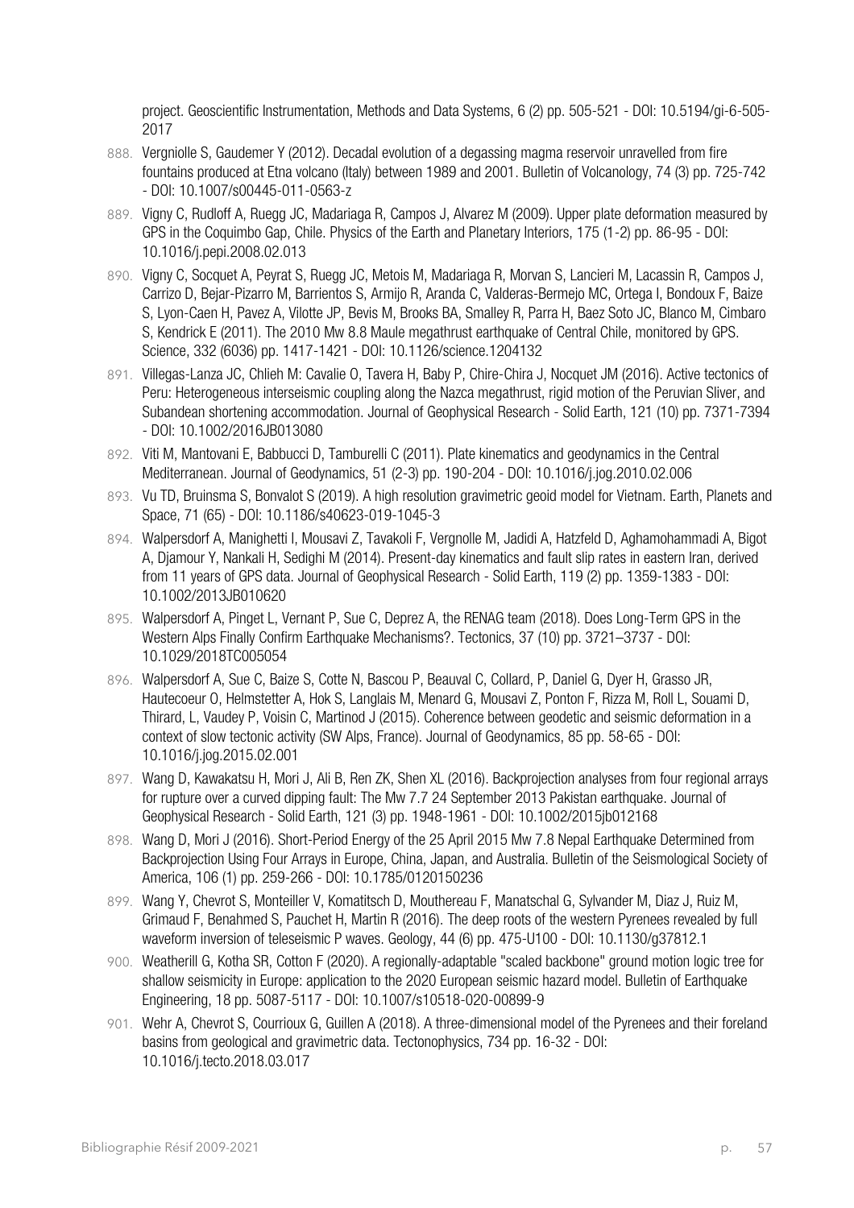project. Geoscientific Instrumentation, Methods and Data Systems, 6 (2) pp. 505-521 - DOI: 10.5194/gi-6-505-2017

888. Vergniolle S, Gaudemer Y (2012). Decadal evolution of a degassing magma reservoir unravelled from fire fountains produced at Etna volcano (Italy) between 1989 and 2001. Bulletin of Volcanology, 74 (3) pp. 725-742 - DOI: 10.1007/s00445-011-0563-z

889. Vigny C, Rudloff A, Ruegg JC, Madariaga R, Campos J, Alvarez M (2009). Upper plate deformation measured by GPS in the Coquimbo Gap, Chile. Physics of the Earth and Planetary Interiors, 175 (1-2) pp. 86-95 - DOI: 10.1016/j.pepi.2008.02.013

890. Vigny C, Socquet A, Peyrat S, Ruegg JC, Metois M, Madariaga R, Morvan S, Lancieri M, Lacassin R, Campos J, Carrizo D, Bejar-Pizarro M, Barrientos S, Armijo R, Aranda C, Valderas-Bermejo MC, Ortega I, Bondoux F, Baize S, Lyon-Caen H, Pavez A, Vilotte JP, Bevis M, Brooks BA, Smalley R, Parra H, Baez Soto JC, Blanco M, Cimbaro S, Kendrick E (2011). The 2010 Mw 8.8 Maule megathrust earthquake of Central Chile, monitored by GPS. Science, 332 (6036) pp. 1417-1421 - DOI: 10.1126/science.1204132

891. Villegas-Lanza JC, Chlieh M: Cavalie O, Tavera H, Baby P, Chire-Chira J, Nocquet JM (2016). Active tectonics of Peru: Heterogeneous interseismic coupling along the Nazca megathrust, rigid motion of the Peruvian Sliver, and Subandean shortening accommodation. Journal of Geophysical Research - Solid Earth, 121 (10) pp. 7371-7394 - DOI: 10.1002/2016JB013080

892. Viti M, Mantovani E, Babbucci D, Tamburelli C (2011). Plate kinematics and geodynamics in the Central Mediterranean. Journal of Geodynamics, 51 (2-3) pp. 190-204 - DOI: 10.1016/j.jog.2010.02.006

893. Vu TD, Bruinsma S, Bonvalot S (2019). A high resolution gravimetric geoid model for Vietnam. Earth, Planets and Space, 71 (65) - DOI: 10.1186/s40623-019-1045-3

894. Walpersdorf A, Manighetti I, Mousavi Z, Tavakoli F, Vergnolle M, Jadidi A, Hatzfeld D, Aghamohammadi A, Bigot A, Djamour Y, Nankali H, Sedighi M (2014). Present-day kinematics and fault slip rates in eastern Iran, derived from 11 years of GPS data. Journal of Geophysical Research - Solid Earth, 119 (2) pp. 1359-1383 - DOI: 10.1002/2013JB010620

895. Walpersdorf A, Pinget L, Vernant P, Sue C, Deprez A, the RENAG team (2018). Does Long-Term GPS in the Western Alps Finally Confirm Earthquake Mechanisms?. Tectonics, 37 (10) pp. 3721–3737 - DOI: 10.1029/2018TC005054

896. Walpersdorf A, Sue C, Baize S, Cotte N, Bascou P, Beauval C, Collard, P, Daniel G, Dyer H, Grasso JR, Hautecoeur O, Helmstetter A, Hok S, Langlais M, Menard G, Mousavi Z, Ponton F, Rizza M, Roll L, Souami D, Thirard, L, Vaudey P, Voisin C, Martinod J (2015). Coherence between geodetic and seismic deformation in a context of slow tectonic activity (SW Alps, France). Journal of Geodynamics, 85 pp. 58-65 - DOI: 10.1016/j.jog.2015.02.001

897. Wang D, Kawakatsu H, Mori J, Ali B, Ren ZK, Shen XL (2016). Backprojection analyses from four regional arrays for rupture over a curved dipping fault: The Mw 7.7 24 September 2013 Pakistan earthquake. Journal of Geophysical Research - Solid Earth, 121 (3) pp. 1948-1961 - DOI: 10.1002/2015jb012168

898. Wang D, Mori J (2016). Short-Period Energy of the 25 April 2015 Mw 7.8 Nepal Earthquake Determined from Backprojection Using Four Arrays in Europe, China, Japan, and Australia. Bulletin of the Seismological Society of America, 106 (1) pp. 259-266 - DOI: 10.1785/0120150236

899. Wang Y, Chevrot S, Monteiller V, Komatitsch D, Mouthereau F, Manatschal G, Sylvander M, Diaz J, Ruiz M, Grimaud F, Benahmed S, Pauchet H, Martin R (2016). The deep roots of the western Pyrenees revealed by full waveform inversion of teleseismic P waves. Geology, 44 (6) pp. 475-U100 - DOI: 10.1130/g37812.1

900. Weatherill G, Kotha SR, Cotton F (2020). A regionally-adaptable "scaled backbone" ground motion logic tree for shallow seismicity in Europe: application to the 2020 European seismic hazard model. Bulletin of Earthquake Engineering, 18 pp. 5087-5117 - DOI: 10.1007/s10518-020-00899-9

901. Wehr A, Chevrot S, Courrioux G, Guillen A (2018). A three-dimensional model of the Pyrenees and their foreland basins from geological and gravimetric data. Tectonophysics, 734 pp. 16-32 - DOI: 10.1016/j.tecto.2018.03.017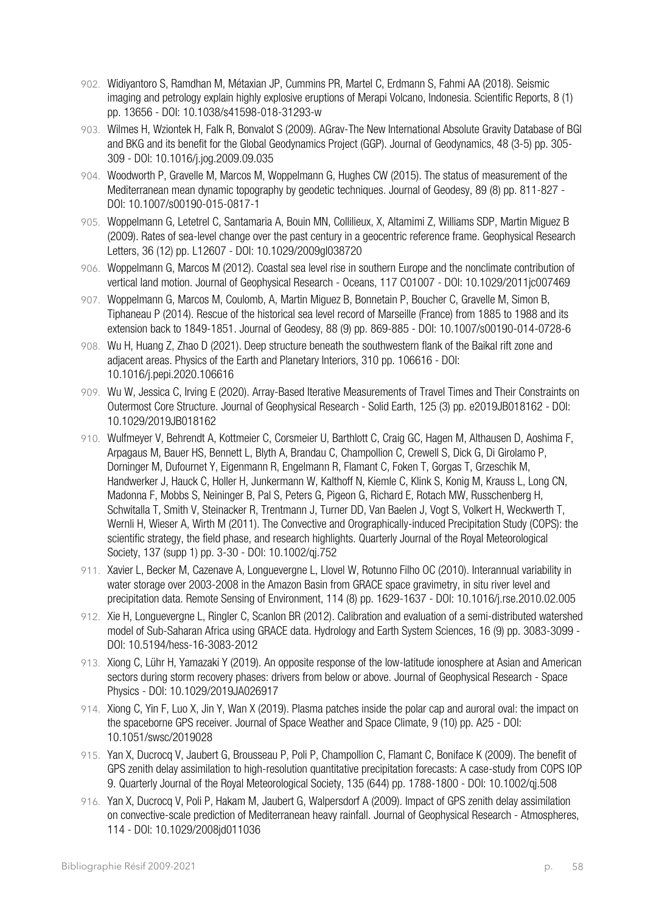902. Widiyantoro S, Ramdhan M, Métaxian JP, Cummins PR, Martel C, Erdmann S, Fahmi AA (2018). Seismic imaging and petrology explain highly explosive eruptions of Merapi Volcano, Indonesia. Scientific Reports, 8 (1) pp. 13656 - DOI: 10.1038/s41598-018-31293-w
903. Wilmes H, Wziontek H, Falk R, Bonvalot S (2009). AGrav-The New International Absolute Gravity Database of BGI and BKG and its benefit for the Global Geodynamics Project (GGP). Journal of Geodynamics, 48 (3-5) pp. 305-309 - DOI: 10.1016/j.jog.2009.09.035
904. Woodworth P, Gravelle M, Marcos M, Woppelmann G, Hughes CW (2015). The status of measurement of the Mediterranean mean dynamic topography by geodetic techniques. Journal of Geodesy, 89 (8) pp. 811-827 - DOI: 10.1007/s00190-015-0817-1
905. Woppelmann G, Letetrel C, Santamaria A, Bouin MN, Collilieux, X, Altamimi Z, Williams SDP, Martin Miguez B (2009). Rates of sea-level change over the past century in a geocentric reference frame. Geophysical Research Letters, 36 (12) pp. L12607 - DOI: 10.1029/2009gl038720
906. Woppelmann G, Marcos M (2012). Coastal sea level rise in southern Europe and the nonclimate contribution of vertical land motion. Journal of Geophysical Research - Oceans, 117 C01007 - DOI: 10.1029/2011jc007469
907. Woppelmann G, Marcos M, Coulomb, A, Martin Miguez B, Bonnetain P, Boucher C, Gravelle M, Simon B, Tiphaneau P (2014). Rescue of the historical sea level record of Marseille (France) from 1885 to 1988 and its extension back to 1849-1851. Journal of Geodesy, 88 (9) pp. 869-885 - DOI: 10.1007/s00190-014-0728-6
908. Wu H, Huang Z, Zhao D (2021). Deep structure beneath the southwestern flank of the Baikal rift zone and adjacent areas. Physics of the Earth and Planetary Interiors, 310 pp. 106616 - DOI: 10.1016/j.pepi.2020.106616
909. Wu W, Jessica C, Irving E (2020). Array-Based Iterative Measurements of Travel Times and Their Constraints on Outermost Core Structure. Journal of Geophysical Research - Solid Earth, 125 (3) pp. e2019JB018162 - DOI: 10.1029/2019JB018162
910. Wulfmeyer V, Behrendt A, Kottmeier C, Corsmeier U, Barthlott C, Craig GC, Hagen M, Althausen D, Aoshima F, Arpagaus M, Bauer HS, Bennett L, Blyth A, Brandau C, Champollion C, Crewell S, Dick G, Di Girolamo P, Dorninger M, Dufournet Y, Eigenmann R, Engelmann R, Flamant C, Foken T, Gorgas T, Grzeschik M, Handwerker J, Hauck C, Holler H, Junkermann W, Kalthoff N, Kiemle C, Klink S, Konig M, Krauss L, Long CN, Madonna F, Mobbs S, Neininger B, Pal S, Peters G, Pigeon G, Richard E, Rotach MW, Russchenberg H, Schwitalla T, Smith V, Steinacker R, Trentmann J, Turner DD, Van Baelen J, Vogt S, Volkert H, Weckwerth T, Wernli H, Wieser A, Wirth M (2011). The Convective and Orographically-induced Precipitation Study (COPS): the scientific strategy, the field phase, and research highlights. Quarterly Journal of the Royal Meteorological Society, 137 (supp 1) pp. 3-30 - DOI: 10.1002/qj.752
911. Xavier L, Becker M, Cazenave A, Longuevergne L, Llovel W, Rotunno Filho OC (2010). Interannual variability in water storage over 2003-2008 in the Amazon Basin from GRACE space gravimetry, in situ river level and precipitation data. Remote Sensing of Environment, 114 (8) pp. 1629-1637 - DOI: 10.1016/j.rse.2010.02.005
912. Xie H, Longuevergne L, Ringler C, Scanlon BR (2012). Calibration and evaluation of a semi-distributed watershed model of Sub-Saharan Africa using GRACE data. Hydrology and Earth System Sciences, 16 (9) pp. 3083-3099 - DOI: 10.5194/hess-16-3083-2012
913. Xiong C, Lühr H, Yamazaki Y (2019). An opposite response of the low-latitude ionosphere at Asian and American sectors during storm recovery phases: drivers from below or above. Journal of Geophysical Research - Space Physics - DOI: 10.1029/2019JA026917
914. Xiong C, Yin F, Luo X, Jin Y, Wan X (2019). Plasma patches inside the polar cap and auroral oval: the impact on the spaceborne GPS receiver. Journal of Space Weather and Space Climate, 9 (10) pp. A25 - DOI: 10.1051/swsc/2019028
915. Yan X, Ducrocq V, Jaubert G, Brousseau P, Poli P, Champollion C, Flamant C, Boniface K (2009). The benefit of GPS zenith delay assimilation to high-resolution quantitative precipitation forecasts: A case-study from COPS IOP 9. Quarterly Journal of the Royal Meteorological Society, 135 (644) pp. 1788-1800 - DOI: 10.1002/qj.508
916. Yan X, Ducrocq V, Poli P, Hakam M, Jaubert G, Walpersdorf A (2009). Impact of GPS zenith delay assimilation on convective-scale prediction of Mediterranean heavy rainfall. Journal of Geophysical Research - Atmospheres, 114 - DOI: 10.1029/2008jd011036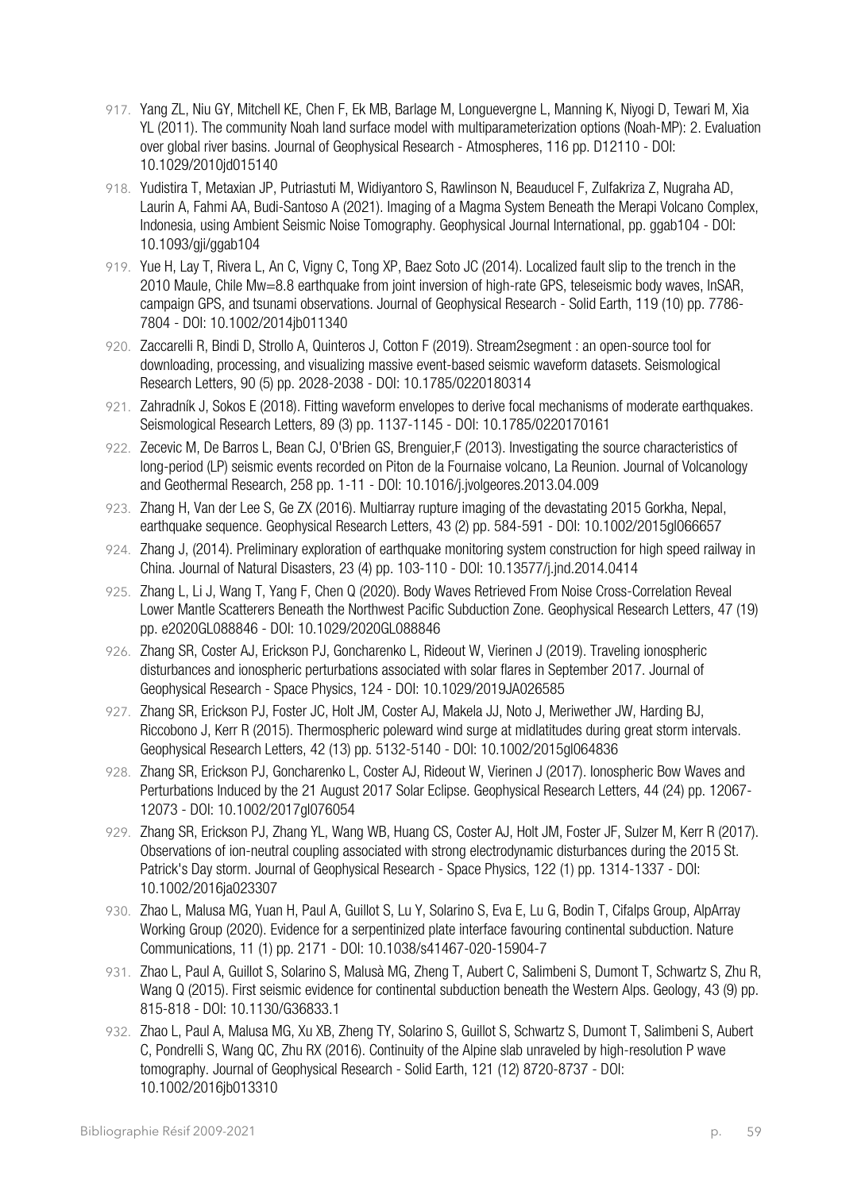917. Yang ZL, Niu GY, Mitchell KE, Chen F, Ek MB, Barlage M, Longuevergne L, Manning K, Niyogi D, Tewari M, Xia YL (2011). The community Noah land surface model with multiparameterization options (Noah-MP): 2. Evaluation over global river basins. Journal of Geophysical Research - Atmospheres, 116 pp. D12110 - DOI: 10.1029/2010jd015140

918. Yudistira T, Metaxian JP, Putriastuti M, Widiyantoro S, Rawlinson N, Beauducel F, Zulfakriza Z, Nugraha AD, Laurin A, Fahmi AA, Budi-Santoso A (2021). Imaging of a Magma System Beneath the Merapi Volcano Complex, Indonesia, using Ambient Seismic Noise Tomography. Geophysical Journal International, pp. ggab104 - DOI: 10.1093/gji/ggab104

919. Yue H, Lay T, Rivera L, An C, Vigny C, Tong XP, Baez Soto JC (2014). Localized fault slip to the trench in the 2010 Maule, Chile Mw=8.8 earthquake from joint inversion of high-rate GPS, teleseismic body waves, InSAR, campaign GPS, and tsunami observations. Journal of Geophysical Research - Solid Earth, 119 (10) pp. 7786-7804 - DOI: 10.1002/2014jb011340

920. Zaccarelli R, Bindi D, Strollo A, Quinteros J, Cotton F (2019). Stream2segment : an open-source tool for downloading, processing, and visualizing massive event-based seismic waveform datasets. Seismological Research Letters, 90 (5) pp. 2028-2038 - DOI: 10.1785/0220180314

921. Zahradník J, Sokos E (2018). Fitting waveform envelopes to derive focal mechanisms of moderate earthquakes. Seismological Research Letters, 89 (3) pp. 1137-1145 - DOI: 10.1785/0220170161

922. Zecevic M, De Barros L, Bean CJ, O'Brien GS, Brenguier,F (2013). Investigating the source characteristics of long-period (LP) seismic events recorded on Piton de la Fournaise volcano, La Reunion. Journal of Volcanology and Geothermal Research, 258 pp. 1-11 - DOI: 10.1016/j.jvolgeores.2013.04.009

923. Zhang H, Van der Lee S, Ge ZX (2016). Multiarray rupture imaging of the devastating 2015 Gorkha, Nepal, earthquake sequence. Geophysical Research Letters, 43 (2) pp. 584-591 - DOI: 10.1002/2015gl066657

924. Zhang J, (2014). Preliminary exploration of earthquake monitoring system construction for high speed railway in China. Journal of Natural Disasters, 23 (4) pp. 103-110 - DOI: 10.13577/j.jnd.2014.0414

925. Zhang L, Li J, Wang T, Yang F, Chen Q (2020). Body Waves Retrieved From Noise Cross-Correlation Reveal Lower Mantle Scatterers Beneath the Northwest Pacific Subduction Zone. Geophysical Research Letters, 47 (19) pp. e2020GL088846 - DOI: 10.1029/2020GL088846

926. Zhang SR, Coster AJ, Erickson PJ, Goncharenko L, Rideout W, Vierinen J (2019). Traveling ionospheric disturbances and ionospheric perturbations associated with solar flares in September 2017. Journal of Geophysical Research - Space Physics, 124 - DOI: 10.1029/2019JA026585

927. Zhang SR, Erickson PJ, Foster JC, Holt JM, Coster AJ, Makela JJ, Noto J, Meriwether JW, Harding BJ, Riccobono J, Kerr R (2015). Thermospheric poleward wind surge at midlatitudes during great storm intervals. Geophysical Research Letters, 42 (13) pp. 5132-5140 - DOI: 10.1002/2015gl064836

928. Zhang SR, Erickson PJ, Goncharenko L, Coster AJ, Rideout W, Vierinen J (2017). Ionospheric Bow Waves and Perturbations Induced by the 21 August 2017 Solar Eclipse. Geophysical Research Letters, 44 (24) pp. 12067-12073 - DOI: 10.1002/2017gl076054

929. Zhang SR, Erickson PJ, Zhang YL, Wang WB, Huang CS, Coster AJ, Holt JM, Foster JF, Sulzer M, Kerr R (2017). Observations of ion-neutral coupling associated with strong electrodynamic disturbances during the 2015 St. Patrick's Day storm. Journal of Geophysical Research - Space Physics, 122 (1) pp. 1314-1337 - DOI: 10.1002/2016ja023307

930. Zhao L, Malusa MG, Yuan H, Paul A, Guillot S, Lu Y, Solarino S, Eva E, Lu G, Bodin T, Cifalps Group, AlpArray Working Group (2020). Evidence for a serpentinized plate interface favouring continental subduction. Nature Communications, 11 (1) pp. 2171 - DOI: 10.1038/s41467-020-15904-7

931. Zhao L, Paul A, Guillot S, Solarino S, Malusà MG, Zheng T, Aubert C, Salimbeni S, Dumont T, Schwartz S, Zhu R, Wang Q (2015). First seismic evidence for continental subduction beneath the Western Alps. Geology, 43 (9) pp. 815-818 - DOI: 10.1130/G36833.1

932. Zhao L, Paul A, Malusa MG, Xu XB, Zheng TY, Solarino S, Guillot S, Schwartz S, Dumont T, Salimbeni S, Aubert C, Pondrelli S, Wang QC, Zhu RX (2016). Continuity of the Alpine slab unraveled by high-resolution P wave tomography. Journal of Geophysical Research - Solid Earth, 121 (12) 8720-8737 - DOI: 10.1002/2016jb013310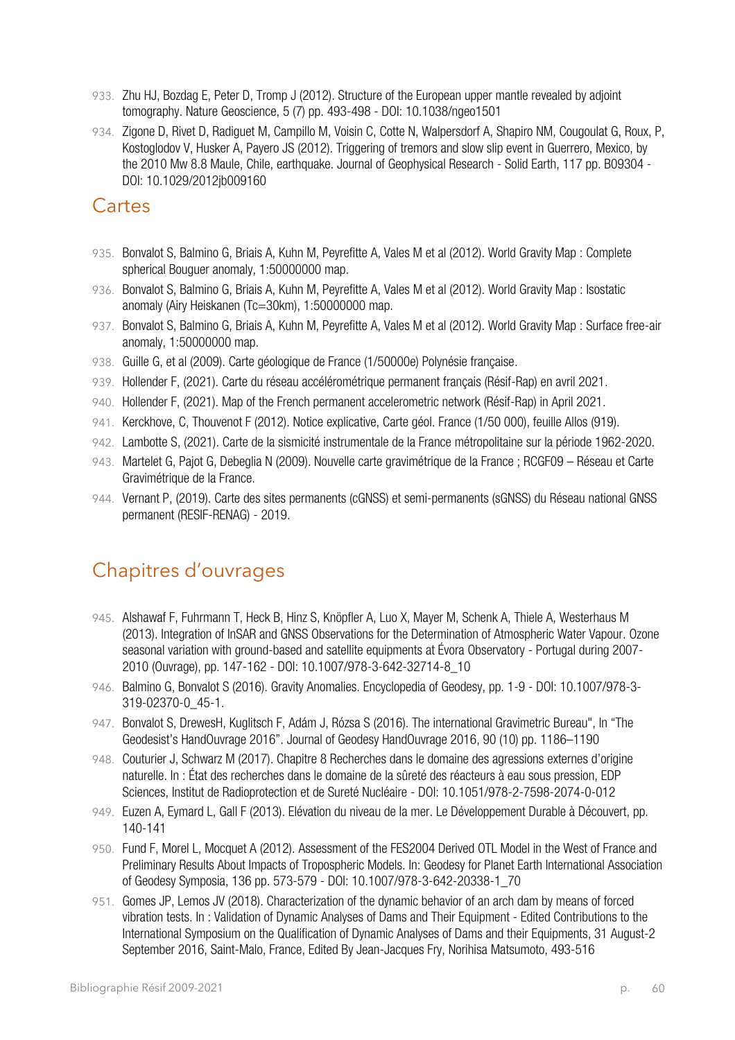933. Zhu HJ, Bozdag E, Peter D, Tromp J (2012). Structure of the European upper mantle revealed by adjoint tomography. Nature Geoscience, 5 (7) pp. 493-498 - DOI: 10.1038/ngeo1501

934. Zigone D, Rivet D, Radiguet M, Campillo M, Voisin C, Cotte N, Walpersdorf A, Shapiro NM, Cougoulat G, Roux, P, Kostoglodov V, Husker A, Payero JS (2012). Triggering of tremors and slow slip event in Guerrero, Mexico, by the 2010 Mw 8.8 Maule, Chile, earthquake. Journal of Geophysical Research - Solid Earth, 117 pp. B09304 - DOI: 10.1029/2012jb009160

## Cartes

935. Bonvalot S, Balmino G, Briais A, Kuhn M, Peyrefitte A, Vales M et al (2012). World Gravity Map : Complete spherical Bouguer anomaly, 1:50000000 map.

936. Bonvalot S, Balmino G, Briais A, Kuhn M, Peyrefitte A, Vales M et al (2012). World Gravity Map : Isostatic anomaly (Airy Heiskanen (Tc=30km), 1:50000000 map.

937. Bonvalot S, Balmino G, Briais A, Kuhn M, Peyrefitte A, Vales M et al (2012). World Gravity Map : Surface free-air anomaly, 1:50000000 map.

938. Guille G, et al (2009). Carte géologique de France (1/50000e) Polynésie française.

939. Hollender F, (2021). Carte du réseau accélérométrique permanent français (Résif-Rap) en avril 2021.

940. Hollender F, (2021). Map of the French permanent accelerometric network (Résif-Rap) in April 2021.

941. Kerckhove, C, Thouvenot F (2012). Notice explicative, Carte géol. France (1/50 000), feuille Allos (919).

942. Lambotte S, (2021). Carte de la sismicité instrumentale de la France métropolitaine sur la période 1962-2020.

943. Martelet G, Pajot G, Debeglia N (2009). Nouvelle carte gravimétrique de la France ; RCGF09 – Réseau et Carte Gravimétrique de la France.

944. Vernant P, (2019). Carte des sites permanents (cGNSS) et semi-permanents (sGNSS) du Réseau national GNSS permanent (RESIF-RENAG) - 2019.

## Chapitres d'ouvrages

945. Alshawaf F, Fuhrmann T, Heck B, Hinz S, Knöpfler A, Luo X, Mayer M, Schenk A, Thiele A, Westerhaus M (2013). Integration of InSAR and GNSS Observations for the Determination of Atmospheric Water Vapour. Ozone seasonal variation with ground-based and satellite equipments at Évora Observatory - Portugal during 2007-2010 (Ouvrage), pp. 147-162 - DOI: 10.1007/978-3-642-32714-8_10

946. Balmino G, Bonvalot S (2016). Gravity Anomalies. Encyclopedia of Geodesy, pp. 1-9 - DOI: 10.1007/978-3-319-02370-0_45-1.

947. Bonvalot S, DrewesH, Kuglitsch F, Adám J, Rózsa S (2016). The international Gravimetric Bureau", In "The Geodesist's HandOuvrage 2016". Journal of Geodesy HandOuvrage 2016, 90 (10) pp. 1186–1190

948. Couturier J, Schwarz M (2017). Chapitre 8 Recherches dans le domaine des agressions externes d'origine naturelle. In : État des recherches dans le domaine de la sûreté des réacteurs à eau sous pression, EDP Sciences, Institut de Radioprotection et de Sureté Nucléaire - DOI: 10.1051/978-2-7598-2074-0-012

949. Euzen A, Eymard L, Gall F (2013). Elévation du niveau de la mer. Le Développement Durable à Découvert, pp. 140-141

950. Fund F, Morel L, Mocquet A (2012). Assessment of the FES2004 Derived OTL Model in the West of France and Preliminary Results About Impacts of Tropospheric Models. In: Geodesy for Planet Earth International Association of Geodesy Symposia, 136 pp. 573-579 - DOI: 10.1007/978-3-642-20338-1_70

951. Gomes JP, Lemos JV (2018). Characterization of the dynamic behavior of an arch dam by means of forced vibration tests. In : Validation of Dynamic Analyses of Dams and Their Equipment - Edited Contributions to the International Symposium on the Qualification of Dynamic Analyses of Dams and their Equipments, 31 August-2 September 2016, Saint-Malo, France, Edited By Jean-Jacques Fry, Norihisa Matsumoto, 493-516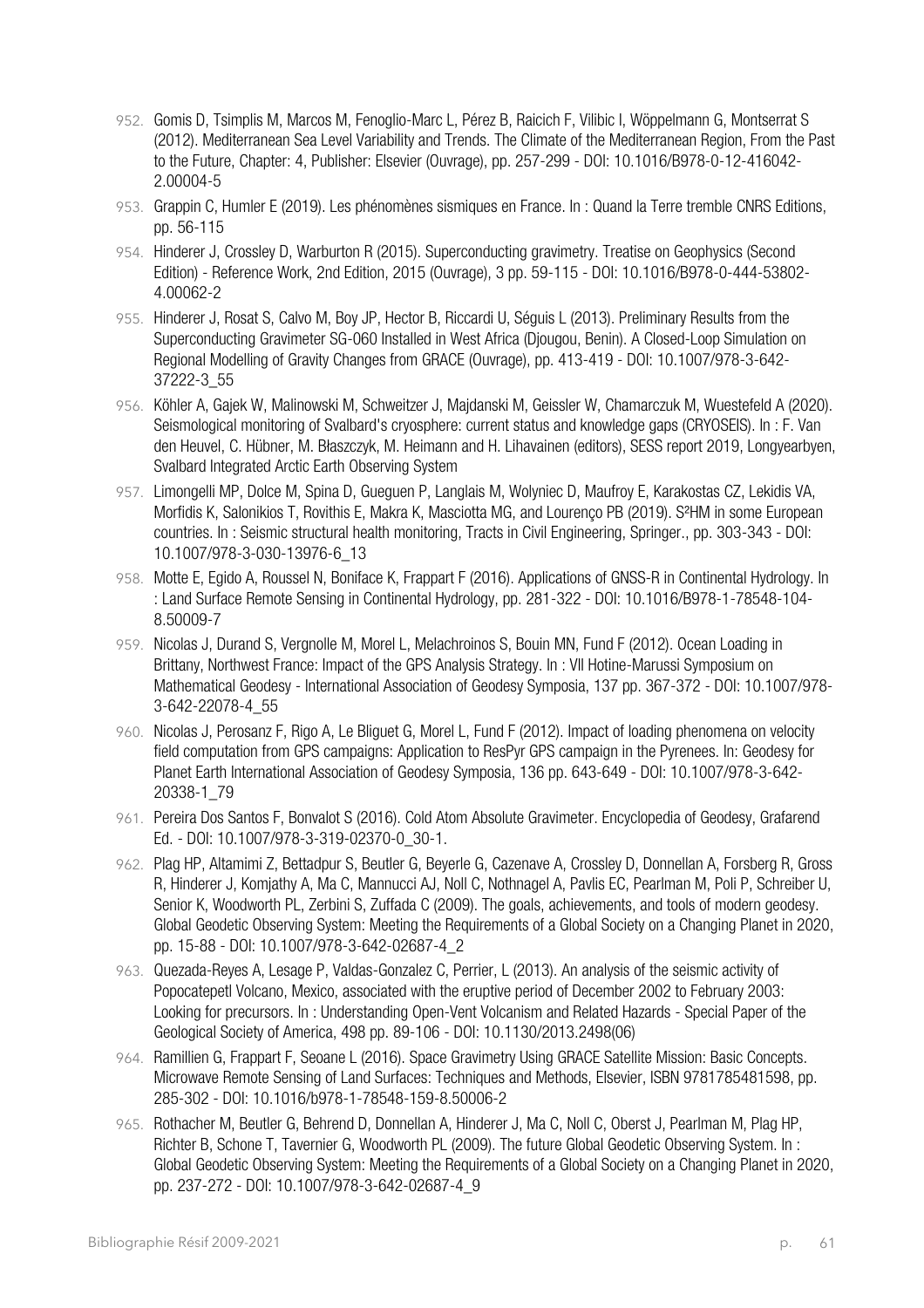952. Gomis D, Tsimplis M, Marcos M, Fenoglio-Marc L, Pérez B, Raicich F, Vilibic I, Wöppelmann G, Montserrat S (2012). Mediterranean Sea Level Variability and Trends. The Climate of the Mediterranean Region, From the Past to the Future, Chapter: 4, Publisher: Elsevier (Ouvrage), pp. 257-299 - DOI: 10.1016/B978-0-12-416042-2.00004-5

953. Grappin C, Humler E (2019). Les phénomènes sismiques en France. In : Quand la Terre tremble CNRS Editions, pp. 56-115

954. Hinderer J, Crossley D, Warburton R (2015). Superconducting gravimetry. Treatise on Geophysics (Second Edition) - Reference Work, 2nd Edition, 2015 (Ouvrage), 3 pp. 59-115 - DOI: 10.1016/B978-0-444-53802-4.00062-2

955. Hinderer J, Rosat S, Calvo M, Boy JP, Hector B, Riccardi U, Séguis L (2013). Preliminary Results from the Superconducting Gravimeter SG-060 Installed in West Africa (Djougou, Benin). A Closed-Loop Simulation on Regional Modelling of Gravity Changes from GRACE (Ouvrage), pp. 413-419 - DOI: 10.1007/978-3-642-37222-3_55

956. Köhler A, Gajek W, Malinowski M, Schweitzer J, Majdanski M, Geissler W, Chamarczuk M, Wuestefeld A (2020). Seismological monitoring of Svalbard's cryosphere: current status and knowledge gaps (CRYOSEIS). In : F. Van den Heuvel, C. Hübner, M. Błaszczyk, M. Heimann and H. Lihavainen (editors), SESS report 2019, Longyearbyen, Svalbard Integrated Arctic Earth Observing System

957. Limongelli MP, Dolce M, Spina D, Gueguen P, Langlais M, Wolyniec D, Maufroy E, Karakostas CZ, Lekidis VA, Morfidis K, Salonikios T, Rovithis E, Makra K, Masciotta MG, and Lourenço PB (2019). S²HM in some European countries. In : Seismic structural health monitoring, Tracts in Civil Engineering, Springer., pp. 303-343 - DOI: 10.1007/978-3-030-13976-6_13

958. Motte E, Egido A, Roussel N, Boniface K, Frappart F (2016). Applications of GNSS-R in Continental Hydrology. In : Land Surface Remote Sensing in Continental Hydrology, pp. 281-322 - DOI: 10.1016/B978-1-78548-104-8.50009-7

959. Nicolas J, Durand S, Vergnolle M, Morel L, Melachroinos S, Bouin MN, Fund F (2012). Ocean Loading in Brittany, Northwest France: Impact of the GPS Analysis Strategy. In : VII Hotine-Marussi Symposium on Mathematical Geodesy - International Association of Geodesy Symposia, 137 pp. 367-372 - DOI: 10.1007/978-3-642-22078-4_55

960. Nicolas J, Perosanz F, Rigo A, Le Bliguet G, Morel L, Fund F (2012). Impact of loading phenomena on velocity field computation from GPS campaigns: Application to ResPyr GPS campaign in the Pyrenees. In: Geodesy for Planet Earth International Association of Geodesy Symposia, 136 pp. 643-649 - DOI: 10.1007/978-3-642-20338-1_79

961. Pereira Dos Santos F, Bonvalot S (2016). Cold Atom Absolute Gravimeter. Encyclopedia of Geodesy, Grafarend Ed. - DOI: 10.1007/978-3-319-02370-0_30-1.

962. Plag HP, Altamimi Z, Bettadpur S, Beutler G, Beyerle G, Cazenave A, Crossley D, Donnellan A, Forsberg R, Gross R, Hinderer J, Komjathy A, Ma C, Mannucci AJ, Noll C, Nothnagel A, Pavlis EC, Pearlman M, Poli P, Schreiber U, Senior K, Woodworth PL, Zerbini S, Zuffada C (2009). The goals, achievements, and tools of modern geodesy. Global Geodetic Observing System: Meeting the Requirements of a Global Society on a Changing Planet in 2020, pp. 15-88 - DOI: 10.1007/978-3-642-02687-4_2

963. Quezada-Reyes A, Lesage P, Valdas-Gonzalez C, Perrier, L (2013). An analysis of the seismic activity of Popocatepetl Volcano, Mexico, associated with the eruptive period of December 2002 to February 2003: Looking for precursors. In : Understanding Open-Vent Volcanism and Related Hazards - Special Paper of the Geological Society of America, 498 pp. 89-106 - DOI: 10.1130/2013.2498(06)

964. Ramillien G, Frappart F, Seoane L (2016). Space Gravimetry Using GRACE Satellite Mission: Basic Concepts. Microwave Remote Sensing of Land Surfaces: Techniques and Methods, Elsevier, ISBN 9781785481598, pp. 285-302 - DOI: 10.1016/b978-1-78548-159-8.50006-2

965. Rothacher M, Beutler G, Behrend D, Donnellan A, Hinderer J, Ma C, Noll C, Oberst J, Pearlman M, Plag HP, Richter B, Schone T, Tavernier G, Woodworth PL (2009). The future Global Geodetic Observing System. In : Global Geodetic Observing System: Meeting the Requirements of a Global Society on a Changing Planet in 2020, pp. 237-272 - DOI: 10.1007/978-3-642-02687-4_9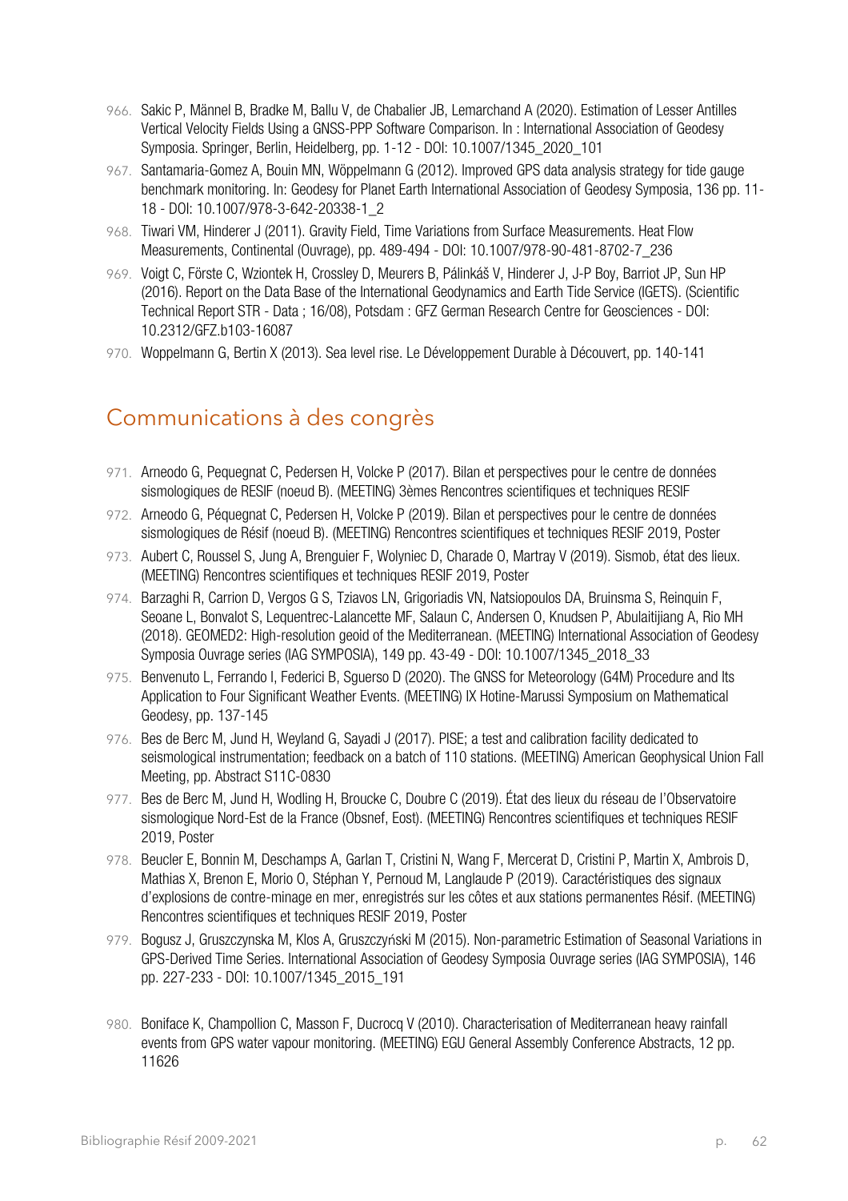966. Sakic P, Männel B, Bradke M, Ballu V, de Chabalier JB, Lemarchand A (2020). Estimation of Lesser Antilles Vertical Velocity Fields Using a GNSS-PPP Software Comparison. In : International Association of Geodesy Symposia. Springer, Berlin, Heidelberg, pp. 1-12 - DOI: 10.1007/1345_2020_101

967. Santamaria-Gomez A, Bouin MN, Wöppelmann G (2012). Improved GPS data analysis strategy for tide gauge benchmark monitoring. In: Geodesy for Planet Earth International Association of Geodesy Symposia, 136 pp. 11-18 - DOI: 10.1007/978-3-642-20338-1_2

968. Tiwari VM, Hinderer J (2011). Gravity Field, Time Variations from Surface Measurements. Heat Flow Measurements, Continental (Ouvrage), pp. 489-494 - DOI: 10.1007/978-90-481-8702-7_236

969. Voigt C, Förste C, Wziontek H, Crossley D, Meurers B, Pálinkáš V, Hinderer J, J-P Boy, Barriot JP, Sun HP (2016). Report on the Data Base of the International Geodynamics and Earth Tide Service (IGETS). (Scientific Technical Report STR - Data ; 16/08), Potsdam : GFZ German Research Centre for Geosciences - DOI: 10.2312/GFZ.b103-16087

970. Woppelmann G, Bertin X (2013). Sea level rise. Le Développement Durable à Découvert, pp. 140-141

## Communications à des congrès

971. Arneodo G, Pequegnat C, Pedersen H, Volcke P (2017). Bilan et perspectives pour le centre de données sismologiques de RESIF (noeud B). (MEETING) 3èmes Rencontres scientifiques et techniques RESIF

972. Arneodo G, Péquegnat C, Pedersen H, Volcke P (2019). Bilan et perspectives pour le centre de données sismologiques de Résif (noeud B). (MEETING) Rencontres scientifiques et techniques RESIF 2019, Poster

973. Aubert C, Roussel S, Jung A, Brenguier F, Wolyniec D, Charade O, Martray V (2019). Sismob, état des lieux. (MEETING) Rencontres scientifiques et techniques RESIF 2019, Poster

974. Barzaghi R, Carrion D, Vergos G S, Tziavos LN, Grigoriadis VN, Natsiopoulos DA, Bruinsma S, Reinquin F, Seoane L, Bonvalot S, Lequentrec-Lalancette MF, Salaun C, Andersen O, Knudsen P, Abulaitijiang A, Rio MH (2018). GEOMED2: High-resolution geoid of the Mediterranean. (MEETING) International Association of Geodesy Symposia Ouvrage series (IAG SYMPOSIA), 149 pp. 43-49 - DOI: 10.1007/1345_2018_33

975. Benvenuto L, Ferrando I, Federici B, Sguerso D (2020). The GNSS for Meteorology (G4M) Procedure and Its Application to Four Significant Weather Events. (MEETING) IX Hotine-Marussi Symposium on Mathematical Geodesy, pp. 137-145

976. Bes de Berc M, Jund H, Weyland G, Sayadi J (2017). PISE; a test and calibration facility dedicated to seismological instrumentation; feedback on a batch of 110 stations. (MEETING) American Geophysical Union Fall Meeting, pp. Abstract S11C-0830

977. Bes de Berc M, Jund H, Wodling H, Broucke C, Doubre C (2019). État des lieux du réseau de l'Observatoire sismologique Nord-Est de la France (Obsnef, Eost). (MEETING) Rencontres scientifiques et techniques RESIF 2019, Poster

978. Beucler E, Bonnin M, Deschamps A, Garlan T, Cristini N, Wang F, Mercerat D, Cristini P, Martin X, Ambrois D, Mathias X, Brenon E, Morio O, Stéphan Y, Pernoud M, Langlaude P (2019). Caractéristiques des signaux d'explosions de contre-minage en mer, enregistrés sur les côtes et aux stations permanentes Résif. (MEETING) Rencontres scientifiques et techniques RESIF 2019, Poster

979. Bogusz J, Gruszczynska M, Klos A, Gruszczyński M (2015). Non-parametric Estimation of Seasonal Variations in GPS-Derived Time Series. International Association of Geodesy Symposia Ouvrage series (IAG SYMPOSIA), 146 pp. 227-233 - DOI: 10.1007/1345_2015_191

980. Boniface K, Champollion C, Masson F, Ducrocq V (2010). Characterisation of Mediterranean heavy rainfall events from GPS water vapour monitoring. (MEETING) EGU General Assembly Conference Abstracts, 12 pp. 11626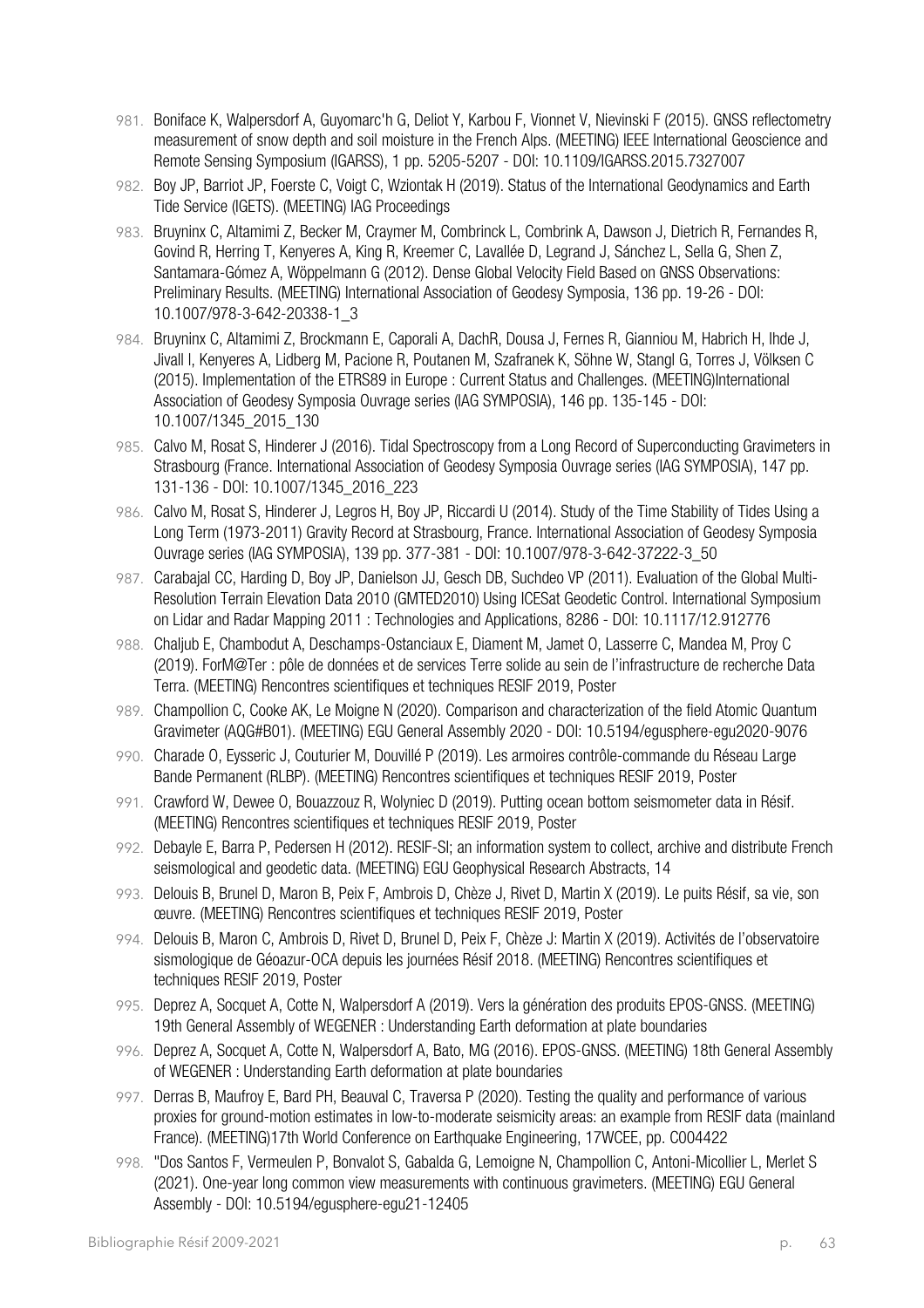981. Boniface K, Walpersdorf A, Guyomarc'h G, Deliot Y, Karbou F, Vionnet V, Nievinski F (2015). GNSS reflectometry measurement of snow depth and soil moisture in the French Alps. (MEETING) IEEE International Geoscience and Remote Sensing Symposium (IGARSS), 1 pp. 5205-5207 - DOI: 10.1109/IGARSS.2015.7327007

982. Boy JP, Barriot JP, Foerste C, Voigt C, Wziontak H (2019). Status of the International Geodynamics and Earth Tide Service (IGETS). (MEETING) IAG Proceedings

983. Bruyninx C, Altamimi Z, Becker M, Craymer M, Combrinck L, Combrink A, Dawson J, Dietrich R, Fernandes R, Govind R, Herring T, Kenyeres A, King R, Kreemer C, Lavallée D, Legrand J, Sánchez L, Sella G, Shen Z, Santamara-Gómez A, Wöppelmann G (2012). Dense Global Velocity Field Based on GNSS Observations: Preliminary Results. (MEETING) International Association of Geodesy Symposia, 136 pp. 19-26 - DOI: 10.1007/978-3-642-20338-1_3

984. Bruyninx C, Altamimi Z, Brockmann E, Caporali A, DachR, Dousa J, Fernes R, Gianniou M, Habrich H, Ihde J, Jivall I, Kenyeres A, Lidberg M, Pacione R, Poutanen M, Szafranek K, Söhne W, Stangl G, Torres J, Völksen C (2015). Implementation of the ETRS89 in Europe : Current Status and Challenges. (MEETING)International Association of Geodesy Symposia Ouvrage series (IAG SYMPOSIA), 146 pp. 135-145 - DOI: 10.1007/1345_2015_130

985. Calvo M, Rosat S, Hinderer J (2016). Tidal Spectroscopy from a Long Record of Superconducting Gravimeters in Strasbourg (France. International Association of Geodesy Symposia Ouvrage series (IAG SYMPOSIA), 147 pp. 131-136 - DOI: 10.1007/1345_2016_223

986. Calvo M, Rosat S, Hinderer J, Legros H, Boy JP, Riccardi U (2014). Study of the Time Stability of Tides Using a Long Term (1973-2011) Gravity Record at Strasbourg, France. International Association of Geodesy Symposia Ouvrage series (IAG SYMPOSIA), 139 pp. 377-381 - DOI: 10.1007/978-3-642-37222-3_50

987. Carabajal CC, Harding D, Boy JP, Danielson JJ, Gesch DB, Suchdeo VP (2011). Evaluation of the Global Multi-Resolution Terrain Elevation Data 2010 (GMTED2010) Using ICESat Geodetic Control. International Symposium on Lidar and Radar Mapping 2011 : Technologies and Applications, 8286 - DOI: 10.1117/12.912776

988. Chaljub E, Chambodut A, Deschamps-Ostanciaux E, Diament M, Jamet O, Lasserre C, Mandea M, Proy C (2019). ForM@Ter : pôle de données et de services Terre solide au sein de l'infrastructure de recherche Data Terra. (MEETING) Rencontres scientifiques et techniques RESIF 2019, Poster

989. Champollion C, Cooke AK, Le Moigne N (2020). Comparison and characterization of the field Atomic Quantum Gravimeter (AQG#B01). (MEETING) EGU General Assembly 2020 - DOI: 10.5194/egusphere-egu2020-9076

990. Charade O, Eysseric J, Couturier M, Douvillé P (2019). Les armoires contrôle-commande du Réseau Large Bande Permanent (RLBP). (MEETING) Rencontres scientifiques et techniques RESIF 2019, Poster

991. Crawford W, Dewee O, Bouazzouz R, Wolyniec D (2019). Putting ocean bottom seismometer data in Résif. (MEETING) Rencontres scientifiques et techniques RESIF 2019, Poster

992. Debayle E, Barra P, Pedersen H (2012). RESIF-SI; an information system to collect, archive and distribute French seismological and geodetic data. (MEETING) EGU Geophysical Research Abstracts, 14

993. Delouis B, Brunel D, Maron B, Peix F, Ambrois D, Chèze J, Rivet D, Martin X (2019). Le puits Résif, sa vie, son œuvre. (MEETING) Rencontres scientifiques et techniques RESIF 2019, Poster

994. Delouis B, Maron C, Ambrois D, Rivet D, Brunel D, Peix F, Chèze J: Martin X (2019). Activités de l'observatoire sismologique de Géoazur-OCA depuis les journées Résif 2018. (MEETING) Rencontres scientifiques et techniques RESIF 2019, Poster

995. Deprez A, Socquet A, Cotte N, Walpersdorf A (2019). Vers la génération des produits EPOS-GNSS. (MEETING) 19th General Assembly of WEGENER : Understanding Earth deformation at plate boundaries

996. Deprez A, Socquet A, Cotte N, Walpersdorf A, Bato, MG (2016). EPOS-GNSS. (MEETING) 18th General Assembly of WEGENER : Understanding Earth deformation at plate boundaries

997. Derras B, Maufroy E, Bard PH, Beauval C, Traversa P (2020). Testing the quality and performance of various proxies for ground-motion estimates in low-to-moderate seismicity areas: an example from RESIF data (mainland France). (MEETING)17th World Conference on Earthquake Engineering, 17WCEE, pp. C004422

998. "Dos Santos F, Vermeulen P, Bonvalot S, Gabalda G, Lemoigne N, Champollion C, Antoni-Micollier L, Merlet S (2021). One-year long common view measurements with continuous gravimeters. (MEETING) EGU General Assembly - DOI: 10.5194/egusphere-egu21-12405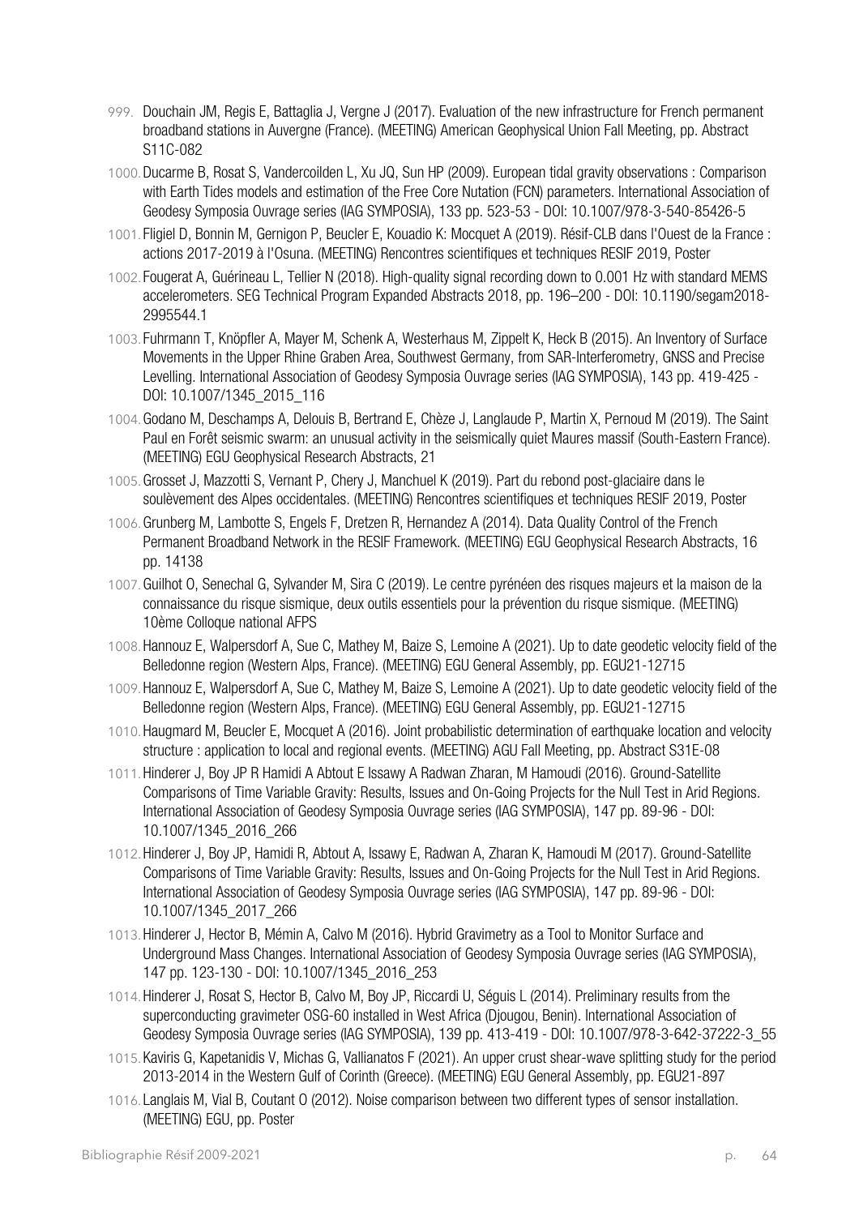999. Douchain JM, Regis E, Battaglia J, Vergne J (2017). Evaluation of the new infrastructure for French permanent broadband stations in Auvergne (France). (MEETING) American Geophysical Union Fall Meeting, pp. Abstract S11C-082

1000. Ducarme B, Rosat S, Vandercoilden L, Xu JQ, Sun HP (2009). European tidal gravity observations : Comparison with Earth Tides models and estimation of the Free Core Nutation (FCN) parameters. International Association of Geodesy Symposia Ouvrage series (IAG SYMPOSIA), 133 pp. 523-53 - DOI: 10.1007/978-3-540-85426-5

1001. Fligiel D, Bonnin M, Gernigon P, Beucler E, Kouadio K: Mocquet A (2019). Résif-CLB dans l'Ouest de la France : actions 2017-2019 à l'Osuna. (MEETING) Rencontres scientifiques et techniques RESIF 2019, Poster

1002. Fougerat A, Guérineau L, Tellier N (2018). High-quality signal recording down to 0.001 Hz with standard MEMS accelerometers. SEG Technical Program Expanded Abstracts 2018, pp. 196–200 - DOI: 10.1190/segam2018-2995544.1

1003. Fuhrmann T, Knöpfler A, Mayer M, Schenk A, Westerhaus M, Zippelt K, Heck B (2015). An Inventory of Surface Movements in the Upper Rhine Graben Area, Southwest Germany, from SAR-Interferometry, GNSS and Precise Levelling. International Association of Geodesy Symposia Ouvrage series (IAG SYMPOSIA), 143 pp. 419-425 - DOI: 10.1007/1345_2015_116

1004. Godano M, Deschamps A, Delouis B, Bertrand E, Chèze J, Langlaude P, Martin X, Pernoud M (2019). The Saint Paul en Forêt seismic swarm: an unusual activity in the seismically quiet Maures massif (South-Eastern France). (MEETING) EGU Geophysical Research Abstracts, 21

1005. Grosset J, Mazzotti S, Vernant P, Chery J, Manchuel K (2019). Part du rebond post-glaciaire dans le soulèvement des Alpes occidentales. (MEETING) Rencontres scientifiques et techniques RESIF 2019, Poster

1006. Grunberg M, Lambotte S, Engels F, Dretzen R, Hernandez A (2014). Data Quality Control of the French Permanent Broadband Network in the RESIF Framework. (MEETING) EGU Geophysical Research Abstracts, 16 pp. 14138

1007. Guilhot O, Senechal G, Sylvander M, Sira C (2019). Le centre pyrénéen des risques majeurs et la maison de la connaissance du risque sismique, deux outils essentiels pour la prévention du risque sismique. (MEETING) 10ème Colloque national AFPS

1008. Hannouz E, Walpersdorf A, Sue C, Mathey M, Baize S, Lemoine A (2021). Up to date geodetic velocity field of the Belledonne region (Western Alps, France). (MEETING) EGU General Assembly, pp. EGU21-12715

1009. Hannouz E, Walpersdorf A, Sue C, Mathey M, Baize S, Lemoine A (2021). Up to date geodetic velocity field of the Belledonne region (Western Alps, France). (MEETING) EGU General Assembly, pp. EGU21-12715

1010. Haugmard M, Beucler E, Mocquet A (2016). Joint probabilistic determination of earthquake location and velocity structure : application to local and regional events. (MEETING) AGU Fall Meeting, pp. Abstract S31E-08

1011. Hinderer J, Boy JP R Hamidi A Abtout E Issawy A Radwan Zharan, M Hamoudi (2016). Ground-Satellite Comparisons of Time Variable Gravity: Results, Issues and On-Going Projects for the Null Test in Arid Regions. International Association of Geodesy Symposia Ouvrage series (IAG SYMPOSIA), 147 pp. 89-96 - DOI: 10.1007/1345_2016_266

1012. Hinderer J, Boy JP, Hamidi R, Abtout A, Issawy E, Radwan A, Zharan K, Hamoudi M (2017). Ground-Satellite Comparisons of Time Variable Gravity: Results, Issues and On-Going Projects for the Null Test in Arid Regions. International Association of Geodesy Symposia Ouvrage series (IAG SYMPOSIA), 147 pp. 89-96 - DOI: 10.1007/1345_2017_266

1013. Hinderer J, Hector B, Mémin A, Calvo M (2016). Hybrid Gravimetry as a Tool to Monitor Surface and Underground Mass Changes. International Association of Geodesy Symposia Ouvrage series (IAG SYMPOSIA), 147 pp. 123-130 - DOI: 10.1007/1345_2016_253

1014. Hinderer J, Rosat S, Hector B, Calvo M, Boy JP, Riccardi U, Séguis L (2014). Preliminary results from the superconducting gravimeter OSG-60 installed in West Africa (Djougou, Benin). International Association of Geodesy Symposia Ouvrage series (IAG SYMPOSIA), 139 pp. 413-419 - DOI: 10.1007/978-3-642-37222-3_55

1015. Kaviris G, Kapetanidis V, Michas G, Vallianatos F (2021). An upper crust shear-wave splitting study for the period 2013-2014 in the Western Gulf of Corinth (Greece). (MEETING) EGU General Assembly, pp. EGU21-897

1016. Langlais M, Vial B, Coutant O (2012). Noise comparison between two different types of sensor installation. (MEETING) EGU, pp. Poster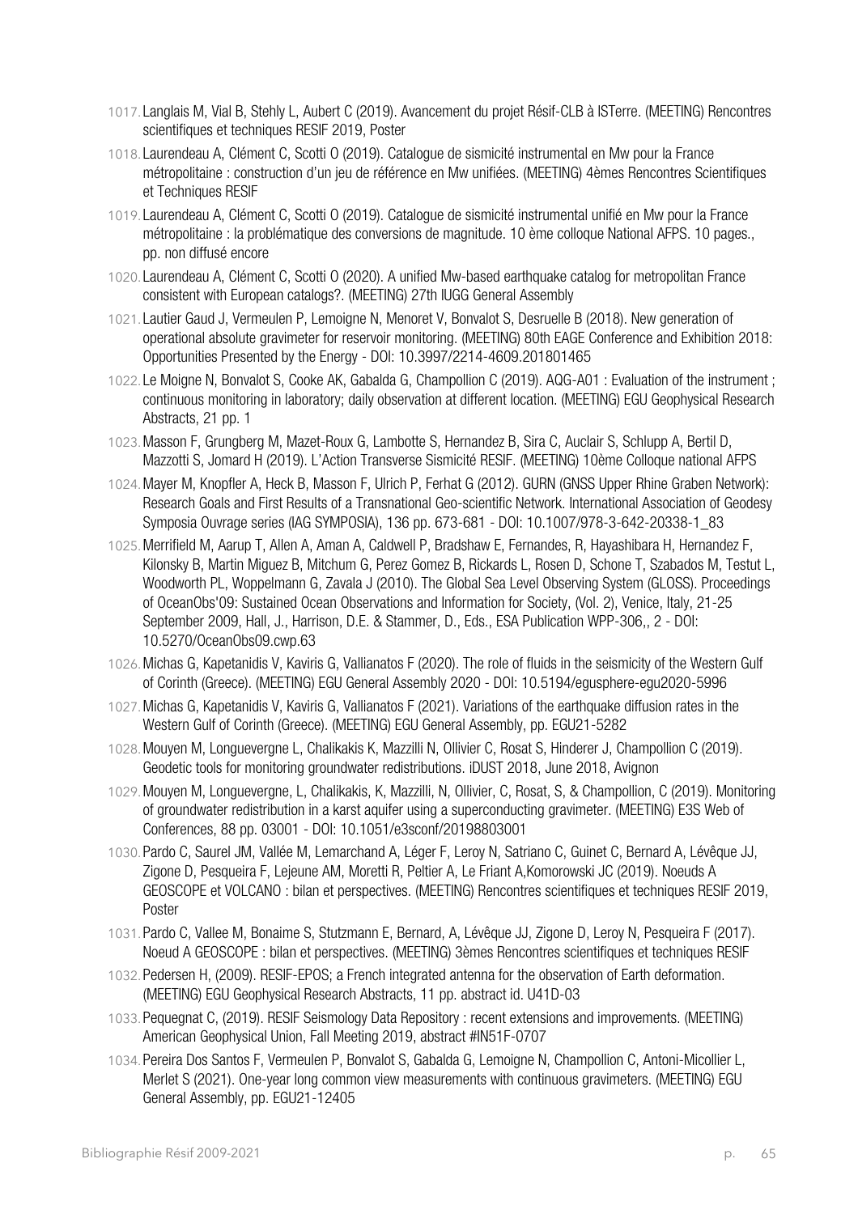1017. Langlais M, Vial B, Stehly L, Aubert C (2019). Avancement du projet Résif-CLB à ISTerre. (MEETING) Rencontres scientifiques et techniques RESIF 2019, Poster

1018. Laurendeau A, Clément C, Scotti O (2019). Catalogue de sismicité instrumental en Mw pour la France métropolitaine : construction d'un jeu de référence en Mw unifiées. (MEETING) 4èmes Rencontres Scientifiques et Techniques RESIF

1019. Laurendeau A, Clément C, Scotti O (2019). Catalogue de sismicité instrumental unifié en Mw pour la France métropolitaine : la problématique des conversions de magnitude. 10 ème colloque National AFPS. 10 pages., pp. non diffusé encore

1020. Laurendeau A, Clément C, Scotti O (2020). A unified Mw-based earthquake catalog for metropolitan France consistent with European catalogs?. (MEETING) 27th IUGG General Assembly

1021. Lautier Gaud J, Vermeulen P, Lemoigne N, Menoret V, Bonvalot S, Desruelle B (2018). New generation of operational absolute gravimeter for reservoir monitoring. (MEETING) 80th EAGE Conference and Exhibition 2018: Opportunities Presented by the Energy - DOI: 10.3997/2214-4609.201801465

1022. Le Moigne N, Bonvalot S, Cooke AK, Gabalda G, Champollion C (2019). AQG-A01 : Evaluation of the instrument ; continuous monitoring in laboratory; daily observation at different location. (MEETING) EGU Geophysical Research Abstracts, 21 pp. 1

1023. Masson F, Grungberg M, Mazet-Roux G, Lambotte S, Hernandez B, Sira C, Auclair S, Schlupp A, Bertil D, Mazzotti S, Jomard H (2019). L'Action Transverse Sismicité RESIF. (MEETING) 10ème Colloque national AFPS

1024. Mayer M, Knopfler A, Heck B, Masson F, Ulrich P, Ferhat G (2012). GURN (GNSS Upper Rhine Graben Network): Research Goals and First Results of a Transnational Geo-scientific Network. International Association of Geodesy Symposia Ouvrage series (IAG SYMPOSIA), 136 pp. 673-681 - DOI: 10.1007/978-3-642-20338-1_83

1025. Merrifield M, Aarup T, Allen A, Aman A, Caldwell P, Bradshaw E, Fernandes, R, Hayashibara H, Hernandez F, Kilonsky B, Martin Miguez B, Mitchum G, Perez Gomez B, Rickards L, Rosen D, Schone T, Szabados M, Testut L, Woodworth PL, Woppelmann G, Zavala J (2010). The Global Sea Level Observing System (GLOSS). Proceedings of OceanObs'09: Sustained Ocean Observations and Information for Society, (Vol. 2), Venice, Italy, 21-25 September 2009, Hall, J., Harrison, D.E. & Stammer, D., Eds., ESA Publication WPP-306,, 2 - DOI: 10.5270/OceanObs09.cwp.63

1026. Michas G, Kapetanidis V, Kaviris G, Vallianatos F (2020). The role of fluids in the seismicity of the Western Gulf of Corinth (Greece). (MEETING) EGU General Assembly 2020 - DOI: 10.5194/egusphere-egu2020-5996

1027. Michas G, Kapetanidis V, Kaviris G, Vallianatos F (2021). Variations of the earthquake diffusion rates in the Western Gulf of Corinth (Greece). (MEETING) EGU General Assembly, pp. EGU21-5282

1028. Mouyen M, Longuevergne L, Chalikakis K, Mazzilli N, Ollivier C, Rosat S, Hinderer J, Champollion C (2019). Geodetic tools for monitoring groundwater redistributions. iDUST 2018, June 2018, Avignon

1029. Mouyen M, Longuevergne, L, Chalikakis, K, Mazzilli, N, Ollivier, C, Rosat, S, & Champollion, C (2019). Monitoring of groundwater redistribution in a karst aquifer using a superconducting gravimeter. (MEETING) E3S Web of Conferences, 88 pp. 03001 - DOI: 10.1051/e3sconf/20198803001

1030. Pardo C, Saurel JM, Vallée M, Lemarchand A, Léger F, Leroy N, Satriano C, Guinet C, Bernard A, Lévêque JJ, Zigone D, Pesqueira F, Lejeune AM, Moretti R, Peltier A, Le Friant A,Komorowski JC (2019). Noeuds A GEOSCOPE et VOLCANO : bilan et perspectives. (MEETING) Rencontres scientifiques et techniques RESIF 2019, Poster

1031. Pardo C, Vallee M, Bonaime S, Stutzmann E, Bernard, A, Lévêque JJ, Zigone D, Leroy N, Pesqueira F (2017). Noeud A GEOSCOPE : bilan et perspectives. (MEETING) 3èmes Rencontres scientifiques et techniques RESIF

1032. Pedersen H, (2009). RESIF-EPOS; a French integrated antenna for the observation of Earth deformation. (MEETING) EGU Geophysical Research Abstracts, 11 pp. abstract id. U41D-03

1033. Pequegnat C, (2019). RESIF Seismology Data Repository : recent extensions and improvements. (MEETING) American Geophysical Union, Fall Meeting 2019, abstract #IN51F-0707

1034. Pereira Dos Santos F, Vermeulen P, Bonvalot S, Gabalda G, Lemoigne N, Champollion C, Antoni-Micollier L, Merlet S (2021). One-year long common view measurements with continuous gravimeters. (MEETING) EGU General Assembly, pp. EGU21-12405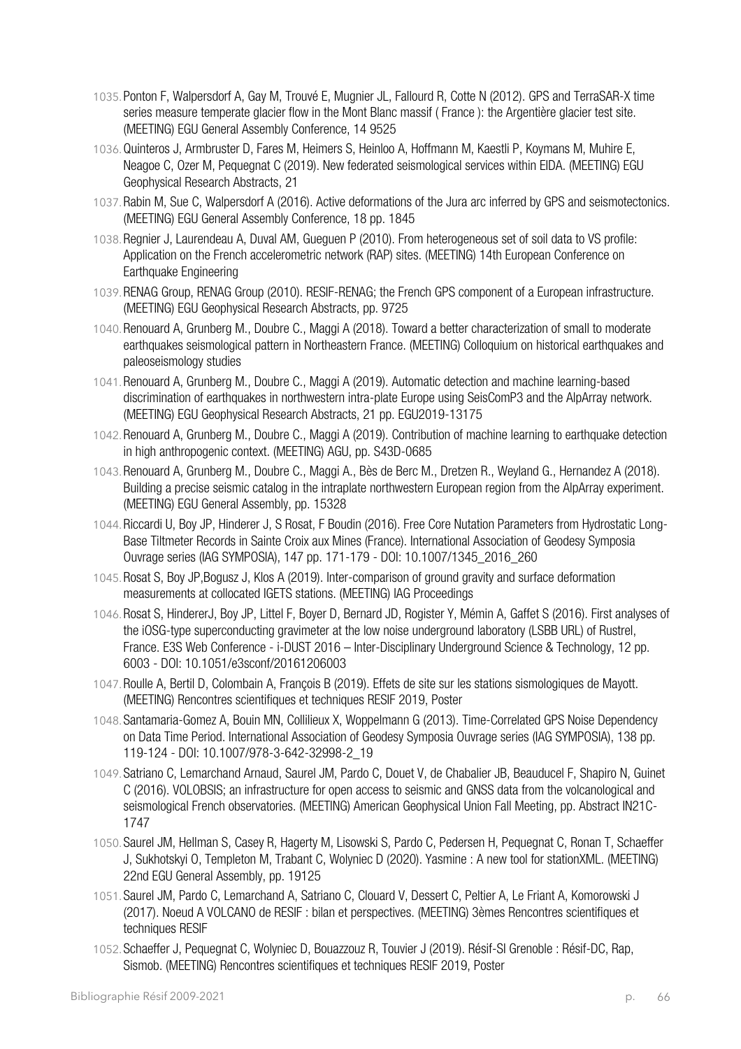1035. Ponton F, Walpersdorf A, Gay M, Trouvé E, Mugnier JL, Fallourd R, Cotte N (2012). GPS and TerraSAR-X time series measure temperate glacier flow in the Mont Blanc massif ( France ): the Argentière glacier test site. (MEETING) EGU General Assembly Conference, 14 9525

1036. Quinteros J, Armbruster D, Fares M, Heimers S, Heinloo A, Hoffmann M, Kaestli P, Koymans M, Muhire E, Neagoe C, Ozer M, Pequegnat C (2019). New federated seismological services within EIDA. (MEETING) EGU Geophysical Research Abstracts, 21

1037. Rabin M, Sue C, Walpersdorf A (2016). Active deformations of the Jura arc inferred by GPS and seismotectonics. (MEETING) EGU General Assembly Conference, 18 pp. 1845

1038. Regnier J, Laurendeau A, Duval AM, Gueguen P (2010). From heterogeneous set of soil data to VS profile: Application on the French accelerometric network (RAP) sites. (MEETING) 14th European Conference on Earthquake Engineering

1039. RENAG Group, RENAG Group (2010). RESIF-RENAG; the French GPS component of a European infrastructure. (MEETING) EGU Geophysical Research Abstracts, pp. 9725

1040. Renouard A, Grunberg M., Doubre C., Maggi A (2018). Toward a better characterization of small to moderate earthquakes seismological pattern in Northeastern France. (MEETING) Colloquium on historical earthquakes and paleoseismology studies

1041. Renouard A, Grunberg M., Doubre C., Maggi A (2019). Automatic detection and machine learning-based discrimination of earthquakes in northwestern intra-plate Europe using SeisComP3 and the AlpArray network. (MEETING) EGU Geophysical Research Abstracts, 21 pp. EGU2019-13175

1042. Renouard A, Grunberg M., Doubre C., Maggi A (2019). Contribution of machine learning to earthquake detection in high anthropogenic context. (MEETING) AGU, pp. S43D-0685

1043. Renouard A, Grunberg M., Doubre C., Maggi A., Bès de Berc M., Dretzen R., Weyland G., Hernandez A (2018). Building a precise seismic catalog in the intraplate northwestern European region from the AlpArray experiment. (MEETING) EGU General Assembly, pp. 15328

1044. Riccardi U, Boy JP, Hinderer J, S Rosat, F Boudin (2016). Free Core Nutation Parameters from Hydrostatic Long-Base Tiltmeter Records in Sainte Croix aux Mines (France). International Association of Geodesy Symposia Ouvrage series (IAG SYMPOSIA), 147 pp. 171-179 - DOI: 10.1007/1345_2016_260

1045. Rosat S, Boy JP,Bogusz J, Klos A (2019). Inter-comparison of ground gravity and surface deformation measurements at collocated IGETS stations. (MEETING) IAG Proceedings

1046. Rosat S, HindererJ, Boy JP, Littel F, Boyer D, Bernard JD, Rogister Y, Mémin A, Gaffet S (2016). First analyses of the iOSG-type superconducting gravimeter at the low noise underground laboratory (LSBB URL) of Rustrel, France. E3S Web Conference - i-DUST 2016 – Inter-Disciplinary Underground Science & Technology, 12 pp. 6003 - DOI: 10.1051/e3sconf/20161206003

1047. Roulle A, Bertil D, Colombain A, François B (2019). Effets de site sur les stations sismologiques de Mayott. (MEETING) Rencontres scientifiques et techniques RESIF 2019, Poster

1048. Santamaria-Gomez A, Bouin MN, Collilieux X, Woppelmann G (2013). Time-Correlated GPS Noise Dependency on Data Time Period. International Association of Geodesy Symposia Ouvrage series (IAG SYMPOSIA), 138 pp. 119-124 - DOI: 10.1007/978-3-642-32998-2_19

1049. Satriano C, Lemarchand Arnaud, Saurel JM, Pardo C, Douet V, de Chabalier JB, Beauducel F, Shapiro N, Guinet C (2016). VOLOBSIS; an infrastructure for open access to seismic and GNSS data from the volcanological and seismological French observatories. (MEETING) American Geophysical Union Fall Meeting, pp. Abstract IN21C-1747

1050. Saurel JM, Hellman S, Casey R, Hagerty M, Lisowski S, Pardo C, Pedersen H, Pequegnat C, Ronan T, Schaeffer J, Sukhotskyi O, Templeton M, Trabant C, Wolyniec D (2020). Yasmine : A new tool for stationXML. (MEETING) 22nd EGU General Assembly, pp. 19125

1051. Saurel JM, Pardo C, Lemarchand A, Satriano C, Clouard V, Dessert C, Peltier A, Le Friant A, Komorowski J (2017). Noeud A VOLCANO de RESIF : bilan et perspectives. (MEETING) 3èmes Rencontres scientifiques et techniques RESIF

1052. Schaeffer J, Pequegnat C, Wolyniec D, Bouazzouz R, Touvier J (2019). Résif-SI Grenoble : Résif-DC, Rap, Sismob. (MEETING) Rencontres scientifiques et techniques RESIF 2019, Poster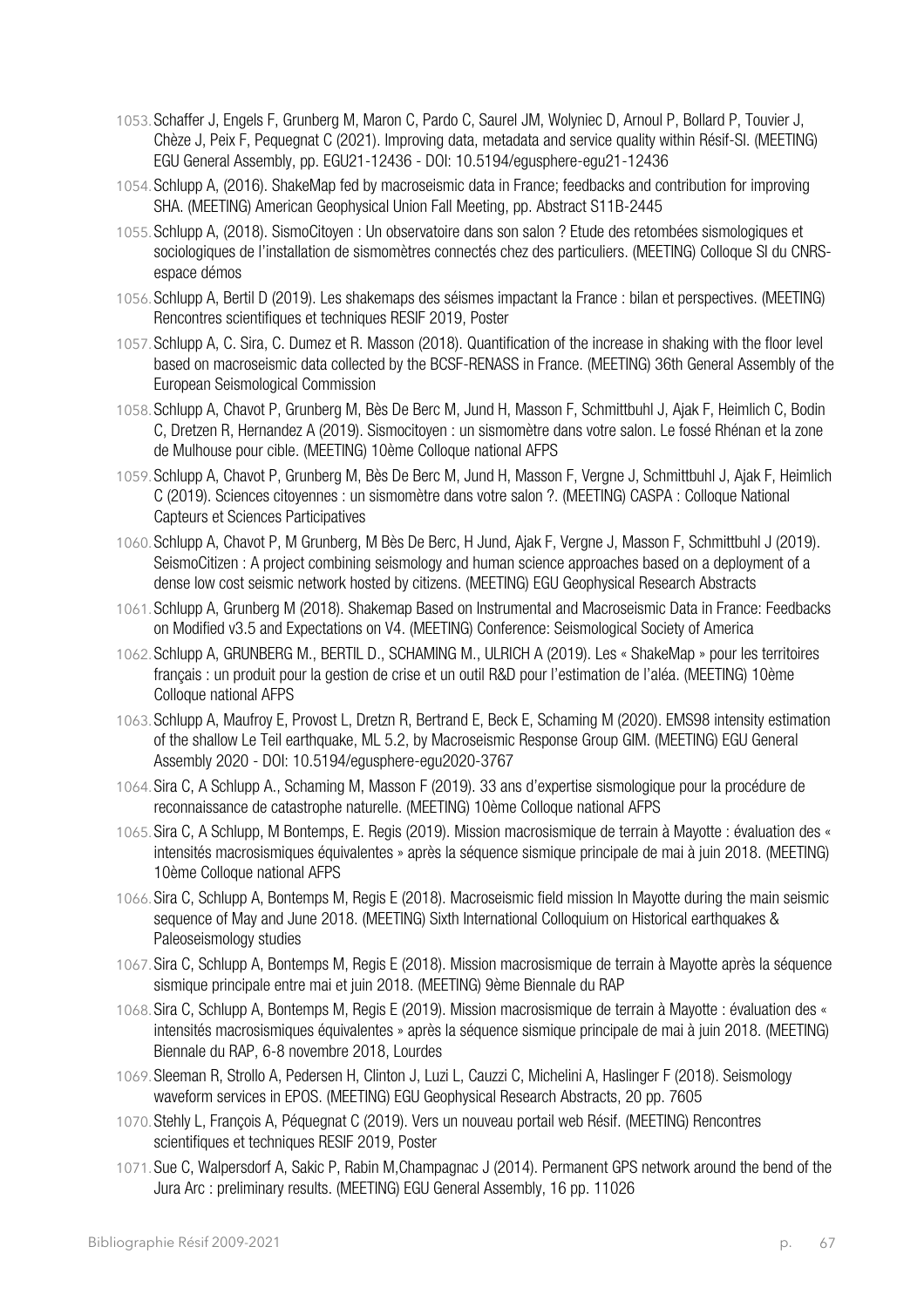1053. Schaffer J, Engels F, Grunberg M, Maron C, Pardo C, Saurel JM, Wolyniec D, Arnoul P, Bollard P, Touvier J, Chèze J, Peix F, Pequegnat C (2021). Improving data, metadata and service quality within Résif-SI. (MEETING) EGU General Assembly, pp. EGU21-12436 - DOI: 10.5194/egusphere-egu21-12436

1054. Schlupp A, (2016). ShakeMap fed by macroseismic data in France; feedbacks and contribution for improving SHA. (MEETING) American Geophysical Union Fall Meeting, pp. Abstract S11B-2445

1055. Schlupp A, (2018). SismoCitoyen : Un observatoire dans son salon ? Etude des retombées sismologiques et sociologiques de l'installation de sismomètres connectés chez des particuliers. (MEETING) Colloque SI du CNRS-espace démos

1056. Schlupp A, Bertil D (2019). Les shakemaps des séismes impactant la France : bilan et perspectives. (MEETING) Rencontres scientifiques et techniques RESIF 2019, Poster

1057. Schlupp A, C. Sira, C. Dumez et R. Masson (2018). Quantification of the increase in shaking with the floor level based on macroseismic data collected by the BCSF-RENASS in France. (MEETING) 36th General Assembly of the European Seismological Commission

1058. Schlupp A, Chavot P, Grunberg M, Bès De Berc M, Jund H, Masson F, Schmittbuhl J, Ajak F, Heimlich C, Bodin C, Dretzen R, Hernandez A (2019). Sismocitoyen : un sismomètre dans votre salon. Le fossé Rhénan et la zone de Mulhouse pour cible. (MEETING) 10ème Colloque national AFPS

1059. Schlupp A, Chavot P, Grunberg M, Bès De Berc M, Jund H, Masson F, Vergne J, Schmittbuhl J, Ajak F, Heimlich C (2019). Sciences citoyennes : un sismomètre dans votre salon ?. (MEETING) CASPA : Colloque National Capteurs et Sciences Participatives

1060. Schlupp A, Chavot P, M Grunberg, M Bès De Berc, H Jund, Ajak F, Vergne J, Masson F, Schmittbuhl J (2019). SeismoCitizen : A project combining seismology and human science approaches based on a deployment of a dense low cost seismic network hosted by citizens. (MEETING) EGU Geophysical Research Abstracts

1061. Schlupp A, Grunberg M (2018). Shakemap Based on Instrumental and Macroseismic Data in France: Feedbacks on Modified v3.5 and Expectations on V4. (MEETING) Conference: Seismological Society of America

1062. Schlupp A, GRUNBERG M., BERTIL D., SCHAMING M., ULRICH A (2019). Les « ShakeMap » pour les territoires français : un produit pour la gestion de crise et un outil R&D pour l'estimation de l'aléa. (MEETING) 10ème Colloque national AFPS

1063. Schlupp A, Maufroy E, Provost L, Dretzn R, Bertrand E, Beck E, Schaming M (2020). EMS98 intensity estimation of the shallow Le Teil earthquake, ML 5.2, by Macroseismic Response Group GIM. (MEETING) EGU General Assembly 2020 - DOI: 10.5194/egusphere-egu2020-3767

1064. Sira C, A Schlupp A., Schaming M, Masson F (2019). 33 ans d'expertise sismologique pour la procédure de reconnaissance de catastrophe naturelle. (MEETING) 10ème Colloque national AFPS

1065. Sira C, A Schlupp, M Bontemps, E. Regis (2019). Mission macrosismique de terrain à Mayotte : évaluation des « intensités macrosismiques équivalentes » après la séquence sismique principale de mai à juin 2018. (MEETING) 10ème Colloque national AFPS

1066. Sira C, Schlupp A, Bontemps M, Regis E (2018). Macroseismic field mission In Mayotte during the main seismic sequence of May and June 2018. (MEETING) Sixth International Colloquium on Historical earthquakes & Paleoseismology studies

1067. Sira C, Schlupp A, Bontemps M, Regis E (2018). Mission macrosismique de terrain à Mayotte après la séquence sismique principale entre mai et juin 2018. (MEETING) 9ème Biennale du RAP

1068. Sira C, Schlupp A, Bontemps M, Regis E (2019). Mission macrosismique de terrain à Mayotte : évaluation des « intensités macrosismiques équivalentes » après la séquence sismique principale de mai à juin 2018. (MEETING) Biennale du RAP, 6-8 novembre 2018, Lourdes

1069. Sleeman R, Strollo A, Pedersen H, Clinton J, Luzi L, Cauzzi C, Michelini A, Haslinger F (2018). Seismology waveform services in EPOS. (MEETING) EGU Geophysical Research Abstracts, 20 pp. 7605

1070. Stehly L, François A, Péquegnat C (2019). Vers un nouveau portail web Résif. (MEETING) Rencontres scientifiques et techniques RESIF 2019, Poster

1071. Sue C, Walpersdorf A, Sakic P, Rabin M,Champagnac J (2014). Permanent GPS network around the bend of the Jura Arc : preliminary results. (MEETING) EGU General Assembly, 16 pp. 11026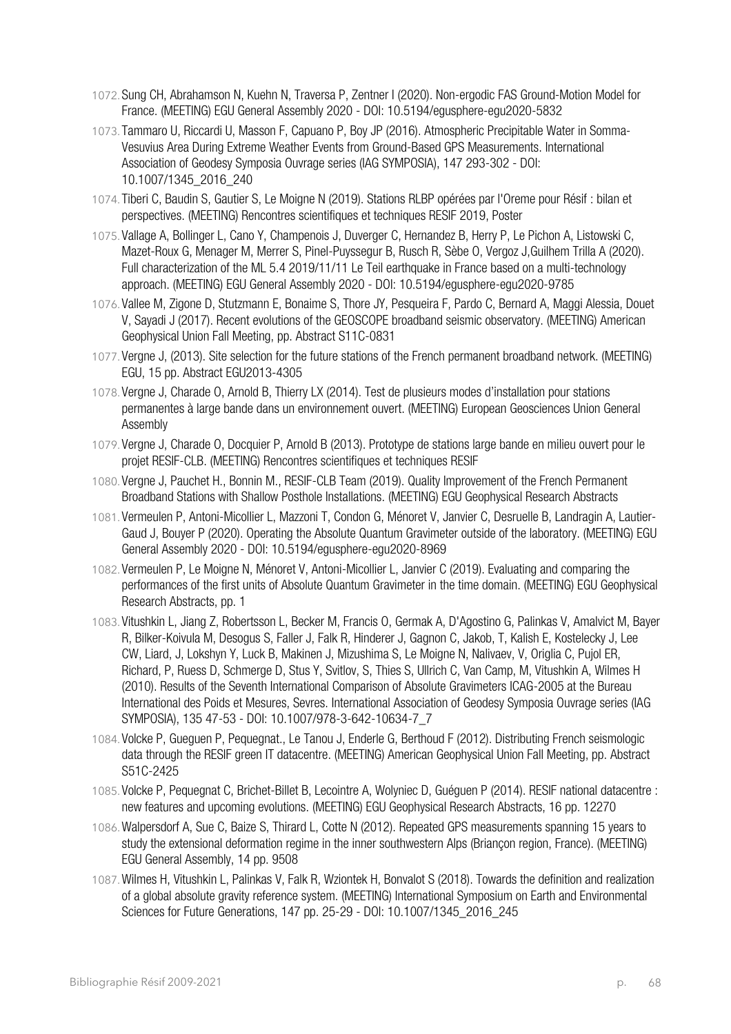1072. Sung CH, Abrahamson N, Kuehn N, Traversa P, Zentner I (2020). Non-ergodic FAS Ground-Motion Model for France. (MEETING) EGU General Assembly 2020 - DOI: 10.5194/egusphere-egu2020-5832

1073. Tammaro U, Riccardi U, Masson F, Capuano P, Boy JP (2016). Atmospheric Precipitable Water in Somma-Vesuvius Area During Extreme Weather Events from Ground-Based GPS Measurements. International Association of Geodesy Symposia Ouvrage series (IAG SYMPOSIA), 147 293-302 - DOI: 10.1007/1345_2016_240

1074. Tiberi C, Baudin S, Gautier S, Le Moigne N (2019). Stations RLBP opérées par l'Oreme pour Résif : bilan et perspectives. (MEETING) Rencontres scientifiques et techniques RESIF 2019, Poster

1075. Vallage A, Bollinger L, Cano Y, Champenois J, Duverger C, Hernandez B, Herry P, Le Pichon A, Listowski C, Mazet-Roux G, Menager M, Merrer S, Pinel-Puyssegur B, Rusch R, Sèbe O, Vergoz J,Guilhem Trilla A (2020). Full characterization of the ML 5.4 2019/11/11 Le Teil earthquake in France based on a multi-technology approach. (MEETING) EGU General Assembly 2020 - DOI: 10.5194/egusphere-egu2020-9785

1076. Vallee M, Zigone D, Stutzmann E, Bonaime S, Thore JY, Pesqueira F, Pardo C, Bernard A, Maggi Alessia, Douet V, Sayadi J (2017). Recent evolutions of the GEOSCOPE broadband seismic observatory. (MEETING) American Geophysical Union Fall Meeting, pp. Abstract S11C-0831

1077. Vergne J, (2013). Site selection for the future stations of the French permanent broadband network. (MEETING) EGU, 15 pp. Abstract EGU2013-4305

1078. Vergne J, Charade O, Arnold B, Thierry LX (2014). Test de plusieurs modes d'installation pour stations permanentes à large bande dans un environnement ouvert. (MEETING) European Geosciences Union General Assembly

1079. Vergne J, Charade O, Docquier P, Arnold B (2013). Prototype de stations large bande en milieu ouvert pour le projet RESIF-CLB. (MEETING) Rencontres scientifiques et techniques RESIF

1080. Vergne J, Pauchet H., Bonnin M., RESIF-CLB Team (2019). Quality Improvement of the French Permanent Broadband Stations with Shallow Posthole Installations. (MEETING) EGU Geophysical Research Abstracts

1081. Vermeulen P, Antoni-Micollier L, Mazzoni T, Condon G, Ménoret V, Janvier C, Desruelle B, Landragin A, Lautier-Gaud J, Bouyer P (2020). Operating the Absolute Quantum Gravimeter outside of the laboratory. (MEETING) EGU General Assembly 2020 - DOI: 10.5194/egusphere-egu2020-8969

1082. Vermeulen P, Le Moigne N, Ménoret V, Antoni-Micollier L, Janvier C (2019). Evaluating and comparing the performances of the first units of Absolute Quantum Gravimeter in the time domain. (MEETING) EGU Geophysical Research Abstracts, pp. 1

1083. Vitushkin L, Jiang Z, Robertsson L, Becker M, Francis O, Germak A, D'Agostino G, Palinkas V, Amalvict M, Bayer R, Bilker-Koivula M, Desogus S, Faller J, Falk R, Hinderer J, Gagnon C, Jakob, T, Kalish E, Kostelecky J, Lee CW, Liard, J, Lokshyn Y, Luck B, Makinen J, Mizushima S, Le Moigne N, Nalivaev, V, Origlia C, Pujol ER, Richard, P, Ruess D, Schmerge D, Stus Y, Svitlov, S, Thies S, Ullrich C, Van Camp, M, Vitushkin A, Wilmes H (2010). Results of the Seventh International Comparison of Absolute Gravimeters ICAG-2005 at the Bureau International des Poids et Mesures, Sevres. International Association of Geodesy Symposia Ouvrage series (IAG SYMPOSIA), 135 47-53 - DOI: 10.1007/978-3-642-10634-7_7

1084. Volcke P, Gueguen P, Pequegnat., Le Tanou J, Enderle G, Berthoud F (2012). Distributing French seismologic data through the RESIF green IT datacentre. (MEETING) American Geophysical Union Fall Meeting, pp. Abstract S51C-2425

1085. Volcke P, Pequegnat C, Brichet-Billet B, Lecointre A, Wolyniec D, Guéguen P (2014). RESIF national datacentre : new features and upcoming evolutions. (MEETING) EGU Geophysical Research Abstracts, 16 pp. 12270

1086. Walpersdorf A, Sue C, Baize S, Thirard L, Cotte N (2012). Repeated GPS measurements spanning 15 years to study the extensional deformation regime in the inner southwestern Alps (Briançon region, France). (MEETING) EGU General Assembly, 14 pp. 9508

1087. Wilmes H, Vitushkin L, Palinkas V, Falk R, Wziontek H, Bonvalot S (2018). Towards the definition and realization of a global absolute gravity reference system. (MEETING) International Symposium on Earth and Environmental Sciences for Future Generations, 147 pp. 25-29 - DOI: 10.1007/1345_2016_245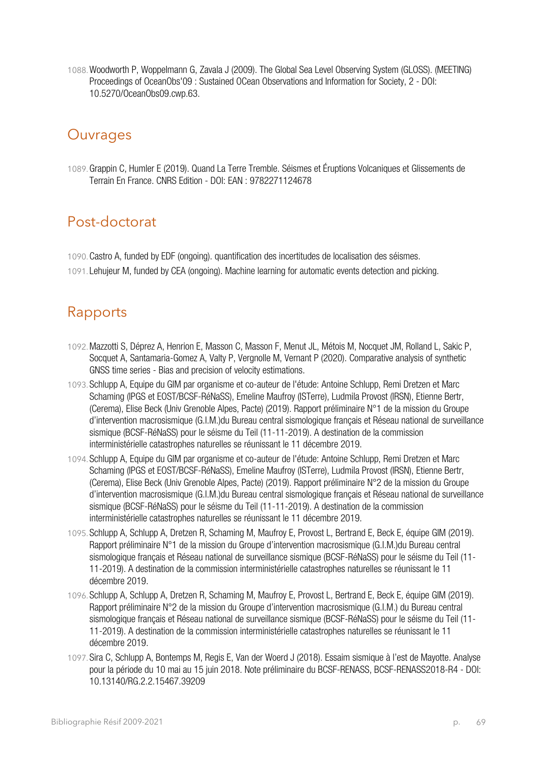1088. Woodworth P, Woppelmann G, Zavala J (2009). The Global Sea Level Observing System (GLOSS). (MEETING) Proceedings of OceanObs'09 : Sustained OCean Observations and Information for Society, 2 - DOI: 10.5270/OceanObs09.cwp.63.

## Ouvrages

1089. Grappin C, Humler E (2019). Quand La Terre Tremble. Séismes et Éruptions Volcaniques et Glissements de Terrain En France. CNRS Edition - DOI: EAN : 9782271124678

## Post-doctorat

1090. Castro A, funded by EDF (ongoing). quantification des incertitudes de localisation des séismes.
1091. Lehujeur M, funded by CEA (ongoing). Machine learning for automatic events detection and picking.

## Rapports

1092. Mazzotti S, Déprez A, Henrion E, Masson C, Masson F, Menut JL, Métois M, Nocquet JM, Rolland L, Sakic P, Socquet A, Santamaria-Gomez A, Valty P, Vergnolle M, Vernant P (2020). Comparative analysis of synthetic GNSS time series - Bias and precision of velocity estimations.
1093. Schlupp A, Equipe du GIM par organisme et co-auteur de l'étude: Antoine Schlupp, Remi Dretzen et Marc Schaming (IPGS et EOST/BCSF-RéNaSS), Emeline Maufroy (ISTerre), Ludmila Provost (IRSN), Etienne Bertr, (Cerema), Elise Beck (Univ Grenoble Alpes, Pacte) (2019). Rapport préliminaire N°1 de la mission du Groupe d'intervention macrosismique (G.I.M.)du Bureau central sismologique français et Réseau national de surveillance sismique (BCSF-RéNaSS) pour le séisme du Teil (11-11-2019). A destination de la commission interministérielle catastrophes naturelles se réunissant le 11 décembre 2019.
1094. Schlupp A, Equipe du GIM par organisme et co-auteur de l'étude: Antoine Schlupp, Remi Dretzen et Marc Schaming (IPGS et EOST/BCSF-RéNaSS), Emeline Maufroy (ISTerre), Ludmila Provost (IRSN), Etienne Bertr, (Cerema), Elise Beck (Univ Grenoble Alpes, Pacte) (2019). Rapport préliminaire N°2 de la mission du Groupe d'intervention macrosismique (G.I.M.)du Bureau central sismologique français et Réseau national de surveillance sismique (BCSF-RéNaSS) pour le séisme du Teil (11-11-2019). A destination de la commission interministérielle catastrophes naturelles se réunissant le 11 décembre 2019.
1095. Schlupp A, Schlupp A, Dretzen R, Schaming M, Maufroy E, Provost L, Bertrand E, Beck E, équipe GIM (2019). Rapport préliminaire N°1 de la mission du Groupe d'intervention macrosismique (G.I.M.)du Bureau central sismologique français et Réseau national de surveillance sismique (BCSF-RéNaSS) pour le séisme du Teil (11-11-2019). A destination de la commission interministérielle catastrophes naturelles se réunissant le 11 décembre 2019.
1096. Schlupp A, Schlupp A, Dretzen R, Schaming M, Maufroy E, Provost L, Bertrand E, Beck E, équipe GIM (2019). Rapport préliminaire N°2 de la mission du Groupe d'intervention macrosismique (G.I.M.) du Bureau central sismologique français et Réseau national de surveillance sismique (BCSF-RéNaSS) pour le séisme du Teil (11-11-2019). A destination de la commission interministérielle catastrophes naturelles se réunissant le 11 décembre 2019.
1097. Sira C, Schlupp A, Bontemps M, Regis E, Van der Woerd J (2018). Essaim sismique à l'est de Mayotte. Analyse pour la période du 10 mai au 15 juin 2018. Note préliminaire du BCSF-RENASS, BCSF-RENASS2018-R4 - DOI: 10.13140/RG.2.2.15467.39209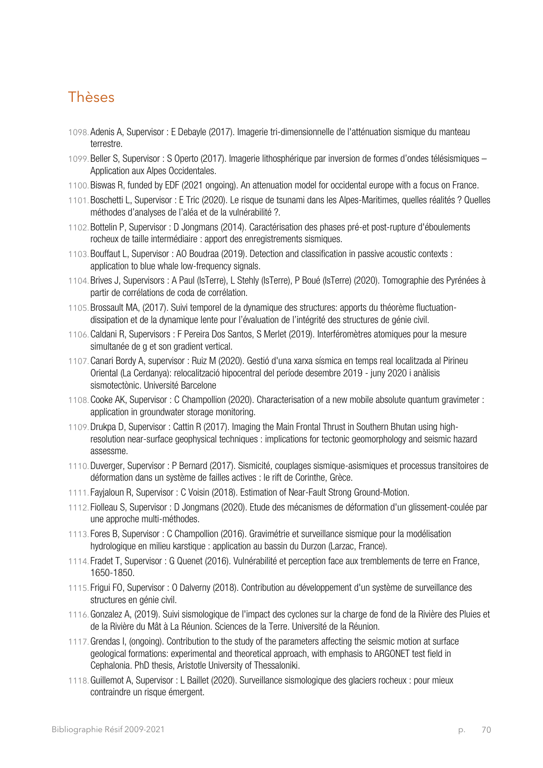## Thèses

1098. Adenis A, Supervisor : E Debayle (2017). Imagerie tri-dimensionnelle de l'atténuation sismique du manteau terrestre.
1099. Beller S, Supervisor : S Operto (2017). Imagerie lithosphérique par inversion de formes d'ondes télésismiques – Application aux Alpes Occidentales.
1100. Biswas R, funded by EDF (2021 ongoing). An attenuation model for occidental europe with a focus on France.
1101. Boschetti L, Supervisor : E Tric (2020). Le risque de tsunami dans les Alpes-Maritimes, quelles réalités ? Quelles méthodes d'analyses de l'aléa et de la vulnérabilité ?.
1102. Bottelin P, Supervisor : D Jongmans (2014). Caractérisation des phases pré-et post-rupture d'éboulements rocheux de taille intermédiaire : apport des enregistrements sismiques.
1103. Bouffaut L, Supervisor : AO Boudraa (2019). Detection and classification in passive acoustic contexts : application to blue whale low-frequency signals.
1104. Brives J, Supervisors : A Paul (IsTerre), L Stehly (IsTerre), P Boué (IsTerre) (2020). Tomographie des Pyrénées à partir de corrélations de coda de corrélation.
1105. Brossault MA, (2017). Suivi temporel de la dynamique des structures: apports du théorème fluctuation-dissipation et de la dynamique lente pour l'évaluation de l'intégrité des structures de génie civil.
1106. Caldani R, Supervisors : F Pereira Dos Santos, S Merlet (2019). Interféromètres atomiques pour la mesure simultanée de g et son gradient vertical.
1107. Canari Bordy A, supervisor : Ruiz M (2020). Gestió d'una xarxa sísmica en temps real localitzada al Pirineu Oriental (La Cerdanya): relocalització hipocentral del període desembre 2019 - juny 2020 i anàlisis sismotectònic. Université Barcelone
1108. Cooke AK, Supervisor : C Champollion (2020). Characterisation of a new mobile absolute quantum gravimeter : application in groundwater storage monitoring.
1109. Drukpa D, Supervisor : Cattin R (2017). Imaging the Main Frontal Thrust in Southern Bhutan using high-resolution near-surface geophysical techniques : implications for tectonic geomorphology and seismic hazard assessme.
1110. Duverger, Supervisor : P Bernard (2017). Sismicité, couplages sismique-asismiques et processus transitoires de déformation dans un système de failles actives : le rift de Corinthe, Grèce.
1111. Fayjaloun R, Supervisor : C Voisin (2018). Estimation of Near-Fault Strong Ground-Motion.
1112. Fiolleau S, Supervisor : D Jongmans (2020). Etude des mécanismes de déformation d'un glissement-coulée par une approche multi-méthodes.
1113. Fores B, Supervisor : C Champollion (2016). Gravimétrie et surveillance sismique pour la modélisation hydrologique en milieu karstique : application au bassin du Durzon (Larzac, France).
1114. Fradet T, Supervisor : G Quenet (2016). Vulnérabilité et perception face aux tremblements de terre en France, 1650-1850.
1115. Frigui FO, Supervisor : O Dalverny (2018). Contribution au développement d'un système de surveillance des structures en génie civil.
1116. Gonzalez A, (2019). Suivi sismologique de l'impact des cyclones sur la charge de fond de la Rivière des Pluies et de la Rivière du Mât à La Réunion. Sciences de la Terre. Université de la Réunion.
1117. Grendas I, (ongoing). Contribution to the study of the parameters affecting the seismic motion at surface geological formations: experimental and theoretical approach, with emphasis to ARGONET test field in Cephalonia. PhD thesis, Aristotle University of Thessaloniki.
1118. Guillemot A, Supervisor : L Baillet (2020). Surveillance sismologique des glaciers rocheux : pour mieux contraindre un risque émergent.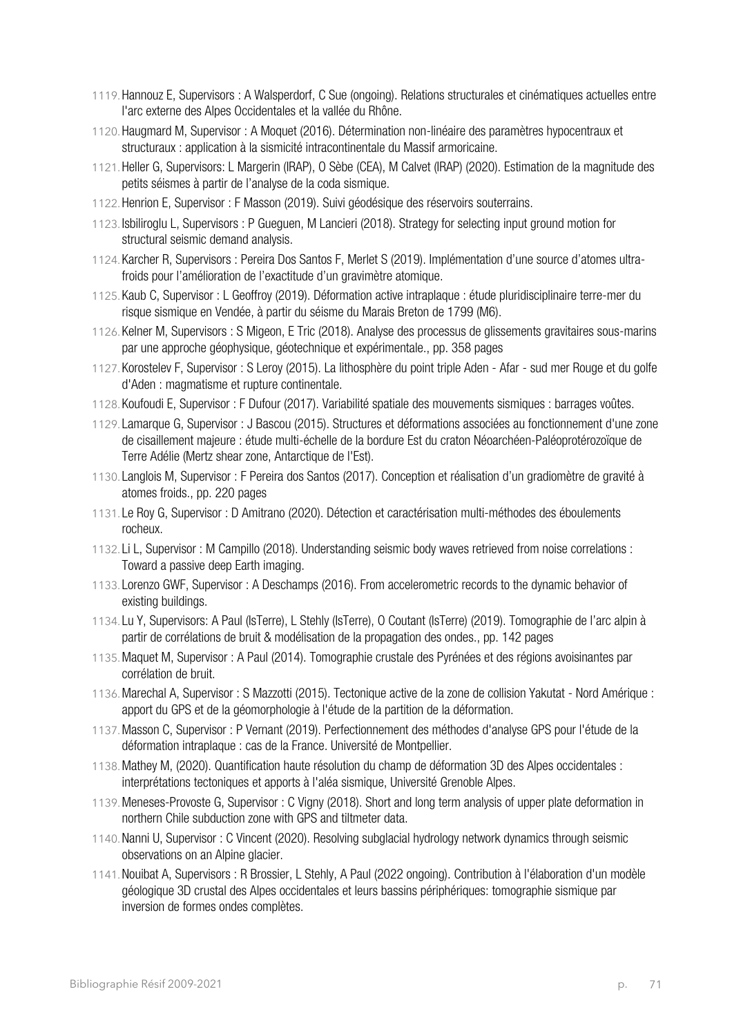1119. Hannouz E, Supervisors : A Walsperdorf, C Sue (ongoing). Relations structurales et cinématiques actuelles entre l'arc externe des Alpes Occidentales et la vallée du Rhône.

1120. Haugmard M, Supervisor : A Moquet (2016). Détermination non-linéaire des paramètres hypocentraux et structuraux : application à la sismicité intracontinentale du Massif armoricaine.

1121. Heller G, Supervisors: L Margerin (IRAP), O Sèbe (CEA), M Calvet (IRAP) (2020). Estimation de la magnitude des petits séismes à partir de l'analyse de la coda sismique.

1122. Henrion E, Supervisor : F Masson (2019). Suivi géodésique des réservoirs souterrains.

1123. Isbiliroglu L, Supervisors : P Gueguen, M Lancieri (2018). Strategy for selecting input ground motion for structural seismic demand analysis.

1124. Karcher R, Supervisors : Pereira Dos Santos F, Merlet S (2019). Implémentation d'une source d'atomes ultra-froids pour l'amélioration de l'exactitude d'un gravimètre atomique.

1125. Kaub C, Supervisor : L Geoffroy (2019). Déformation active intraplaque : étude pluridisciplinaire terre-mer du risque sismique en Vendée, à partir du séisme du Marais Breton de 1799 (M6).

1126. Kelner M, Supervisors : S Migeon, E Tric (2018). Analyse des processus de glissements gravitaires sous-marins par une approche géophysique, géotechnique et expérimentale., pp. 358 pages

1127. Korostelev F, Supervisor : S Leroy (2015). La lithosphère du point triple Aden - Afar - sud mer Rouge et du golfe d'Aden : magmatisme et rupture continentale.

1128. Koufoudi E, Supervisor : F Dufour (2017). Variabilité spatiale des mouvements sismiques : barrages voûtes.

1129. Lamarque G, Supervisor : J Bascou (2015). Structures et déformations associées au fonctionnement d'une zone de cisaillement majeure : étude multi-échelle de la bordure Est du craton Néoarchéen-Paléoprotérozoïque de Terre Adélie (Mertz shear zone, Antarctique de l'Est).

1130. Langlois M, Supervisor : F Pereira dos Santos (2017). Conception et réalisation d'un gradiomètre de gravité à atomes froids., pp. 220 pages

1131. Le Roy G, Supervisor : D Amitrano (2020). Détection et caractérisation multi-méthodes des éboulements rocheux.

1132. Li L, Supervisor : M Campillo (2018). Understanding seismic body waves retrieved from noise correlations : Toward a passive deep Earth imaging.

1133. Lorenzo GWF, Supervisor : A Deschamps (2016). From accelerometric records to the dynamic behavior of existing buildings.

1134. Lu Y, Supervisors: A Paul (IsTerre), L Stehly (IsTerre), O Coutant (IsTerre) (2019). Tomographie de l'arc alpin à partir de corrélations de bruit & modélisation de la propagation des ondes., pp. 142 pages

1135. Maquet M, Supervisor : A Paul (2014). Tomographie crustale des Pyrénées et des régions avoisinantes par corrélation de bruit.

1136. Marechal A, Supervisor : S Mazzotti (2015). Tectonique active de la zone de collision Yakutat - Nord Amérique : apport du GPS et de la géomorphologie à l'étude de la partition de la déformation.

1137. Masson C, Supervisor : P Vernant (2019). Perfectionnement des méthodes d'analyse GPS pour l'étude de la déformation intraplaque : cas de la France. Université de Montpellier.

1138. Mathey M, (2020). Quantification haute résolution du champ de déformation 3D des Alpes occidentales : interprétations tectoniques et apports à l'aléa sismique, Université Grenoble Alpes.

1139. Meneses-Provoste G, Supervisor : C Vigny (2018). Short and long term analysis of upper plate deformation in northern Chile subduction zone with GPS and tiltmeter data.

1140. Nanni U, Supervisor : C Vincent (2020). Resolving subglacial hydrology network dynamics through seismic observations on an Alpine glacier.

1141. Nouibat A, Supervisors : R Brossier, L Stehly, A Paul (2022 ongoing). Contribution à l'élaboration d'un modèle géologique 3D crustal des Alpes occidentales et leurs bassins périphériques: tomographie sismique par inversion de formes ondes complètes.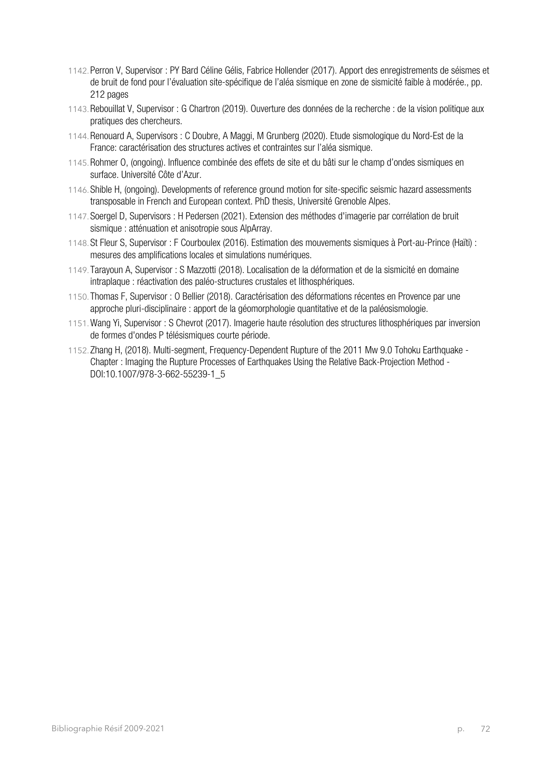1142. Perron V, Supervisor : PY Bard Céline Gélis, Fabrice Hollender (2017). Apport des enregistrements de séismes et de bruit de fond pour l'évaluation site-spécifique de l'aléa sismique en zone de sismicité faible à modérée., pp. 212 pages

1143. Rebouillat V, Supervisor : G Chartron (2019). Ouverture des données de la recherche : de la vision politique aux pratiques des chercheurs.

1144. Renouard A, Supervisors : C Doubre, A Maggi, M Grunberg (2020). Etude sismologique du Nord-Est de la France: caractérisation des structures actives et contraintes sur l'aléa sismique.

1145. Rohmer O, (ongoing). Influence combinée des effets de site et du bâti sur le champ d'ondes sismiques en surface. Université Côte d'Azur.

1146. Shible H, (ongoing). Developments of reference ground motion for site-specific seismic hazard assessments transposable in French and European context. PhD thesis, Université Grenoble Alpes.

1147. Soergel D, Supervisors : H Pedersen (2021). Extension des méthodes d'imagerie par corrélation de bruit sismique : atténuation et anisotropie sous AlpArray.

1148. St Fleur S, Supervisor : F Courboulex (2016). Estimation des mouvements sismiques à Port-au-Prince (Haïti) : mesures des amplifications locales et simulations numériques.

1149. Tarayoun A, Supervisor : S Mazzotti (2018). Localisation de la déformation et de la sismicité en domaine intraplaque : réactivation des paléo-structures crustales et lithosphériques.

1150. Thomas F, Supervisor : O Bellier (2018). Caractérisation des déformations récentes en Provence par une approche pluri-disciplinaire : apport de la géomorphologie quantitative et de la paléosismologie.

1151. Wang Yi, Supervisor : S Chevrot (2017). Imagerie haute résolution des structures lithosphériques par inversion de formes d'ondes P télésismiques courte période.

1152. Zhang H, (2018). Multi-segment, Frequency-Dependent Rupture of the 2011 Mw 9.0 Tohoku Earthquake - Chapter : Imaging the Rupture Processes of Earthquakes Using the Relative Back-Projection Method - DOI:10.1007/978-3-662-55239-1_5